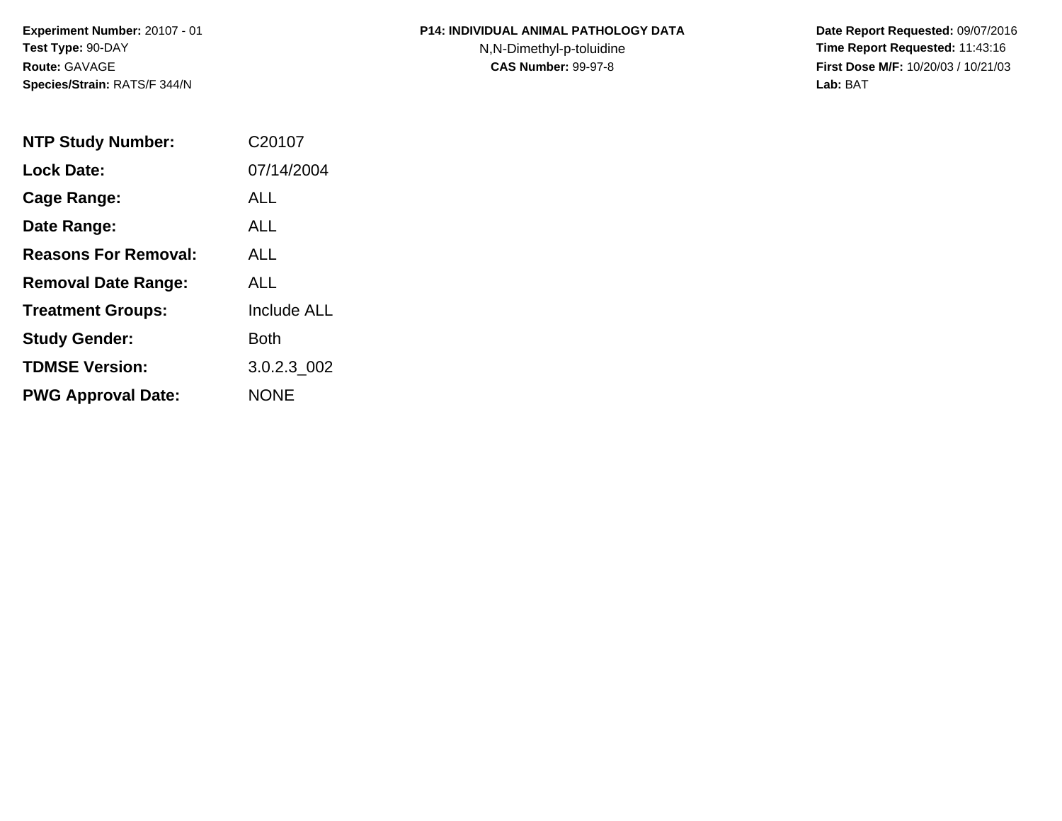**Experiment Number:** 20107 - 01
**Test Type:** 90-DAY
**Route:** GAVAGE
**Species/Strain:** RATS/F 344/N

**P14: INDIVIDUAL ANIMAL PATHOLOGY DATA**
N,N-Dimethyl-p-toluidine
**CAS Number:** 99-97-8

**Date Report Requested:** 09/07/2016
**Time Report Requested:** 11:43:16
**First Dose M/F:** 10/20/03 / 10/21/03
**Lab:** BAT

| | |
|---|---|
| **NTP Study Number:** | C20107 |
| **Lock Date:** | 07/14/2004 |
| **Cage Range:** | ALL |
| **Date Range:** | ALL |
| **Reasons For Removal:** | ALL |
| **Removal Date Range:** | ALL |
| **Treatment Groups:** | Include ALL |
| **Study Gender:** | Both |
| **TDMSE Version:** | 3.0.2.3_002 |
| **PWG Approval Date:** | NONE |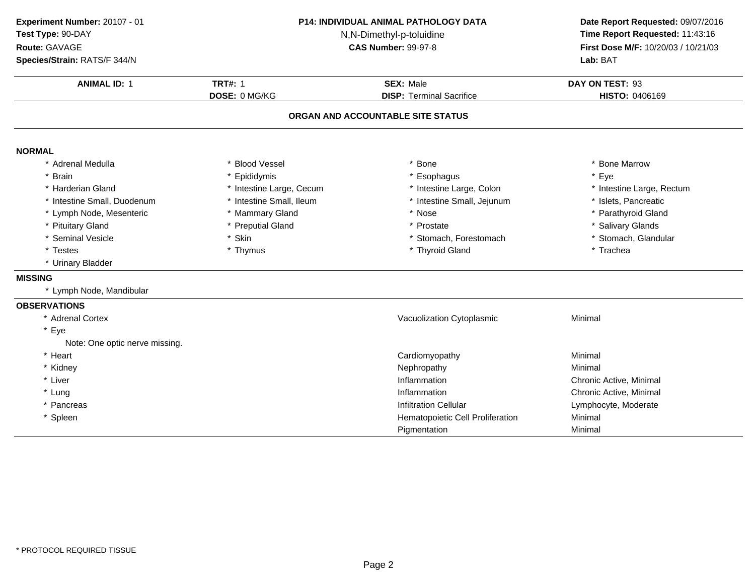**Experiment Number:** 20107 - 01
**Test Type:** 90-DAY
**Route:** GAVAGE
**Species/Strain:** RATS/F 344/N

**P14: INDIVIDUAL ANIMAL PATHOLOGY DATA**
N,N-Dimethyl-p-toluidine
**CAS Number:** 99-97-8

**Date Report Requested:** 09/07/2016
**Time Report Requested:** 11:43:16
**First Dose M/F:** 10/20/03 / 10/21/03
**Lab:** BAT

| **ANIMAL ID:** 1 | **TRT#:** 1 | **SEX:** Male | **DAY ON TEST:** 93 |
|---|---|---|---|
| | **DOSE:** 0 MG/KG | **DISP:** Terminal Sacrifice | **HISTO:** 0406169 |

## ORGAN AND ACCOUNTABLE SITE STATUS

### NORMAL

| | | | |
|---|---|---|---|
| * Adrenal Medulla | * Blood Vessel | * Bone | * Bone Marrow |
| * Brain | * Epididymis | * Esophagus | * Eye |
| * Harderian Gland | * Intestine Large, Cecum | * Intestine Large, Colon | * Intestine Large, Rectum |
| * Intestine Small, Duodenum | * Intestine Small, Ileum | * Intestine Small, Jejunum | * Islets, Pancreatic |
| * Lymph Node, Mesenteric | * Mammary Gland | * Nose | * Parathyroid Gland |
| * Pituitary Gland | * Preputial Gland | * Prostate | * Salivary Glands |
| * Seminal Vesicle | * Skin | * Stomach, Forestomach | * Stomach, Glandular |
| * Testes | * Thymus | * Thyroid Gland | * Trachea |
| * Urinary Bladder | | | |

### MISSING

* Lymph Node, Mandibular

### OBSERVATIONS

| Organ | Observation | Severity |
|---|---|---|
| * Adrenal Cortex | Vacuolization Cytoplasmic | Minimal |
| * Eye<br>Note: One optic nerve missing. | | |
| * Heart | Cardiomyopathy | Minimal |
| * Kidney | Nephropathy | Minimal |
| * Liver | Inflammation | Chronic Active, Minimal |
| * Lung | Inflammation | Chronic Active, Minimal |
| * Pancreas | Infiltration Cellular | Lymphocyte, Moderate |
| * Spleen | Hematopoietic Cell Proliferation | Minimal |
| | Pigmentation | Minimal |

* PROTOCOL REQUIRED TISSUE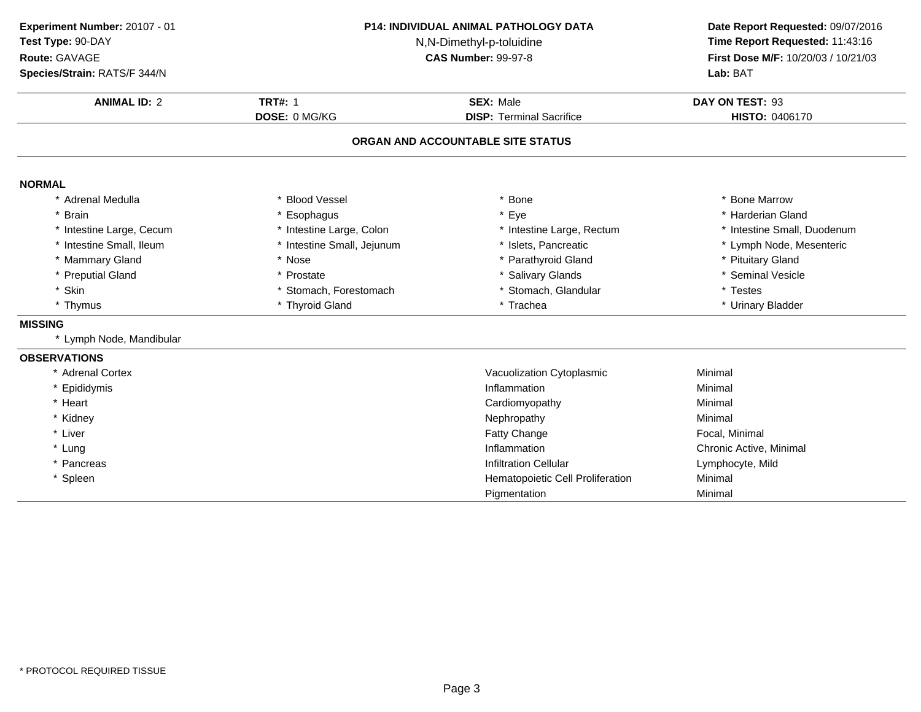**Experiment Number:** 20107 - 01
**Test Type:** 90-DAY
**Route:** GAVAGE
**Species/Strain:** RATS/F 344/N

**P14: INDIVIDUAL ANIMAL PATHOLOGY DATA**
N,N-Dimethyl-p-toluidine
**CAS Number:** 99-97-8

**Date Report Requested:** 09/07/2016
**Time Report Requested:** 11:43:16
**First Dose M/F:** 10/20/03 / 10/21/03
**Lab:** BAT

| **ANIMAL ID:** 2 | **TRT#:** 1 | **SEX:** Male | **DAY ON TEST:** 93 |
|---|---|---|---|
| | **DOSE:** 0 MG/KG | **DISP:** Terminal Sacrifice | **HISTO:** 0406170 |

## ORGAN AND ACCOUNTABLE SITE STATUS

**NORMAL**

| | | | |
|---|---|---|---|
| * Adrenal Medulla | * Blood Vessel | * Bone | * Bone Marrow |
| * Brain | * Esophagus | * Eye | * Harderian Gland |
| * Intestine Large, Cecum | * Intestine Large, Colon | * Intestine Large, Rectum | * Intestine Small, Duodenum |
| * Intestine Small, Ileum | * Intestine Small, Jejunum | * Islets, Pancreatic | * Lymph Node, Mesenteric |
| * Mammary Gland | * Nose | * Parathyroid Gland | * Pituitary Gland |
| * Preputial Gland | * Prostate | * Salivary Glands | * Seminal Vesicle |
| * Skin | * Stomach, Forestomach | * Stomach, Glandular | * Testes |
| * Thymus | * Thyroid Gland | * Trachea | * Urinary Bladder |

**MISSING**

* Lymph Node, Mandibular

**OBSERVATIONS**

| Organ | Observation | Severity |
|---|---|---|
| * Adrenal Cortex | Vacuolization Cytoplasmic | Minimal |
| * Epididymis | Inflammation | Minimal |
| * Heart | Cardiomyopathy | Minimal |
| * Kidney | Nephropathy | Minimal |
| * Liver | Fatty Change | Focal, Minimal |
| * Lung | Inflammation | Chronic Active, Minimal |
| * Pancreas | Infiltration Cellular | Lymphocyte, Mild |
| * Spleen | Hematopoietic Cell Proliferation | Minimal |
| | Pigmentation | Minimal |

* PROTOCOL REQUIRED TISSUE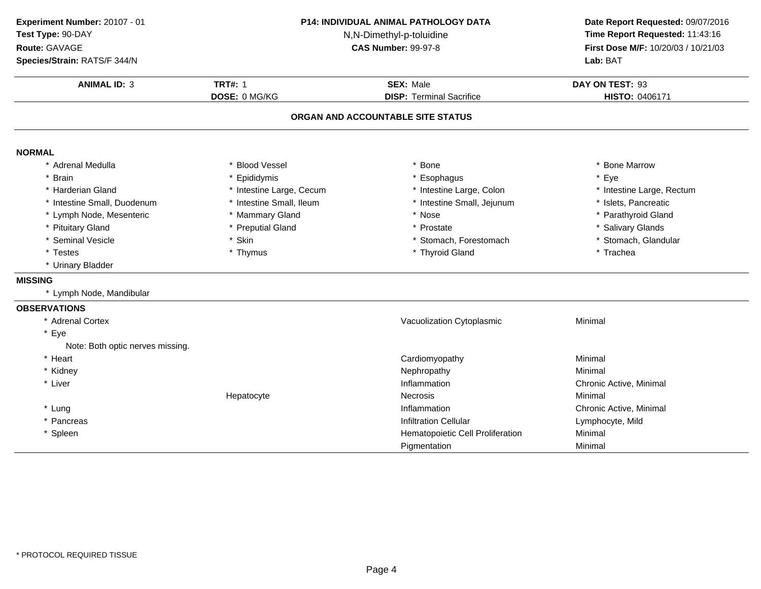**Experiment Number:** 20107 - 01
**Test Type:** 90-DAY
**Route:** GAVAGE
**Species/Strain:** RATS/F 344/N

**P14: INDIVIDUAL ANIMAL PATHOLOGY DATA**
N,N-Dimethyl-p-toluidine
**CAS Number:** 99-97-8

**Date Report Requested:** 09/07/2016
**Time Report Requested:** 11:43:16
**First Dose M/F:** 10/20/03 / 10/21/03
**Lab:** BAT

| **ANIMAL ID:** 3 | **TRT#:** 1 | **SEX:** Male | **DAY ON TEST:** 93 |
|---|---|---|---|
| | **DOSE:** 0 MG/KG | **DISP:** Terminal Sacrifice | **HISTO:** 0406171 |

## ORGAN AND ACCOUNTABLE SITE STATUS

### NORMAL

| | | | |
|---|---|---|---|
| * Adrenal Medulla | * Blood Vessel | * Bone | * Bone Marrow |
| * Brain | * Epididymis | * Esophagus | * Eye |
| * Harderian Gland | * Intestine Large, Cecum | * Intestine Large, Colon | * Intestine Large, Rectum |
| * Intestine Small, Duodenum | * Intestine Small, Ileum | * Intestine Small, Jejunum | * Islets, Pancreatic |
| * Lymph Node, Mesenteric | * Mammary Gland | * Nose | * Parathyroid Gland |
| * Pituitary Gland | * Preputial Gland | * Prostate | * Salivary Glands |
| * Seminal Vesicle | * Skin | * Stomach, Forestomach | * Stomach, Glandular |
| * Testes | * Thymus | * Thyroid Gland | * Trachea |
| * Urinary Bladder | | | |

### MISSING

* Lymph Node, Mandibular

### OBSERVATIONS

| Organ | Site | Observation | Severity |
|---|---|---|---|
| * Adrenal Cortex | | Vacuolization Cytoplasmic | Minimal |
| * Eye | | | |
| Note: Both optic nerves missing. | | | |
| * Heart | | Cardiomyopathy | Minimal |
| * Kidney | | Nephropathy | Minimal |
| * Liver | | Inflammation | Chronic Active, Minimal |
| | Hepatocyte | Necrosis | Minimal |
| * Lung | | Inflammation | Chronic Active, Minimal |
| * Pancreas | | Infiltration Cellular | Lymphocyte, Mild |
| * Spleen | | Hematopoietic Cell Proliferation | Minimal |
| | | Pigmentation | Minimal |

* PROTOCOL REQUIRED TISSUE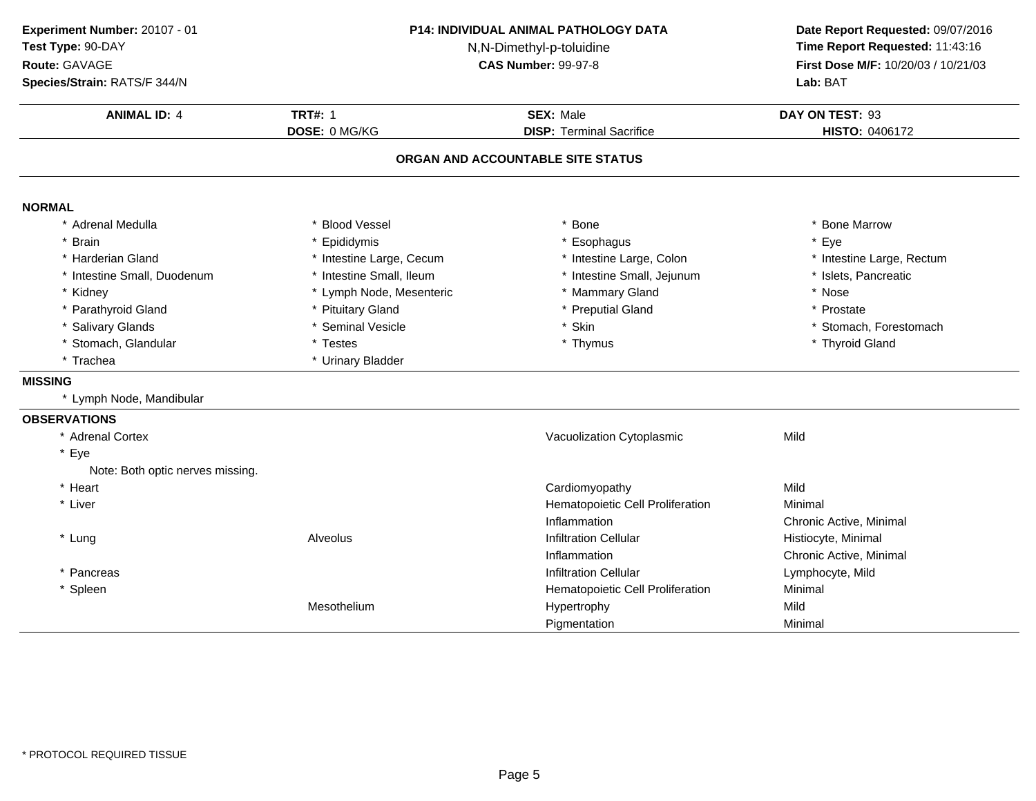**Experiment Number:** 20107 - 01
**Test Type:** 90-DAY
**Route:** GAVAGE
**Species/Strain:** RATS/F 344/N

**P14: INDIVIDUAL ANIMAL PATHOLOGY DATA**
N,N-Dimethyl-p-toluidine
**CAS Number:** 99-97-8

**Date Report Requested:** 09/07/2016
**Time Report Requested:** 11:43:16
**First Dose M/F:** 10/20/03 / 10/21/03
**Lab:** BAT

| **ANIMAL ID:** 4 | **TRT#:** 1 | **SEX:** Male | **DAY ON TEST:** 93 |
|---|---|---|---|
| | **DOSE:** 0 MG/KG | **DISP:** Terminal Sacrifice | **HISTO:** 0406172 |

## ORGAN AND ACCOUNTABLE SITE STATUS

**NORMAL**

| | | | |
|---|---|---|---|
| * Adrenal Medulla | * Blood Vessel | * Bone | * Bone Marrow |
| * Brain | * Epididymis | * Esophagus | * Eye |
| * Harderian Gland | * Intestine Large, Cecum | * Intestine Large, Colon | * Intestine Large, Rectum |
| * Intestine Small, Duodenum | * Intestine Small, Ileum | * Intestine Small, Jejunum | * Islets, Pancreatic |
| * Kidney | * Lymph Node, Mesenteric | * Mammary Gland | * Nose |
| * Parathyroid Gland | * Pituitary Gland | * Preputial Gland | * Prostate |
| * Salivary Glands | * Seminal Vesicle | * Skin | * Stomach, Forestomach |
| * Stomach, Glandular | * Testes | * Thymus | * Thyroid Gland |
| * Trachea | * Urinary Bladder | | |

**MISSING**

* Lymph Node, Mandibular

**OBSERVATIONS**

| Organ | Site | Observation | Severity |
|---|---|---|---|
| * Adrenal Cortex | | Vacuolization Cytoplasmic | Mild |
| * Eye | | | |
| Note: Both optic nerves missing. | | | |
| * Heart | | Cardiomyopathy | Mild |
| * Liver | | Hematopoietic Cell Proliferation | Minimal |
| | | Inflammation | Chronic Active, Minimal |
| * Lung | Alveolus | Infiltration Cellular | Histiocyte, Minimal |
| | | Inflammation | Chronic Active, Minimal |
| * Pancreas | | Infiltration Cellular | Lymphocyte, Mild |
| * Spleen | | Hematopoietic Cell Proliferation | Minimal |
| | Mesothelium | Hypertrophy | Mild |
| | | Pigmentation | Minimal |

\* PROTOCOL REQUIRED TISSUE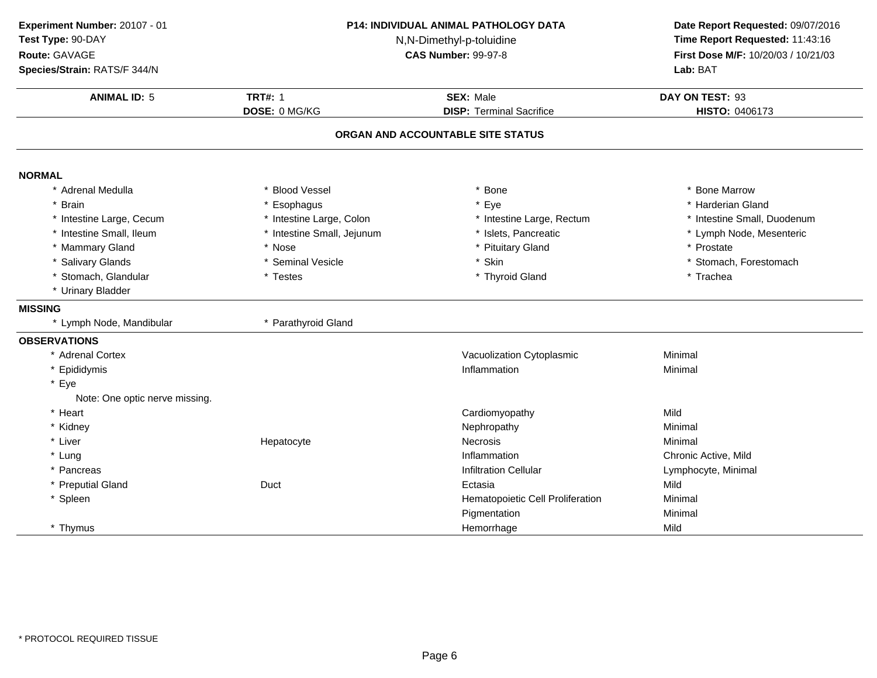**Experiment Number:** 20107 - 01
**Test Type:** 90-DAY
**Route:** GAVAGE
**Species/Strain:** RATS/F 344/N

**P14: INDIVIDUAL ANIMAL PATHOLOGY DATA**
N,N-Dimethyl-p-toluidine
**CAS Number:** 99-97-8

**Date Report Requested:** 09/07/2016
**Time Report Requested:** 11:43:16
**First Dose M/F:** 10/20/03 / 10/21/03
**Lab:** BAT

| **ANIMAL ID:** 5 | **TRT#:** 1 | **SEX:** Male | **DAY ON TEST:** 93 |
|---|---|---|---|
| | **DOSE:** 0 MG/KG | **DISP:** Terminal Sacrifice | **HISTO:** 0406173 |

## ORGAN AND ACCOUNTABLE SITE STATUS

### NORMAL

| | | | |
|---|---|---|---|
| * Adrenal Medulla | * Blood Vessel | * Bone | * Bone Marrow |
| * Brain | * Esophagus | * Eye | * Harderian Gland |
| * Intestine Large, Cecum | * Intestine Large, Colon | * Intestine Large, Rectum | * Intestine Small, Duodenum |
| * Intestine Small, Ileum | * Intestine Small, Jejunum | * Islets, Pancreatic | * Lymph Node, Mesenteric |
| * Mammary Gland | * Nose | * Pituitary Gland | * Prostate |
| * Salivary Glands | * Seminal Vesicle | * Skin | * Stomach, Forestomach |
| * Stomach, Glandular | * Testes | * Thyroid Gland | * Trachea |
| * Urinary Bladder | | | |

### MISSING

| | |
|---|---|
| * Lymph Node, Mandibular | * Parathyroid Gland |

### OBSERVATIONS

| Organ | Site | Observation | Severity |
|---|---|---|---|
| * Adrenal Cortex | | Vacuolization Cytoplasmic | Minimal |
| * Epididymis | | Inflammation | Minimal |
| * Eye | | | |
| Note: One optic nerve missing. | | | |
| * Heart | | Cardiomyopathy | Mild |
| * Kidney | | Nephropathy | Minimal |
| * Liver | Hepatocyte | Necrosis | Minimal |
| * Lung | | Inflammation | Chronic Active, Mild |
| * Pancreas | | Infiltration Cellular | Lymphocyte, Minimal |
| * Preputial Gland | Duct | Ectasia | Mild |
| * Spleen | | Hematopoietic Cell Proliferation | Minimal |
| | | Pigmentation | Minimal |
| * Thymus | | Hemorrhage | Mild |

* PROTOCOL REQUIRED TISSUE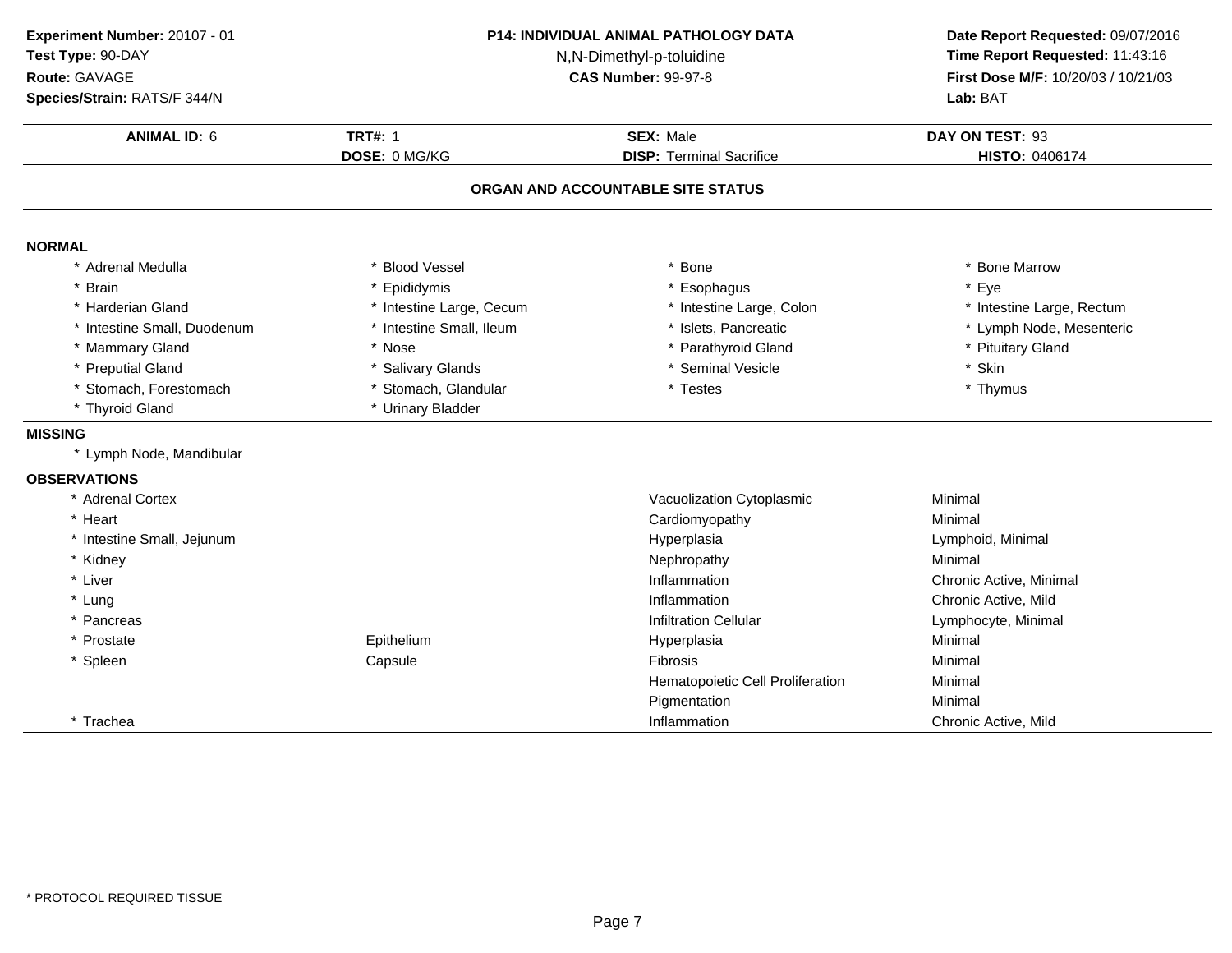**Experiment Number:** 20107 - 01
**Test Type:** 90-DAY
**Route:** GAVAGE
**Species/Strain:** RATS/F 344/N

**P14: INDIVIDUAL ANIMAL PATHOLOGY DATA**
N,N-Dimethyl-p-toluidine
**CAS Number:** 99-97-8

**Date Report Requested:** 09/07/2016
**Time Report Requested:** 11:43:16
**First Dose M/F:** 10/20/03 / 10/21/03
**Lab:** BAT

| **ANIMAL ID:** 6 | **TRT#:** 1 | **SEX:** Male | **DAY ON TEST:** 93 |
|---|---|---|---|
| | **DOSE:** 0 MG/KG | **DISP:** Terminal Sacrifice | **HISTO:** 0406174 |

## ORGAN AND ACCOUNTABLE SITE STATUS

### NORMAL

| | | | |
|---|---|---|---|
| * Adrenal Medulla | * Blood Vessel | * Bone | * Bone Marrow |
| * Brain | * Epididymis | * Esophagus | * Eye |
| * Harderian Gland | * Intestine Large, Cecum | * Intestine Large, Colon | * Intestine Large, Rectum |
| * Intestine Small, Duodenum | * Intestine Small, Ileum | * Islets, Pancreatic | * Lymph Node, Mesenteric |
| * Mammary Gland | * Nose | * Parathyroid Gland | * Pituitary Gland |
| * Preputial Gland | * Salivary Glands | * Seminal Vesicle | * Skin |
| * Stomach, Forestomach | * Stomach, Glandular | * Testes | * Thymus |
| * Thyroid Gland | * Urinary Bladder | | |

### MISSING

* Lymph Node, Mandibular

### OBSERVATIONS

| Organ | Site | Observation | Grade |
|---|---|---|---|
| * Adrenal Cortex | | Vacuolization Cytoplasmic | Minimal |
| * Heart | | Cardiomyopathy | Minimal |
| * Intestine Small, Jejunum | | Hyperplasia | Lymphoid, Minimal |
| * Kidney | | Nephropathy | Minimal |
| * Liver | | Inflammation | Chronic Active, Minimal |
| * Lung | | Inflammation | Chronic Active, Mild |
| * Pancreas | | Infiltration Cellular | Lymphocyte, Minimal |
| * Prostate | Epithelium | Hyperplasia | Minimal |
| * Spleen | Capsule | Fibrosis | Minimal |
| | | Hematopoietic Cell Proliferation | Minimal |
| | | Pigmentation | Minimal |
| * Trachea | | Inflammation | Chronic Active, Mild |

* PROTOCOL REQUIRED TISSUE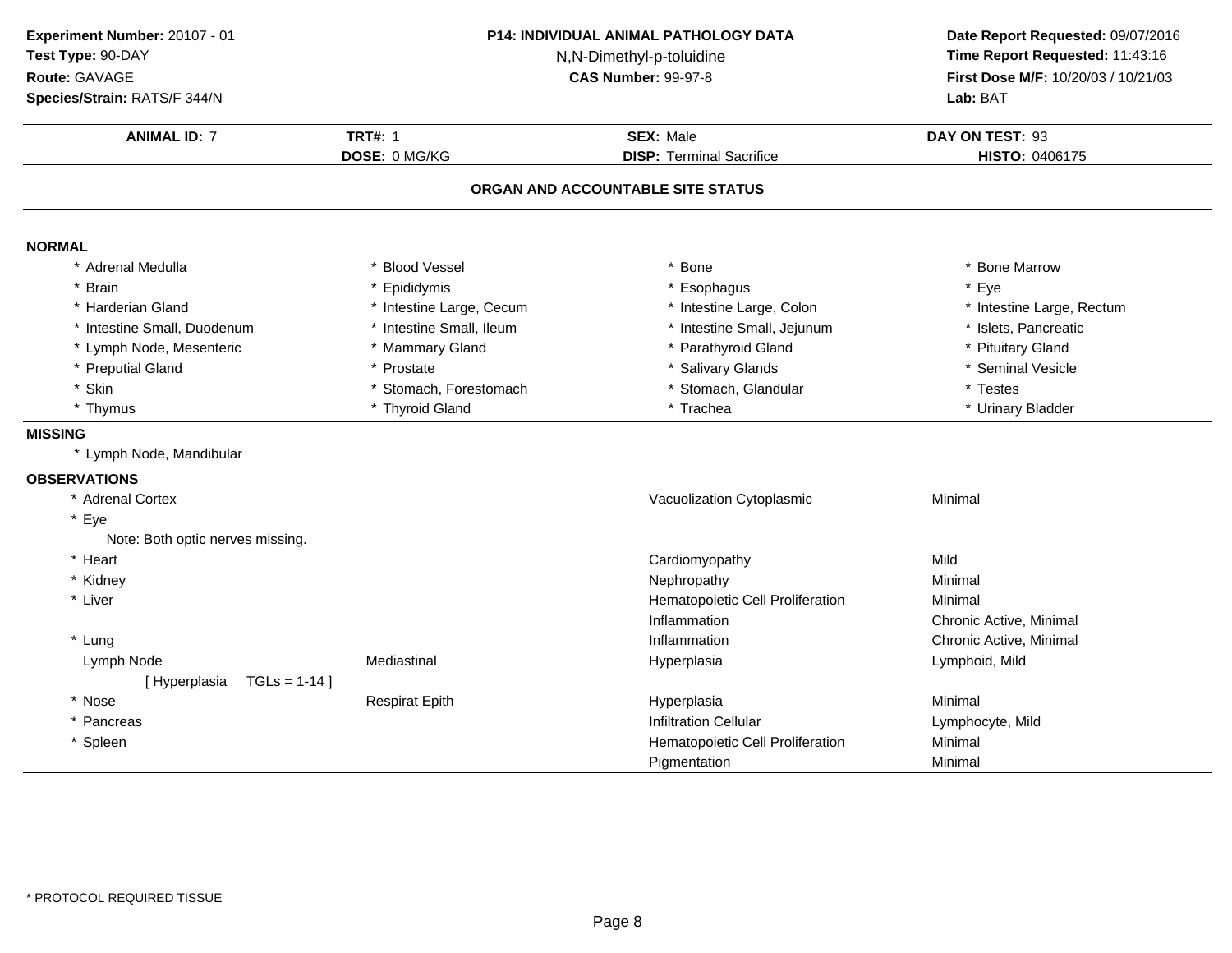**Experiment Number:** 20107 - 01
**Test Type:** 90-DAY
**Route:** GAVAGE
**Species/Strain:** RATS/F 344/N

**P14: INDIVIDUAL ANIMAL PATHOLOGY DATA**
N,N-Dimethyl-p-toluidine
**CAS Number:** 99-97-8

**Date Report Requested:** 09/07/2016
**Time Report Requested:** 11:43:16
**First Dose M/F:** 10/20/03 / 10/21/03
**Lab:** BAT

| **ANIMAL ID:** 7 | **TRT#:** 1 | **SEX:** Male | **DAY ON TEST:** 93 |
|---|---|---|---|
| | **DOSE:** 0 MG/KG | **DISP:** Terminal Sacrifice | **HISTO:** 0406175 |

## ORGAN AND ACCOUNTABLE SITE STATUS

### NORMAL

| | | | |
|---|---|---|---|
| * Adrenal Medulla | * Blood Vessel | * Bone | * Bone Marrow |
| * Brain | * Epididymis | * Esophagus | * Eye |
| * Harderian Gland | * Intestine Large, Cecum | * Intestine Large, Colon | * Intestine Large, Rectum |
| * Intestine Small, Duodenum | * Intestine Small, Ileum | * Intestine Small, Jejunum | * Islets, Pancreatic |
| * Lymph Node, Mesenteric | * Mammary Gland | * Parathyroid Gland | * Pituitary Gland |
| * Preputial Gland | * Prostate | * Salivary Glands | * Seminal Vesicle |
| * Skin | * Stomach, Forestomach | * Stomach, Glandular | * Testes |
| * Thymus | * Thyroid Gland | * Trachea | * Urinary Bladder |

### MISSING

* Lymph Node, Mandibular

### OBSERVATIONS

| Organ | Site | Observation | Severity |
|---|---|---|---|
| * Adrenal Cortex | | Vacuolization Cytoplasmic | Minimal |
| * Eye | | | |
| Note: Both optic nerves missing. | | | |
| * Heart | | Cardiomyopathy | Mild |
| * Kidney | | Nephropathy | Minimal |
| * Liver | | Hematopoietic Cell Proliferation | Minimal |
| | | Inflammation | Chronic Active, Minimal |
| * Lung | | Inflammation | Chronic Active, Minimal |
| Lymph Node | Mediastinal | Hyperplasia | Lymphoid, Mild |
| [ Hyperplasia TGLs = 1-14 ] | | | |
| * Nose | Respirat Epith | Hyperplasia | Minimal |
| * Pancreas | | Infiltration Cellular | Lymphocyte, Mild |
| * Spleen | | Hematopoietic Cell Proliferation | Minimal |
| | | Pigmentation | Minimal |

* PROTOCOL REQUIRED TISSUE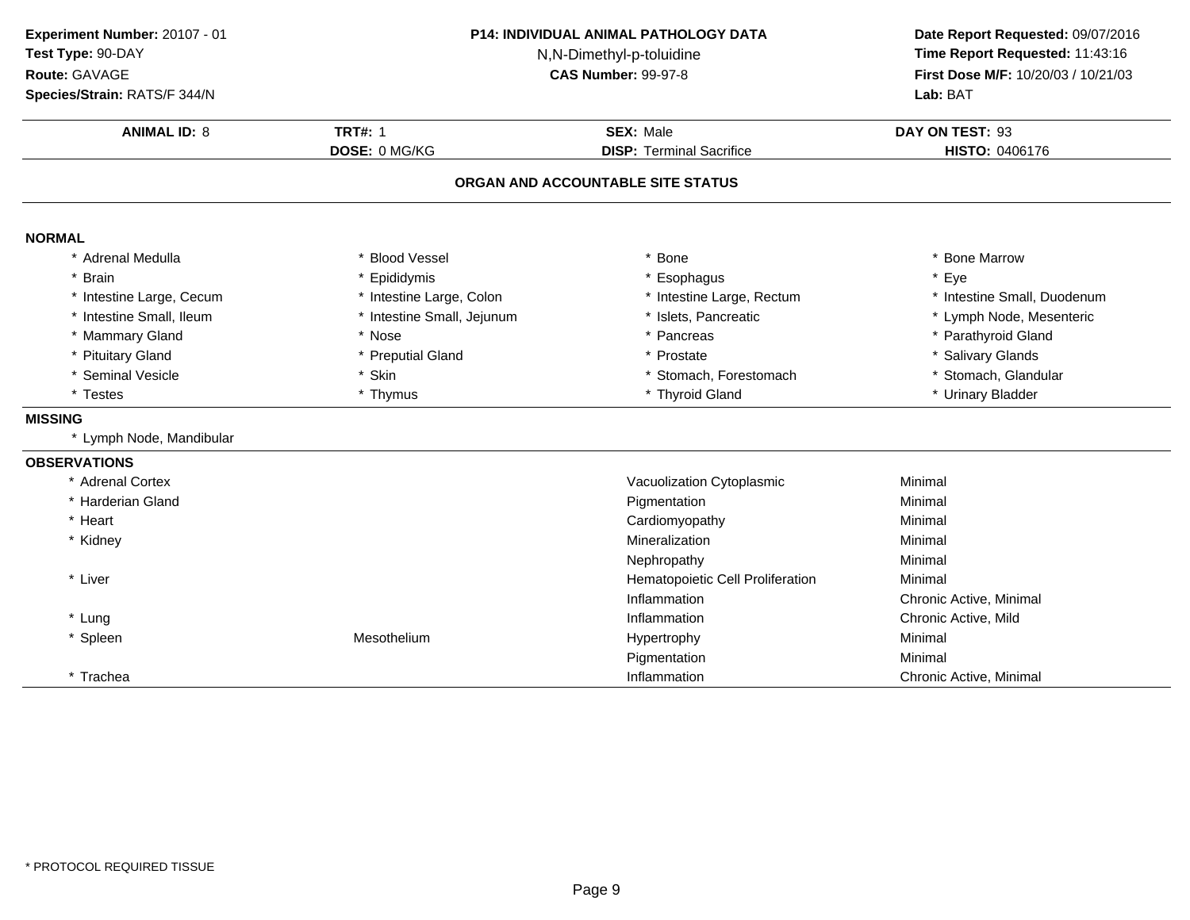**Experiment Number:** 20107 - 01
**Test Type:** 90-DAY
**Route:** GAVAGE
**Species/Strain:** RATS/F 344/N

**P14: INDIVIDUAL ANIMAL PATHOLOGY DATA**
N,N-Dimethyl-p-toluidine
**CAS Number:** 99-97-8

**Date Report Requested:** 09/07/2016
**Time Report Requested:** 11:43:16
**First Dose M/F:** 10/20/03 / 10/21/03
**Lab:** BAT

| **ANIMAL ID:** 8 | **TRT#:** 1 | **SEX:** Male | **DAY ON TEST:** 93 |
|---|---|---|---|
| | **DOSE:** 0 MG/KG | **DISP:** Terminal Sacrifice | **HISTO:** 0406176 |

## ORGAN AND ACCOUNTABLE SITE STATUS

**NORMAL**

| | | | |
|---|---|---|---|
| * Adrenal Medulla | * Blood Vessel | * Bone | * Bone Marrow |
| * Brain | * Epididymis | * Esophagus | * Eye |
| * Intestine Large, Cecum | * Intestine Large, Colon | * Intestine Large, Rectum | * Intestine Small, Duodenum |
| * Intestine Small, Ileum | * Intestine Small, Jejunum | * Islets, Pancreatic | * Lymph Node, Mesenteric |
| * Mammary Gland | * Nose | * Pancreas | * Parathyroid Gland |
| * Pituitary Gland | * Preputial Gland | * Prostate | * Salivary Glands |
| * Seminal Vesicle | * Skin | * Stomach, Forestomach | * Stomach, Glandular |
| * Testes | * Thymus | * Thyroid Gland | * Urinary Bladder |

**MISSING**

* Lymph Node, Mandibular

**OBSERVATIONS**

| Organ | Site | Observation | Severity |
|---|---|---|---|
| * Adrenal Cortex | | Vacuolization Cytoplasmic | Minimal |
| * Harderian Gland | | Pigmentation | Minimal |
| * Heart | | Cardiomyopathy | Minimal |
| * Kidney | | Mineralization | Minimal |
| | | Nephropathy | Minimal |
| * Liver | | Hematopoietic Cell Proliferation | Minimal |
| | | Inflammation | Chronic Active, Minimal |
| * Lung | | Inflammation | Chronic Active, Mild |
| * Spleen | Mesothelium | Hypertrophy | Minimal |
| | | Pigmentation | Minimal |
| * Trachea | | Inflammation | Chronic Active, Minimal |

\* PROTOCOL REQUIRED TISSUE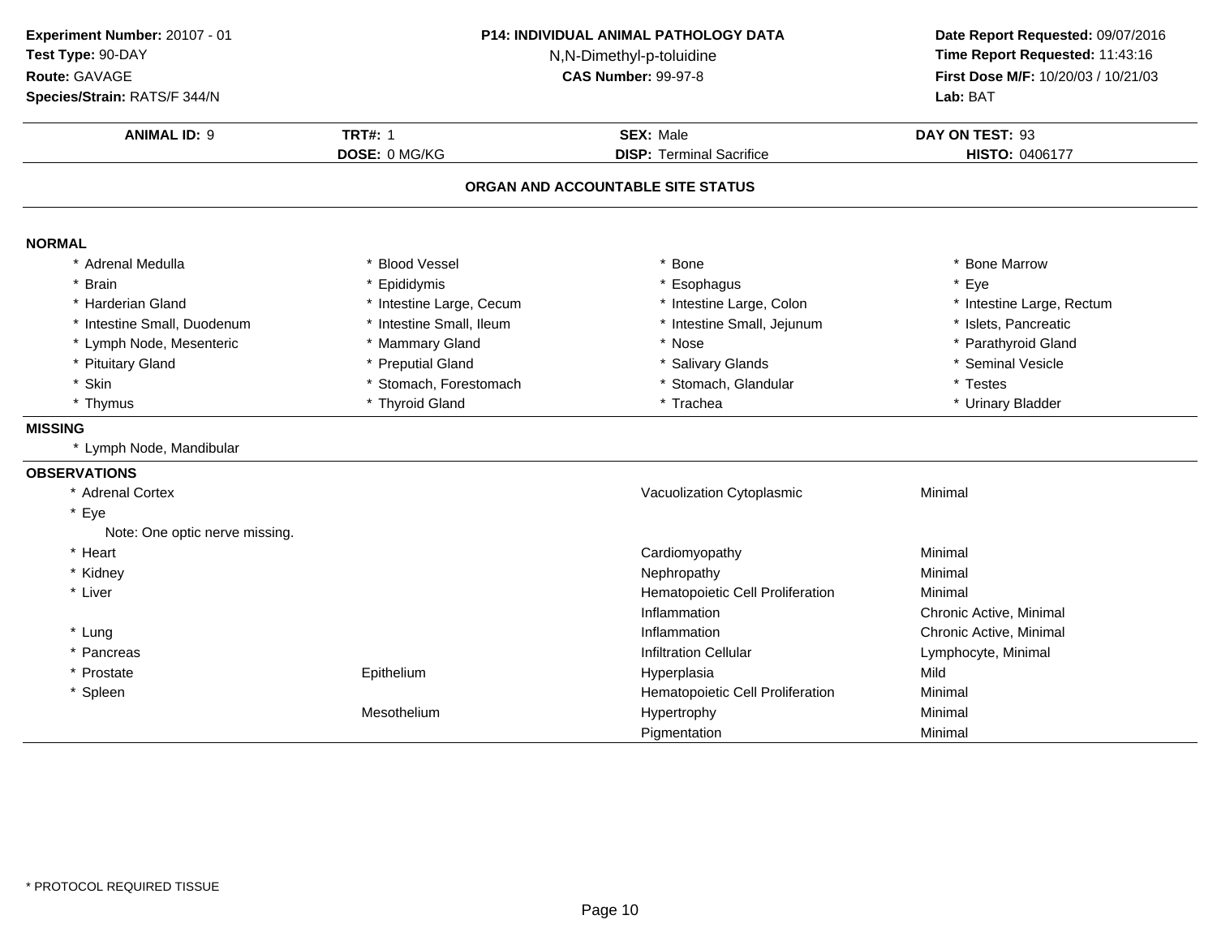**Experiment Number:** 20107 - 01
**Test Type:** 90-DAY
**Route:** GAVAGE
**Species/Strain:** RATS/F 344/N

**P14: INDIVIDUAL ANIMAL PATHOLOGY DATA**
N,N-Dimethyl-p-toluidine
**CAS Number:** 99-97-8

**Date Report Requested:** 09/07/2016
**Time Report Requested:** 11:43:16
**First Dose M/F:** 10/20/03 / 10/21/03
**Lab:** BAT

| **ANIMAL ID:** 9 | **TRT#:** 1 | **SEX:** Male | **DAY ON TEST:** 93 |
|---|---|---|---|
| | **DOSE:** 0 MG/KG | **DISP:** Terminal Sacrifice | **HISTO:** 0406177 |

## ORGAN AND ACCOUNTABLE SITE STATUS

### NORMAL

| | | | |
|---|---|---|---|
| * Adrenal Medulla | * Blood Vessel | * Bone | * Bone Marrow |
| * Brain | * Epididymis | * Esophagus | * Eye |
| * Harderian Gland | * Intestine Large, Cecum | * Intestine Large, Colon | * Intestine Large, Rectum |
| * Intestine Small, Duodenum | * Intestine Small, Ileum | * Intestine Small, Jejunum | * Islets, Pancreatic |
| * Lymph Node, Mesenteric | * Mammary Gland | * Nose | * Parathyroid Gland |
| * Pituitary Gland | * Preputial Gland | * Salivary Glands | * Seminal Vesicle |
| * Skin | * Stomach, Forestomach | * Stomach, Glandular | * Testes |
| * Thymus | * Thyroid Gland | * Trachea | * Urinary Bladder |

### MISSING

* Lymph Node, Mandibular

### OBSERVATIONS

| Organ | Site | Observation | Severity |
|---|---|---|---|
| * Adrenal Cortex | | Vacuolization Cytoplasmic | Minimal |
| * Eye | | | |
| Note: One optic nerve missing. | | | |
| * Heart | | Cardiomyopathy | Minimal |
| * Kidney | | Nephropathy | Minimal |
| * Liver | | Hematopoietic Cell Proliferation | Minimal |
| | | Inflammation | Chronic Active, Minimal |
| * Lung | | Inflammation | Chronic Active, Minimal |
| * Pancreas | | Infiltration Cellular | Lymphocyte, Minimal |
| * Prostate | Epithelium | Hyperplasia | Mild |
| * Spleen | | Hematopoietic Cell Proliferation | Minimal |
| | Mesothelium | Hypertrophy | Minimal |
| | | Pigmentation | Minimal |

\* PROTOCOL REQUIRED TISSUE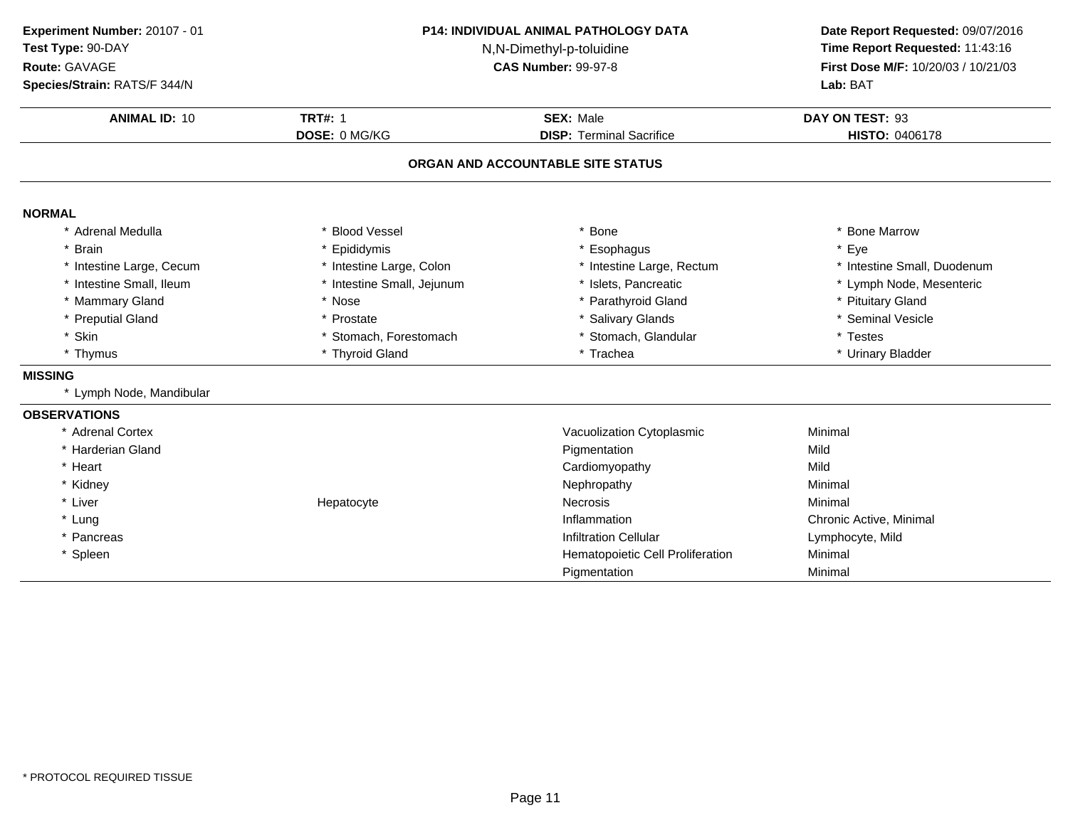**Experiment Number:** 20107 - 01
**Test Type:** 90-DAY
**Route:** GAVAGE
**Species/Strain:** RATS/F 344/N

**P14: INDIVIDUAL ANIMAL PATHOLOGY DATA**
N,N-Dimethyl-p-toluidine
**CAS Number:** 99-97-8

**Date Report Requested:** 09/07/2016
**Time Report Requested:** 11:43:16
**First Dose M/F:** 10/20/03 / 10/21/03
**Lab:** BAT

| **ANIMAL ID:** 10 | **TRT#:** 1 | **SEX:** Male | **DAY ON TEST:** 93 |
|---|---|---|---|
| | **DOSE:** 0 MG/KG | **DISP:** Terminal Sacrifice | **HISTO:** 0406178 |

## ORGAN AND ACCOUNTABLE SITE STATUS

### NORMAL

| | | | |
|---|---|---|---|
| * Adrenal Medulla | * Blood Vessel | * Bone | * Bone Marrow |
| * Brain | * Epididymis | * Esophagus | * Eye |
| * Intestine Large, Cecum | * Intestine Large, Colon | * Intestine Large, Rectum | * Intestine Small, Duodenum |
| * Intestine Small, Ileum | * Intestine Small, Jejunum | * Islets, Pancreatic | * Lymph Node, Mesenteric |
| * Mammary Gland | * Nose | * Parathyroid Gland | * Pituitary Gland |
| * Preputial Gland | * Prostate | * Salivary Glands | * Seminal Vesicle |
| * Skin | * Stomach, Forestomach | * Stomach, Glandular | * Testes |
| * Thymus | * Thyroid Gland | * Trachea | * Urinary Bladder |

### MISSING

* Lymph Node, Mandibular

### OBSERVATIONS

| Organ | Site | Observation | Severity |
|---|---|---|---|
| * Adrenal Cortex | | Vacuolization Cytoplasmic | Minimal |
| * Harderian Gland | | Pigmentation | Mild |
| * Heart | | Cardiomyopathy | Mild |
| * Kidney | | Nephropathy | Minimal |
| * Liver | Hepatocyte | Necrosis | Minimal |
| * Lung | | Inflammation | Chronic Active, Minimal |
| * Pancreas | | Infiltration Cellular | Lymphocyte, Mild |
| * Spleen | | Hematopoietic Cell Proliferation | Minimal |
| | | Pigmentation | Minimal |

* PROTOCOL REQUIRED TISSUE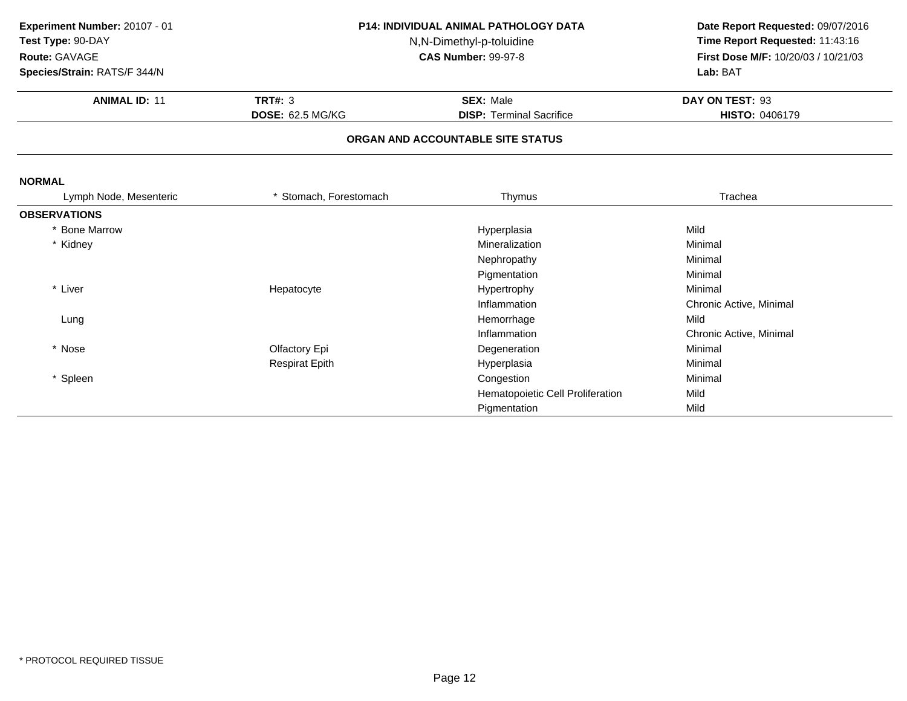**Experiment Number:** 20107 - 01
**Test Type:** 90-DAY
**Route:** GAVAGE
**Species/Strain:** RATS/F 344/N

**P14: INDIVIDUAL ANIMAL PATHOLOGY DATA**
N,N-Dimethyl-p-toluidine
**CAS Number:** 99-97-8

**Date Report Requested:** 09/07/2016
**Time Report Requested:** 11:43:16
**First Dose M/F:** 10/20/03 / 10/21/03
**Lab:** BAT

| **ANIMAL ID:** 11 | **TRT#:** 3 | **SEX:** Male | **DAY ON TEST:** 93 |
|---|---|---|---|
| | **DOSE:** 62.5 MG/KG | **DISP:** Terminal Sacrifice | **HISTO:** 0406179 |

## ORGAN AND ACCOUNTABLE SITE STATUS

**NORMAL**

| Lymph Node, Mesenteric | * Stomach, Forestomach | Thymus | Trachea |
|---|---|---|---|

**OBSERVATIONS**

| Organ | Site | Observation | Severity |
|---|---|---|---|
| * Bone Marrow | | Hyperplasia | Mild |
| * Kidney | | Mineralization | Minimal |
| | | Nephropathy | Minimal |
| | | Pigmentation | Minimal |
| * Liver | Hepatocyte | Hypertrophy | Minimal |
| | | Inflammation | Chronic Active, Minimal |
| Lung | | Hemorrhage | Mild |
| | | Inflammation | Chronic Active, Minimal |
| * Nose | Olfactory Epi | Degeneration | Minimal |
| | Respirat Epith | Hyperplasia | Minimal |
| * Spleen | | Congestion | Minimal |
| | | Hematopoietic Cell Proliferation | Mild |
| | | Pigmentation | Mild |

* PROTOCOL REQUIRED TISSUE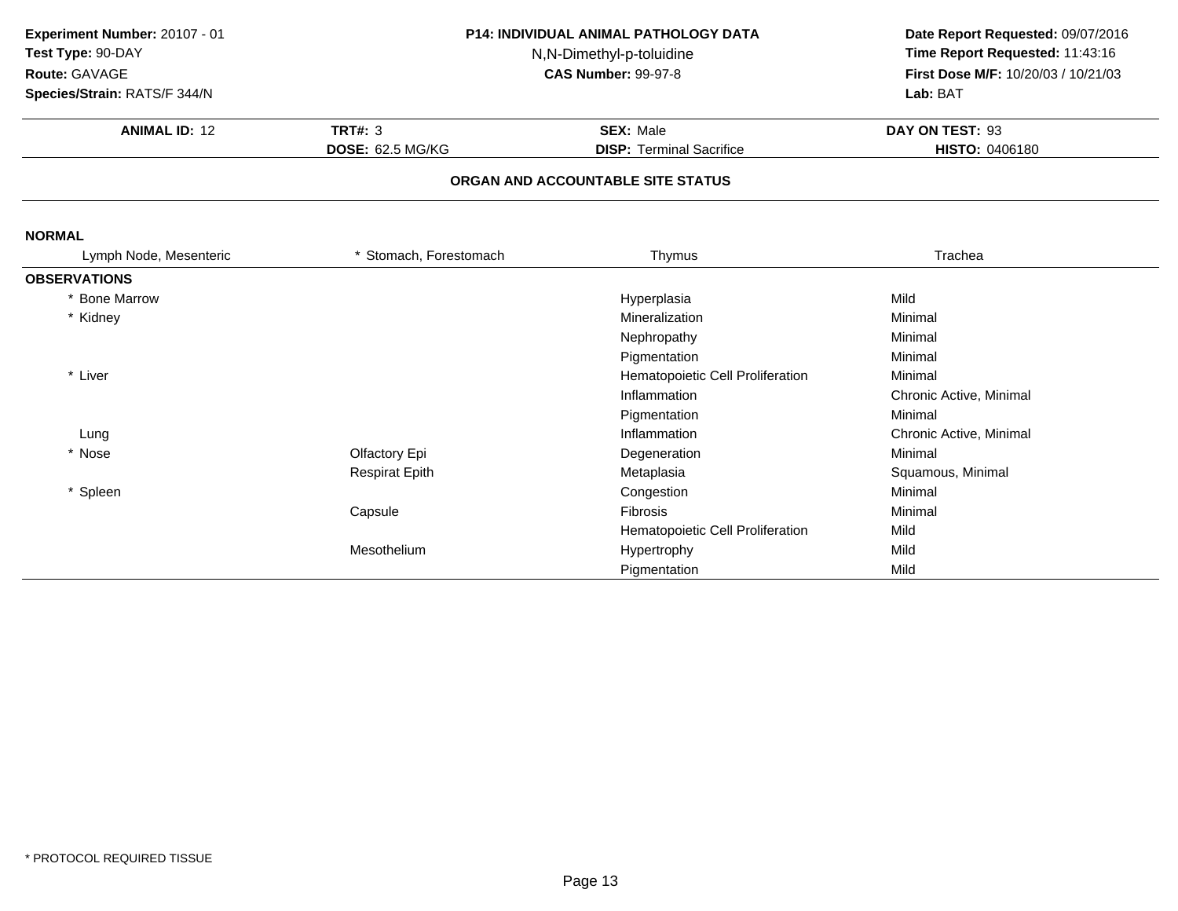**Experiment Number:** 20107 - 01
**Test Type:** 90-DAY
**Route:** GAVAGE
**Species/Strain:** RATS/F 344/N

**P14: INDIVIDUAL ANIMAL PATHOLOGY DATA**
N,N-Dimethyl-p-toluidine
**CAS Number:** 99-97-8

**Date Report Requested:** 09/07/2016
**Time Report Requested:** 11:43:16
**First Dose M/F:** 10/20/03 / 10/21/03
**Lab:** BAT

| **ANIMAL ID:** 12 | **TRT#:** 3 | **SEX:** Male | **DAY ON TEST:** 93 |
|---|---|---|---|
| | **DOSE:** 62.5 MG/KG | **DISP:** Terminal Sacrifice | **HISTO:** 0406180 |

## ORGAN AND ACCOUNTABLE SITE STATUS

**NORMAL**

| Lymph Node, Mesenteric | * Stomach, Forestomach | Thymus | Trachea |
|---|---|---|---|

**OBSERVATIONS**

| Organ | Site | Observation | Severity |
|---|---|---|---|
| * Bone Marrow | | Hyperplasia | Mild |
| * Kidney | | Mineralization | Minimal |
| | | Nephropathy | Minimal |
| | | Pigmentation | Minimal |
| * Liver | | Hematopoietic Cell Proliferation | Minimal |
| | | Inflammation | Chronic Active, Minimal |
| | | Pigmentation | Minimal |
| Lung | | Inflammation | Chronic Active, Minimal |
| * Nose | Olfactory Epi | Degeneration | Minimal |
| | Respirat Epith | Metaplasia | Squamous, Minimal |
| * Spleen | | Congestion | Minimal |
| | Capsule | Fibrosis | Minimal |
| | | Hematopoietic Cell Proliferation | Mild |
| | Mesothelium | Hypertrophy | Mild |
| | | Pigmentation | Mild |

\* PROTOCOL REQUIRED TISSUE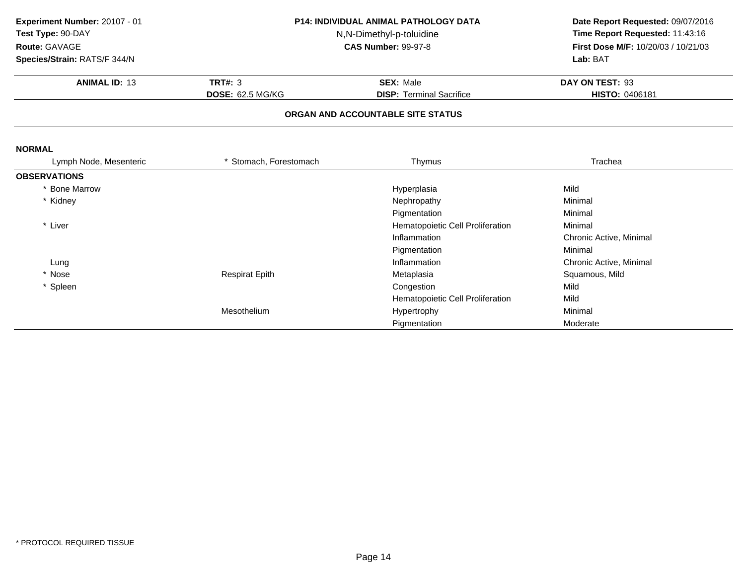**Experiment Number:** 20107 - 01
**Test Type:** 90-DAY
**Route:** GAVAGE
**Species/Strain:** RATS/F 344/N

**P14: INDIVIDUAL ANIMAL PATHOLOGY DATA**
N,N-Dimethyl-p-toluidine
**CAS Number:** 99-97-8

**Date Report Requested:** 09/07/2016
**Time Report Requested:** 11:43:16
**First Dose M/F:** 10/20/03 / 10/21/03
**Lab:** BAT

| **ANIMAL ID:** 13 | **TRT#:** 3 | **SEX:** Male | **DAY ON TEST:** 93 |
|---|---|---|---|
| | **DOSE:** 62.5 MG/KG | **DISP:** Terminal Sacrifice | **HISTO:** 0406181 |

## ORGAN AND ACCOUNTABLE SITE STATUS

**NORMAL**

| Lymph Node, Mesenteric | * Stomach, Forestomach | Thymus | Trachea |
|---|---|---|---|

**OBSERVATIONS**

| Organ | Site | Observation | Severity |
|---|---|---|---|
| * Bone Marrow | | Hyperplasia | Mild |
| * Kidney | | Nephropathy | Minimal |
| | | Pigmentation | Minimal |
| * Liver | | Hematopoietic Cell Proliferation | Minimal |
| | | Inflammation | Chronic Active, Minimal |
| | | Pigmentation | Minimal |
| Lung | | Inflammation | Chronic Active, Minimal |
| * Nose | Respirat Epith | Metaplasia | Squamous, Mild |
| * Spleen | | Congestion | Mild |
| | | Hematopoietic Cell Proliferation | Mild |
| | Mesothelium | Hypertrophy | Minimal |
| | | Pigmentation | Moderate |

* PROTOCOL REQUIRED TISSUE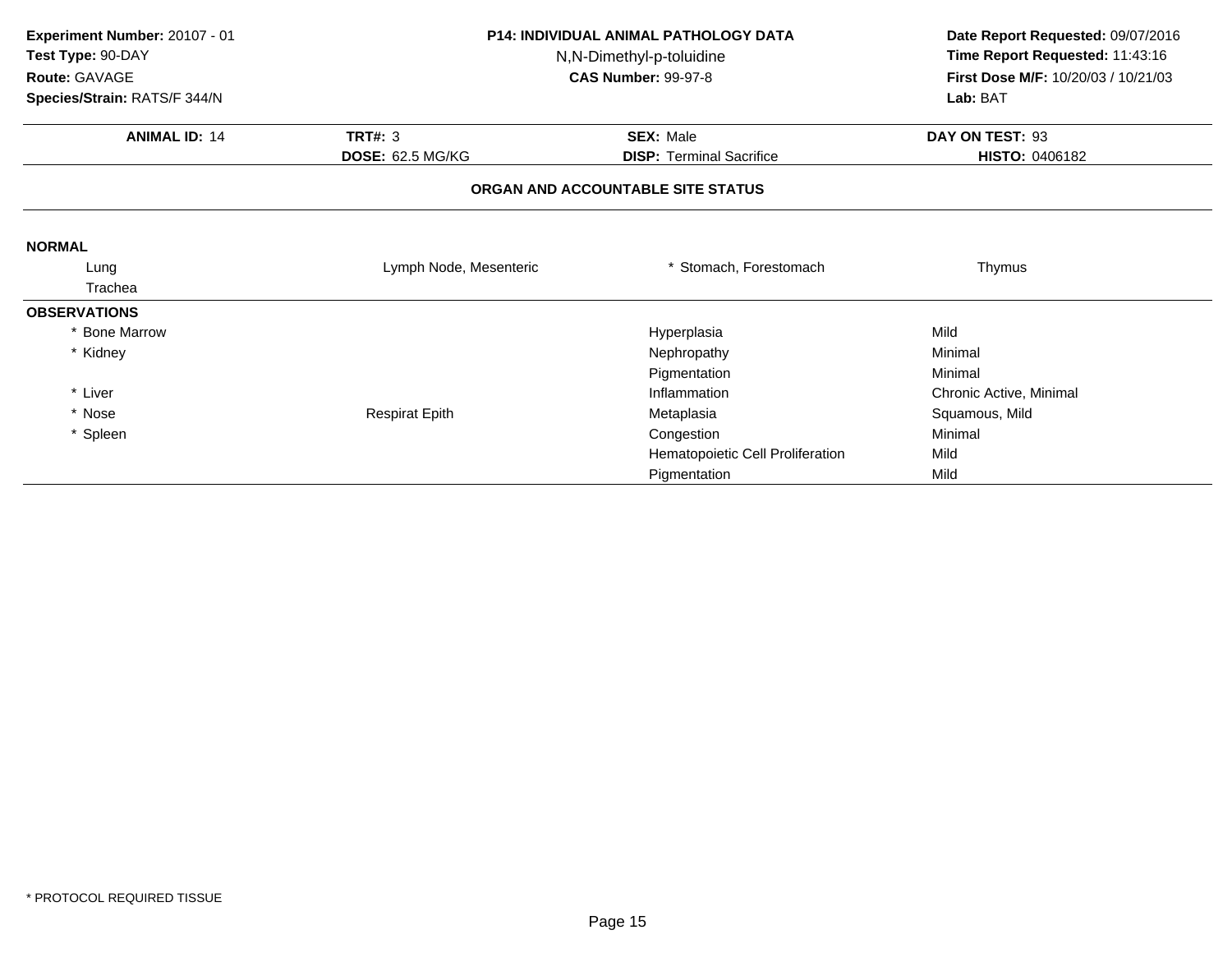**Experiment Number:** 20107 - 01
**Test Type:** 90-DAY
**Route:** GAVAGE
**Species/Strain:** RATS/F 344/N

**P14: INDIVIDUAL ANIMAL PATHOLOGY DATA**
N,N-Dimethyl-p-toluidine
**CAS Number:** 99-97-8

**Date Report Requested:** 09/07/2016
**Time Report Requested:** 11:43:16
**First Dose M/F:** 10/20/03 / 10/21/03
**Lab:** BAT

| **ANIMAL ID:** 14 | **TRT#:** 3 | **SEX:** Male | **DAY ON TEST:** 93 |
|---|---|---|---|
| | **DOSE:** 62.5 MG/KG | **DISP:** Terminal Sacrifice | **HISTO:** 0406182 |

## ORGAN AND ACCOUNTABLE SITE STATUS

**NORMAL**

| | | | |
|---|---|---|---|
| Lung | Lymph Node, Mesenteric | * Stomach, Forestomach | Thymus |
| Trachea | | | |

**OBSERVATIONS**

| | | | |
|---|---|---|---|
| * Bone Marrow | | Hyperplasia | Mild |
| * Kidney | | Nephropathy | Minimal |
| | | Pigmentation | Minimal |
| * Liver | | Inflammation | Chronic Active, Minimal |
| * Nose | Respirat Epith | Metaplasia | Squamous, Mild |
| * Spleen | | Congestion | Minimal |
| | | Hematopoietic Cell Proliferation | Mild |
| | | Pigmentation | Mild |

* PROTOCOL REQUIRED TISSUE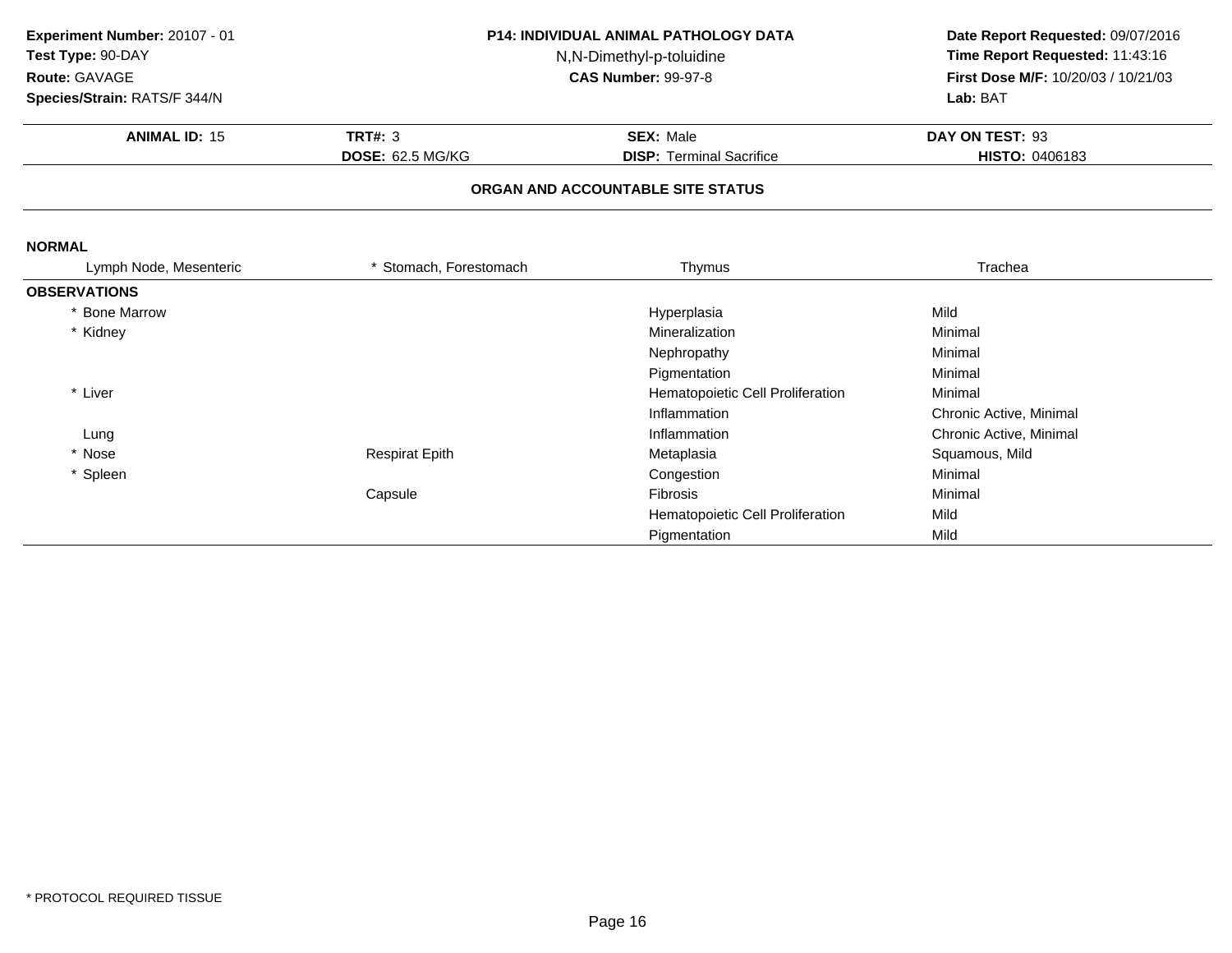**Experiment Number:** 20107 - 01
**Test Type:** 90-DAY
**Route:** GAVAGE
**Species/Strain:** RATS/F 344/N

**P14: INDIVIDUAL ANIMAL PATHOLOGY DATA**
N,N-Dimethyl-p-toluidine
**CAS Number:** 99-97-8

**Date Report Requested:** 09/07/2016
**Time Report Requested:** 11:43:16
**First Dose M/F:** 10/20/03 / 10/21/03
**Lab:** BAT

| **ANIMAL ID:** 15 | **TRT#:** 3 | **SEX:** Male | **DAY ON TEST:** 93 |
|---|---|---|---|
| | **DOSE:** 62.5 MG/KG | **DISP:** Terminal Sacrifice | **HISTO:** 0406183 |

## ORGAN AND ACCOUNTABLE SITE STATUS

**NORMAL**

| Lymph Node, Mesenteric | * Stomach, Forestomach | Thymus | Trachea |
|---|---|---|---|

**OBSERVATIONS**

| Organ | Site | Observation | Severity |
|---|---|---|---|
| * Bone Marrow | | Hyperplasia | Mild |
| * Kidney | | Mineralization | Minimal |
| | | Nephropathy | Minimal |
| | | Pigmentation | Minimal |
| * Liver | | Hematopoietic Cell Proliferation | Minimal |
| | | Inflammation | Chronic Active, Minimal |
| Lung | | Inflammation | Chronic Active, Minimal |
| * Nose | Respirat Epith | Metaplasia | Squamous, Mild |
| * Spleen | | Congestion | Minimal |
| | Capsule | Fibrosis | Minimal |
| | | Hematopoietic Cell Proliferation | Mild |
| | | Pigmentation | Mild |

* PROTOCOL REQUIRED TISSUE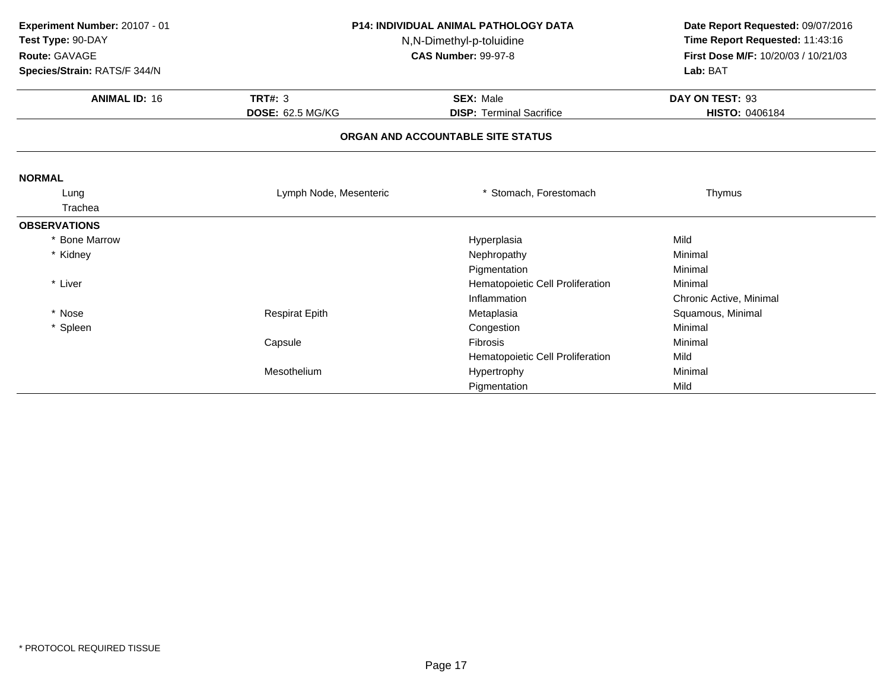**Experiment Number:** 20107 - 01
**Test Type:** 90-DAY
**Route:** GAVAGE
**Species/Strain:** RATS/F 344/N

**P14: INDIVIDUAL ANIMAL PATHOLOGY DATA**
N,N-Dimethyl-p-toluidine
**CAS Number:** 99-97-8

**Date Report Requested:** 09/07/2016
**Time Report Requested:** 11:43:16
**First Dose M/F:** 10/20/03 / 10/21/03
**Lab:** BAT

| **ANIMAL ID:** 16 | **TRT#:** 3 | **SEX:** Male | **DAY ON TEST:** 93 |
|---|---|---|---|
| | **DOSE:** 62.5 MG/KG | **DISP:** Terminal Sacrifice | **HISTO:** 0406184 |

**ORGAN AND ACCOUNTABLE SITE STATUS**

**NORMAL**

| | | | |
|---|---|---|---|
| Lung | Lymph Node, Mesenteric | * Stomach, Forestomach | Thymus |
| Trachea | | | |

**OBSERVATIONS**

| Organ | Site | Observation | Severity |
|---|---|---|---|
| * Bone Marrow | | Hyperplasia | Mild |
| * Kidney | | Nephropathy | Minimal |
| | | Pigmentation | Minimal |
| * Liver | | Hematopoietic Cell Proliferation | Minimal |
| | | Inflammation | Chronic Active, Minimal |
| * Nose | Respirat Epith | Metaplasia | Squamous, Minimal |
| * Spleen | | Congestion | Minimal |
| | Capsule | Fibrosis | Minimal |
| | | Hematopoietic Cell Proliferation | Mild |
| | Mesothelium | Hypertrophy | Minimal |
| | | Pigmentation | Mild |

\* PROTOCOL REQUIRED TISSUE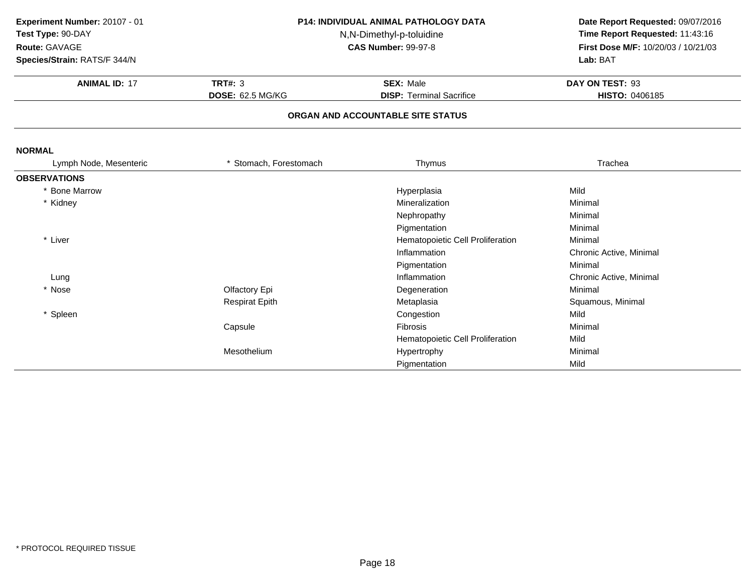**Experiment Number:** 20107 - 01
**Test Type:** 90-DAY
**Route:** GAVAGE
**Species/Strain:** RATS/F 344/N

**P14: INDIVIDUAL ANIMAL PATHOLOGY DATA**
N,N-Dimethyl-p-toluidine
**CAS Number:** 99-97-8

**Date Report Requested:** 09/07/2016
**Time Report Requested:** 11:43:16
**First Dose M/F:** 10/20/03 / 10/21/03
**Lab:** BAT

| **ANIMAL ID:** 17 | **TRT#:** 3 | **SEX:** Male | **DAY ON TEST:** 93 |
|---|---|---|---|
| | **DOSE:** 62.5 MG/KG | **DISP:** Terminal Sacrifice | **HISTO:** 0406185 |

**ORGAN AND ACCOUNTABLE SITE STATUS**

**NORMAL**

| Lymph Node, Mesenteric | * Stomach, Forestomach | Thymus | Trachea |
|---|---|---|---|

**OBSERVATIONS**

| Organ | Site | Observation | Severity |
|---|---|---|---|
| * Bone Marrow | | Hyperplasia | Mild |
| * Kidney | | Mineralization | Minimal |
| | | Nephropathy | Minimal |
| | | Pigmentation | Minimal |
| * Liver | | Hematopoietic Cell Proliferation | Minimal |
| | | Inflammation | Chronic Active, Minimal |
| | | Pigmentation | Minimal |
| Lung | | Inflammation | Chronic Active, Minimal |
| * Nose | Olfactory Epi | Degeneration | Minimal |
| | Respirat Epith | Metaplasia | Squamous, Minimal |
| * Spleen | | Congestion | Mild |
| | Capsule | Fibrosis | Minimal |
| | | Hematopoietic Cell Proliferation | Mild |
| | Mesothelium | Hypertrophy | Minimal |
| | | Pigmentation | Mild |

* PROTOCOL REQUIRED TISSUE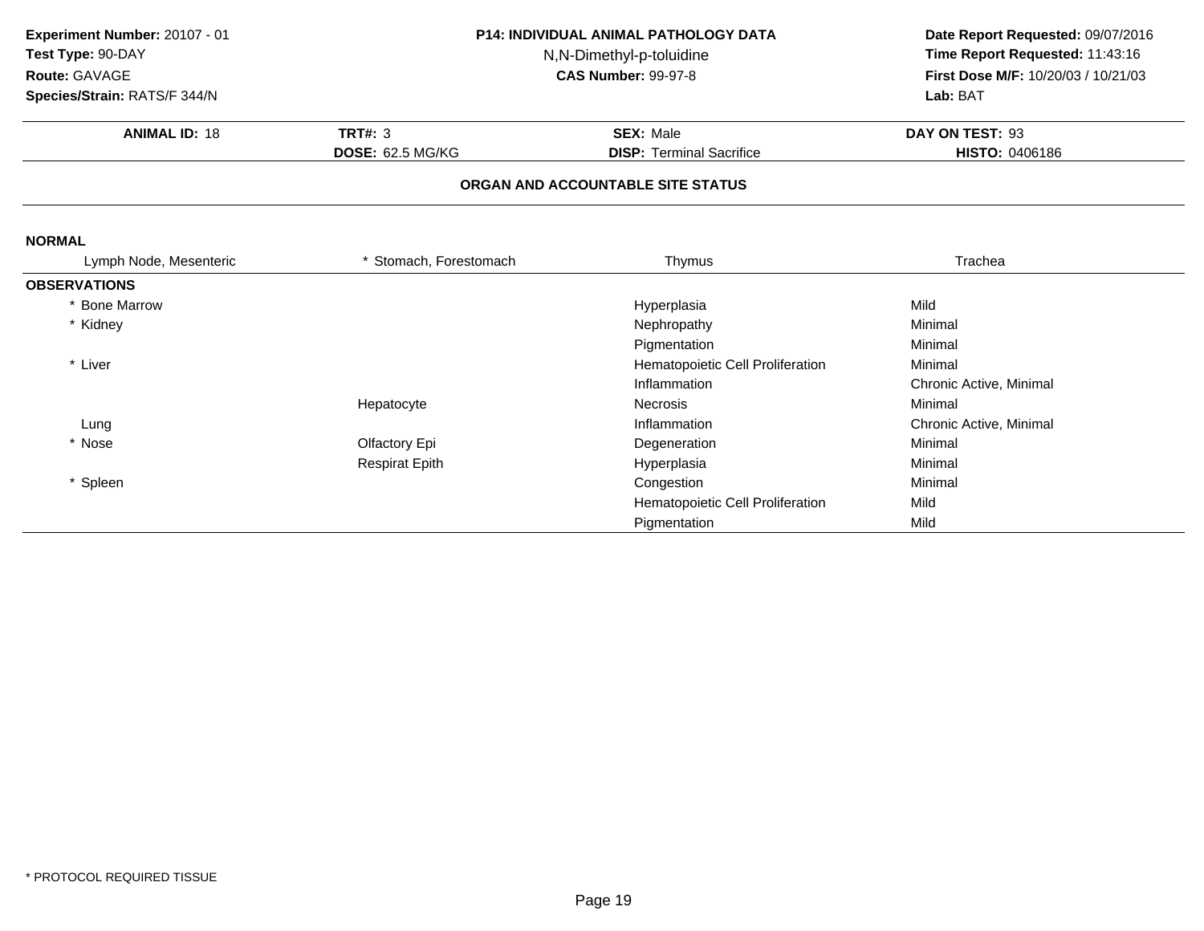**Experiment Number:** 20107 - 01
**Test Type:** 90-DAY
**Route:** GAVAGE
**Species/Strain:** RATS/F 344/N

**P14: INDIVIDUAL ANIMAL PATHOLOGY DATA**
N,N-Dimethyl-p-toluidine
**CAS Number:** 99-97-8

**Date Report Requested:** 09/07/2016
**Time Report Requested:** 11:43:16
**First Dose M/F:** 10/20/03 / 10/21/03
**Lab:** BAT

| **ANIMAL ID:** 18 | **TRT#:** 3 | **SEX:** Male | **DAY ON TEST:** 93 |
|---|---|---|---|
| | **DOSE:** 62.5 MG/KG | **DISP:** Terminal Sacrifice | **HISTO:** 0406186 |

**ORGAN AND ACCOUNTABLE SITE STATUS**

**NORMAL**

| Lymph Node, Mesenteric | * Stomach, Forestomach | Thymus | Trachea |
|---|---|---|---|

**OBSERVATIONS**

| Organ | Site | Observation | Severity |
|---|---|---|---|
| * Bone Marrow | | Hyperplasia | Mild |
| * Kidney | | Nephropathy | Minimal |
| | | Pigmentation | Minimal |
| * Liver | | Hematopoietic Cell Proliferation | Minimal |
| | | Inflammation | Chronic Active, Minimal |
| | Hepatocyte | Necrosis | Minimal |
| Lung | | Inflammation | Chronic Active, Minimal |
| * Nose | Olfactory Epi | Degeneration | Minimal |
| | Respirat Epith | Hyperplasia | Minimal |
| * Spleen | | Congestion | Minimal |
| | | Hematopoietic Cell Proliferation | Mild |
| | | Pigmentation | Mild |

* PROTOCOL REQUIRED TISSUE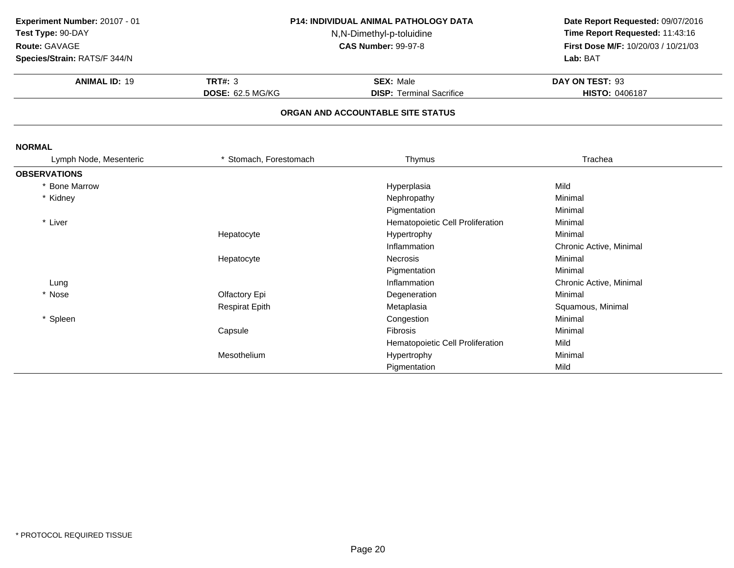**Experiment Number:** 20107 - 01
**Test Type:** 90-DAY
**Route:** GAVAGE
**Species/Strain:** RATS/F 344/N

**P14: INDIVIDUAL ANIMAL PATHOLOGY DATA**
N,N-Dimethyl-p-toluidine
**CAS Number:** 99-97-8

**Date Report Requested:** 09/07/2016
**Time Report Requested:** 11:43:16
**First Dose M/F:** 10/20/03 / 10/21/03
**Lab:** BAT

| **ANIMAL ID:** 19 | **TRT#:** 3 | **SEX:** Male | **DAY ON TEST:** 93 |
|---|---|---|---|
| | **DOSE:** 62.5 MG/KG | **DISP:** Terminal Sacrifice | **HISTO:** 0406187 |

**ORGAN AND ACCOUNTABLE SITE STATUS**

**NORMAL**

| Lymph Node, Mesenteric | * Stomach, Forestomach | Thymus | Trachea |
|---|---|---|---|

**OBSERVATIONS**

| Organ | Site | Observation | Severity |
|---|---|---|---|
| * Bone Marrow | | Hyperplasia | Mild |
| * Kidney | | Nephropathy | Minimal |
| | | Pigmentation | Minimal |
| * Liver | | Hematopoietic Cell Proliferation | Minimal |
| | Hepatocyte | Hypertrophy | Minimal |
| | | Inflammation | Chronic Active, Minimal |
| | Hepatocyte | Necrosis | Minimal |
| | | Pigmentation | Minimal |
| Lung | | Inflammation | Chronic Active, Minimal |
| * Nose | Olfactory Epi | Degeneration | Minimal |
| | Respirat Epith | Metaplasia | Squamous, Minimal |
| * Spleen | | Congestion | Minimal |
| | Capsule | Fibrosis | Minimal |
| | | Hematopoietic Cell Proliferation | Mild |
| | Mesothelium | Hypertrophy | Minimal |
| | | Pigmentation | Mild |

* PROTOCOL REQUIRED TISSUE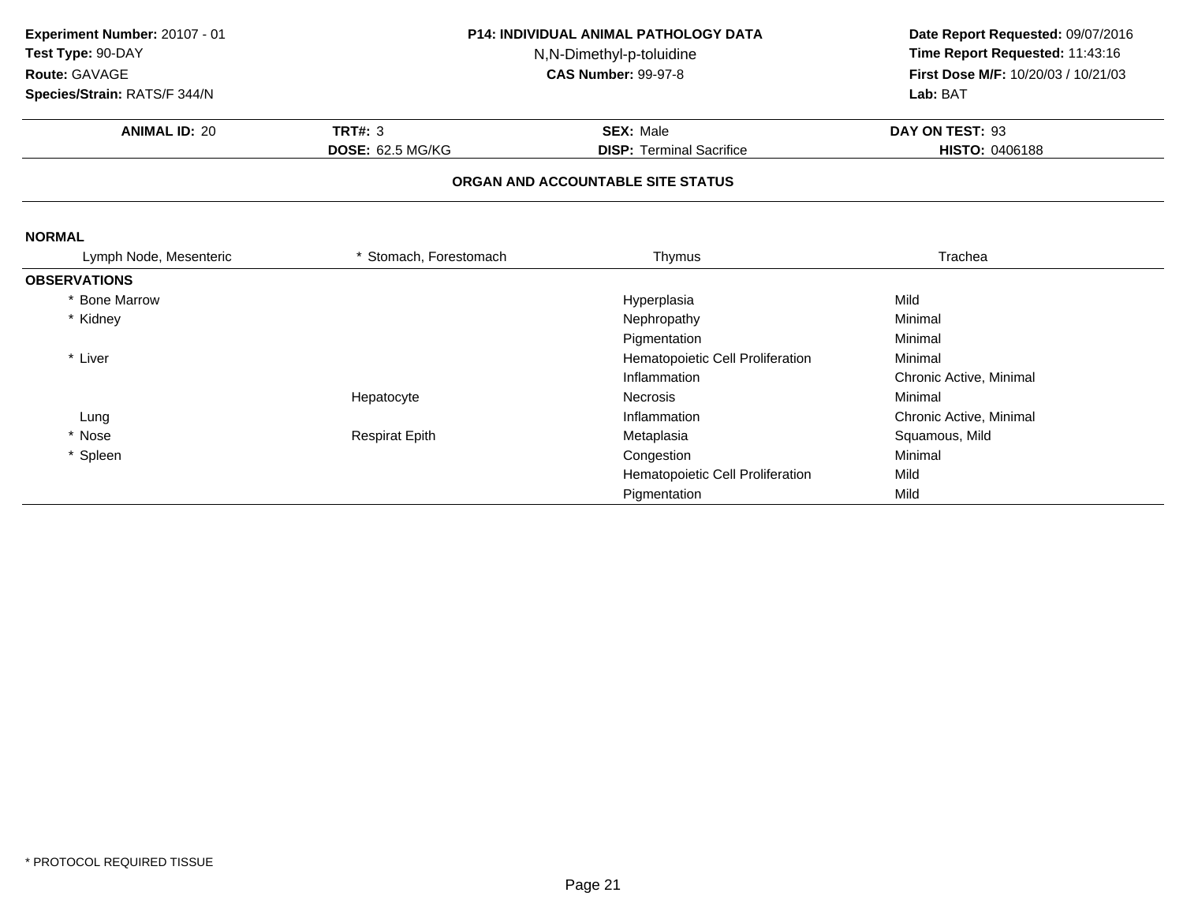**Experiment Number:** 20107 - 01
**Test Type:** 90-DAY
**Route:** GAVAGE
**Species/Strain:** RATS/F 344/N

**P14: INDIVIDUAL ANIMAL PATHOLOGY DATA**
N,N-Dimethyl-p-toluidine
**CAS Number:** 99-97-8

**Date Report Requested:** 09/07/2016
**Time Report Requested:** 11:43:16
**First Dose M/F:** 10/20/03 / 10/21/03
**Lab:** BAT

| **ANIMAL ID:** 20 | **TRT#:** 3 | **SEX:** Male | **DAY ON TEST:** 93 |
|---|---|---|---|
| | **DOSE:** 62.5 MG/KG | **DISP:** Terminal Sacrifice | **HISTO:** 0406188 |

**ORGAN AND ACCOUNTABLE SITE STATUS**

**NORMAL**

| Lymph Node, Mesenteric | * Stomach, Forestomach | Thymus | Trachea |
|---|---|---|---|

**OBSERVATIONS**

| Organ | Site | Observation | Severity |
|---|---|---|---|
| * Bone Marrow | | Hyperplasia | Mild |
| * Kidney | | Nephropathy | Minimal |
| | | Pigmentation | Minimal |
| * Liver | | Hematopoietic Cell Proliferation | Minimal |
| | | Inflammation | Chronic Active, Minimal |
| | Hepatocyte | Necrosis | Minimal |
| Lung | | Inflammation | Chronic Active, Minimal |
| * Nose | Respirat Epith | Metaplasia | Squamous, Mild |
| * Spleen | | Congestion | Minimal |
| | | Hematopoietic Cell Proliferation | Mild |
| | | Pigmentation | Mild |

* PROTOCOL REQUIRED TISSUE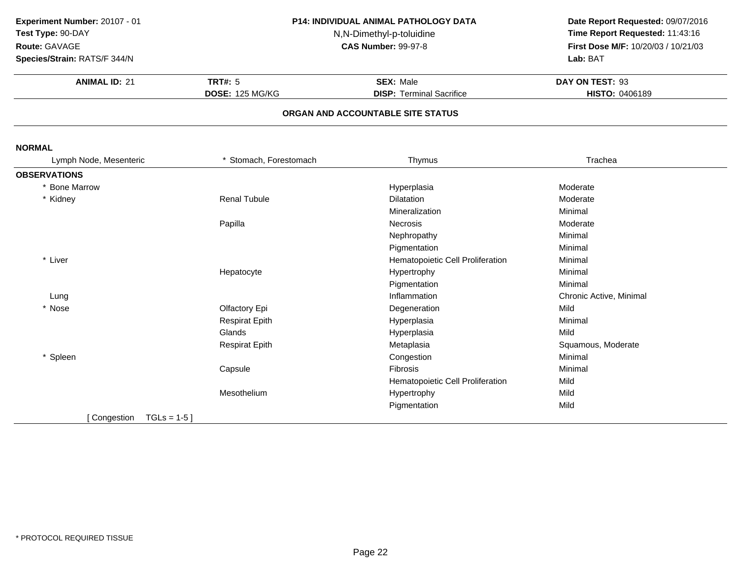**Experiment Number:** 20107 - 01
**Test Type:** 90-DAY
**Route:** GAVAGE
**Species/Strain:** RATS/F 344/N

**P14: INDIVIDUAL ANIMAL PATHOLOGY DATA**
N,N-Dimethyl-p-toluidine
**CAS Number:** 99-97-8

**Date Report Requested:** 09/07/2016
**Time Report Requested:** 11:43:16
**First Dose M/F:** 10/20/03 / 10/21/03
**Lab:** BAT

| **ANIMAL ID:** 21 | **TRT#:** 5 | **SEX:** Male | **DAY ON TEST:** 93 |
|---|---|---|---|
| | **DOSE:** 125 MG/KG | **DISP:** Terminal Sacrifice | **HISTO:** 0406189 |

## ORGAN AND ACCOUNTABLE SITE STATUS

**NORMAL**

| Lymph Node, Mesenteric | * Stomach, Forestomach | Thymus | Trachea |
|---|---|---|---|

**OBSERVATIONS**

| Organ | Site | Observation | Severity |
|---|---|---|---|
| * Bone Marrow | | Hyperplasia | Moderate |
| * Kidney | Renal Tubule | Dilatation | Moderate |
| | | Mineralization | Minimal |
| | Papilla | Necrosis | Moderate |
| | | Nephropathy | Minimal |
| | | Pigmentation | Minimal |
| * Liver | | Hematopoietic Cell Proliferation | Minimal |
| | Hepatocyte | Hypertrophy | Minimal |
| | | Pigmentation | Minimal |
| Lung | | Inflammation | Chronic Active, Minimal |
| * Nose | Olfactory Epi | Degeneration | Mild |
| | Respirat Epith | Hyperplasia | Minimal |
| | Glands | Hyperplasia | Mild |
| | Respirat Epith | Metaplasia | Squamous, Moderate |
| * Spleen | | Congestion | Minimal |
| | Capsule | Fibrosis | Minimal |
| | | Hematopoietic Cell Proliferation | Mild |
| | Mesothelium | Hypertrophy | Mild |
| | | Pigmentation | Mild |

[ Congestion TGLs = 1-5 ]

* PROTOCOL REQUIRED TISSUE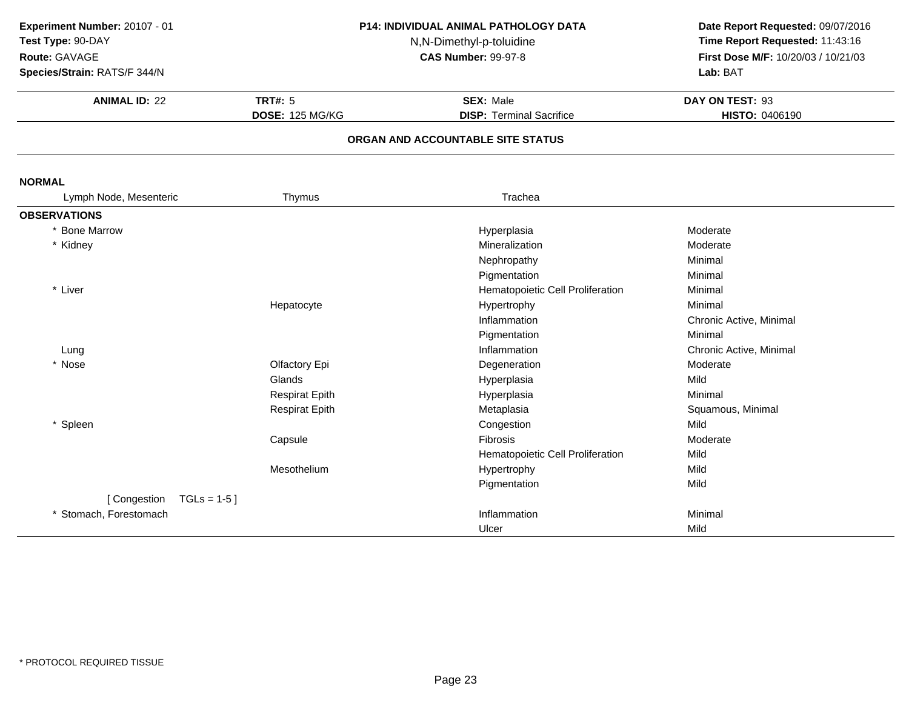**Experiment Number:** 20107 - 01
**Test Type:** 90-DAY
**Route:** GAVAGE
**Species/Strain:** RATS/F 344/N

**P14: INDIVIDUAL ANIMAL PATHOLOGY DATA**
N,N-Dimethyl-p-toluidine
**CAS Number:** 99-97-8

**Date Report Requested:** 09/07/2016
**Time Report Requested:** 11:43:16
**First Dose M/F:** 10/20/03 / 10/21/03
**Lab:** BAT

| **ANIMAL ID:** 22 | **TRT#:** 5 | **SEX:** Male | **DAY ON TEST:** 93 |
|---|---|---|---|
| | **DOSE:** 125 MG/KG | **DISP:** Terminal Sacrifice | **HISTO:** 0406190 |

**ORGAN AND ACCOUNTABLE SITE STATUS**

**NORMAL**

| Lymph Node, Mesenteric | Thymus | Trachea | |
|---|---|---|---|

**OBSERVATIONS**

| Organ | Site | Observation | Severity |
|---|---|---|---|
| * Bone Marrow | | Hyperplasia | Moderate |
| * Kidney | | Mineralization | Moderate |
| | | Nephropathy | Minimal |
| | | Pigmentation | Minimal |
| * Liver | | Hematopoietic Cell Proliferation | Minimal |
| | Hepatocyte | Hypertrophy | Minimal |
| | | Inflammation | Chronic Active, Minimal |
| | | Pigmentation | Minimal |
| Lung | | Inflammation | Chronic Active, Minimal |
| * Nose | Olfactory Epi | Degeneration | Moderate |
| | Glands | Hyperplasia | Mild |
| | Respirat Epith | Hyperplasia | Minimal |
| | Respirat Epith | Metaplasia | Squamous, Minimal |
| * Spleen | | Congestion | Mild |
| | Capsule | Fibrosis | Moderate |
| | | Hematopoietic Cell Proliferation | Mild |
| | Mesothelium | Hypertrophy | Mild |
| | | Pigmentation | Mild |
| [ Congestion TGLs = 1-5 ] | | | |
| * Stomach, Forestomach | | Inflammation | Minimal |
| | | Ulcer | Mild |

* PROTOCOL REQUIRED TISSUE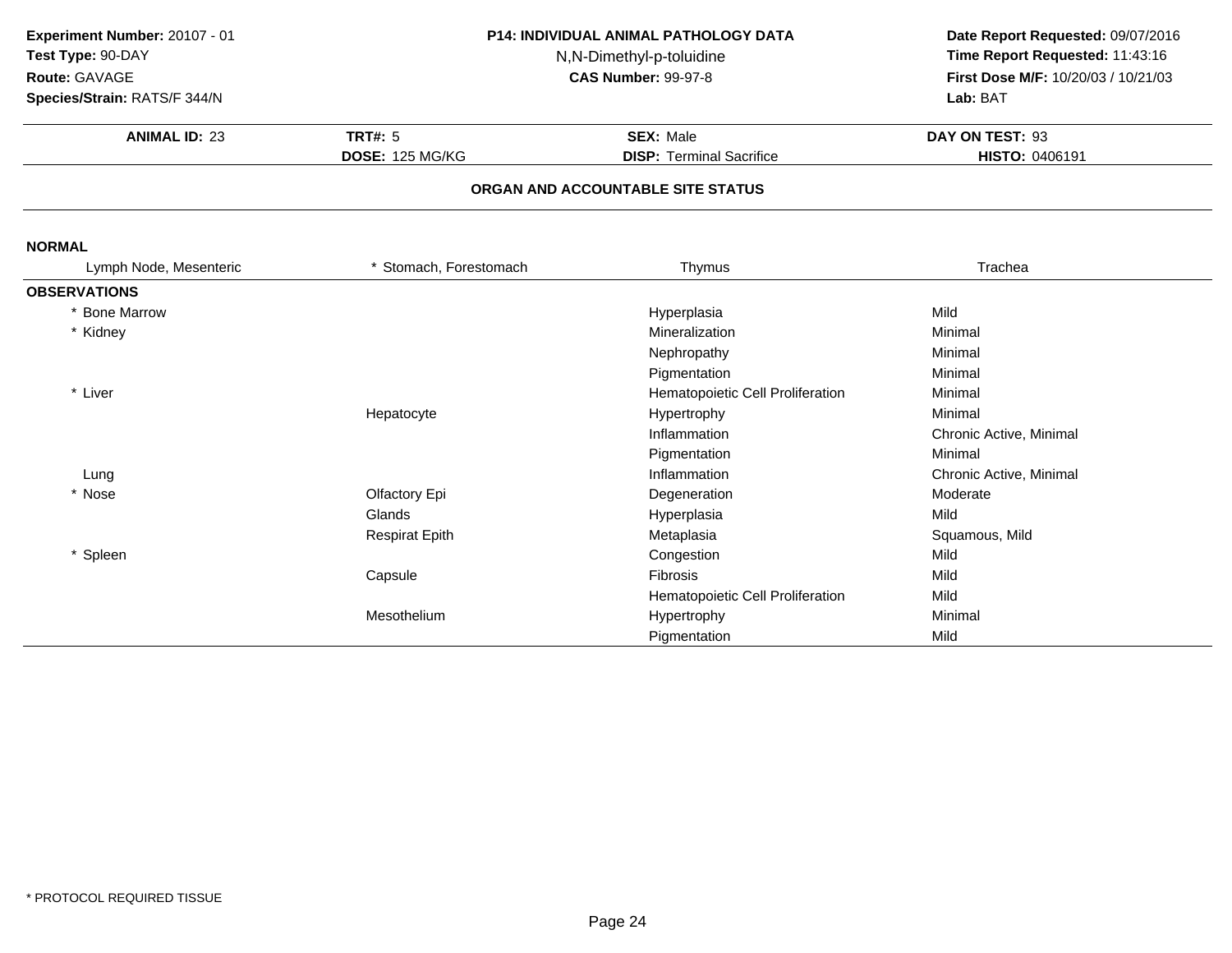**Experiment Number:** 20107 - 01
**Test Type:** 90-DAY
**Route:** GAVAGE
**Species/Strain:** RATS/F 344/N

**P14: INDIVIDUAL ANIMAL PATHOLOGY DATA**
N,N-Dimethyl-p-toluidine
**CAS Number:** 99-97-8

**Date Report Requested:** 09/07/2016
**Time Report Requested:** 11:43:16
**First Dose M/F:** 10/20/03 / 10/21/03
**Lab:** BAT

| **ANIMAL ID:** 23 | **TRT#:** 5 | **SEX:** Male | **DAY ON TEST:** 93 |
|---|---|---|---|
| | **DOSE:** 125 MG/KG | **DISP:** Terminal Sacrifice | **HISTO:** 0406191 |

**ORGAN AND ACCOUNTABLE SITE STATUS**

**NORMAL**

| Lymph Node, Mesenteric | * Stomach, Forestomach | Thymus | Trachea |
|---|---|---|---|

**OBSERVATIONS**

| Organ | Site | Observation | Severity |
|---|---|---|---|
| * Bone Marrow | | Hyperplasia | Mild |
| * Kidney | | Mineralization | Minimal |
| | | Nephropathy | Minimal |
| | | Pigmentation | Minimal |
| * Liver | | Hematopoietic Cell Proliferation | Minimal |
| | Hepatocyte | Hypertrophy | Minimal |
| | | Inflammation | Chronic Active, Minimal |
| | | Pigmentation | Minimal |
| Lung | | Inflammation | Chronic Active, Minimal |
| * Nose | Olfactory Epi | Degeneration | Moderate |
| | Glands | Hyperplasia | Mild |
| | Respirat Epith | Metaplasia | Squamous, Mild |
| * Spleen | | Congestion | Mild |
| | Capsule | Fibrosis | Mild |
| | | Hematopoietic Cell Proliferation | Mild |
| | Mesothelium | Hypertrophy | Minimal |
| | | Pigmentation | Mild |

\* PROTOCOL REQUIRED TISSUE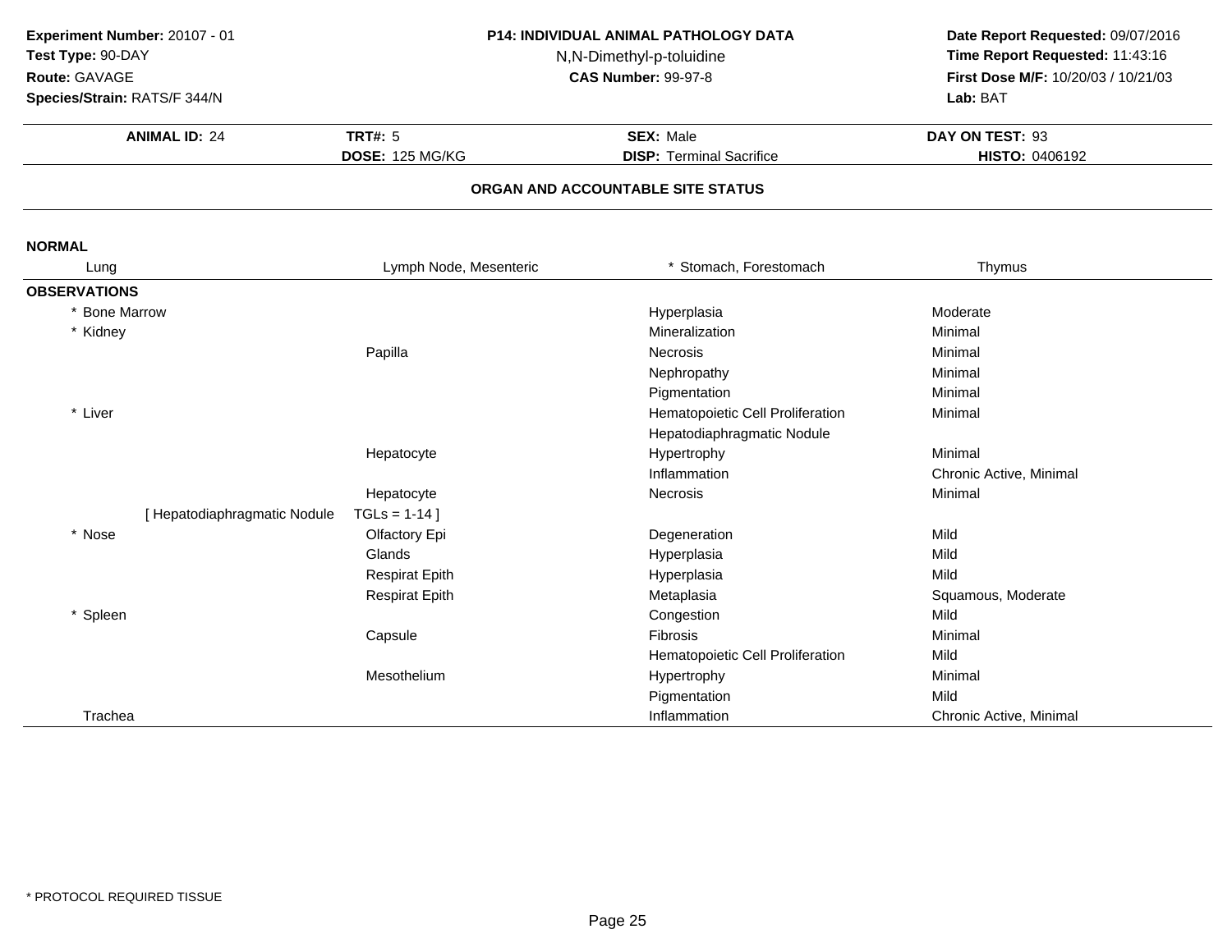**Experiment Number:** 20107 - 01
**Test Type:** 90-DAY
**Route:** GAVAGE
**Species/Strain:** RATS/F 344/N

**P14: INDIVIDUAL ANIMAL PATHOLOGY DATA**
N,N-Dimethyl-p-toluidine
**CAS Number:** 99-97-8

**Date Report Requested:** 09/07/2016
**Time Report Requested:** 11:43:16
**First Dose M/F:** 10/20/03 / 10/21/03
**Lab:** BAT

| **ANIMAL ID:** 24 | **TRT#:** 5 | **SEX:** Male | **DAY ON TEST:** 93 |
|---|---|---|---|
| | **DOSE:** 125 MG/KG | **DISP:** Terminal Sacrifice | **HISTO:** 0406192 |

## ORGAN AND ACCOUNTABLE SITE STATUS

**NORMAL**

| Lung | Lymph Node, Mesenteric | * Stomach, Forestomach | Thymus |
|---|---|---|---|

**OBSERVATIONS**

| Organ | Site | Observation | Severity |
|---|---|---|---|
| * Bone Marrow | | Hyperplasia | Moderate |
| * Kidney | | Mineralization | Minimal |
| | Papilla | Necrosis | Minimal |
| | | Nephropathy | Minimal |
| | | Pigmentation | Minimal |
| * Liver | | Hematopoietic Cell Proliferation | Minimal |
| | | Hepatodiaphragmatic Nodule | |
| | Hepatocyte | Hypertrophy | Minimal |
| | | Inflammation | Chronic Active, Minimal |
| | Hepatocyte | Necrosis | Minimal |
| [ Hepatodiaphragmatic Nodule | TGLs = 1-14 ] | | |
| * Nose | Olfactory Epi | Degeneration | Mild |
| | Glands | Hyperplasia | Mild |
| | Respirat Epith | Hyperplasia | Mild |
| | Respirat Epith | Metaplasia | Squamous, Moderate |
| * Spleen | | Congestion | Mild |
| | Capsule | Fibrosis | Minimal |
| | | Hematopoietic Cell Proliferation | Mild |
| | Mesothelium | Hypertrophy | Minimal |
| | | Pigmentation | Mild |
| Trachea | | Inflammation | Chronic Active, Minimal |

\* PROTOCOL REQUIRED TISSUE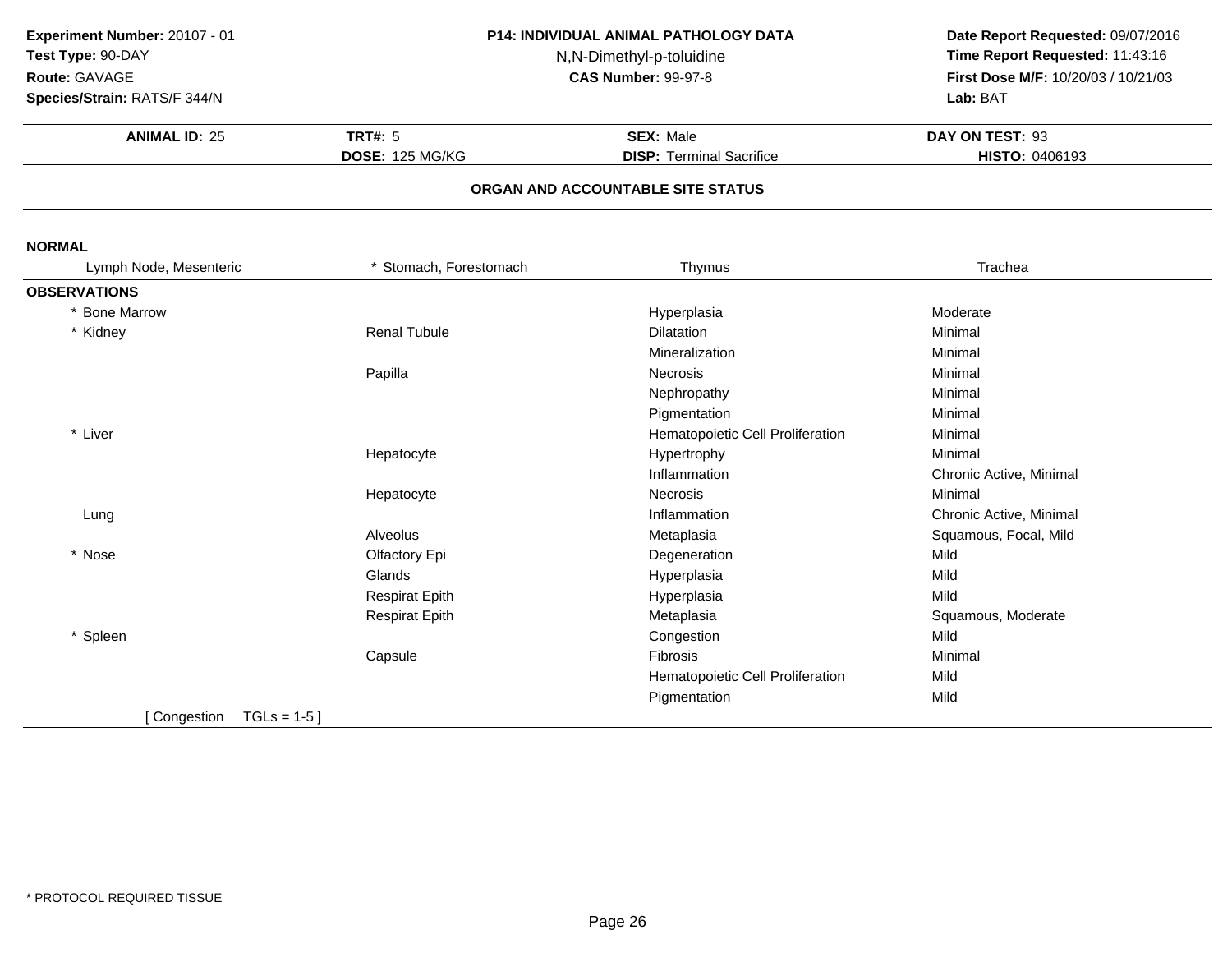**Experiment Number:** 20107 - 01
**Test Type:** 90-DAY
**Route:** GAVAGE
**Species/Strain:** RATS/F 344/N

**P14: INDIVIDUAL ANIMAL PATHOLOGY DATA**
N,N-Dimethyl-p-toluidine
**CAS Number:** 99-97-8

**Date Report Requested:** 09/07/2016
**Time Report Requested:** 11:43:16
**First Dose M/F:** 10/20/03 / 10/21/03
**Lab:** BAT

| **ANIMAL ID:** 25 | **TRT#:** 5 | **SEX:** Male | **DAY ON TEST:** 93 |
|---|---|---|---|
| | **DOSE:** 125 MG/KG | **DISP:** Terminal Sacrifice | **HISTO:** 0406193 |

## ORGAN AND ACCOUNTABLE SITE STATUS

**NORMAL**

| Lymph Node, Mesenteric | * Stomach, Forestomach | Thymus | Trachea |
|---|---|---|---|

**OBSERVATIONS**

| Organ | Site | Observation | Severity |
|---|---|---|---|
| * Bone Marrow | | Hyperplasia | Moderate |
| * Kidney | Renal Tubule | Dilatation | Minimal |
| | | Mineralization | Minimal |
| | Papilla | Necrosis | Minimal |
| | | Nephropathy | Minimal |
| | | Pigmentation | Minimal |
| * Liver | | Hematopoietic Cell Proliferation | Minimal |
| | Hepatocyte | Hypertrophy | Minimal |
| | | Inflammation | Chronic Active, Minimal |
| | Hepatocyte | Necrosis | Minimal |
| Lung | | Inflammation | Chronic Active, Minimal |
| | Alveolus | Metaplasia | Squamous, Focal, Mild |
| * Nose | Olfactory Epi | Degeneration | Mild |
| | Glands | Hyperplasia | Mild |
| | Respirat Epith | Hyperplasia | Mild |
| | Respirat Epith | Metaplasia | Squamous, Moderate |
| * Spleen | | Congestion | Mild |
| | Capsule | Fibrosis | Minimal |
| | | Hematopoietic Cell Proliferation | Mild |
| | | Pigmentation | Mild |

[ Congestion TGLs = 1-5 ]

* PROTOCOL REQUIRED TISSUE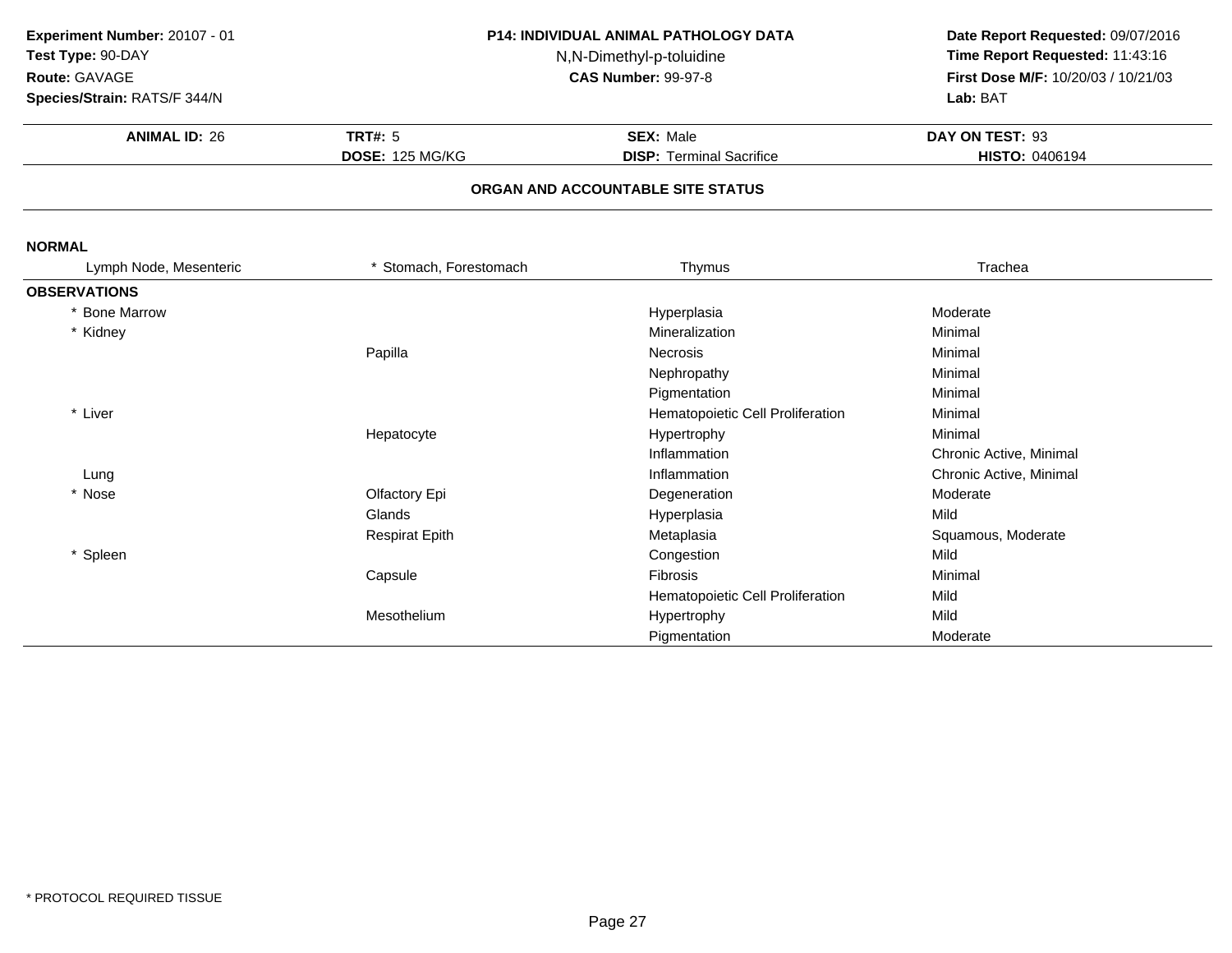**Experiment Number:** 20107 - 01
**Test Type:** 90-DAY
**Route:** GAVAGE
**Species/Strain:** RATS/F 344/N

**P14: INDIVIDUAL ANIMAL PATHOLOGY DATA**
N,N-Dimethyl-p-toluidine
**CAS Number:** 99-97-8

**Date Report Requested:** 09/07/2016
**Time Report Requested:** 11:43:16
**First Dose M/F:** 10/20/03 / 10/21/03
**Lab:** BAT

| **ANIMAL ID:** 26 | **TRT#:** 5 | **SEX:** Male | **DAY ON TEST:** 93 |
|---|---|---|---|
| | **DOSE:** 125 MG/KG | **DISP:** Terminal Sacrifice | **HISTO:** 0406194 |

## ORGAN AND ACCOUNTABLE SITE STATUS

**NORMAL**

| Lymph Node, Mesenteric | * Stomach, Forestomach | Thymus | Trachea |
|---|---|---|---|

**OBSERVATIONS**

| Organ | Site | Observation | Severity |
|---|---|---|---|
| * Bone Marrow | | Hyperplasia | Moderate |
| * Kidney | | Mineralization | Minimal |
| | Papilla | Necrosis | Minimal |
| | | Nephropathy | Minimal |
| | | Pigmentation | Minimal |
| * Liver | | Hematopoietic Cell Proliferation | Minimal |
| | Hepatocyte | Hypertrophy | Minimal |
| | | Inflammation | Chronic Active, Minimal |
| Lung | | Inflammation | Chronic Active, Minimal |
| * Nose | Olfactory Epi | Degeneration | Moderate |
| | Glands | Hyperplasia | Mild |
| | Respirat Epith | Metaplasia | Squamous, Moderate |
| * Spleen | | Congestion | Mild |
| | Capsule | Fibrosis | Minimal |
| | | Hematopoietic Cell Proliferation | Mild |
| | Mesothelium | Hypertrophy | Mild |
| | | Pigmentation | Moderate |

* PROTOCOL REQUIRED TISSUE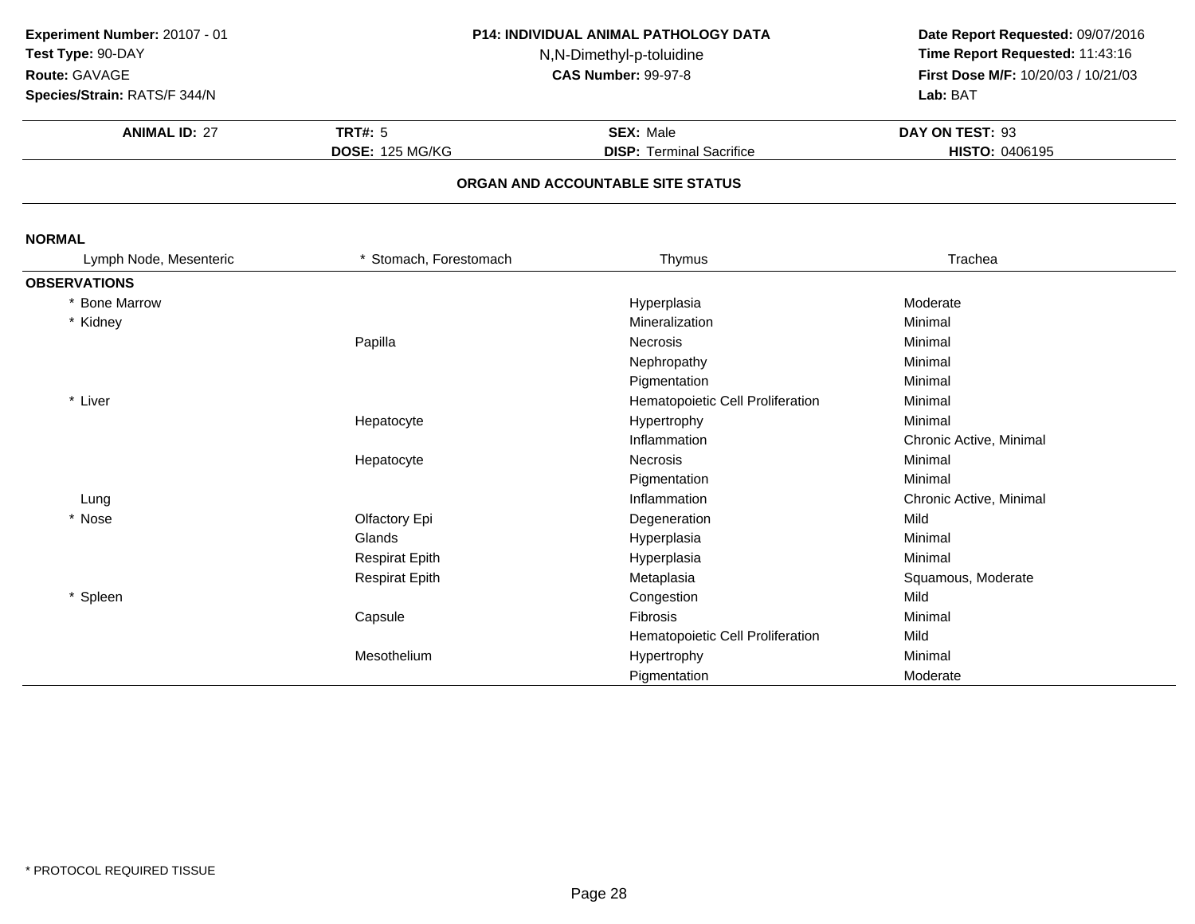**Experiment Number:** 20107 - 01
**Test Type:** 90-DAY
**Route:** GAVAGE
**Species/Strain:** RATS/F 344/N

**P14: INDIVIDUAL ANIMAL PATHOLOGY DATA**
N,N-Dimethyl-p-toluidine
**CAS Number:** 99-97-8

**Date Report Requested:** 09/07/2016
**Time Report Requested:** 11:43:16
**First Dose M/F:** 10/20/03 / 10/21/03
**Lab:** BAT

| **ANIMAL ID:** 27 | **TRT#:** 5 | **SEX:** Male | **DAY ON TEST:** 93 |
|---|---|---|---|
| | **DOSE:** 125 MG/KG | **DISP:** Terminal Sacrifice | **HISTO:** 0406195 |

## ORGAN AND ACCOUNTABLE SITE STATUS

**NORMAL**

| Lymph Node, Mesenteric | * Stomach, Forestomach | Thymus | Trachea |
|---|---|---|---|

**OBSERVATIONS**

| Organ | Site | Observation | Severity |
|---|---|---|---|
| * Bone Marrow | | Hyperplasia | Moderate |
| * Kidney | | Mineralization | Minimal |
| | Papilla | Necrosis | Minimal |
| | | Nephropathy | Minimal |
| | | Pigmentation | Minimal |
| * Liver | | Hematopoietic Cell Proliferation | Minimal |
| | Hepatocyte | Hypertrophy | Minimal |
| | | Inflammation | Chronic Active, Minimal |
| | Hepatocyte | Necrosis | Minimal |
| | | Pigmentation | Minimal |
| Lung | | Inflammation | Chronic Active, Minimal |
| * Nose | Olfactory Epi | Degeneration | Mild |
| | Glands | Hyperplasia | Minimal |
| | Respirat Epith | Hyperplasia | Minimal |
| | Respirat Epith | Metaplasia | Squamous, Moderate |
| * Spleen | | Congestion | Mild |
| | Capsule | Fibrosis | Minimal |
| | | Hematopoietic Cell Proliferation | Mild |
| | Mesothelium | Hypertrophy | Minimal |
| | | Pigmentation | Moderate |

* PROTOCOL REQUIRED TISSUE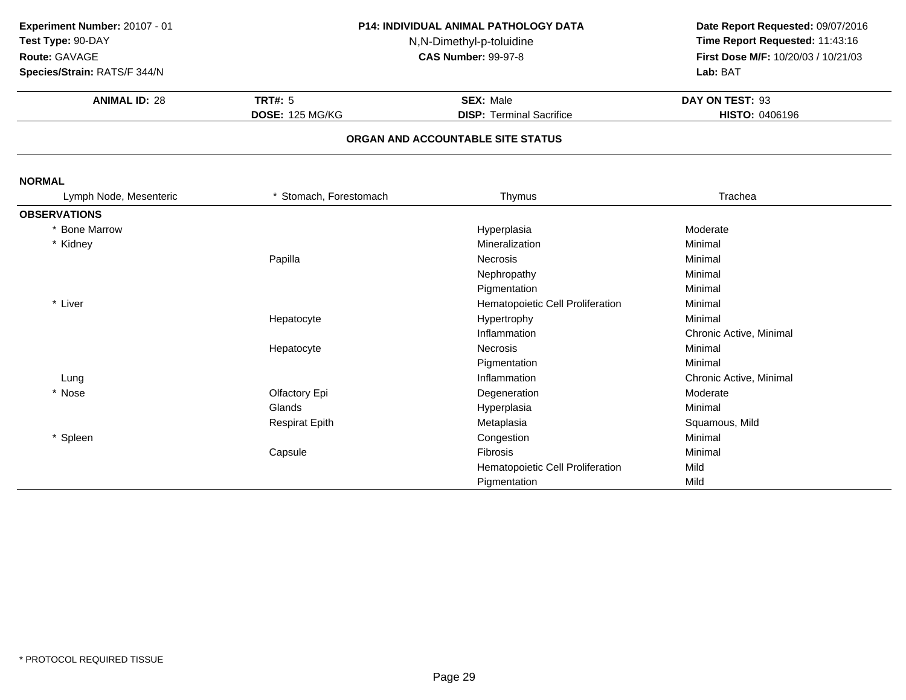**Experiment Number:** 20107 - 01
**Test Type:** 90-DAY
**Route:** GAVAGE
**Species/Strain:** RATS/F 344/N

**P14: INDIVIDUAL ANIMAL PATHOLOGY DATA**
N,N-Dimethyl-p-toluidine
**CAS Number:** 99-97-8

**Date Report Requested:** 09/07/2016
**Time Report Requested:** 11:43:16
**First Dose M/F:** 10/20/03 / 10/21/03
**Lab:** BAT

| **ANIMAL ID:** 28 | **TRT#:** 5 | **SEX:** Male | **DAY ON TEST:** 93 |
|---|---|---|---|
| | **DOSE:** 125 MG/KG | **DISP:** Terminal Sacrifice | **HISTO:** 0406196 |

## ORGAN AND ACCOUNTABLE SITE STATUS

**NORMAL**

| Lymph Node, Mesenteric | * Stomach, Forestomach | Thymus | Trachea |
|---|---|---|---|

**OBSERVATIONS**

| Organ | Site | Observation | Severity |
|---|---|---|---|
| * Bone Marrow | | Hyperplasia | Moderate |
| * Kidney | | Mineralization | Minimal |
| | Papilla | Necrosis | Minimal |
| | | Nephropathy | Minimal |
| | | Pigmentation | Minimal |
| * Liver | | Hematopoietic Cell Proliferation | Minimal |
| | Hepatocyte | Hypertrophy | Minimal |
| | | Inflammation | Chronic Active, Minimal |
| | Hepatocyte | Necrosis | Minimal |
| | | Pigmentation | Minimal |
| Lung | | Inflammation | Chronic Active, Minimal |
| * Nose | Olfactory Epi | Degeneration | Moderate |
| | Glands | Hyperplasia | Minimal |
| | Respirat Epith | Metaplasia | Squamous, Mild |
| * Spleen | | Congestion | Minimal |
| | Capsule | Fibrosis | Minimal |
| | | Hematopoietic Cell Proliferation | Mild |
| | | Pigmentation | Mild |

* PROTOCOL REQUIRED TISSUE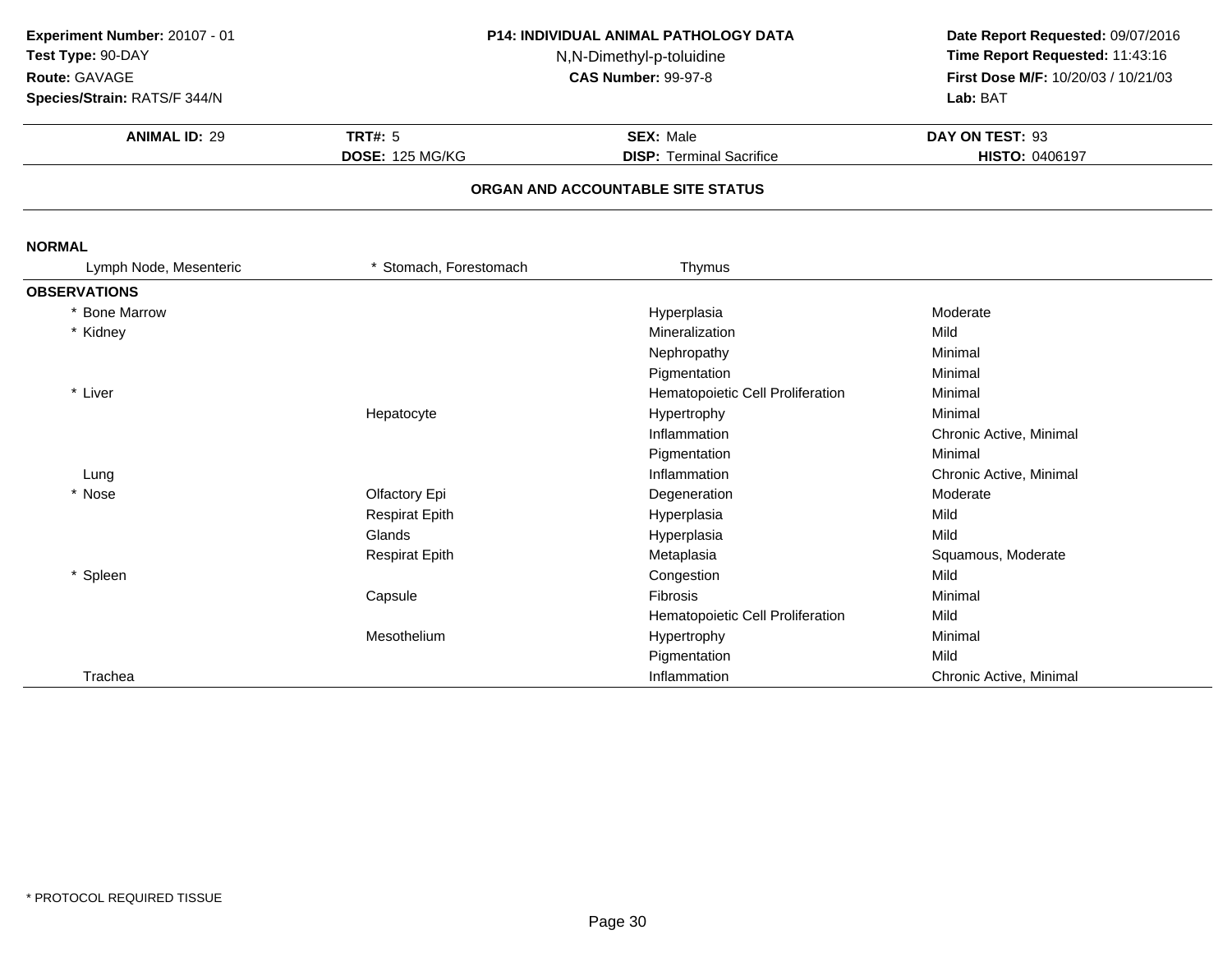**Experiment Number:** 20107 - 01
**Test Type:** 90-DAY
**Route:** GAVAGE
**Species/Strain:** RATS/F 344/N

**P14: INDIVIDUAL ANIMAL PATHOLOGY DATA**
N,N-Dimethyl-p-toluidine
**CAS Number:** 99-97-8

**Date Report Requested:** 09/07/2016
**Time Report Requested:** 11:43:16
**First Dose M/F:** 10/20/03 / 10/21/03
**Lab:** BAT

| **ANIMAL ID:** 29 | **TRT#:** 5 | **SEX:** Male | **DAY ON TEST:** 93 |
|---|---|---|---|
| | **DOSE:** 125 MG/KG | **DISP:** Terminal Sacrifice | **HISTO:** 0406197 |

## ORGAN AND ACCOUNTABLE SITE STATUS

**NORMAL**

| Lymph Node, Mesenteric | * Stomach, Forestomach | Thymus |
|---|---|---|

**OBSERVATIONS**

| Organ | Site | Observation | Severity |
|---|---|---|---|
| * Bone Marrow | | Hyperplasia | Moderate |
| * Kidney | | Mineralization | Mild |
| | | Nephropathy | Minimal |
| | | Pigmentation | Minimal |
| * Liver | | Hematopoietic Cell Proliferation | Minimal |
| | Hepatocyte | Hypertrophy | Minimal |
| | | Inflammation | Chronic Active, Minimal |
| | | Pigmentation | Minimal |
| Lung | | Inflammation | Chronic Active, Minimal |
| * Nose | Olfactory Epi | Degeneration | Moderate |
| | Respirat Epith | Hyperplasia | Mild |
| | Glands | Hyperplasia | Mild |
| | Respirat Epith | Metaplasia | Squamous, Moderate |
| * Spleen | | Congestion | Mild |
| | Capsule | Fibrosis | Minimal |
| | | Hematopoietic Cell Proliferation | Mild |
| | Mesothelium | Hypertrophy | Minimal |
| | | Pigmentation | Mild |
| Trachea | | Inflammation | Chronic Active, Minimal |

\* PROTOCOL REQUIRED TISSUE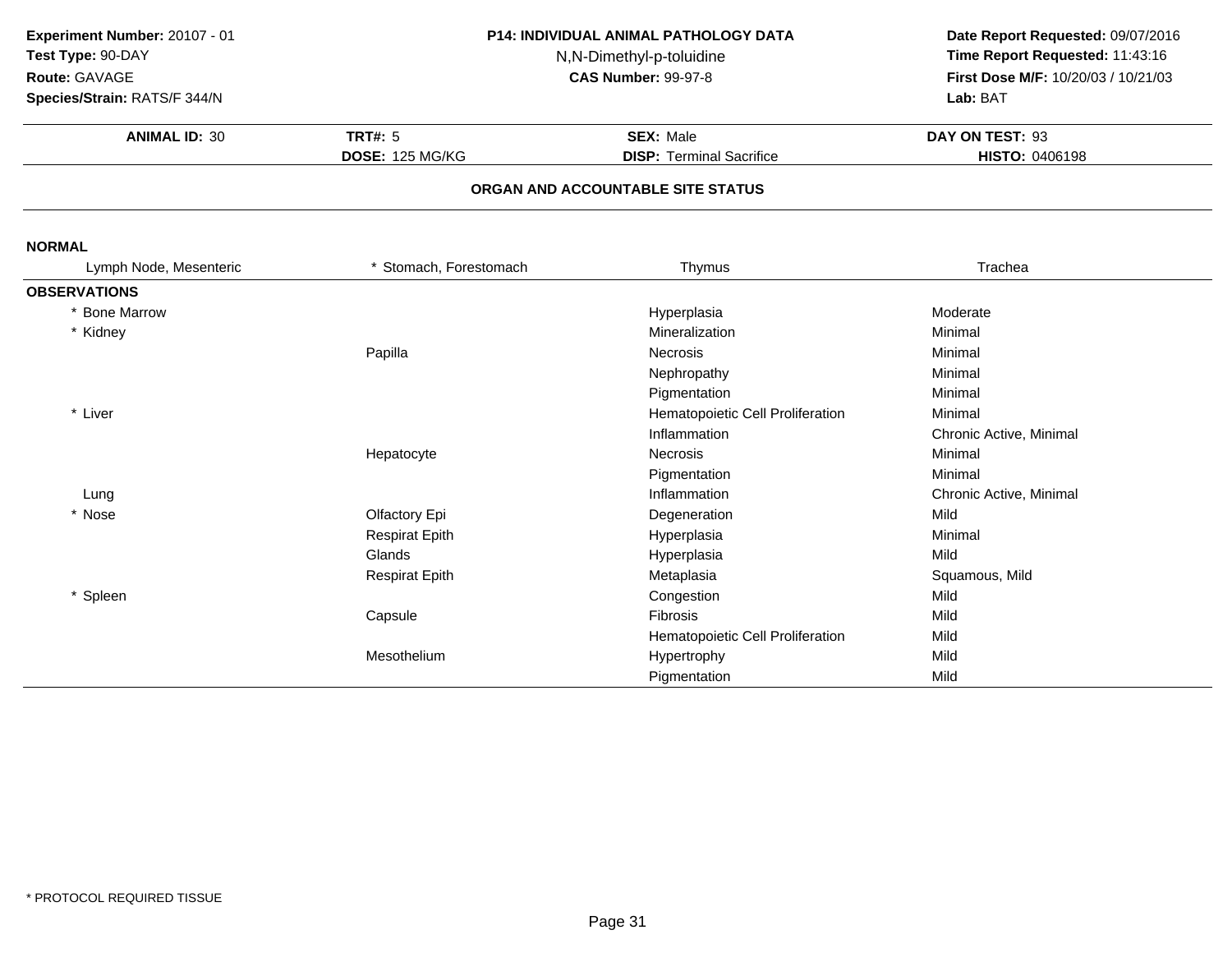**Experiment Number:** 20107 - 01
**Test Type:** 90-DAY
**Route:** GAVAGE
**Species/Strain:** RATS/F 344/N

**P14: INDIVIDUAL ANIMAL PATHOLOGY DATA**
N,N-Dimethyl-p-toluidine
**CAS Number:** 99-97-8

**Date Report Requested:** 09/07/2016
**Time Report Requested:** 11:43:16
**First Dose M/F:** 10/20/03 / 10/21/03
**Lab:** BAT

| **ANIMAL ID:** 30 | **TRT#:** 5 | **SEX:** Male | **DAY ON TEST:** 93 |
|---|---|---|---|
| | **DOSE:** 125 MG/KG | **DISP:** Terminal Sacrifice | **HISTO:** 0406198 |

## ORGAN AND ACCOUNTABLE SITE STATUS

**NORMAL**

| Lymph Node, Mesenteric | * Stomach, Forestomach | Thymus | Trachea |
|---|---|---|---|

**OBSERVATIONS**

| Organ | Site | Observation | Severity |
|---|---|---|---|
| * Bone Marrow | | Hyperplasia | Moderate |
| * Kidney | | Mineralization | Minimal |
| | Papilla | Necrosis | Minimal |
| | | Nephropathy | Minimal |
| | | Pigmentation | Minimal |
| * Liver | | Hematopoietic Cell Proliferation | Minimal |
| | | Inflammation | Chronic Active, Minimal |
| | Hepatocyte | Necrosis | Minimal |
| | | Pigmentation | Minimal |
| Lung | | Inflammation | Chronic Active, Minimal |
| * Nose | Olfactory Epi | Degeneration | Mild |
| | Respirat Epith | Hyperplasia | Minimal |
| | Glands | Hyperplasia | Mild |
| | Respirat Epith | Metaplasia | Squamous, Mild |
| * Spleen | | Congestion | Mild |
| | Capsule | Fibrosis | Mild |
| | | Hematopoietic Cell Proliferation | Mild |
| | Mesothelium | Hypertrophy | Mild |
| | | Pigmentation | Mild |

* PROTOCOL REQUIRED TISSUE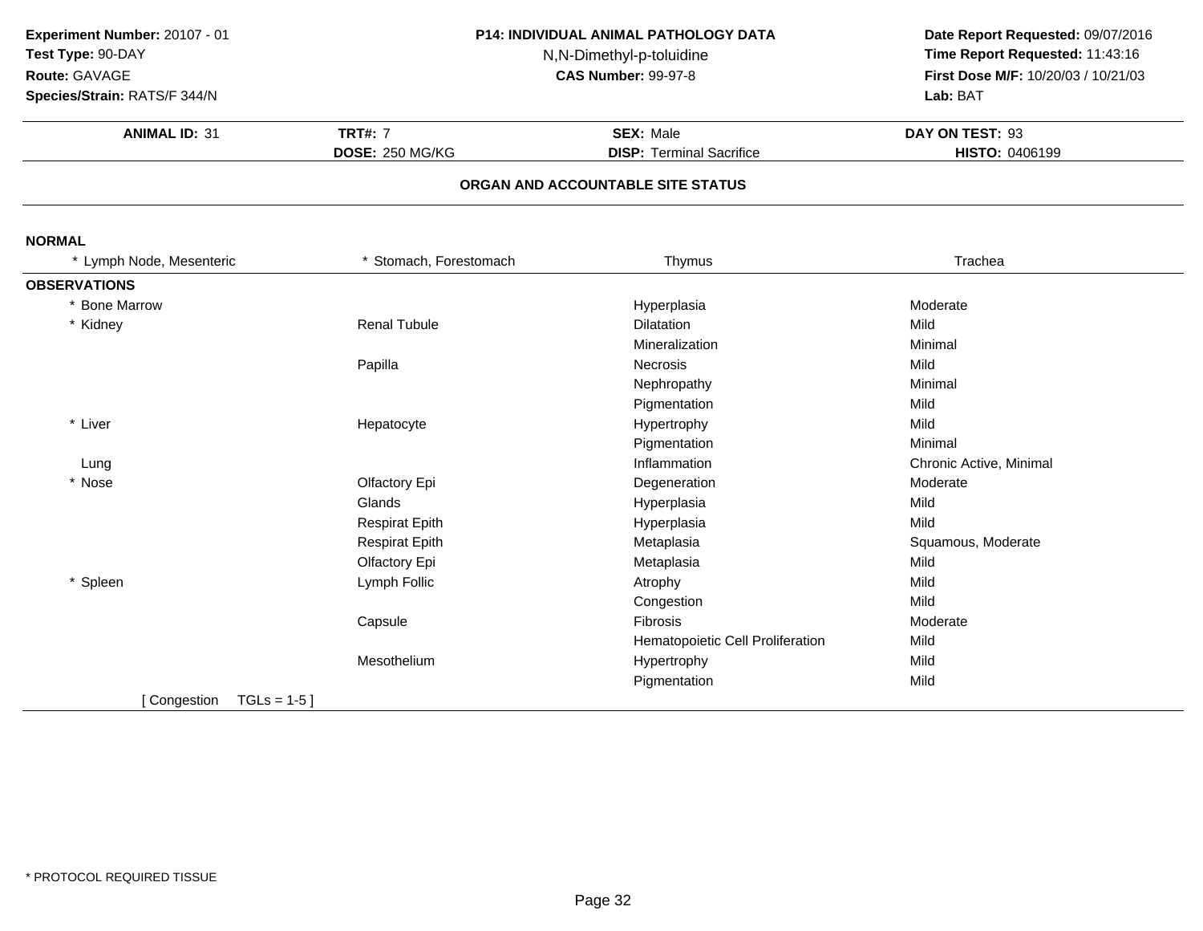**Experiment Number:** 20107 - 01
**Test Type:** 90-DAY
**Route:** GAVAGE
**Species/Strain:** RATS/F 344/N

**P14: INDIVIDUAL ANIMAL PATHOLOGY DATA**
N,N-Dimethyl-p-toluidine
**CAS Number:** 99-97-8

**Date Report Requested:** 09/07/2016
**Time Report Requested:** 11:43:16
**First Dose M/F:** 10/20/03 / 10/21/03
**Lab:** BAT

| **ANIMAL ID:** 31 | **TRT#:** 7 | **SEX:** Male | **DAY ON TEST:** 93 |
|---|---|---|---|
| | **DOSE:** 250 MG/KG | **DISP:** Terminal Sacrifice | **HISTO:** 0406199 |

## ORGAN AND ACCOUNTABLE SITE STATUS

**NORMAL**

| * Lymph Node, Mesenteric | * Stomach, Forestomach | Thymus | Trachea |
|---|---|---|---|

**OBSERVATIONS**

| Organ | Site | Observation | Severity |
|---|---|---|---|
| * Bone Marrow | | Hyperplasia | Moderate |
| * Kidney | Renal Tubule | Dilatation | Mild |
| | | Mineralization | Minimal |
| | Papilla | Necrosis | Mild |
| | | Nephropathy | Minimal |
| | | Pigmentation | Mild |
| * Liver | Hepatocyte | Hypertrophy | Mild |
| | | Pigmentation | Minimal |
| Lung | | Inflammation | Chronic Active, Minimal |
| * Nose | Olfactory Epi | Degeneration | Moderate |
| | Glands | Hyperplasia | Mild |
| | Respirat Epith | Hyperplasia | Mild |
| | Respirat Epith | Metaplasia | Squamous, Moderate |
| | Olfactory Epi | Metaplasia | Mild |
| * Spleen | Lymph Follic | Atrophy | Mild |
| | | Congestion | Mild |
| | Capsule | Fibrosis | Moderate |
| | | Hematopoietic Cell Proliferation | Mild |
| | Mesothelium | Hypertrophy | Mild |
| | | Pigmentation | Mild |

[ Congestion TGLs = 1-5 ]

* PROTOCOL REQUIRED TISSUE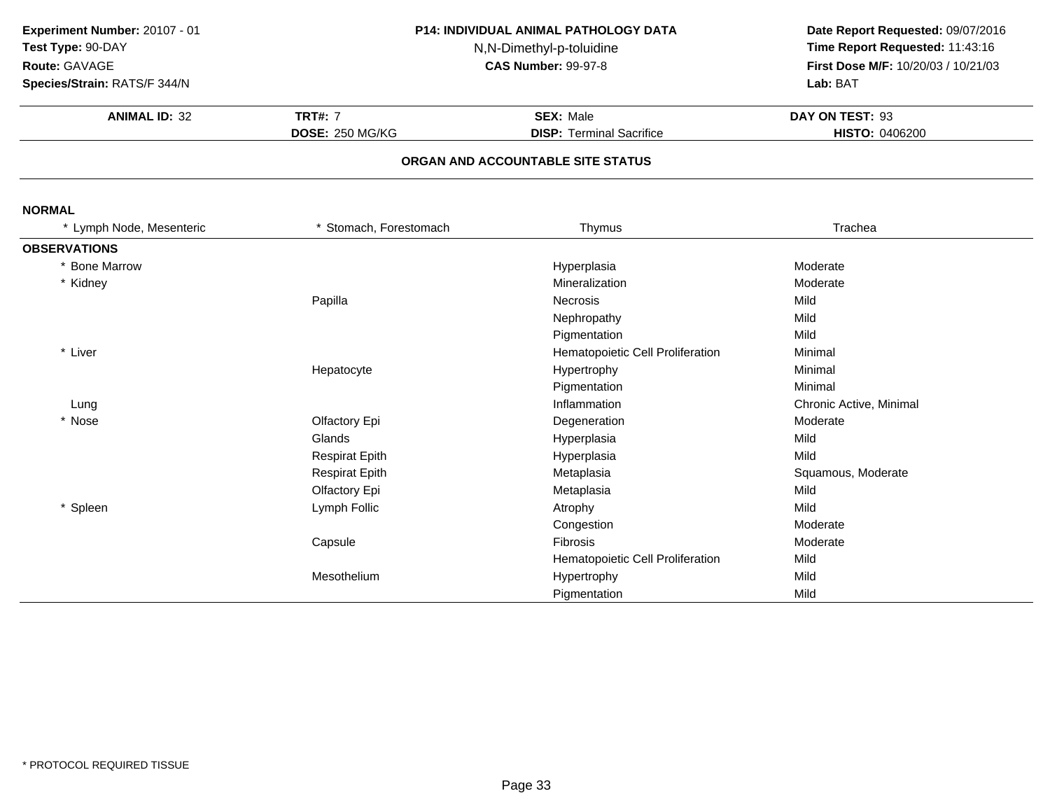**Experiment Number:** 20107 - 01
**Test Type:** 90-DAY
**Route:** GAVAGE
**Species/Strain:** RATS/F 344/N

**P14: INDIVIDUAL ANIMAL PATHOLOGY DATA**
N,N-Dimethyl-p-toluidine
**CAS Number:** 99-97-8

**Date Report Requested:** 09/07/2016
**Time Report Requested:** 11:43:16
**First Dose M/F:** 10/20/03 / 10/21/03
**Lab:** BAT

| **ANIMAL ID:** 32 | **TRT#:** 7 | **SEX:** Male | **DAY ON TEST:** 93 |
|---|---|---|---|
| | **DOSE:** 250 MG/KG | **DISP:** Terminal Sacrifice | **HISTO:** 0406200 |

**ORGAN AND ACCOUNTABLE SITE STATUS**

**NORMAL**

| * Lymph Node, Mesenteric | * Stomach, Forestomach | Thymus | Trachea |
|---|---|---|---|

**OBSERVATIONS**

| Organ | Site | Observation | Severity |
|---|---|---|---|
| * Bone Marrow | | Hyperplasia | Moderate |
| * Kidney | | Mineralization | Moderate |
| | Papilla | Necrosis | Mild |
| | | Nephropathy | Mild |
| | | Pigmentation | Mild |
| * Liver | | Hematopoietic Cell Proliferation | Minimal |
| | Hepatocyte | Hypertrophy | Minimal |
| | | Pigmentation | Minimal |
| Lung | | Inflammation | Chronic Active, Minimal |
| * Nose | Olfactory Epi | Degeneration | Moderate |
| | Glands | Hyperplasia | Mild |
| | Respirat Epith | Hyperplasia | Mild |
| | Respirat Epith | Metaplasia | Squamous, Moderate |
| | Olfactory Epi | Metaplasia | Mild |
| * Spleen | Lymph Follic | Atrophy | Mild |
| | | Congestion | Moderate |
| | Capsule | Fibrosis | Moderate |
| | | Hematopoietic Cell Proliferation | Mild |
| | Mesothelium | Hypertrophy | Mild |
| | | Pigmentation | Mild |

\* PROTOCOL REQUIRED TISSUE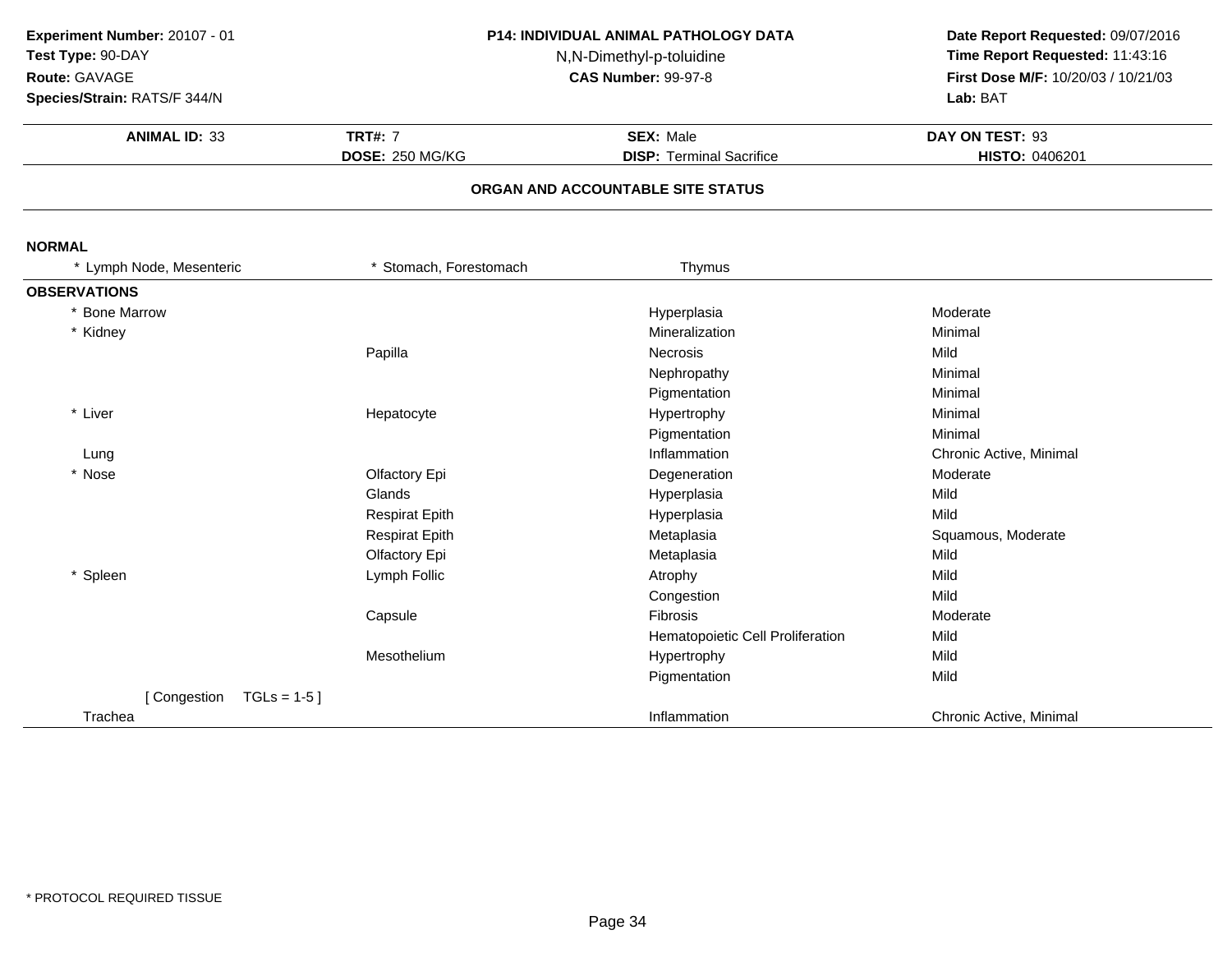**Experiment Number:** 20107 - 01
**Test Type:** 90-DAY
**Route:** GAVAGE
**Species/Strain:** RATS/F 344/N

**P14: INDIVIDUAL ANIMAL PATHOLOGY DATA**
N,N-Dimethyl-p-toluidine
**CAS Number:** 99-97-8

**Date Report Requested:** 09/07/2016
**Time Report Requested:** 11:43:16
**First Dose M/F:** 10/20/03 / 10/21/03
**Lab:** BAT

| **ANIMAL ID:** 33 | **TRT#:** 7 | **SEX:** Male | **DAY ON TEST:** 93 |
|---|---|---|---|
| | **DOSE:** 250 MG/KG | **DISP:** Terminal Sacrifice | **HISTO:** 0406201 |

## ORGAN AND ACCOUNTABLE SITE STATUS

**NORMAL**

| * Lymph Node, Mesenteric | * Stomach, Forestomach | Thymus |
|---|---|---|

**OBSERVATIONS**

| Organ | Site | Observation | Severity |
|---|---|---|---|
| * Bone Marrow | | Hyperplasia | Moderate |
| * Kidney | | Mineralization | Minimal |
| | Papilla | Necrosis | Mild |
| | | Nephropathy | Minimal |
| | | Pigmentation | Minimal |
| * Liver | Hepatocyte | Hypertrophy | Minimal |
| | | Pigmentation | Minimal |
| Lung | | Inflammation | Chronic Active, Minimal |
| * Nose | Olfactory Epi | Degeneration | Moderate |
| | Glands | Hyperplasia | Mild |
| | Respirat Epith | Hyperplasia | Mild |
| | Respirat Epith | Metaplasia | Squamous, Moderate |
| | Olfactory Epi | Metaplasia | Mild |
| * Spleen | Lymph Follic | Atrophy | Mild |
| | | Congestion | Mild |
| | Capsule | Fibrosis | Moderate |
| | | Hematopoietic Cell Proliferation | Mild |
| | Mesothelium | Hypertrophy | Mild |
| | | Pigmentation | Mild |
| [ Congestion TGLs = 1-5 ] | | | |
| Trachea | | Inflammation | Chronic Active, Minimal |

\* PROTOCOL REQUIRED TISSUE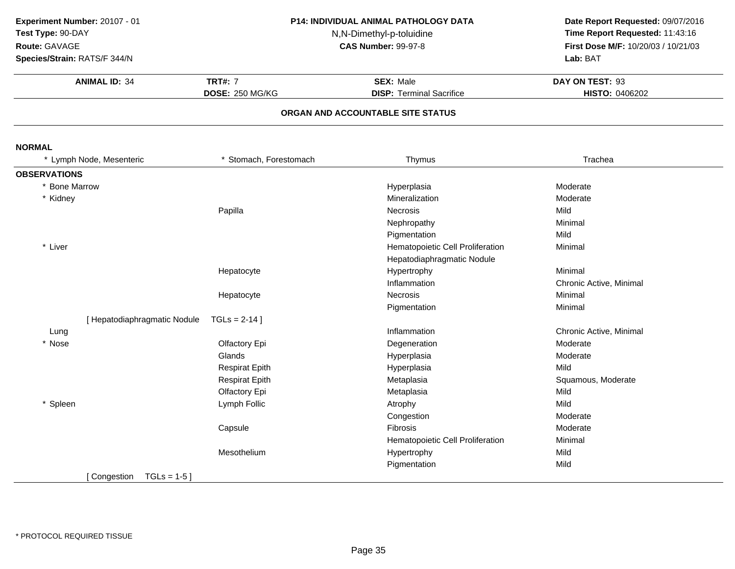**Experiment Number:** 20107 - 01
**Test Type:** 90-DAY
**Route:** GAVAGE
**Species/Strain:** RATS/F 344/N

**P14: INDIVIDUAL ANIMAL PATHOLOGY DATA**
N,N-Dimethyl-p-toluidine
**CAS Number:** 99-97-8

**Date Report Requested:** 09/07/2016
**Time Report Requested:** 11:43:16
**First Dose M/F:** 10/20/03 / 10/21/03
**Lab:** BAT

| **ANIMAL ID:** 34 | **TRT#:** 7 | **SEX:** Male | **DAY ON TEST:** 93 |
|---|---|---|---|
| | **DOSE:** 250 MG/KG | **DISP:** Terminal Sacrifice | **HISTO:** 0406202 |

## ORGAN AND ACCOUNTABLE SITE STATUS

**NORMAL**

| * Lymph Node, Mesenteric | * Stomach, Forestomach | Thymus | Trachea |
|---|---|---|---|

**OBSERVATIONS**

| Organ | Site | Observation | Severity |
|---|---|---|---|
| * Bone Marrow | | Hyperplasia | Moderate |
| * Kidney | | Mineralization | Moderate |
| | Papilla | Necrosis | Mild |
| | | Nephropathy | Minimal |
| | | Pigmentation | Mild |
| * Liver | | Hematopoietic Cell Proliferation | Minimal |
| | | Hepatodiaphragmatic Nodule | |
| | Hepatocyte | Hypertrophy | Minimal |
| | | Inflammation | Chronic Active, Minimal |
| | Hepatocyte | Necrosis | Minimal |
| | | Pigmentation | Minimal |
| [ Hepatodiaphragmatic Nodule | TGLs = 2-14 ] | | |
| Lung | | Inflammation | Chronic Active, Minimal |
| * Nose | Olfactory Epi | Degeneration | Moderate |
| | Glands | Hyperplasia | Moderate |
| | Respirat Epith | Hyperplasia | Mild |
| | Respirat Epith | Metaplasia | Squamous, Moderate |
| | Olfactory Epi | Metaplasia | Mild |
| * Spleen | Lymph Follic | Atrophy | Mild |
| | | Congestion | Moderate |
| | Capsule | Fibrosis | Moderate |
| | | Hematopoietic Cell Proliferation | Minimal |
| | Mesothelium | Hypertrophy | Mild |
| | | Pigmentation | Mild |
| [ Congestion TGLs = 1-5 ] | | | |

\* PROTOCOL REQUIRED TISSUE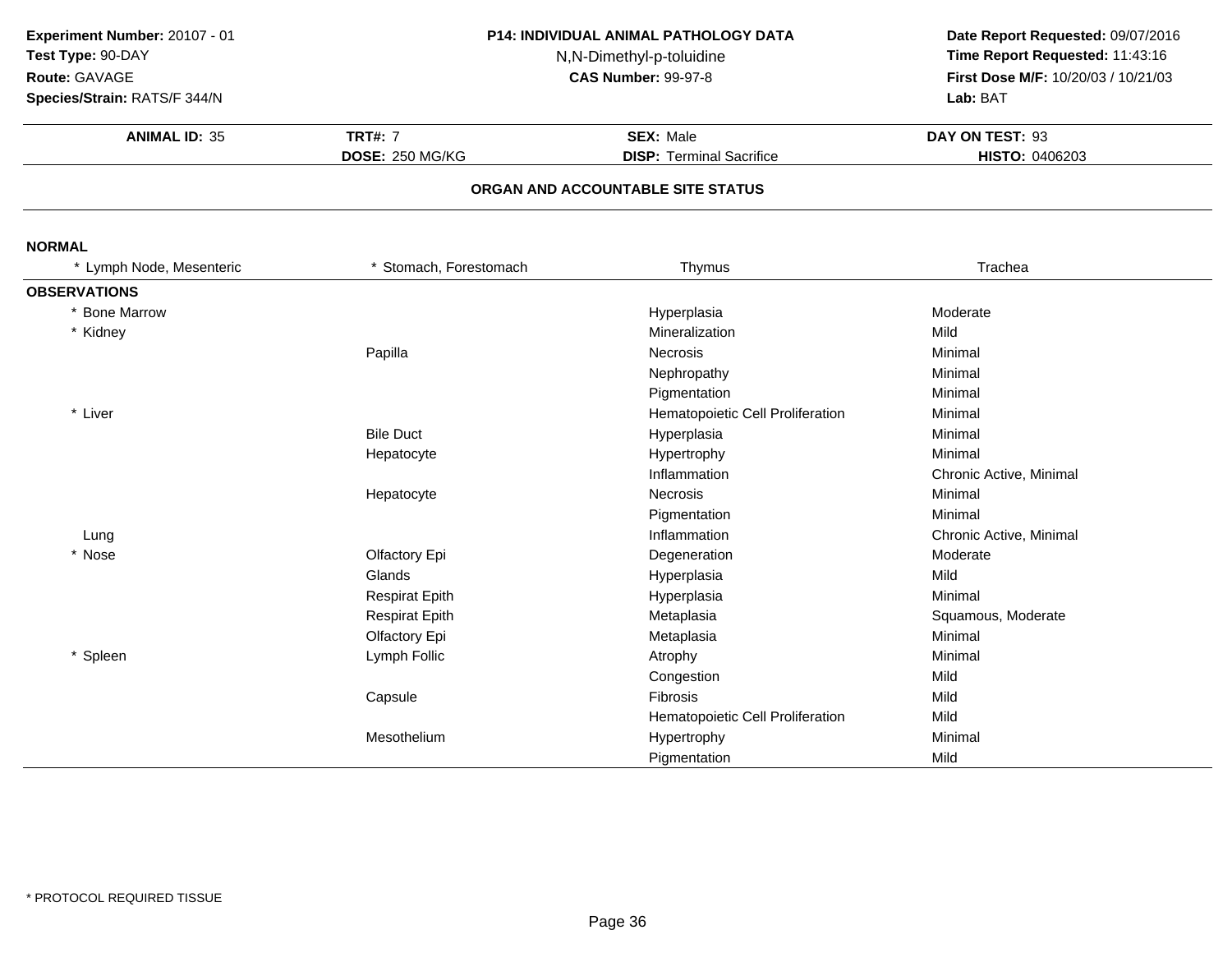**Experiment Number:** 20107 - 01
**Test Type:** 90-DAY
**Route:** GAVAGE
**Species/Strain:** RATS/F 344/N

**P14: INDIVIDUAL ANIMAL PATHOLOGY DATA**
N,N-Dimethyl-p-toluidine
**CAS Number:** 99-97-8

**Date Report Requested:** 09/07/2016
**Time Report Requested:** 11:43:16
**First Dose M/F:** 10/20/03 / 10/21/03
**Lab:** BAT

| **ANIMAL ID:** 35 | **TRT#:** 7 | **SEX:** Male | **DAY ON TEST:** 93 |
|---|---|---|---|
| | **DOSE:** 250 MG/KG | **DISP:** Terminal Sacrifice | **HISTO:** 0406203 |

## ORGAN AND ACCOUNTABLE SITE STATUS

**NORMAL**

| * Lymph Node, Mesenteric | * Stomach, Forestomach | Thymus | Trachea |
|---|---|---|---|

**OBSERVATIONS**

| Organ | Site | Observation | Severity |
|---|---|---|---|
| * Bone Marrow | | Hyperplasia | Moderate |
| * Kidney | | Mineralization | Mild |
| | Papilla | Necrosis | Minimal |
| | | Nephropathy | Minimal |
| | | Pigmentation | Minimal |
| * Liver | | Hematopoietic Cell Proliferation | Minimal |
| | Bile Duct | Hyperplasia | Minimal |
| | Hepatocyte | Hypertrophy | Minimal |
| | | Inflammation | Chronic Active, Minimal |
| | Hepatocyte | Necrosis | Minimal |
| | | Pigmentation | Minimal |
| Lung | | Inflammation | Chronic Active, Minimal |
| * Nose | Olfactory Epi | Degeneration | Moderate |
| | Glands | Hyperplasia | Mild |
| | Respirat Epith | Hyperplasia | Minimal |
| | Respirat Epith | Metaplasia | Squamous, Moderate |
| | Olfactory Epi | Metaplasia | Minimal |
| * Spleen | Lymph Follic | Atrophy | Minimal |
| | | Congestion | Mild |
| | Capsule | Fibrosis | Mild |
| | | Hematopoietic Cell Proliferation | Mild |
| | Mesothelium | Hypertrophy | Minimal |
| | | Pigmentation | Mild |

* PROTOCOL REQUIRED TISSUE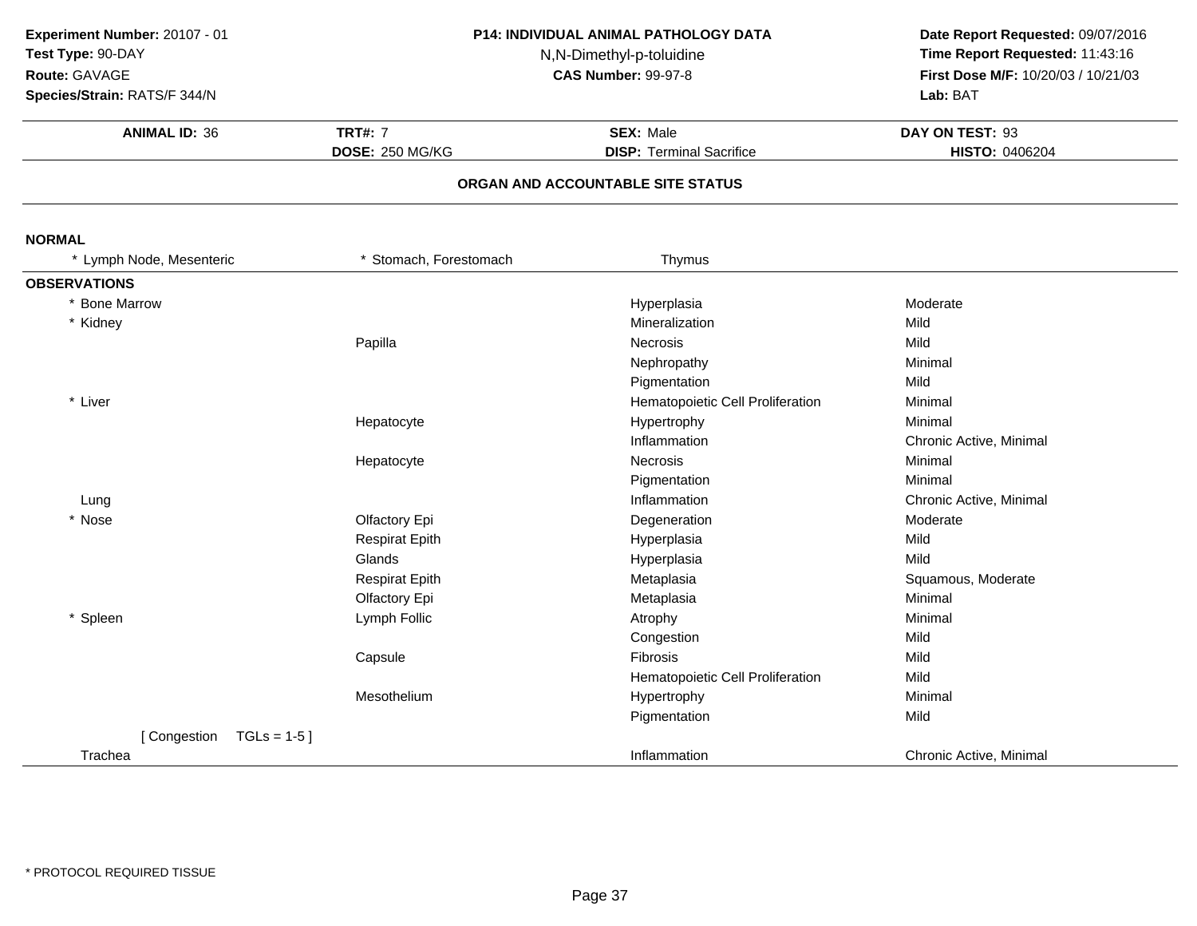**Experiment Number:** 20107 - 01
**Test Type:** 90-DAY
**Route:** GAVAGE
**Species/Strain:** RATS/F 344/N

**P14: INDIVIDUAL ANIMAL PATHOLOGY DATA**
N,N-Dimethyl-p-toluidine
**CAS Number:** 99-97-8

**Date Report Requested:** 09/07/2016
**Time Report Requested:** 11:43:16
**First Dose M/F:** 10/20/03 / 10/21/03
**Lab:** BAT

| **ANIMAL ID:** 36 | **TRT#:** 7 | **SEX:** Male | **DAY ON TEST:** 93 |
|---|---|---|---|
| | **DOSE:** 250 MG/KG | **DISP:** Terminal Sacrifice | **HISTO:** 0406204 |

## ORGAN AND ACCOUNTABLE SITE STATUS

**NORMAL**

| * Lymph Node, Mesenteric | * Stomach, Forestomach | Thymus |
|---|---|---|

**OBSERVATIONS**

| Organ | Site | Observation | Severity |
|---|---|---|---|
| * Bone Marrow | | Hyperplasia | Moderate |
| * Kidney | | Mineralization | Mild |
| | Papilla | Necrosis | Mild |
| | | Nephropathy | Minimal |
| | | Pigmentation | Mild |
| * Liver | | Hematopoietic Cell Proliferation | Minimal |
| | Hepatocyte | Hypertrophy | Minimal |
| | | Inflammation | Chronic Active, Minimal |
| | Hepatocyte | Necrosis | Minimal |
| | | Pigmentation | Minimal |
| Lung | | Inflammation | Chronic Active, Minimal |
| * Nose | Olfactory Epi | Degeneration | Moderate |
| | Respirat Epith | Hyperplasia | Mild |
| | Glands | Hyperplasia | Mild |
| | Respirat Epith | Metaplasia | Squamous, Moderate |
| | Olfactory Epi | Metaplasia | Minimal |
| * Spleen | Lymph Follic | Atrophy | Minimal |
| | | Congestion | Mild |
| | Capsule | Fibrosis | Mild |
| | | Hematopoietic Cell Proliferation | Mild |
| | Mesothelium | Hypertrophy | Minimal |
| | | Pigmentation | Mild |
| [ Congestion TGLs = 1-5 ] | | | |
| Trachea | | Inflammation | Chronic Active, Minimal |

* PROTOCOL REQUIRED TISSUE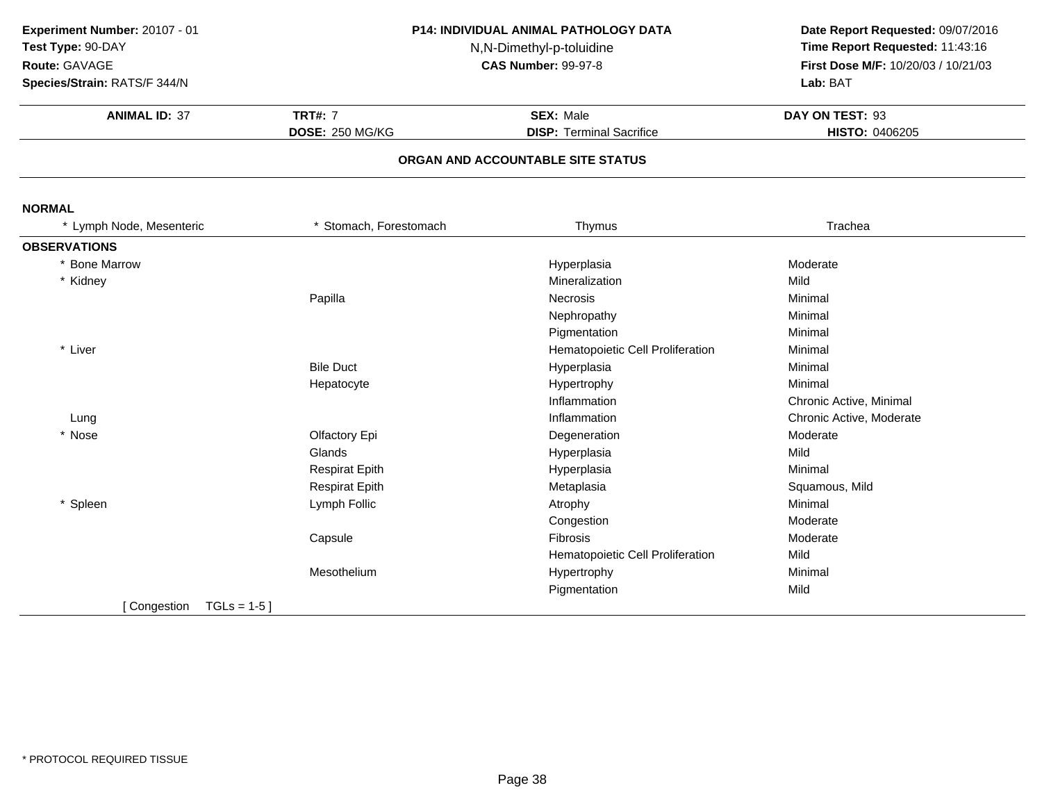**Experiment Number:** 20107 - 01
**Test Type:** 90-DAY
**Route:** GAVAGE
**Species/Strain:** RATS/F 344/N

**P14: INDIVIDUAL ANIMAL PATHOLOGY DATA**
N,N-Dimethyl-p-toluidine
**CAS Number:** 99-97-8

**Date Report Requested:** 09/07/2016
**Time Report Requested:** 11:43:16
**First Dose M/F:** 10/20/03 / 10/21/03
**Lab:** BAT

| **ANIMAL ID:** 37 | **TRT#:** 7 | **SEX:** Male | **DAY ON TEST:** 93 |
|---|---|---|---|
| | **DOSE:** 250 MG/KG | **DISP:** Terminal Sacrifice | **HISTO:** 0406205 |

## ORGAN AND ACCOUNTABLE SITE STATUS

**NORMAL**

| * Lymph Node, Mesenteric | * Stomach, Forestomach | Thymus | Trachea |
|---|---|---|---|

**OBSERVATIONS**

| Organ | Site | Observation | Severity |
|---|---|---|---|
| * Bone Marrow | | Hyperplasia | Moderate |
| * Kidney | | Mineralization | Mild |
| | Papilla | Necrosis | Minimal |
| | | Nephropathy | Minimal |
| | | Pigmentation | Minimal |
| * Liver | | Hematopoietic Cell Proliferation | Minimal |
| | Bile Duct | Hyperplasia | Minimal |
| | Hepatocyte | Hypertrophy | Minimal |
| | | Inflammation | Chronic Active, Minimal |
| Lung | | Inflammation | Chronic Active, Moderate |
| * Nose | Olfactory Epi | Degeneration | Moderate |
| | Glands | Hyperplasia | Mild |
| | Respirat Epith | Hyperplasia | Minimal |
| | Respirat Epith | Metaplasia | Squamous, Mild |
| * Spleen | Lymph Follic | Atrophy | Minimal |
| | | Congestion | Moderate |
| | Capsule | Fibrosis | Moderate |
| | | Hematopoietic Cell Proliferation | Mild |
| | Mesothelium | Hypertrophy | Minimal |
| | | Pigmentation | Mild |

[ Congestion TGLs = 1-5 ]

* PROTOCOL REQUIRED TISSUE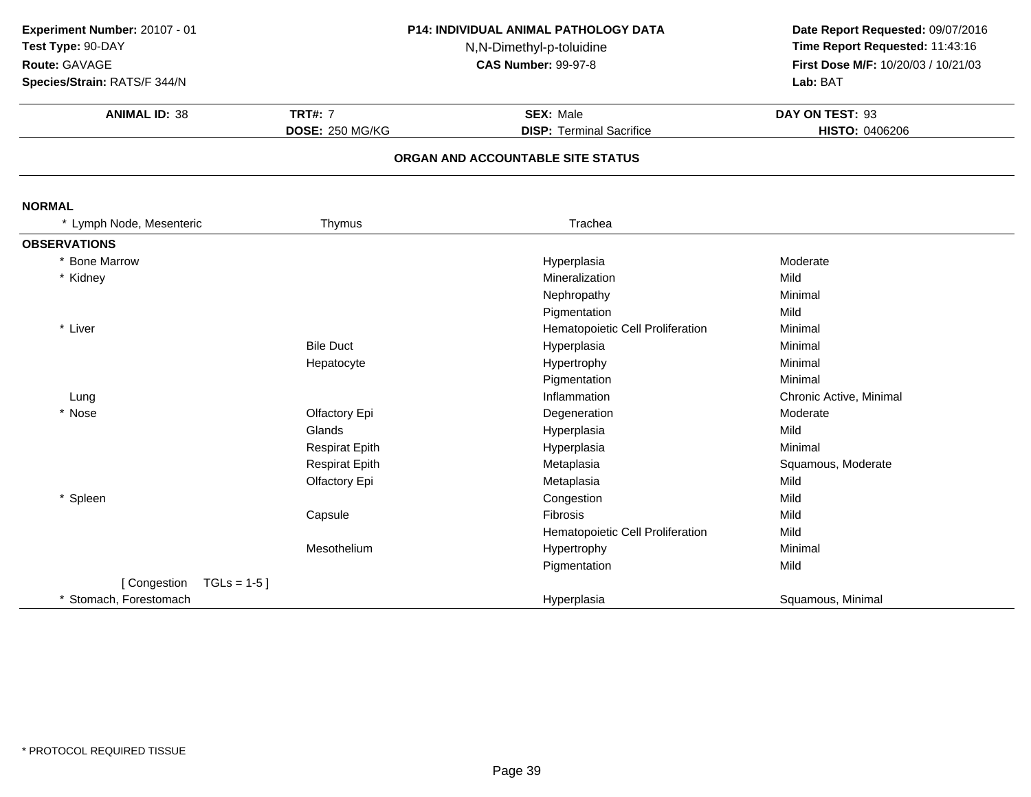**Experiment Number:** 20107 - 01
**Test Type:** 90-DAY
**Route:** GAVAGE
**Species/Strain:** RATS/F 344/N

**P14: INDIVIDUAL ANIMAL PATHOLOGY DATA**
N,N-Dimethyl-p-toluidine
**CAS Number:** 99-97-8

**Date Report Requested:** 09/07/2016
**Time Report Requested:** 11:43:16
**First Dose M/F:** 10/20/03 / 10/21/03
**Lab:** BAT

| **ANIMAL ID:** 38 | **TRT#:** 7 | **SEX:** Male | **DAY ON TEST:** 93 |
|---|---|---|---|
| | **DOSE:** 250 MG/KG | **DISP:** Terminal Sacrifice | **HISTO:** 0406206 |

## ORGAN AND ACCOUNTABLE SITE STATUS

**NORMAL**

| * Lymph Node, Mesenteric | Thymus | Trachea | |
|---|---|---|---|

**OBSERVATIONS**

| Organ | Site | Observation | Severity |
|---|---|---|---|
| * Bone Marrow | | Hyperplasia | Moderate |
| * Kidney | | Mineralization | Mild |
| | | Nephropathy | Minimal |
| | | Pigmentation | Mild |
| * Liver | | Hematopoietic Cell Proliferation | Minimal |
| | Bile Duct | Hyperplasia | Minimal |
| | Hepatocyte | Hypertrophy | Minimal |
| | | Pigmentation | Minimal |
| Lung | | Inflammation | Chronic Active, Minimal |
| * Nose | Olfactory Epi | Degeneration | Moderate |
| | Glands | Hyperplasia | Mild |
| | Respirat Epith | Hyperplasia | Minimal |
| | Respirat Epith | Metaplasia | Squamous, Moderate |
| | Olfactory Epi | Metaplasia | Mild |
| * Spleen | | Congestion | Mild |
| | Capsule | Fibrosis | Mild |
| | | Hematopoietic Cell Proliferation | Mild |
| | Mesothelium | Hypertrophy | Minimal |
| | | Pigmentation | Mild |
| [ Congestion TGLs = 1-5 ] | | | |
| * Stomach, Forestomach | | Hyperplasia | Squamous, Minimal |

* PROTOCOL REQUIRED TISSUE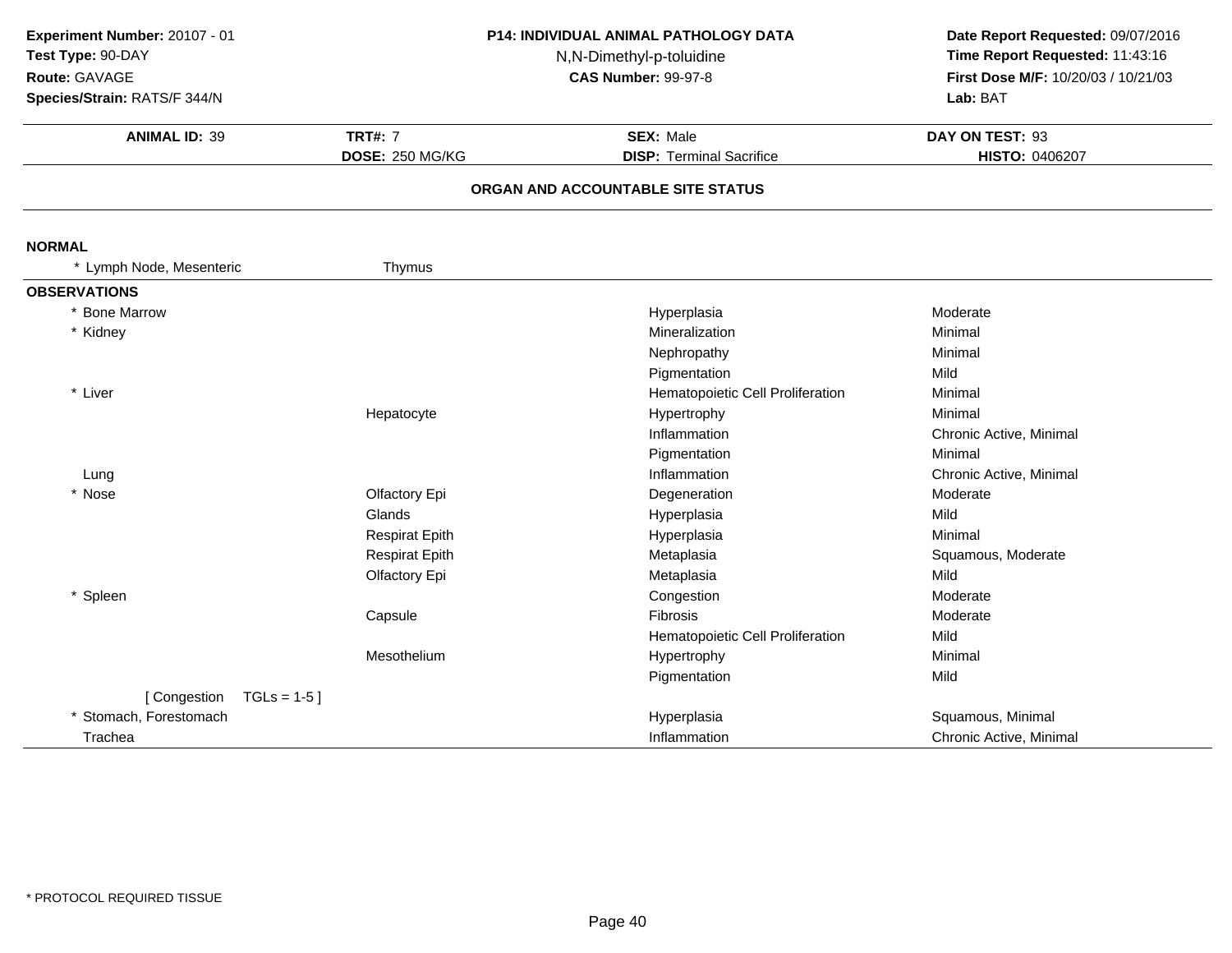**Experiment Number:** 20107 - 01
**Test Type:** 90-DAY
**Route:** GAVAGE
**Species/Strain:** RATS/F 344/N

**P14: INDIVIDUAL ANIMAL PATHOLOGY DATA**
N,N-Dimethyl-p-toluidine
**CAS Number:** 99-97-8

**Date Report Requested:** 09/07/2016
**Time Report Requested:** 11:43:16
**First Dose M/F:** 10/20/03 / 10/21/03
**Lab:** BAT

| **ANIMAL ID:** 39 | **TRT#:** 7 | **SEX:** Male | **DAY ON TEST:** 93 |
|---|---|---|---|
| | **DOSE:** 250 MG/KG | **DISP:** Terminal Sacrifice | **HISTO:** 0406207 |

**ORGAN AND ACCOUNTABLE SITE STATUS**

**NORMAL**

| | | | |
|---|---|---|---|
| * Lymph Node, Mesenteric | Thymus | | |

**OBSERVATIONS**

| Organ | Site | Observation | Severity |
|---|---|---|---|
| * Bone Marrow | | Hyperplasia | Moderate |
| * Kidney | | Mineralization | Minimal |
| | | Nephropathy | Minimal |
| | | Pigmentation | Mild |
| * Liver | | Hematopoietic Cell Proliferation | Minimal |
| | Hepatocyte | Hypertrophy | Minimal |
| | | Inflammation | Chronic Active, Minimal |
| | | Pigmentation | Minimal |
| Lung | | Inflammation | Chronic Active, Minimal |
| * Nose | Olfactory Epi | Degeneration | Moderate |
| | Glands | Hyperplasia | Mild |
| | Respirat Epith | Hyperplasia | Minimal |
| | Respirat Epith | Metaplasia | Squamous, Moderate |
| | Olfactory Epi | Metaplasia | Mild |
| * Spleen | | Congestion | Moderate |
| | Capsule | Fibrosis | Moderate |
| | | Hematopoietic Cell Proliferation | Mild |
| | Mesothelium | Hypertrophy | Minimal |
| | | Pigmentation | Mild |
| [ Congestion TGLs = 1-5 ] | | | |
| * Stomach, Forestomach | | Hyperplasia | Squamous, Minimal |
| Trachea | | Inflammation | Chronic Active, Minimal |

* PROTOCOL REQUIRED TISSUE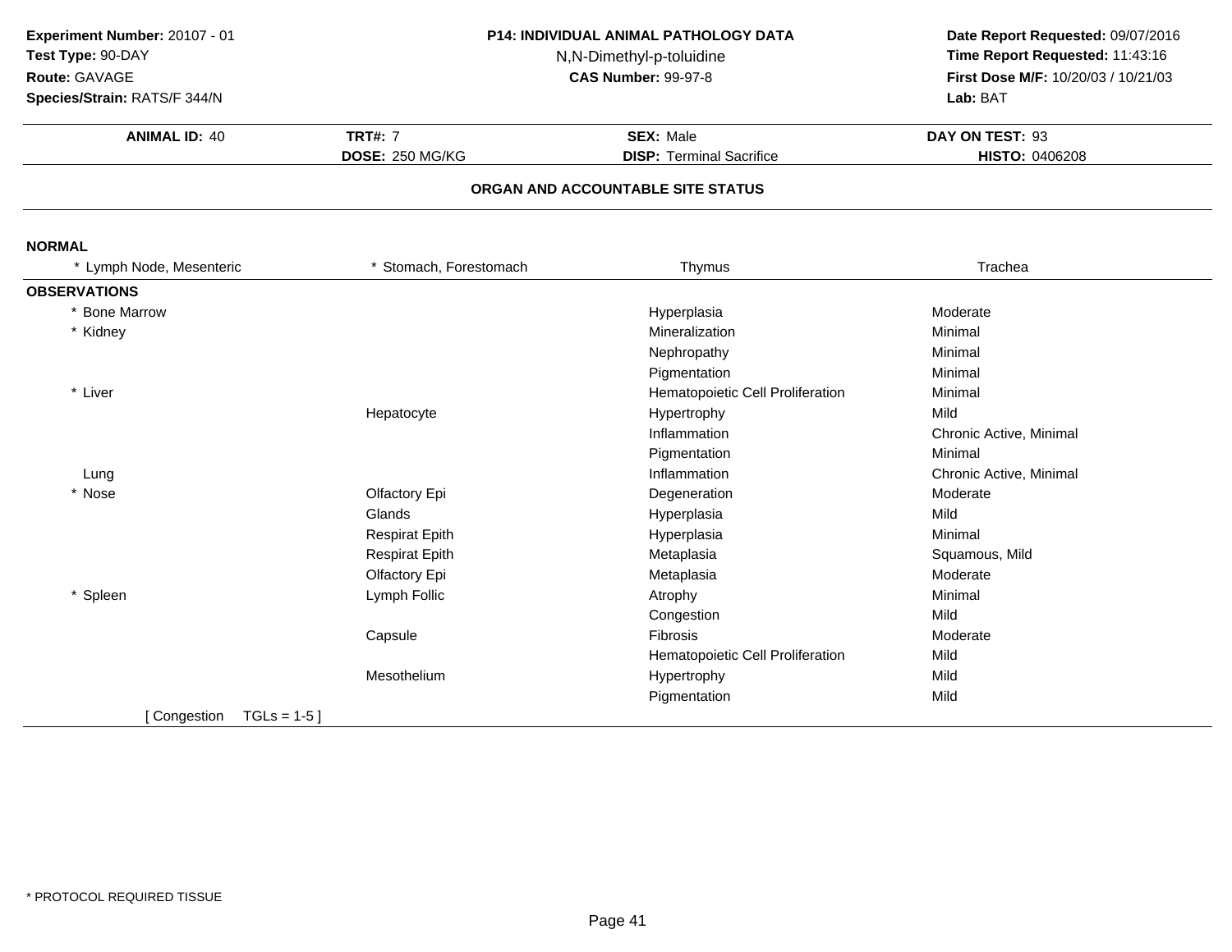**Experiment Number:** 20107 - 01
**Test Type:** 90-DAY
**Route:** GAVAGE
**Species/Strain:** RATS/F 344/N

**P14: INDIVIDUAL ANIMAL PATHOLOGY DATA**
N,N-Dimethyl-p-toluidine
**CAS Number:** 99-97-8

**Date Report Requested:** 09/07/2016
**Time Report Requested:** 11:43:16
**First Dose M/F:** 10/20/03 / 10/21/03
**Lab:** BAT

| **ANIMAL ID:** 40 | **TRT#:** 7 | **SEX:** Male | **DAY ON TEST:** 93 |
|---|---|---|---|
| | **DOSE:** 250 MG/KG | **DISP:** Terminal Sacrifice | **HISTO:** 0406208 |

## ORGAN AND ACCOUNTABLE SITE STATUS

**NORMAL**

| * Lymph Node, Mesenteric | * Stomach, Forestomach | Thymus | Trachea |
|---|---|---|---|

**OBSERVATIONS**

| Organ | Site | Observation | Severity |
|---|---|---|---|
| * Bone Marrow | | Hyperplasia | Moderate |
| * Kidney | | Mineralization | Minimal |
| | | Nephropathy | Minimal |
| | | Pigmentation | Minimal |
| * Liver | | Hematopoietic Cell Proliferation | Minimal |
| | Hepatocyte | Hypertrophy | Mild |
| | | Inflammation | Chronic Active, Minimal |
| | | Pigmentation | Minimal |
| Lung | | Inflammation | Chronic Active, Minimal |
| * Nose | Olfactory Epi | Degeneration | Moderate |
| | Glands | Hyperplasia | Mild |
| | Respirat Epith | Hyperplasia | Minimal |
| | Respirat Epith | Metaplasia | Squamous, Mild |
| | Olfactory Epi | Metaplasia | Moderate |
| * Spleen | Lymph Follic | Atrophy | Minimal |
| | | Congestion | Mild |
| | Capsule | Fibrosis | Moderate |
| | | Hematopoietic Cell Proliferation | Mild |
| | Mesothelium | Hypertrophy | Mild |
| | | Pigmentation | Mild |

[ Congestion TGLs = 1-5 ]

* PROTOCOL REQUIRED TISSUE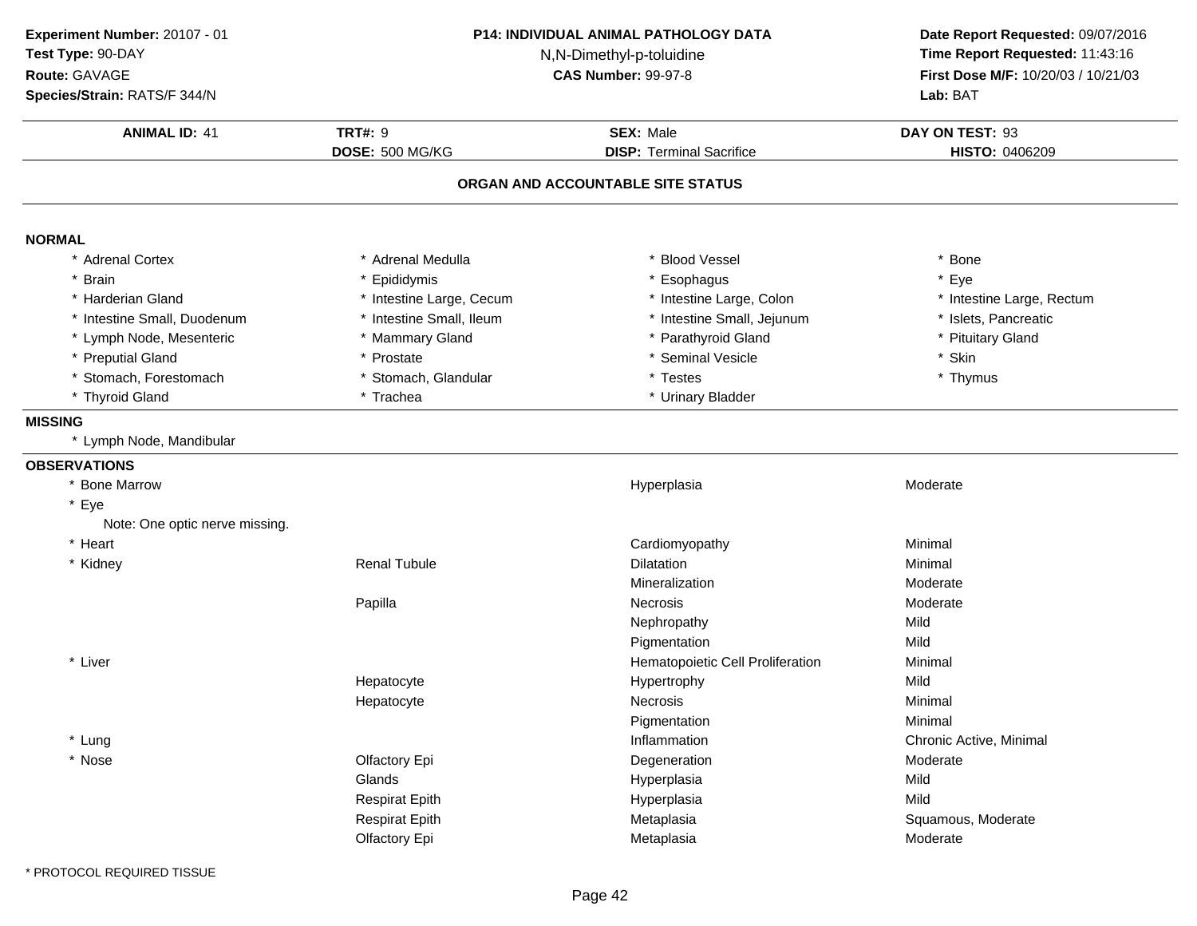**Experiment Number:** 20107 - 01
**Test Type:** 90-DAY
**Route:** GAVAGE
**Species/Strain:** RATS/F 344/N

**P14: INDIVIDUAL ANIMAL PATHOLOGY DATA**
N,N-Dimethyl-p-toluidine
**CAS Number:** 99-97-8

**Date Report Requested:** 09/07/2016
**Time Report Requested:** 11:43:16
**First Dose M/F:** 10/20/03 / 10/21/03
**Lab:** BAT

| **ANIMAL ID:** 41 | **TRT#:** 9 | **SEX:** Male | **DAY ON TEST:** 93 |
|---|---|---|---|
| | **DOSE:** 500 MG/KG | **DISP:** Terminal Sacrifice | **HISTO:** 0406209 |

## ORGAN AND ACCOUNTABLE SITE STATUS

### NORMAL

| | | | |
|---|---|---|---|
| * Adrenal Cortex | * Adrenal Medulla | * Blood Vessel | * Bone |
| * Brain | * Epididymis | * Esophagus | * Eye |
| * Harderian Gland | * Intestine Large, Cecum | * Intestine Large, Colon | * Intestine Large, Rectum |
| * Intestine Small, Duodenum | * Intestine Small, Ileum | * Intestine Small, Jejunum | * Islets, Pancreatic |
| * Lymph Node, Mesenteric | * Mammary Gland | * Parathyroid Gland | * Pituitary Gland |
| * Preputial Gland | * Prostate | * Seminal Vesicle | * Skin |
| * Stomach, Forestomach | * Stomach, Glandular | * Testes | * Thymus |
| * Thyroid Gland | * Trachea | * Urinary Bladder | |

### MISSING

* Lymph Node, Mandibular

### OBSERVATIONS

| Organ | Site | Observation | Severity |
|---|---|---|---|
| * Bone Marrow | | Hyperplasia | Moderate |
| * Eye | | | |
| Note: One optic nerve missing. | | | |
| * Heart | | Cardiomyopathy | Minimal |
| * Kidney | Renal Tubule | Dilatation | Minimal |
| | | Mineralization | Moderate |
| | Papilla | Necrosis | Moderate |
| | | Nephropathy | Mild |
| | | Pigmentation | Mild |
| * Liver | | Hematopoietic Cell Proliferation | Minimal |
| | Hepatocyte | Hypertrophy | Mild |
| | Hepatocyte | Necrosis | Minimal |
| | | Pigmentation | Minimal |
| * Lung | | Inflammation | Chronic Active, Minimal |
| * Nose | Olfactory Epi | Degeneration | Moderate |
| | Glands | Hyperplasia | Mild |
| | Respirat Epith | Hyperplasia | Mild |
| | Respirat Epith | Metaplasia | Squamous, Moderate |
| | Olfactory Epi | Metaplasia | Moderate |

\* PROTOCOL REQUIRED TISSUE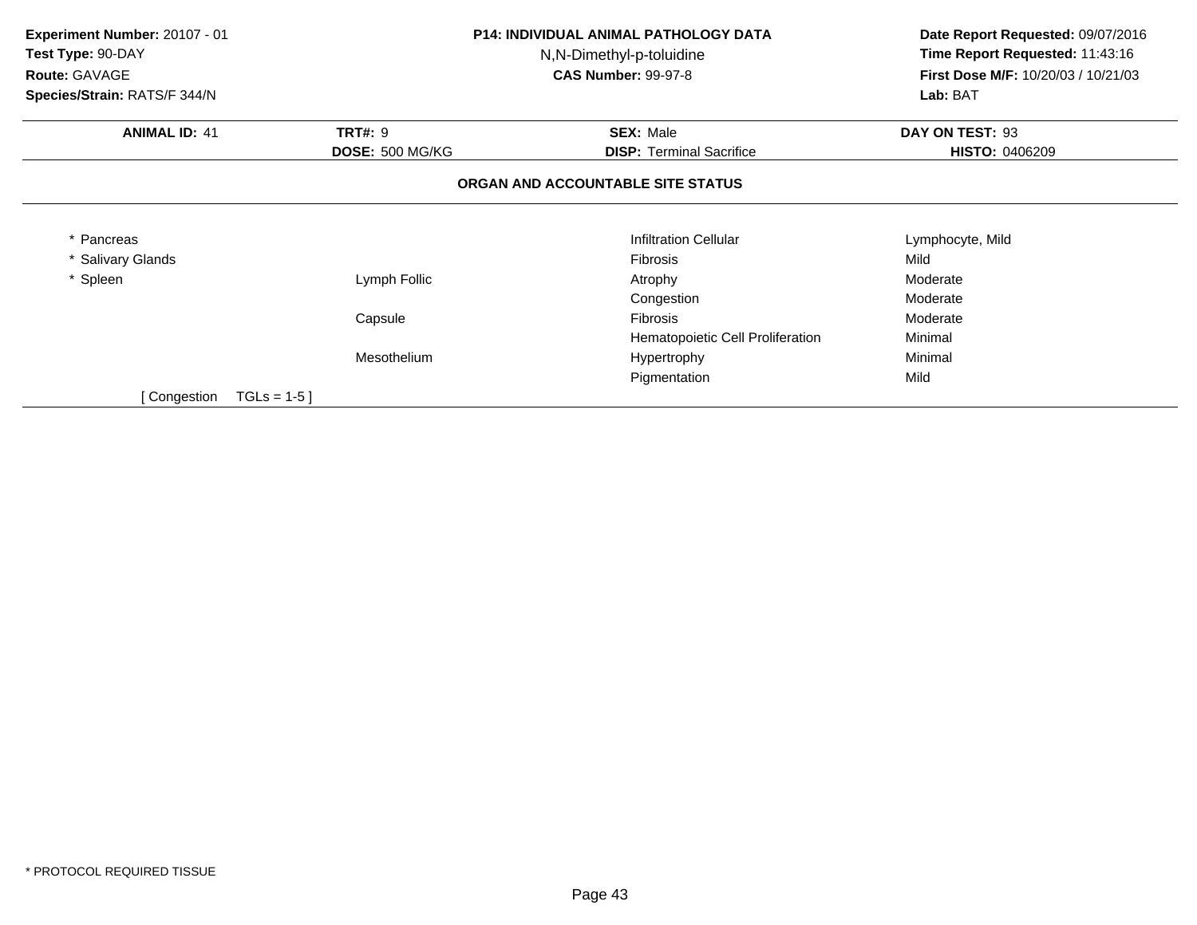**Experiment Number:** 20107 - 01
**Test Type:** 90-DAY
**Route:** GAVAGE
**Species/Strain:** RATS/F 344/N

**P14: INDIVIDUAL ANIMAL PATHOLOGY DATA**
N,N-Dimethyl-p-toluidine
**CAS Number:** 99-97-8

**Date Report Requested:** 09/07/2016
**Time Report Requested:** 11:43:16
**First Dose M/F:** 10/20/03 / 10/21/03
**Lab:** BAT

| **ANIMAL ID:** 41 | **TRT#:** 9 | **SEX:** Male | **DAY ON TEST:** 93 |
|---|---|---|---|
| | **DOSE:** 500 MG/KG | **DISP:** Terminal Sacrifice | **HISTO:** 0406209 |

## ORGAN AND ACCOUNTABLE SITE STATUS

| | | | |
|---|---|---|---|
| * Pancreas | | Infiltration Cellular | Lymphocyte, Mild |
| * Salivary Glands | | Fibrosis | Mild |
| * Spleen | Lymph Follic | Atrophy | Moderate |
| | | Congestion | Moderate |
| | Capsule | Fibrosis | Moderate |
| | | Hematopoietic Cell Proliferation | Minimal |
| | Mesothelium | Hypertrophy | Minimal |
| | | Pigmentation | Mild |

[ Congestion TGLs = 1-5 ]

* PROTOCOL REQUIRED TISSUE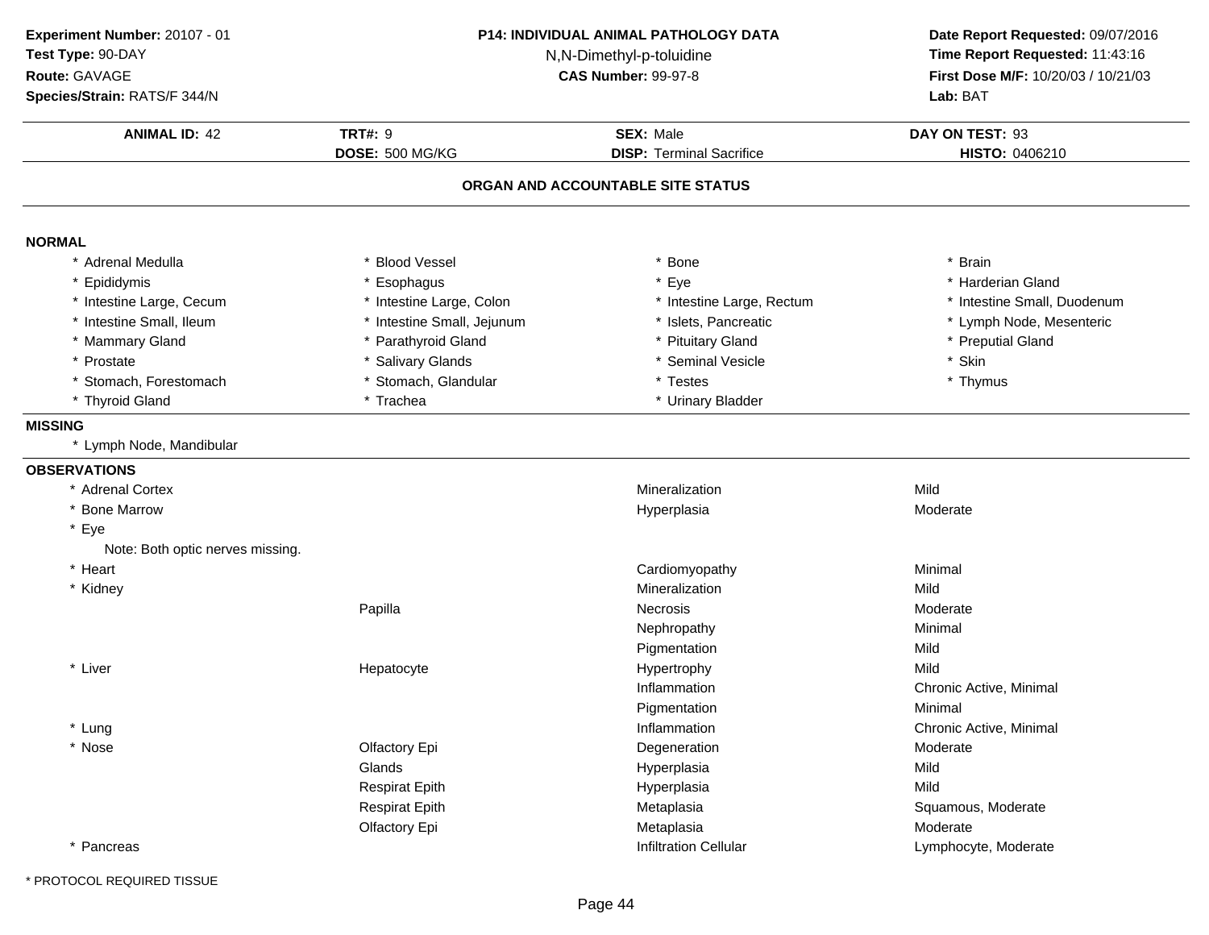**Experiment Number:** 20107 - 01
**Test Type:** 90-DAY
**Route:** GAVAGE
**Species/Strain:** RATS/F 344/N

**P14: INDIVIDUAL ANIMAL PATHOLOGY DATA**
N,N-Dimethyl-p-toluidine
**CAS Number:** 99-97-8

**Date Report Requested:** 09/07/2016
**Time Report Requested:** 11:43:16
**First Dose M/F:** 10/20/03 / 10/21/03
**Lab:** BAT

| **ANIMAL ID:** 42 | **TRT#:** 9 | **SEX:** Male | **DAY ON TEST:** 93 |
|---|---|---|---|
| | **DOSE:** 500 MG/KG | **DISP:** Terminal Sacrifice | **HISTO:** 0406210 |

## ORGAN AND ACCOUNTABLE SITE STATUS

**NORMAL**

| | | | |
|---|---|---|---|
| * Adrenal Medulla | * Blood Vessel | * Bone | * Brain |
| * Epididymis | * Esophagus | * Eye | * Harderian Gland |
| * Intestine Large, Cecum | * Intestine Large, Colon | * Intestine Large, Rectum | * Intestine Small, Duodenum |
| * Intestine Small, Ileum | * Intestine Small, Jejunum | * Islets, Pancreatic | * Lymph Node, Mesenteric |
| * Mammary Gland | * Parathyroid Gland | * Pituitary Gland | * Preputial Gland |
| * Prostate | * Salivary Glands | * Seminal Vesicle | * Skin |
| * Stomach, Forestomach | * Stomach, Glandular | * Testes | * Thymus |
| * Thyroid Gland | * Trachea | * Urinary Bladder | |

**MISSING**

* Lymph Node, Mandibular

**OBSERVATIONS**

| Organ | Site | Observation | Severity |
|---|---|---|---|
| * Adrenal Cortex | | Mineralization | Mild |
| * Bone Marrow | | Hyperplasia | Moderate |
| * Eye | | | |
| Note: Both optic nerves missing. | | | |
| * Heart | | Cardiomyopathy | Minimal |
| * Kidney | | Mineralization | Mild |
| | Papilla | Necrosis | Moderate |
| | | Nephropathy | Minimal |
| | | Pigmentation | Mild |
| * Liver | Hepatocyte | Hypertrophy | Mild |
| | | Inflammation | Chronic Active, Minimal |
| | | Pigmentation | Minimal |
| * Lung | | Inflammation | Chronic Active, Minimal |
| * Nose | Olfactory Epi | Degeneration | Moderate |
| | Glands | Hyperplasia | Mild |
| | Respirat Epith | Hyperplasia | Mild |
| | Respirat Epith | Metaplasia | Squamous, Moderate |
| | Olfactory Epi | Metaplasia | Moderate |
| * Pancreas | | Infiltration Cellular | Lymphocyte, Moderate |

* PROTOCOL REQUIRED TISSUE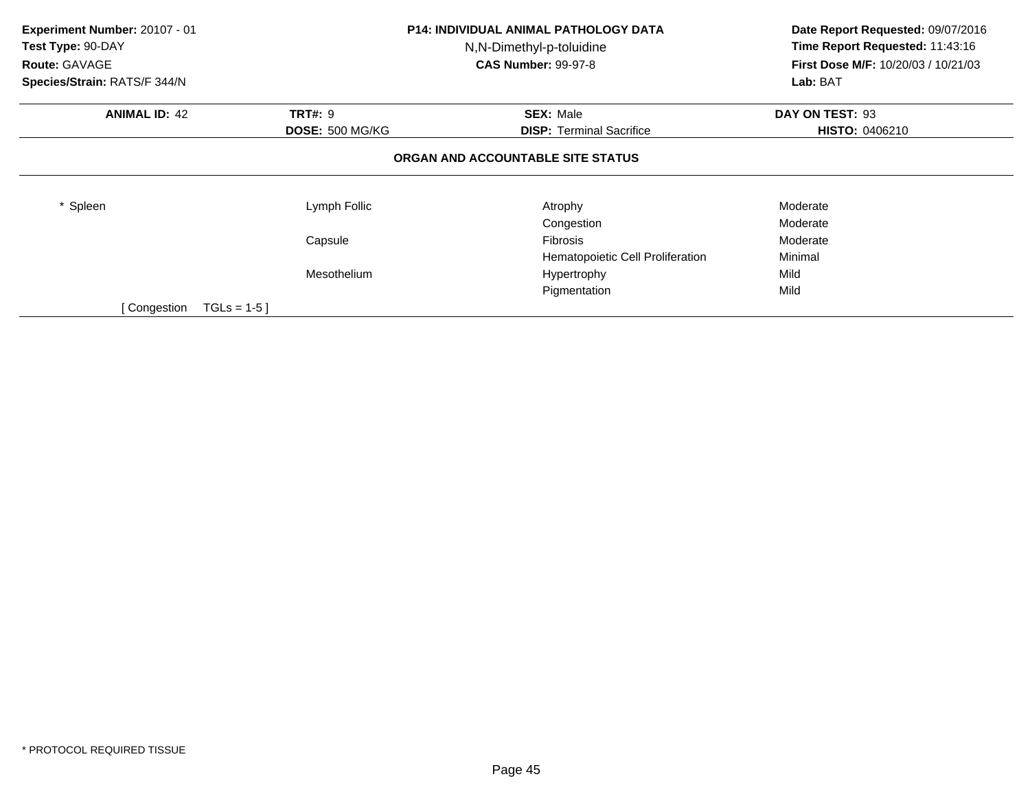**Experiment Number:** 20107 - 01
**Test Type:** 90-DAY
**Route:** GAVAGE
**Species/Strain:** RATS/F 344/N

**P14: INDIVIDUAL ANIMAL PATHOLOGY DATA**
N,N-Dimethyl-p-toluidine
**CAS Number:** 99-97-8

**Date Report Requested:** 09/07/2016
**Time Report Requested:** 11:43:16
**First Dose M/F:** 10/20/03 / 10/21/03
**Lab:** BAT

| **ANIMAL ID:** 42 | **TRT#:** 9 | **SEX:** Male | **DAY ON TEST:** 93 |
|---|---|---|---|
| | **DOSE:** 500 MG/KG | **DISP:** Terminal Sacrifice | **HISTO:** 0406210 |

**ORGAN AND ACCOUNTABLE SITE STATUS**

| | | | |
|---|---|---|---|
| * Spleen | Lymph Follic | Atrophy | Moderate |
| | | Congestion | Moderate |
| | Capsule | Fibrosis | Moderate |
| | | Hematopoietic Cell Proliferation | Minimal |
| | Mesothelium | Hypertrophy | Mild |
| | | Pigmentation | Mild |

[ Congestion TGLs = 1-5 ]

* PROTOCOL REQUIRED TISSUE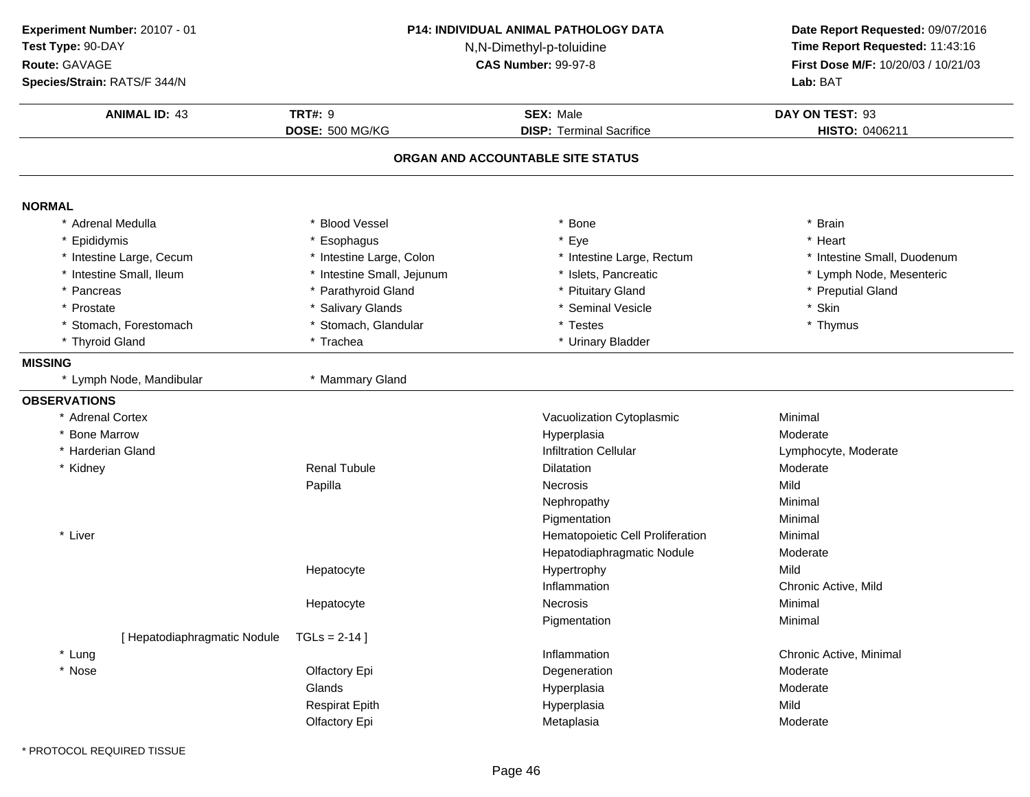**Experiment Number:** 20107 - 01
**Test Type:** 90-DAY
**Route:** GAVAGE
**Species/Strain:** RATS/F 344/N

**P14: INDIVIDUAL ANIMAL PATHOLOGY DATA**
N,N-Dimethyl-p-toluidine
**CAS Number:** 99-97-8

**Date Report Requested:** 09/07/2016
**Time Report Requested:** 11:43:16
**First Dose M/F:** 10/20/03 / 10/21/03
**Lab:** BAT

| **ANIMAL ID:** 43 | **TRT#:** 9 | **SEX:** Male | **DAY ON TEST:** 93 |
|---|---|---|---|
| | **DOSE:** 500 MG/KG | **DISP:** Terminal Sacrifice | **HISTO:** 0406211 |

## ORGAN AND ACCOUNTABLE SITE STATUS

### NORMAL

| | | | |
|---|---|---|---|
| * Adrenal Medulla | * Blood Vessel | * Bone | * Brain |
| * Epididymis | * Esophagus | * Eye | * Heart |
| * Intestine Large, Cecum | * Intestine Large, Colon | * Intestine Large, Rectum | * Intestine Small, Duodenum |
| * Intestine Small, Ileum | * Intestine Small, Jejunum | * Islets, Pancreatic | * Lymph Node, Mesenteric |
| * Pancreas | * Parathyroid Gland | * Pituitary Gland | * Preputial Gland |
| * Prostate | * Salivary Glands | * Seminal Vesicle | * Skin |
| * Stomach, Forestomach | * Stomach, Glandular | * Testes | * Thymus |
| * Thyroid Gland | * Trachea | * Urinary Bladder | |

### MISSING

| | |
|---|---|
| * Lymph Node, Mandibular | * Mammary Gland |

### OBSERVATIONS

| Organ | Site | Observation | Severity |
|---|---|---|---|
| * Adrenal Cortex | | Vacuolization Cytoplasmic | Minimal |
| * Bone Marrow | | Hyperplasia | Moderate |
| * Harderian Gland | | Infiltration Cellular | Lymphocyte, Moderate |
| * Kidney | Renal Tubule | Dilatation | Moderate |
| | Papilla | Necrosis | Mild |
| | | Nephropathy | Minimal |
| | | Pigmentation | Minimal |
| * Liver | | Hematopoietic Cell Proliferation | Minimal |
| | | Hepatodiaphragmatic Nodule | Moderate |
| | Hepatocyte | Hypertrophy | Mild |
| | | Inflammation | Chronic Active, Mild |
| | Hepatocyte | Necrosis | Minimal |
| | | Pigmentation | Minimal |
| [ Hepatodiaphragmatic Nodule | TGLs = 2-14 ] | | |
| * Lung | | Inflammation | Chronic Active, Minimal |
| * Nose | Olfactory Epi | Degeneration | Moderate |
| | Glands | Hyperplasia | Moderate |
| | Respirat Epith | Hyperplasia | Mild |
| | Olfactory Epi | Metaplasia | Moderate |

* PROTOCOL REQUIRED TISSUE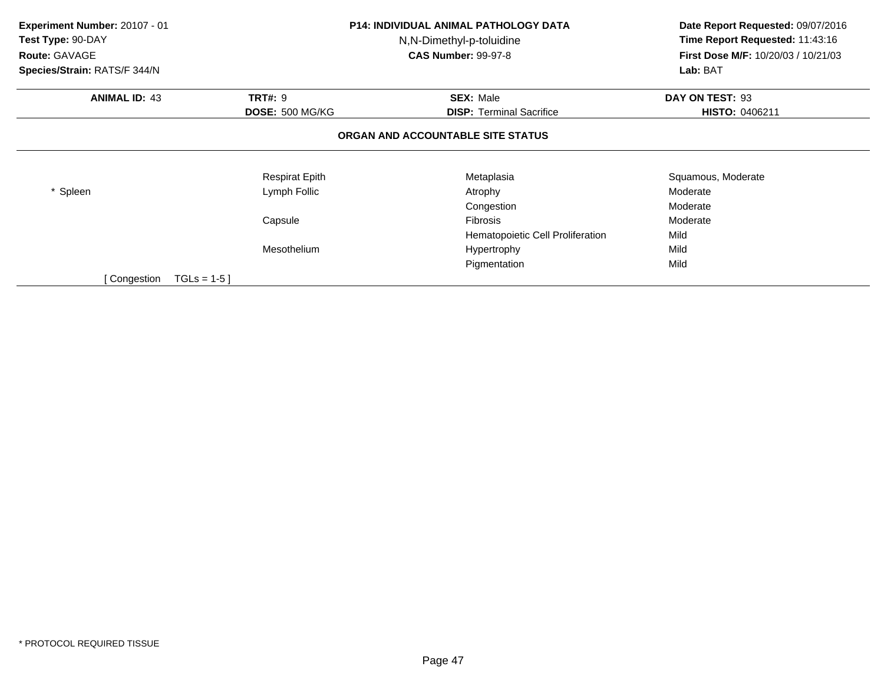**Experiment Number:** 20107 - 01
**Test Type:** 90-DAY
**Route:** GAVAGE
**Species/Strain:** RATS/F 344/N

**P14: INDIVIDUAL ANIMAL PATHOLOGY DATA**
N,N-Dimethyl-p-toluidine
**CAS Number:** 99-97-8

**Date Report Requested:** 09/07/2016
**Time Report Requested:** 11:43:16
**First Dose M/F:** 10/20/03 / 10/21/03
**Lab:** BAT

| **ANIMAL ID:** 43 | **TRT#:** 9 | **SEX:** Male | **DAY ON TEST:** 93 |
|---|---|---|---|
| | **DOSE:** 500 MG/KG | **DISP:** Terminal Sacrifice | **HISTO:** 0406211 |

## ORGAN AND ACCOUNTABLE SITE STATUS

| | | | |
|---|---|---|---|
| | Respirat Epith | Metaplasia | Squamous, Moderate |
| * Spleen | Lymph Follic | Atrophy | Moderate |
| | | Congestion | Moderate |
| | Capsule | Fibrosis | Moderate |
| | | Hematopoietic Cell Proliferation | Mild |
| | Mesothelium | Hypertrophy | Mild |
| | | Pigmentation | Mild |
| [ Congestion TGLs = 1-5 ] | | | |

* PROTOCOL REQUIRED TISSUE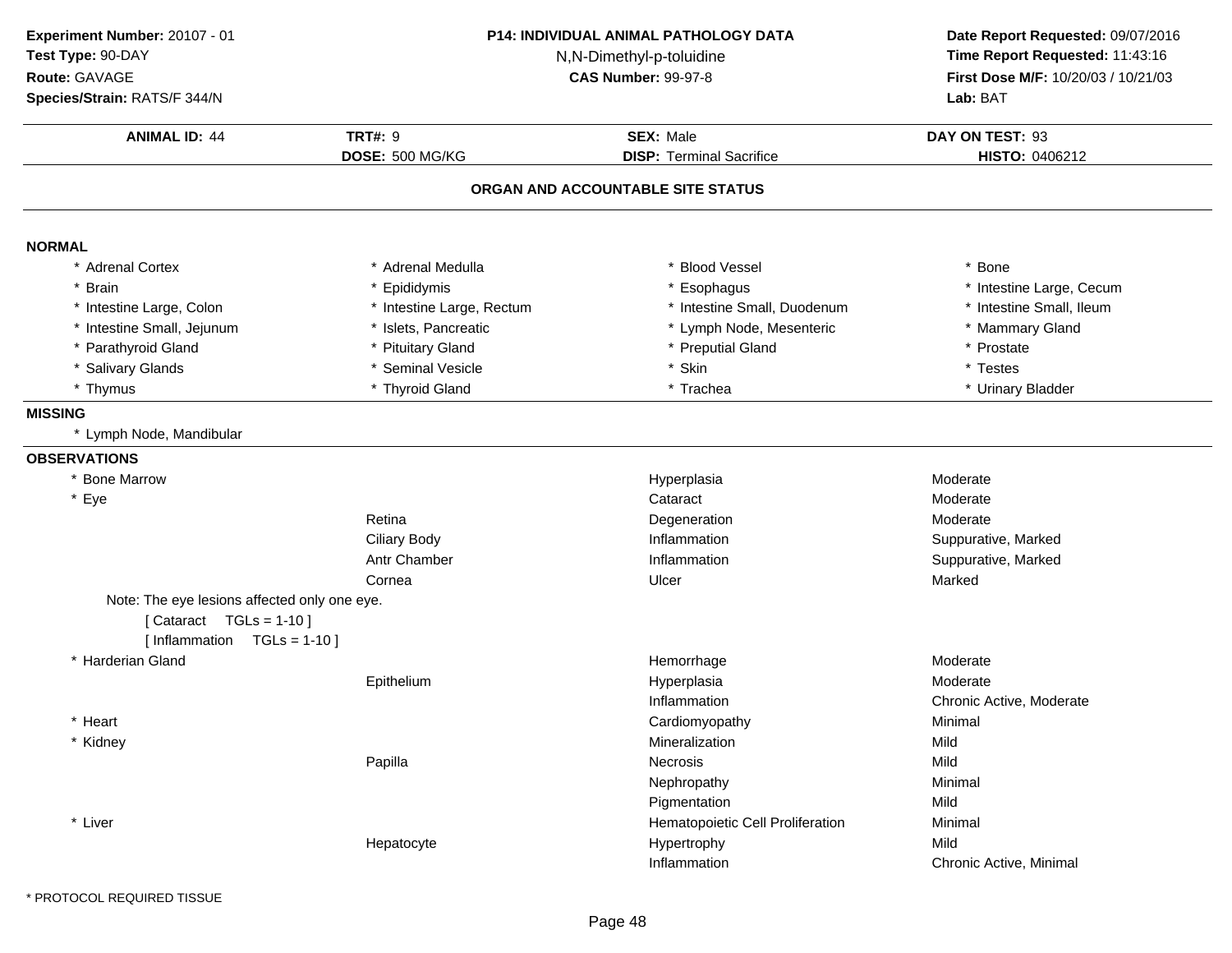**Experiment Number:** 20107 - 01
**Test Type:** 90-DAY
**Route:** GAVAGE
**Species/Strain:** RATS/F 344/N

**P14: INDIVIDUAL ANIMAL PATHOLOGY DATA**
N,N-Dimethyl-p-toluidine
**CAS Number:** 99-97-8

**Date Report Requested:** 09/07/2016
**Time Report Requested:** 11:43:16
**First Dose M/F:** 10/20/03 / 10/21/03
**Lab:** BAT

| **ANIMAL ID:** 44 | **TRT#:** 9 | **SEX:** Male | **DAY ON TEST:** 93 |
|---|---|---|---|
| | **DOSE:** 500 MG/KG | **DISP:** Terminal Sacrifice | **HISTO:** 0406212 |

## ORGAN AND ACCOUNTABLE SITE STATUS

### NORMAL

| | | | |
|---|---|---|---|
| * Adrenal Cortex | * Adrenal Medulla | * Blood Vessel | * Bone |
| * Brain | * Epididymis | * Esophagus | * Intestine Large, Cecum |
| * Intestine Large, Colon | * Intestine Large, Rectum | * Intestine Small, Duodenum | * Intestine Small, Ileum |
| * Intestine Small, Jejunum | * Islets, Pancreatic | * Lymph Node, Mesenteric | * Mammary Gland |
| * Parathyroid Gland | * Pituitary Gland | * Preputial Gland | * Prostate |
| * Salivary Glands | * Seminal Vesicle | * Skin | * Testes |
| * Thymus | * Thyroid Gland | * Trachea | * Urinary Bladder |

### MISSING

* Lymph Node, Mandibular

### OBSERVATIONS

| Organ | Site | Observation | Severity |
|---|---|---|---|
| * Bone Marrow | | Hyperplasia | Moderate |
| * Eye | | Cataract | Moderate |
| | Retina | Degeneration | Moderate |
| | Ciliary Body | Inflammation | Suppurative, Marked |
| | Antr Chamber | Inflammation | Suppurative, Marked |
| | Cornea | Ulcer | Marked |

Note: The eye lesions affected only one eye.
[ Cataract TGLs = 1-10 ]
[ Inflammation TGLs = 1-10 ]

| Organ | Site | Observation | Severity |
|---|---|---|---|
| * Harderian Gland | | Hemorrhage | Moderate |
| | Epithelium | Hyperplasia | Moderate |
| | | Inflammation | Chronic Active, Moderate |
| * Heart | | Cardiomyopathy | Minimal |
| * Kidney | | Mineralization | Mild |
| | Papilla | Necrosis | Mild |
| | | Nephropathy | Minimal |
| | | Pigmentation | Mild |
| * Liver | | Hematopoietic Cell Proliferation | Minimal |
| | Hepatocyte | Hypertrophy | Mild |
| | | Inflammation | Chronic Active, Minimal |

* PROTOCOL REQUIRED TISSUE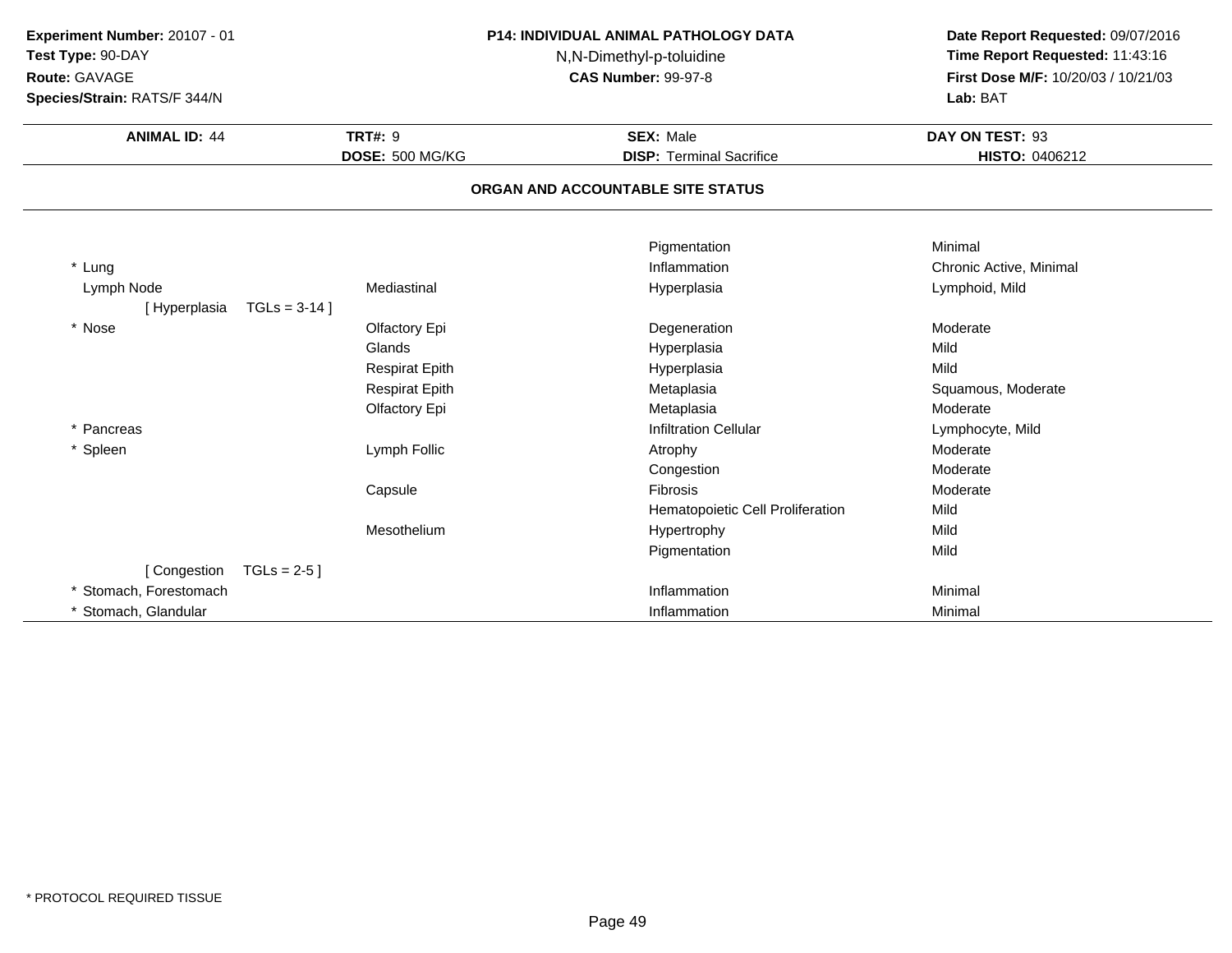**Experiment Number:** 20107 - 01
**Test Type:** 90-DAY
**Route:** GAVAGE
**Species/Strain:** RATS/F 344/N

**P14: INDIVIDUAL ANIMAL PATHOLOGY DATA**
N,N-Dimethyl-p-toluidine
**CAS Number:** 99-97-8

**Date Report Requested:** 09/07/2016
**Time Report Requested:** 11:43:16
**First Dose M/F:** 10/20/03 / 10/21/03
**Lab:** BAT

| **ANIMAL ID:** 44 | **TRT#:** 9 | **SEX:** Male | **DAY ON TEST:** 93 |
|---|---|---|---|
| | **DOSE:** 500 MG/KG | **DISP:** Terminal Sacrifice | **HISTO:** 0406212 |

## ORGAN AND ACCOUNTABLE SITE STATUS

| | | | |
|---|---|---|---|
| | | Pigmentation | Minimal |
| * Lung | | Inflammation | Chronic Active, Minimal |
| Lymph Node | Mediastinal | Hyperplasia | Lymphoid, Mild |
| [ Hyperplasia TGLs = 3-14 ] | | | |
| * Nose | Olfactory Epi | Degeneration | Moderate |
| | Glands | Hyperplasia | Mild |
| | Respirat Epith | Hyperplasia | Mild |
| | Respirat Epith | Metaplasia | Squamous, Moderate |
| | Olfactory Epi | Metaplasia | Moderate |
| * Pancreas | | Infiltration Cellular | Lymphocyte, Mild |
| * Spleen | Lymph Follic | Atrophy | Moderate |
| | | Congestion | Moderate |
| | Capsule | Fibrosis | Moderate |
| | | Hematopoietic Cell Proliferation | Mild |
| | Mesothelium | Hypertrophy | Mild |
| | | Pigmentation | Mild |
| [ Congestion TGLs = 2-5 ] | | | |
| * Stomach, Forestomach | | Inflammation | Minimal |
| * Stomach, Glandular | | Inflammation | Minimal |

* PROTOCOL REQUIRED TISSUE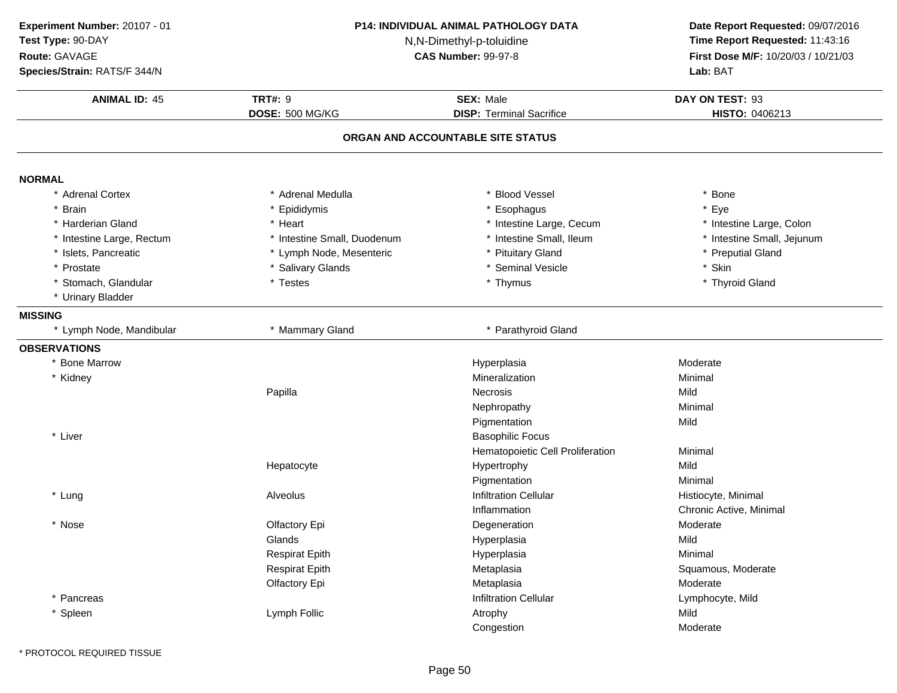**Experiment Number:** 20107 - 01
**Test Type:** 90-DAY
**Route:** GAVAGE
**Species/Strain:** RATS/F 344/N

**P14: INDIVIDUAL ANIMAL PATHOLOGY DATA**
N,N-Dimethyl-p-toluidine
**CAS Number:** 99-97-8

**Date Report Requested:** 09/07/2016
**Time Report Requested:** 11:43:16
**First Dose M/F:** 10/20/03 / 10/21/03
**Lab:** BAT

| **ANIMAL ID:** 45 | **TRT#:** 9 | **SEX:** Male | **DAY ON TEST:** 93 |
|---|---|---|---|
| | **DOSE:** 500 MG/KG | **DISP:** Terminal Sacrifice | **HISTO:** 0406213 |

## ORGAN AND ACCOUNTABLE SITE STATUS

### NORMAL

| | | | |
|---|---|---|---|
| * Adrenal Cortex | * Adrenal Medulla | * Blood Vessel | * Bone |
| * Brain | * Epididymis | * Esophagus | * Eye |
| * Harderian Gland | * Heart | * Intestine Large, Cecum | * Intestine Large, Colon |
| * Intestine Large, Rectum | * Intestine Small, Duodenum | * Intestine Small, Ileum | * Intestine Small, Jejunum |
| * Islets, Pancreatic | * Lymph Node, Mesenteric | * Pituitary Gland | * Preputial Gland |
| * Prostate | * Salivary Glands | * Seminal Vesicle | * Skin |
| * Stomach, Glandular | * Testes | * Thymus | * Thyroid Gland |
| * Urinary Bladder | | | |

### MISSING

| | | |
|---|---|---|
| * Lymph Node, Mandibular | * Mammary Gland | * Parathyroid Gland |

### OBSERVATIONS

| Organ | Site | Observation | Severity |
|---|---|---|---|
| * Bone Marrow | | Hyperplasia | Moderate |
| * Kidney | | Mineralization | Minimal |
| | Papilla | Necrosis | Mild |
| | | Nephropathy | Minimal |
| | | Pigmentation | Mild |
| * Liver | | Basophilic Focus | |
| | | Hematopoietic Cell Proliferation | Minimal |
| | Hepatocyte | Hypertrophy | Mild |
| | | Pigmentation | Minimal |
| * Lung | Alveolus | Infiltration Cellular | Histiocyte, Minimal |
| | | Inflammation | Chronic Active, Minimal |
| * Nose | Olfactory Epi | Degeneration | Moderate |
| | Glands | Hyperplasia | Mild |
| | Respirat Epith | Hyperplasia | Minimal |
| | Respirat Epith | Metaplasia | Squamous, Moderate |
| | Olfactory Epi | Metaplasia | Moderate |
| * Pancreas | | Infiltration Cellular | Lymphocyte, Mild |
| * Spleen | Lymph Follic | Atrophy | Mild |
| | | Congestion | Moderate |

* PROTOCOL REQUIRED TISSUE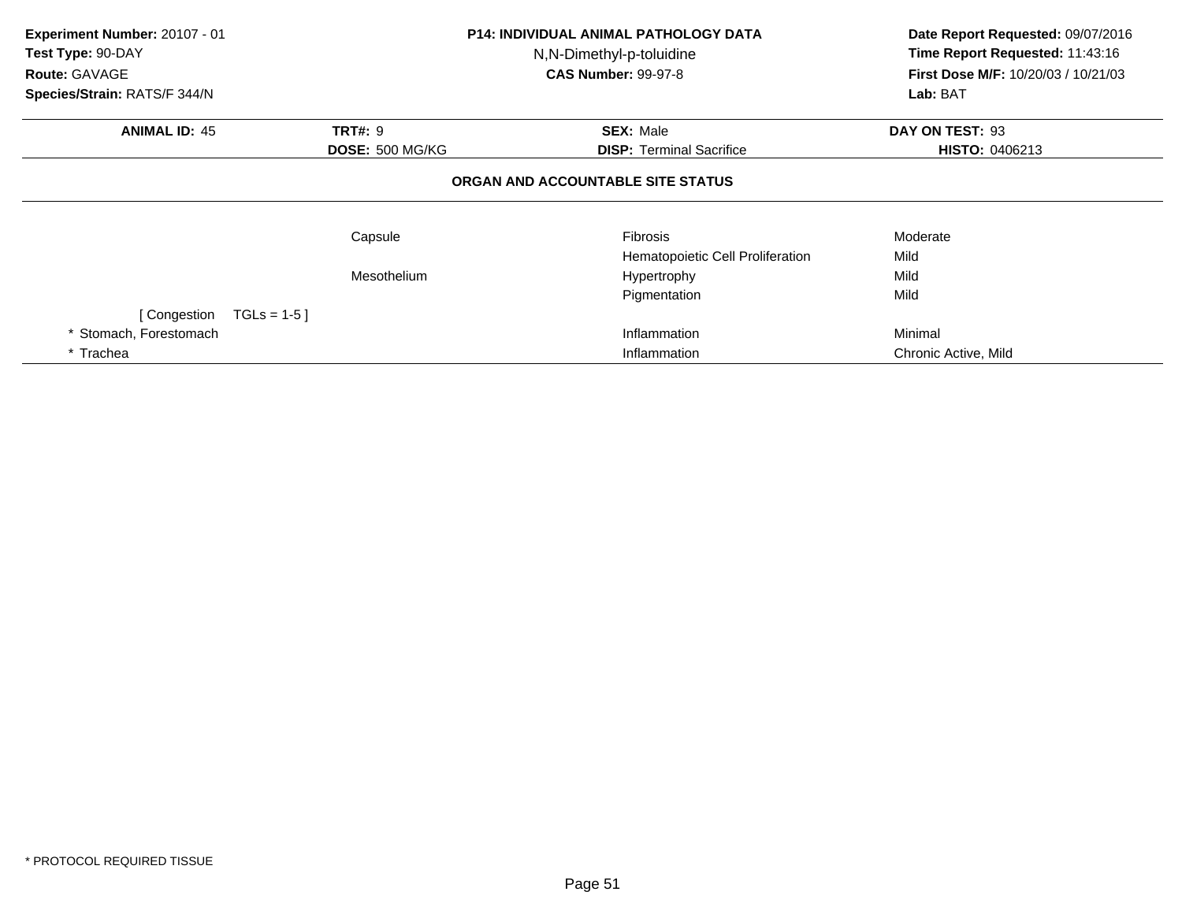**Experiment Number:** 20107 - 01
**Test Type:** 90-DAY
**Route:** GAVAGE
**Species/Strain:** RATS/F 344/N

**P14: INDIVIDUAL ANIMAL PATHOLOGY DATA**
N,N-Dimethyl-p-toluidine
**CAS Number:** 99-97-8

**Date Report Requested:** 09/07/2016
**Time Report Requested:** 11:43:16
**First Dose M/F:** 10/20/03 / 10/21/03
**Lab:** BAT

| **ANIMAL ID:** 45 | **TRT#:** 9 | **SEX:** Male | **DAY ON TEST:** 93 |
|---|---|---|---|
| | **DOSE:** 500 MG/KG | **DISP:** Terminal Sacrifice | **HISTO:** 0406213 |

## ORGAN AND ACCOUNTABLE SITE STATUS

| | | | |
|---|---|---|---|
| | Capsule | Fibrosis | Moderate |
| | | Hematopoietic Cell Proliferation | Mild |
| | Mesothelium | Hypertrophy | Mild |
| | | Pigmentation | Mild |
| [ Congestion TGLs = 1-5 ] | | | |
| * Stomach, Forestomach | | Inflammation | Minimal |
| * Trachea | | Inflammation | Chronic Active, Mild |

* PROTOCOL REQUIRED TISSUE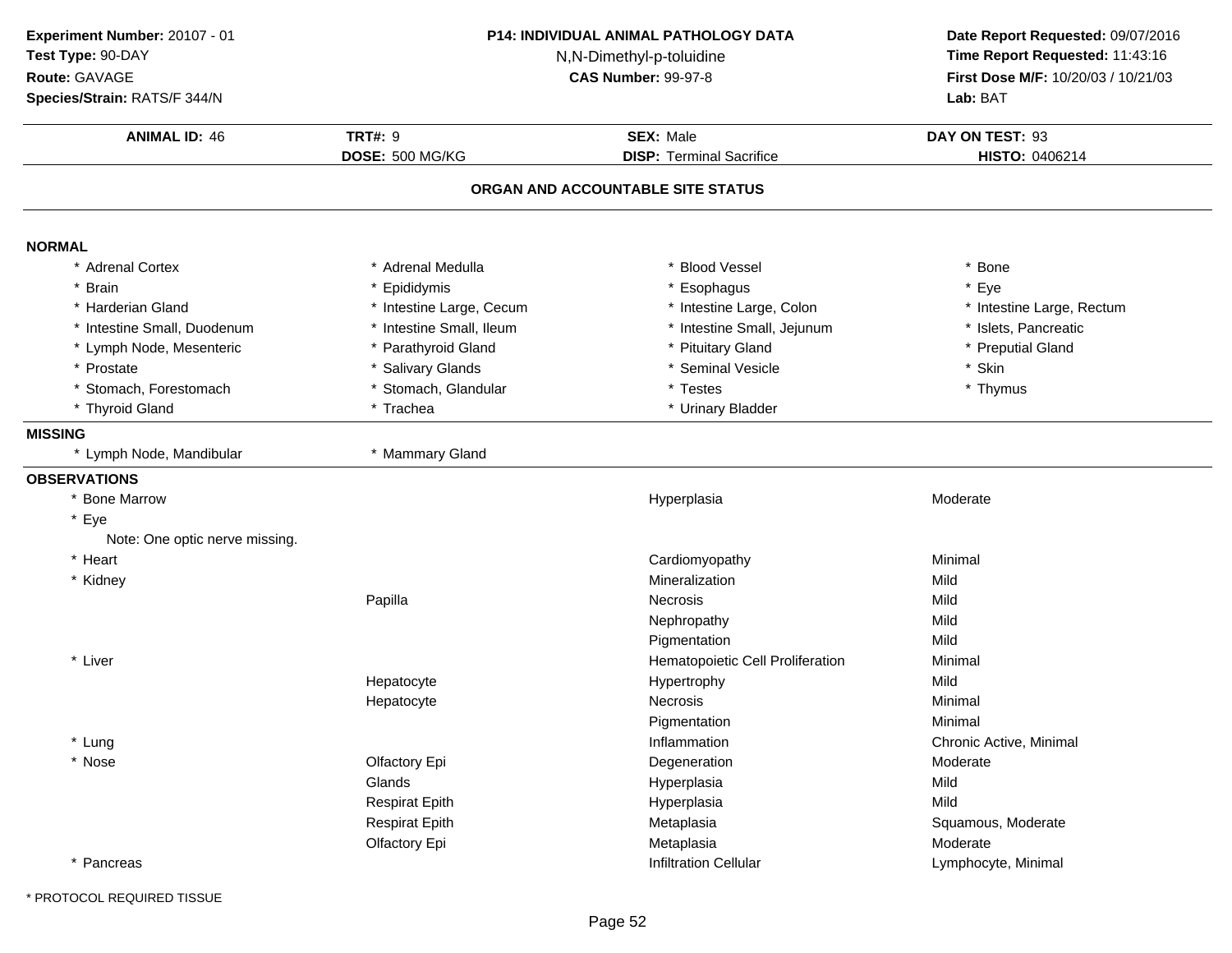**Experiment Number:** 20107 - 01
**Test Type:** 90-DAY
**Route:** GAVAGE
**Species/Strain:** RATS/F 344/N

**P14: INDIVIDUAL ANIMAL PATHOLOGY DATA**
N,N-Dimethyl-p-toluidine
**CAS Number:** 99-97-8

**Date Report Requested:** 09/07/2016
**Time Report Requested:** 11:43:16
**First Dose M/F:** 10/20/03 / 10/21/03
**Lab:** BAT

| **ANIMAL ID:** 46 | **TRT#:** 9 | **SEX:** Male | **DAY ON TEST:** 93 |
|---|---|---|---|
| | **DOSE:** 500 MG/KG | **DISP:** Terminal Sacrifice | **HISTO:** 0406214 |

## ORGAN AND ACCOUNTABLE SITE STATUS

**NORMAL**

| | | | |
|---|---|---|---|
| * Adrenal Cortex | * Adrenal Medulla | * Blood Vessel | * Bone |
| * Brain | * Epididymis | * Esophagus | * Eye |
| * Harderian Gland | * Intestine Large, Cecum | * Intestine Large, Colon | * Intestine Large, Rectum |
| * Intestine Small, Duodenum | * Intestine Small, Ileum | * Intestine Small, Jejunum | * Islets, Pancreatic |
| * Lymph Node, Mesenteric | * Parathyroid Gland | * Pituitary Gland | * Preputial Gland |
| * Prostate | * Salivary Glands | * Seminal Vesicle | * Skin |
| * Stomach, Forestomach | * Stomach, Glandular | * Testes | * Thymus |
| * Thyroid Gland | * Trachea | * Urinary Bladder | |

**MISSING**

| | |
|---|---|
| * Lymph Node, Mandibular | * Mammary Gland |

**OBSERVATIONS**

| Organ | Site | Observation | Severity |
|---|---|---|---|
| * Bone Marrow | | Hyperplasia | Moderate |
| * Eye | | | |
| Note: One optic nerve missing. | | | |
| * Heart | | Cardiomyopathy | Minimal |
| * Kidney | | Mineralization | Mild |
| | Papilla | Necrosis | Mild |
| | | Nephropathy | Mild |
| | | Pigmentation | Mild |
| * Liver | | Hematopoietic Cell Proliferation | Minimal |
| | Hepatocyte | Hypertrophy | Mild |
| | Hepatocyte | Necrosis | Minimal |
| | | Pigmentation | Minimal |
| * Lung | | Inflammation | Chronic Active, Minimal |
| * Nose | Olfactory Epi | Degeneration | Moderate |
| | Glands | Hyperplasia | Mild |
| | Respirat Epith | Hyperplasia | Mild |
| | Respirat Epith | Metaplasia | Squamous, Moderate |
| | Olfactory Epi | Metaplasia | Moderate |
| * Pancreas | | Infiltration Cellular | Lymphocyte, Minimal |

* PROTOCOL REQUIRED TISSUE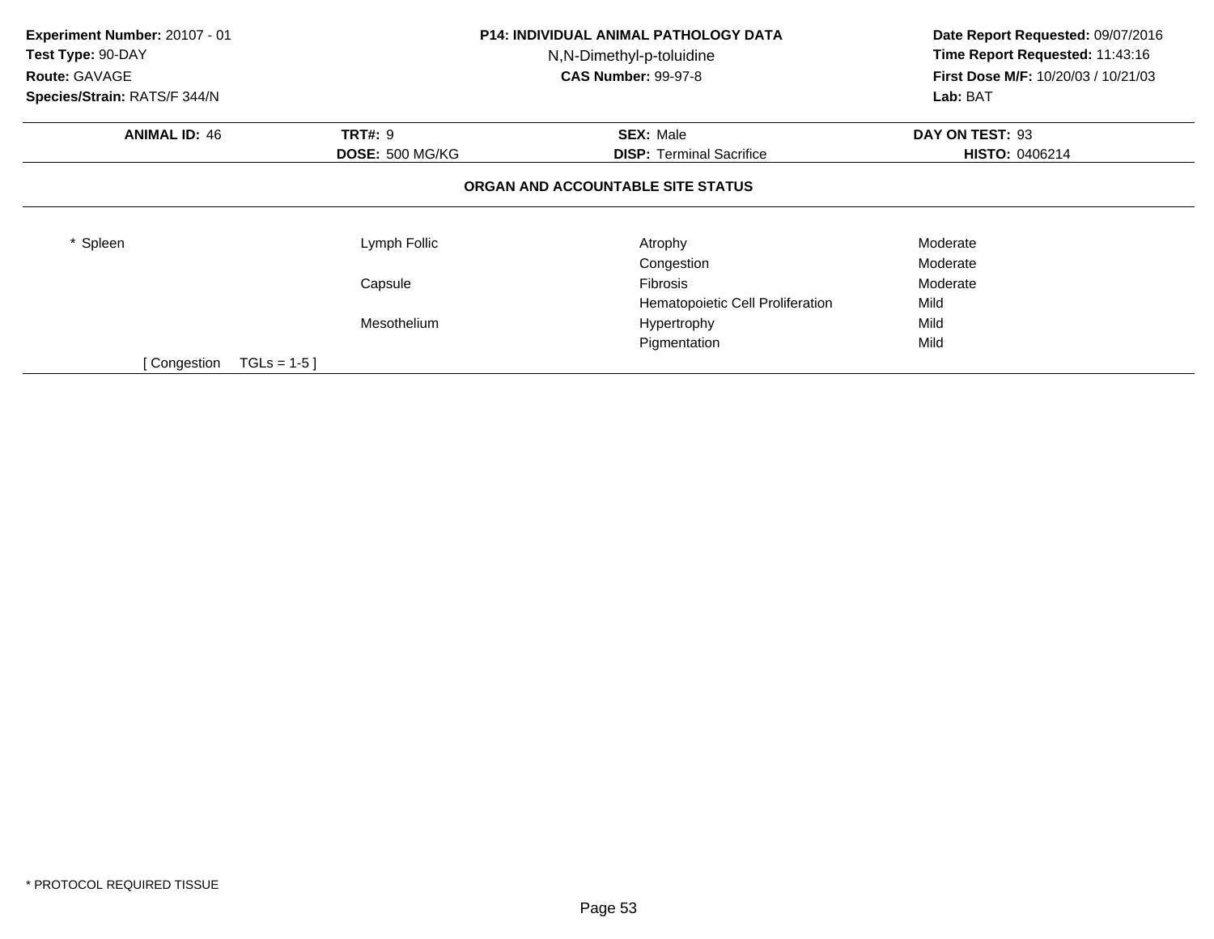**Experiment Number:** 20107 - 01
**Test Type:** 90-DAY
**Route:** GAVAGE
**Species/Strain:** RATS/F 344/N

**P14: INDIVIDUAL ANIMAL PATHOLOGY DATA**
N,N-Dimethyl-p-toluidine
**CAS Number:** 99-97-8

**Date Report Requested:** 09/07/2016
**Time Report Requested:** 11:43:16
**First Dose M/F:** 10/20/03 / 10/21/03
**Lab:** BAT

| **ANIMAL ID:** 46 | **TRT#:** 9 | **SEX:** Male | **DAY ON TEST:** 93 |
|---|---|---|---|
| | **DOSE:** 500 MG/KG | **DISP:** Terminal Sacrifice | **HISTO:** 0406214 |

## ORGAN AND ACCOUNTABLE SITE STATUS

| | | | |
|---|---|---|---|
| * Spleen | Lymph Follic | Atrophy | Moderate |
| | | Congestion | Moderate |
| | Capsule | Fibrosis | Moderate |
| | | Hematopoietic Cell Proliferation | Mild |
| | Mesothelium | Hypertrophy | Mild |
| | | Pigmentation | Mild |

[ Congestion TGLs = 1-5 ]

* PROTOCOL REQUIRED TISSUE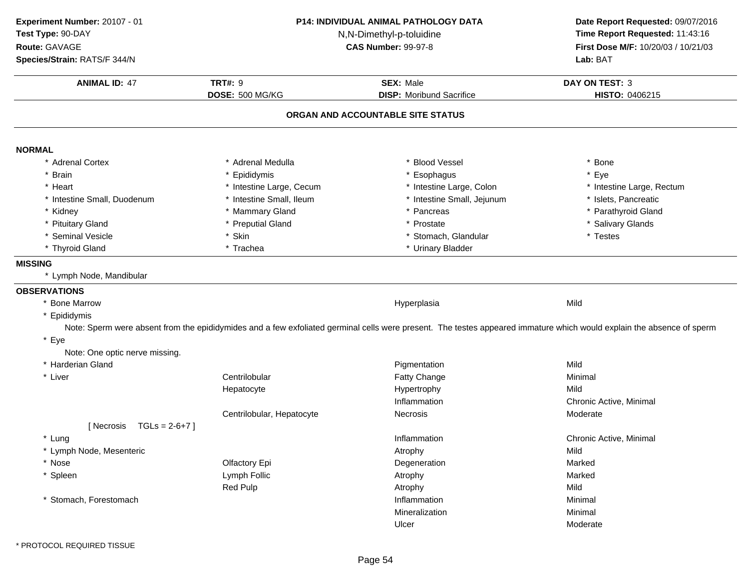**Experiment Number:** 20107 - 01
**Test Type:** 90-DAY
**Route:** GAVAGE
**Species/Strain:** RATS/F 344/N

**P14: INDIVIDUAL ANIMAL PATHOLOGY DATA**
N,N-Dimethyl-p-toluidine
**CAS Number:** 99-97-8

**Date Report Requested:** 09/07/2016
**Time Report Requested:** 11:43:16
**First Dose M/F:** 10/20/03 / 10/21/03
**Lab:** BAT

| **ANIMAL ID:** 47 | **TRT#:** 9 | **SEX:** Male | **DAY ON TEST:** 3 |
|---|---|---|---|
| | **DOSE:** 500 MG/KG | **DISP:** Moribund Sacrifice | **HISTO:** 0406215 |

## ORGAN AND ACCOUNTABLE SITE STATUS

**NORMAL**

| | | | |
|---|---|---|---|
| * Adrenal Cortex | * Adrenal Medulla | * Blood Vessel | * Bone |
| * Brain | * Epididymis | * Esophagus | * Eye |
| * Heart | * Intestine Large, Cecum | * Intestine Large, Colon | * Intestine Large, Rectum |
| * Intestine Small, Duodenum | * Intestine Small, Ileum | * Intestine Small, Jejunum | * Islets, Pancreatic |
| * Kidney | * Mammary Gland | * Pancreas | * Parathyroid Gland |
| * Pituitary Gland | * Preputial Gland | * Prostate | * Salivary Glands |
| * Seminal Vesicle | * Skin | * Stomach, Glandular | * Testes |
| * Thyroid Gland | * Trachea | * Urinary Bladder | |

**MISSING**

* Lymph Node, Mandibular

**OBSERVATIONS**

| Organ | Site | Observation | Severity |
|---|---|---|---|
| * Bone Marrow | | Hyperplasia | Mild |
| * Epididymis | | | |

Note: Sperm were absent from the epididymides and a few exfoliated germinal cells were present. The testes appeared immature which would explain the absence of sperm

* Eye

Note: One optic nerve missing.

| Organ | Site | Observation | Severity |
|---|---|---|---|
| * Harderian Gland | | Pigmentation | Mild |
| * Liver | Centrilobular | Fatty Change | Minimal |
| | Hepatocyte | Hypertrophy | Mild |
| | | Inflammation | Chronic Active, Minimal |
| | Centrilobular, Hepatocyte | Necrosis | Moderate |
| [ Necrosis TGLs = 2-6+7 ] | | | |
| * Lung | | Inflammation | Chronic Active, Minimal |
| * Lymph Node, Mesenteric | | Atrophy | Mild |
| * Nose | Olfactory Epi | Degeneration | Marked |
| * Spleen | Lymph Follic | Atrophy | Marked |
| | Red Pulp | Atrophy | Mild |
| * Stomach, Forestomach | | Inflammation | Minimal |
| | | Mineralization | Minimal |
| | | Ulcer | Moderate |

* PROTOCOL REQUIRED TISSUE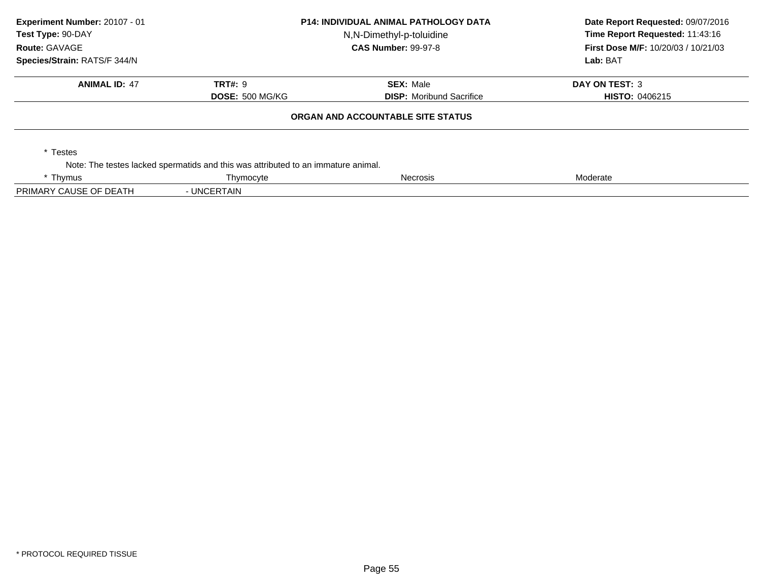**Experiment Number:** 20107 - 01
**Test Type:** 90-DAY
**Route:** GAVAGE
**Species/Strain:** RATS/F 344/N

**P14: INDIVIDUAL ANIMAL PATHOLOGY DATA**
N,N-Dimethyl-p-toluidine
**CAS Number:** 99-97-8

**Date Report Requested:** 09/07/2016
**Time Report Requested:** 11:43:16
**First Dose M/F:** 10/20/03 / 10/21/03
**Lab:** BAT

| **ANIMAL ID:** 47 | **TRT#:** 9 | **SEX:** Male | **DAY ON TEST:** 3 |
|---|---|---|---|
| | **DOSE:** 500 MG/KG | **DISP:** Moribund Sacrifice | **HISTO:** 0406215 |

**ORGAN AND ACCOUNTABLE SITE STATUS**

\* Testes

Note: The testes lacked spermatids and this was attributed to an immature animal.

| * Thymus | Thymocyte | Necrosis | Moderate |
|---|---|---|---|

PRIMARY CAUSE OF DEATH - UNCERTAIN

\* PROTOCOL REQUIRED TISSUE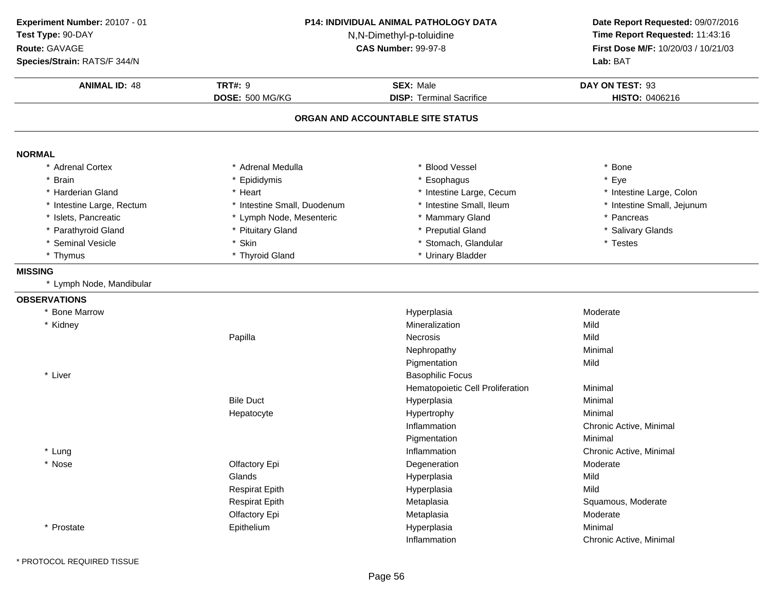**Experiment Number:** 20107 - 01
**Test Type:** 90-DAY
**Route:** GAVAGE
**Species/Strain:** RATS/F 344/N

**P14: INDIVIDUAL ANIMAL PATHOLOGY DATA**
N,N-Dimethyl-p-toluidine
**CAS Number:** 99-97-8

**Date Report Requested:** 09/07/2016
**Time Report Requested:** 11:43:16
**First Dose M/F:** 10/20/03 / 10/21/03
**Lab:** BAT

| **ANIMAL ID:** 48 | **TRT#:** 9 | **SEX:** Male | **DAY ON TEST:** 93 |
|---|---|---|---|
| | **DOSE:** 500 MG/KG | **DISP:** Terminal Sacrifice | **HISTO:** 0406216 |

## ORGAN AND ACCOUNTABLE SITE STATUS

**NORMAL**

| | | | |
|---|---|---|---|
| * Adrenal Cortex | * Adrenal Medulla | * Blood Vessel | * Bone |
| * Brain | * Epididymis | * Esophagus | * Eye |
| * Harderian Gland | * Heart | * Intestine Large, Cecum | * Intestine Large, Colon |
| * Intestine Large, Rectum | * Intestine Small, Duodenum | * Intestine Small, Ileum | * Intestine Small, Jejunum |
| * Islets, Pancreatic | * Lymph Node, Mesenteric | * Mammary Gland | * Pancreas |
| * Parathyroid Gland | * Pituitary Gland | * Preputial Gland | * Salivary Glands |
| * Seminal Vesicle | * Skin | * Stomach, Glandular | * Testes |
| * Thymus | * Thyroid Gland | * Urinary Bladder | |

**MISSING**

* Lymph Node, Mandibular

**OBSERVATIONS**

| Organ | Site | Observation | Severity |
|---|---|---|---|
| * Bone Marrow | | Hyperplasia | Moderate |
| * Kidney | | Mineralization | Mild |
| | Papilla | Necrosis | Mild |
| | | Nephropathy | Minimal |
| | | Pigmentation | Mild |
| * Liver | | Basophilic Focus | |
| | | Hematopoietic Cell Proliferation | Minimal |
| | Bile Duct | Hyperplasia | Minimal |
| | Hepatocyte | Hypertrophy | Minimal |
| | | Inflammation | Chronic Active, Minimal |
| | | Pigmentation | Minimal |
| * Lung | | Inflammation | Chronic Active, Minimal |
| * Nose | Olfactory Epi | Degeneration | Moderate |
| | Glands | Hyperplasia | Mild |
| | Respirat Epith | Hyperplasia | Mild |
| | Respirat Epith | Metaplasia | Squamous, Moderate |
| | Olfactory Epi | Metaplasia | Moderate |
| * Prostate | Epithelium | Hyperplasia | Minimal |
| | | Inflammation | Chronic Active, Minimal |

* PROTOCOL REQUIRED TISSUE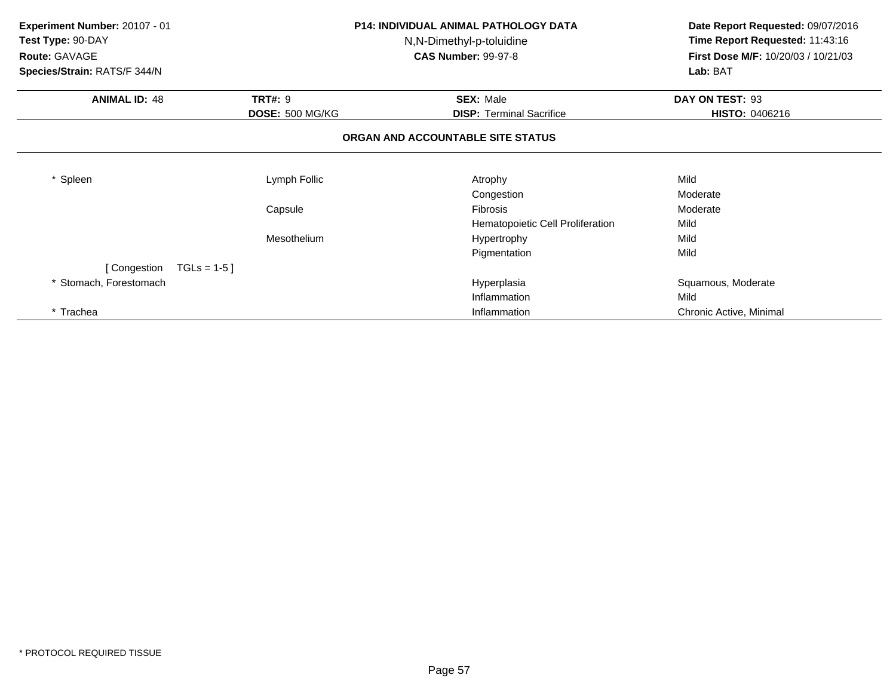**Experiment Number:** 20107 - 01
**Test Type:** 90-DAY
**Route:** GAVAGE
**Species/Strain:** RATS/F 344/N

**P14: INDIVIDUAL ANIMAL PATHOLOGY DATA**
N,N-Dimethyl-p-toluidine
**CAS Number:** 99-97-8

**Date Report Requested:** 09/07/2016
**Time Report Requested:** 11:43:16
**First Dose M/F:** 10/20/03 / 10/21/03
**Lab:** BAT

| **ANIMAL ID:** 48 | **TRT#:** 9 | **SEX:** Male | **DAY ON TEST:** 93 |
|---|---|---|---|
| | **DOSE:** 500 MG/KG | **DISP:** Terminal Sacrifice | **HISTO:** 0406216 |

## ORGAN AND ACCOUNTABLE SITE STATUS

| | | | |
|---|---|---|---|
| * Spleen | Lymph Follic | Atrophy | Mild |
| | | Congestion | Moderate |
| | Capsule | Fibrosis | Moderate |
| | | Hematopoietic Cell Proliferation | Mild |
| | Mesothelium | Hypertrophy | Mild |
| | | Pigmentation | Mild |
| [ Congestion TGLs = 1-5 ] | | | |
| * Stomach, Forestomach | | Hyperplasia | Squamous, Moderate |
| | | Inflammation | Mild |
| * Trachea | | Inflammation | Chronic Active, Minimal |

* PROTOCOL REQUIRED TISSUE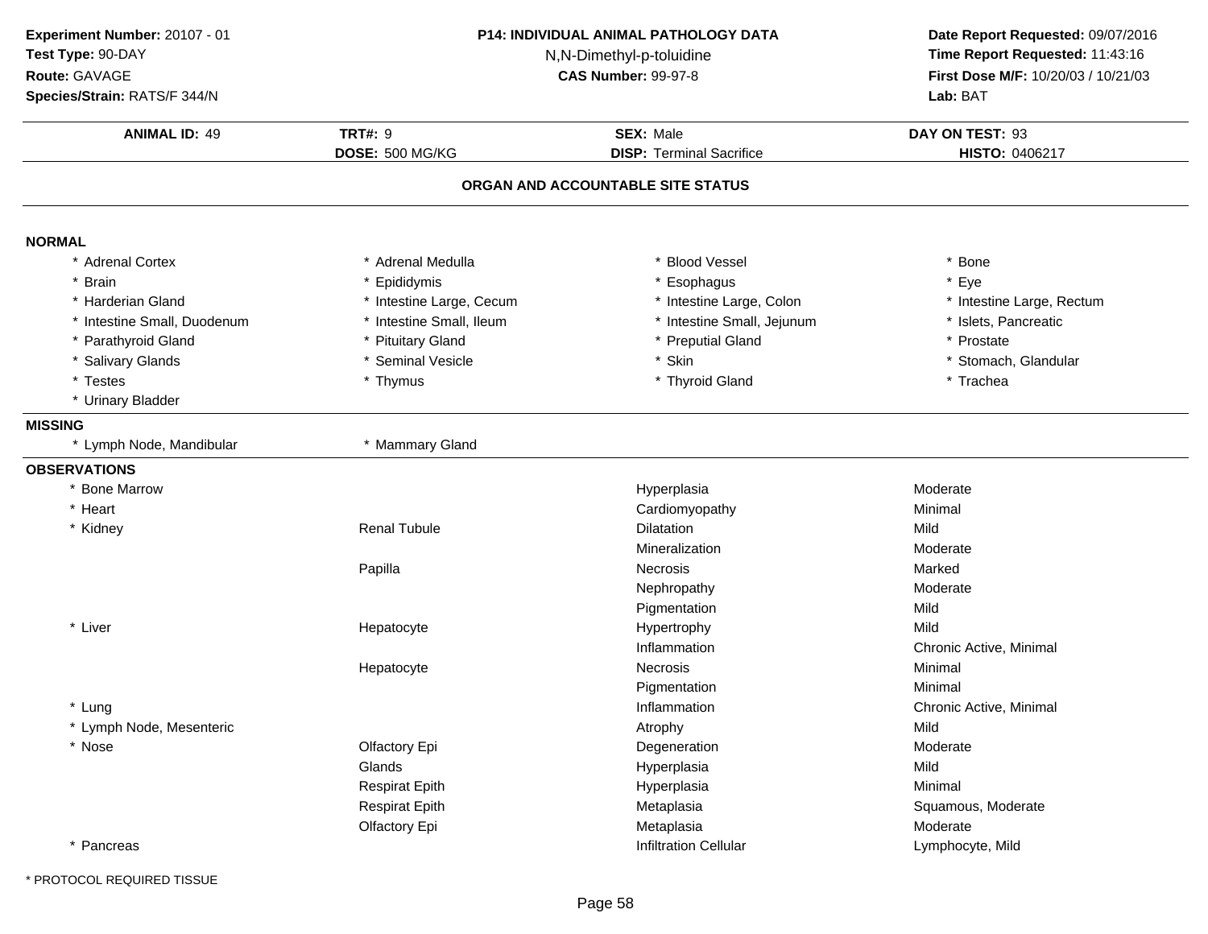**Experiment Number:** 20107 - 01
**Test Type:** 90-DAY
**Route:** GAVAGE
**Species/Strain:** RATS/F 344/N

**P14: INDIVIDUAL ANIMAL PATHOLOGY DATA**
N,N-Dimethyl-p-toluidine
**CAS Number:** 99-97-8

**Date Report Requested:** 09/07/2016
**Time Report Requested:** 11:43:16
**First Dose M/F:** 10/20/03 / 10/21/03
**Lab:** BAT

| **ANIMAL ID:** 49 | **TRT#:** 9 | **SEX:** Male | **DAY ON TEST:** 93 |
|---|---|---|---|
| | **DOSE:** 500 MG/KG | **DISP:** Terminal Sacrifice | **HISTO:** 0406217 |

## ORGAN AND ACCOUNTABLE SITE STATUS

**NORMAL**

| | | | |
|---|---|---|---|
| * Adrenal Cortex | * Adrenal Medulla | * Blood Vessel | * Bone |
| * Brain | * Epididymis | * Esophagus | * Eye |
| * Harderian Gland | * Intestine Large, Cecum | * Intestine Large, Colon | * Intestine Large, Rectum |
| * Intestine Small, Duodenum | * Intestine Small, Ileum | * Intestine Small, Jejunum | * Islets, Pancreatic |
| * Parathyroid Gland | * Pituitary Gland | * Preputial Gland | * Prostate |
| * Salivary Glands | * Seminal Vesicle | * Skin | * Stomach, Glandular |
| * Testes | * Thymus | * Thyroid Gland | * Trachea |
| * Urinary Bladder | | | |

**MISSING**

| | |
|---|---|
| * Lymph Node, Mandibular | * Mammary Gland |

**OBSERVATIONS**

| Organ | Site | Observation | Severity |
|---|---|---|---|
| * Bone Marrow | | Hyperplasia | Moderate |
| * Heart | | Cardiomyopathy | Minimal |
| * Kidney | Renal Tubule | Dilatation | Mild |
| | | Mineralization | Moderate |
| | Papilla | Necrosis | Marked |
| | | Nephropathy | Moderate |
| | | Pigmentation | Mild |
| * Liver | Hepatocyte | Hypertrophy | Mild |
| | | Inflammation | Chronic Active, Minimal |
| | Hepatocyte | Necrosis | Minimal |
| | | Pigmentation | Minimal |
| * Lung | | Inflammation | Chronic Active, Minimal |
| * Lymph Node, Mesenteric | | Atrophy | Mild |
| * Nose | Olfactory Epi | Degeneration | Moderate |
| | Glands | Hyperplasia | Mild |
| | Respirat Epith | Hyperplasia | Minimal |
| | Respirat Epith | Metaplasia | Squamous, Moderate |
| | Olfactory Epi | Metaplasia | Moderate |
| * Pancreas | | Infiltration Cellular | Lymphocyte, Mild |

* PROTOCOL REQUIRED TISSUE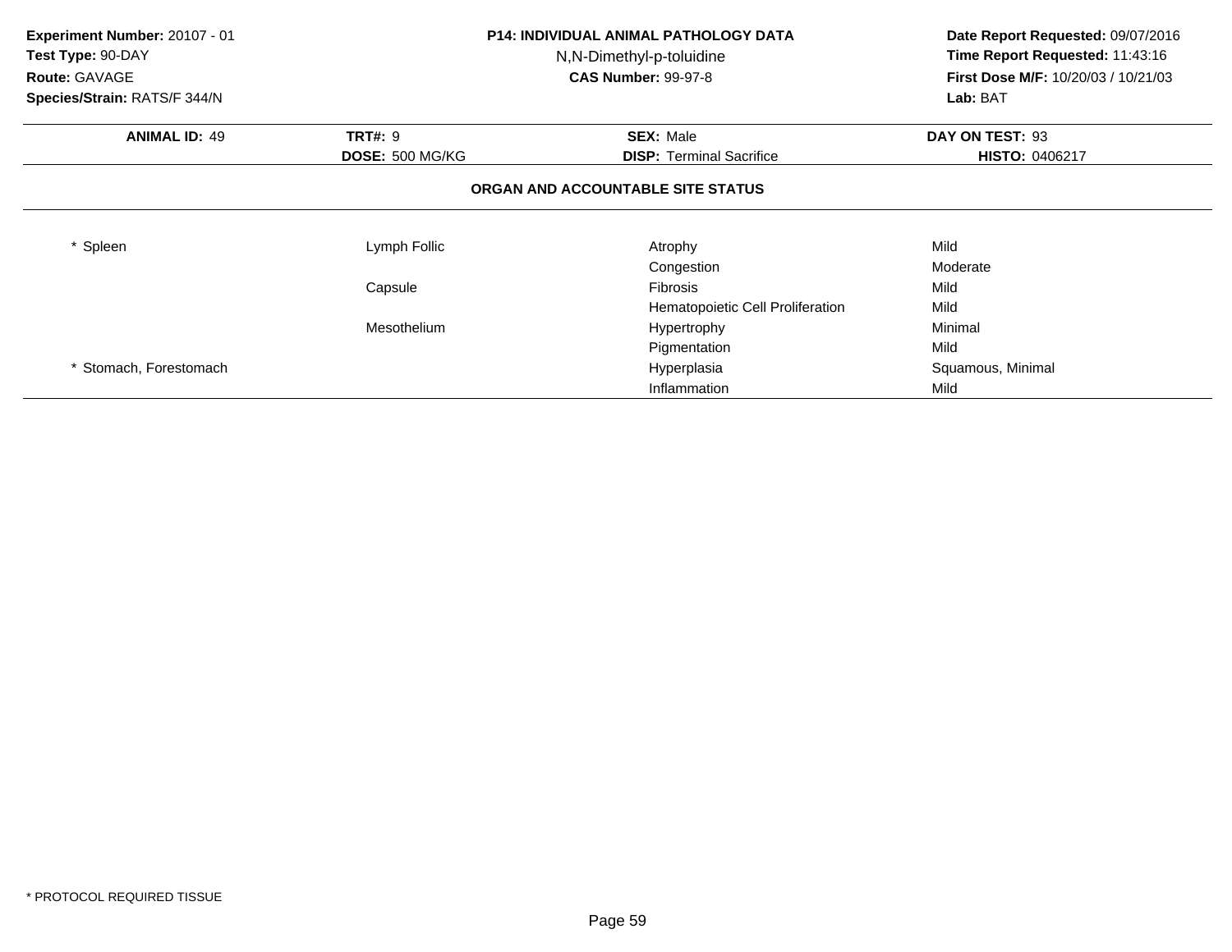**Experiment Number:** 20107 - 01
**Test Type:** 90-DAY
**Route:** GAVAGE
**Species/Strain:** RATS/F 344/N

**P14: INDIVIDUAL ANIMAL PATHOLOGY DATA**
N,N-Dimethyl-p-toluidine
**CAS Number:** 99-97-8

**Date Report Requested:** 09/07/2016
**Time Report Requested:** 11:43:16
**First Dose M/F:** 10/20/03 / 10/21/03
**Lab:** BAT

| **ANIMAL ID:** 49 | **TRT#:** 9 | **SEX:** Male | **DAY ON TEST:** 93 |
|---|---|---|---|
| | **DOSE:** 500 MG/KG | **DISP:** Terminal Sacrifice | **HISTO:** 0406217 |

## ORGAN AND ACCOUNTABLE SITE STATUS

| | | | |
|---|---|---|---|
| * Spleen | Lymph Follic | Atrophy | Mild |
| | | Congestion | Moderate |
| | Capsule | Fibrosis | Mild |
| | | Hematopoietic Cell Proliferation | Mild |
| | Mesothelium | Hypertrophy | Minimal |
| | | Pigmentation | Mild |
| * Stomach, Forestomach | | Hyperplasia | Squamous, Minimal |
| | | Inflammation | Mild |

* PROTOCOL REQUIRED TISSUE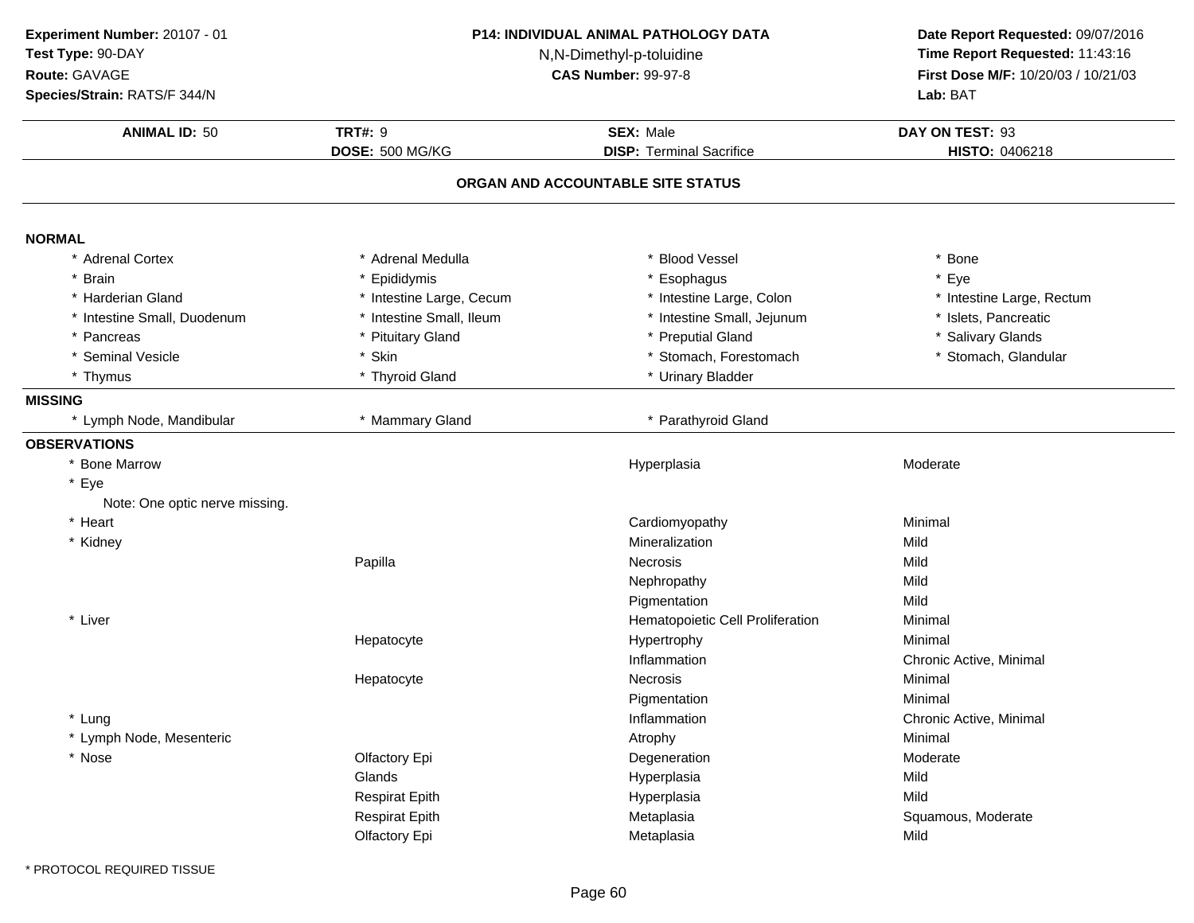**Experiment Number:** 20107 - 01
**Test Type:** 90-DAY
**Route:** GAVAGE
**Species/Strain:** RATS/F 344/N

**P14: INDIVIDUAL ANIMAL PATHOLOGY DATA**
N,N-Dimethyl-p-toluidine
**CAS Number:** 99-97-8

**Date Report Requested:** 09/07/2016
**Time Report Requested:** 11:43:16
**First Dose M/F:** 10/20/03 / 10/21/03
**Lab:** BAT

| **ANIMAL ID:** 50 | **TRT#:** 9 | **SEX:** Male | **DAY ON TEST:** 93 |
|---|---|---|---|
| | **DOSE:** 500 MG/KG | **DISP:** Terminal Sacrifice | **HISTO:** 0406218 |

## ORGAN AND ACCOUNTABLE SITE STATUS

**NORMAL**

| | | | |
|---|---|---|---|
| * Adrenal Cortex | * Adrenal Medulla | * Blood Vessel | * Bone |
| * Brain | * Epididymis | * Esophagus | * Eye |
| * Harderian Gland | * Intestine Large, Cecum | * Intestine Large, Colon | * Intestine Large, Rectum |
| * Intestine Small, Duodenum | * Intestine Small, Ileum | * Intestine Small, Jejunum | * Islets, Pancreatic |
| * Pancreas | * Pituitary Gland | * Preputial Gland | * Salivary Glands |
| * Seminal Vesicle | * Skin | * Stomach, Forestomach | * Stomach, Glandular |
| * Thymus | * Thyroid Gland | * Urinary Bladder | |

**MISSING**

| | | |
|---|---|---|
| * Lymph Node, Mandibular | * Mammary Gland | * Parathyroid Gland |

**OBSERVATIONS**

| Organ | Site | Observation | Severity |
|---|---|---|---|
| * Bone Marrow | | Hyperplasia | Moderate |
| * Eye | | | |
| Note: One optic nerve missing. | | | |
| * Heart | | Cardiomyopathy | Minimal |
| * Kidney | | Mineralization | Mild |
| | Papilla | Necrosis | Mild |
| | | Nephropathy | Mild |
| | | Pigmentation | Mild |
| * Liver | | Hematopoietic Cell Proliferation | Minimal |
| | Hepatocyte | Hypertrophy | Minimal |
| | | Inflammation | Chronic Active, Minimal |
| | Hepatocyte | Necrosis | Minimal |
| | | Pigmentation | Minimal |
| * Lung | | Inflammation | Chronic Active, Minimal |
| * Lymph Node, Mesenteric | | Atrophy | Minimal |
| * Nose | Olfactory Epi | Degeneration | Moderate |
| | Glands | Hyperplasia | Mild |
| | Respirat Epith | Hyperplasia | Mild |
| | Respirat Epith | Metaplasia | Squamous, Moderate |
| | Olfactory Epi | Metaplasia | Mild |

\* PROTOCOL REQUIRED TISSUE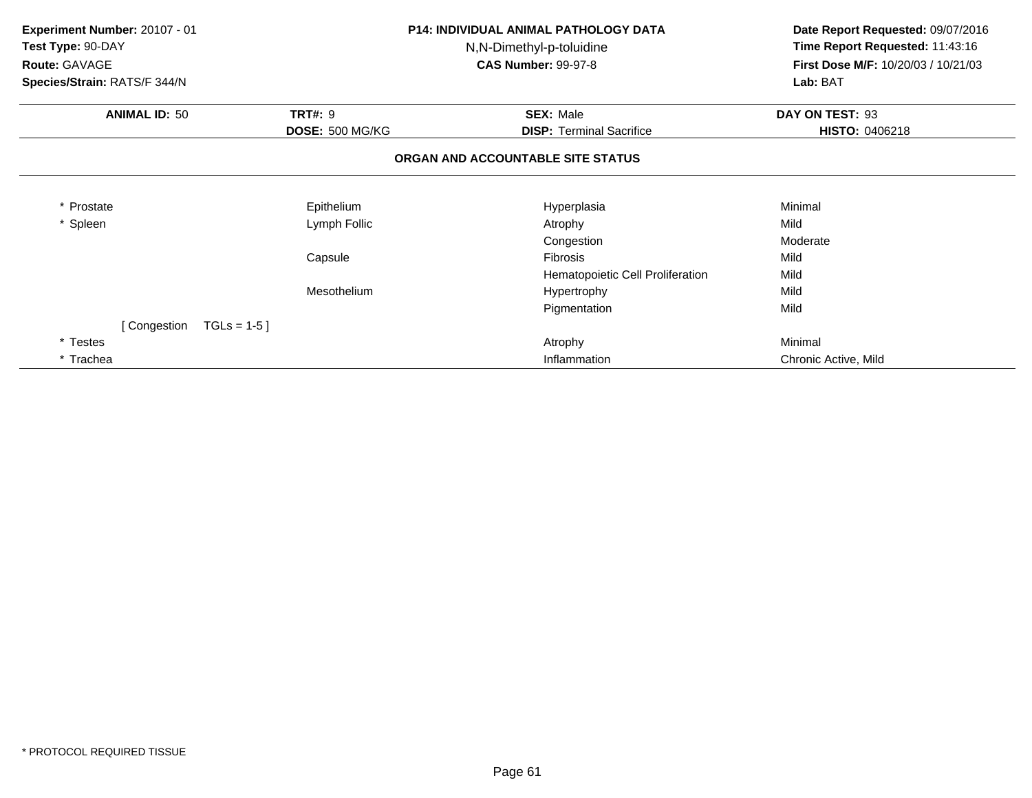**Experiment Number:** 20107 - 01
**Test Type:** 90-DAY
**Route:** GAVAGE
**Species/Strain:** RATS/F 344/N

**P14: INDIVIDUAL ANIMAL PATHOLOGY DATA**
N,N-Dimethyl-p-toluidine
**CAS Number:** 99-97-8

**Date Report Requested:** 09/07/2016
**Time Report Requested:** 11:43:16
**First Dose M/F:** 10/20/03 / 10/21/03
**Lab:** BAT

| **ANIMAL ID:** 50 | **TRT#:** 9 | **SEX:** Male | **DAY ON TEST:** 93 |
|---|---|---|---|
| | **DOSE:** 500 MG/KG | **DISP:** Terminal Sacrifice | **HISTO:** 0406218 |

## ORGAN AND ACCOUNTABLE SITE STATUS

| | | | |
|---|---|---|---|
| * Prostate | Epithelium | Hyperplasia | Minimal |
| * Spleen | Lymph Follic | Atrophy | Mild |
| | | Congestion | Moderate |
| | Capsule | Fibrosis | Mild |
| | | Hematopoietic Cell Proliferation | Mild |
| | Mesothelium | Hypertrophy | Mild |
| | | Pigmentation | Mild |
| [ Congestion TGLs = 1-5 ] | | | |
| * Testes | | Atrophy | Minimal |
| * Trachea | | Inflammation | Chronic Active, Mild |

* PROTOCOL REQUIRED TISSUE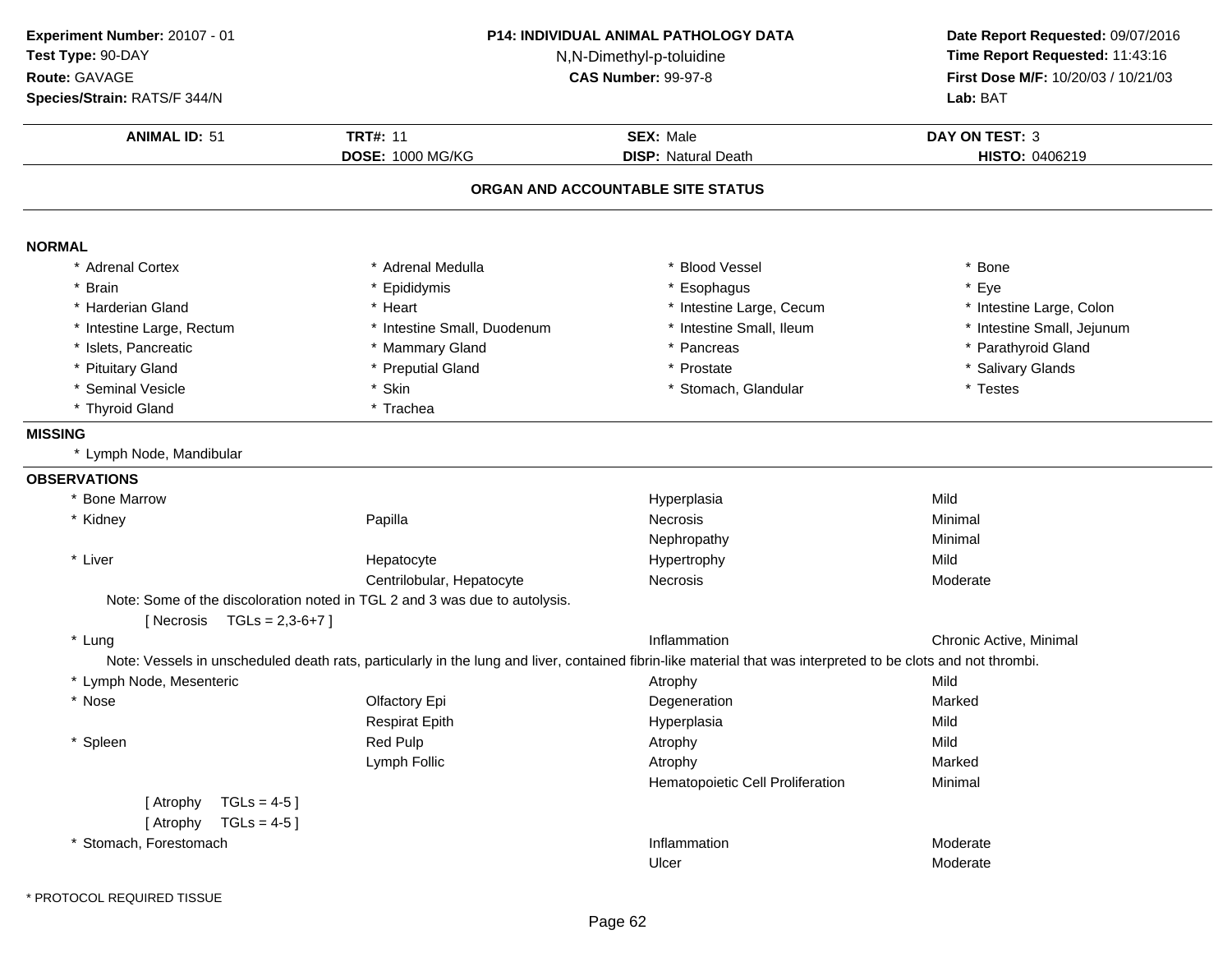**Experiment Number:** 20107 - 01
**Test Type:** 90-DAY
**Route:** GAVAGE
**Species/Strain:** RATS/F 344/N

**P14: INDIVIDUAL ANIMAL PATHOLOGY DATA**
N,N-Dimethyl-p-toluidine
**CAS Number:** 99-97-8

**Date Report Requested:** 09/07/2016
**Time Report Requested:** 11:43:16
**First Dose M/F:** 10/20/03 / 10/21/03
**Lab:** BAT

| **ANIMAL ID:** 51 | **TRT#:** 11 | **SEX:** Male | **DAY ON TEST:** 3 |
|---|---|---|---|
| | **DOSE:** 1000 MG/KG | **DISP:** Natural Death | **HISTO:** 0406219 |

## ORGAN AND ACCOUNTABLE SITE STATUS

### NORMAL

| | | | |
|---|---|---|---|
| * Adrenal Cortex | * Adrenal Medulla | * Blood Vessel | * Bone |
| * Brain | * Epididymis | * Esophagus | * Eye |
| * Harderian Gland | * Heart | * Intestine Large, Cecum | * Intestine Large, Colon |
| * Intestine Large, Rectum | * Intestine Small, Duodenum | * Intestine Small, Ileum | * Intestine Small, Jejunum |
| * Islets, Pancreatic | * Mammary Gland | * Pancreas | * Parathyroid Gland |
| * Pituitary Gland | * Preputial Gland | * Prostate | * Salivary Glands |
| * Seminal Vesicle | * Skin | * Stomach, Glandular | * Testes |
| * Thyroid Gland | * Trachea | | |

### MISSING

* Lymph Node, Mandibular

### OBSERVATIONS

| Organ | Site | Observation | Severity |
|---|---|---|---|
| * Bone Marrow | | Hyperplasia | Mild |
| * Kidney | Papilla | Necrosis | Minimal |
| | | Nephropathy | Minimal |
| * Liver | Hepatocyte | Hypertrophy | Mild |
| | Centrilobular, Hepatocyte | Necrosis | Moderate |

Note: Some of the discoloration noted in TGL 2 and 3 was due to autolysis.
[ Necrosis TGLs = 2,3-6+7 ]

| Organ | Site | Observation | Severity |
|---|---|---|---|
| * Lung | | Inflammation | Chronic Active, Minimal |

Note: Vessels in unscheduled death rats, particularly in the lung and liver, contained fibrin-like material that was interpreted to be clots and not thrombi.

| Organ | Site | Observation | Severity |
|---|---|---|---|
| * Lymph Node, Mesenteric | | Atrophy | Mild |
| * Nose | Olfactory Epi | Degeneration | Marked |
| | Respirat Epith | Hyperplasia | Mild |
| * Spleen | Red Pulp | Atrophy | Mild |
| | Lymph Follic | Atrophy | Marked |
| | | Hematopoietic Cell Proliferation | Minimal |

[ Atrophy TGLs = 4-5 ]
[ Atrophy TGLs = 4-5 ]

| Organ | Site | Observation | Severity |
|---|---|---|---|
| * Stomach, Forestomach | | Inflammation | Moderate |
| | | Ulcer | Moderate |

* PROTOCOL REQUIRED TISSUE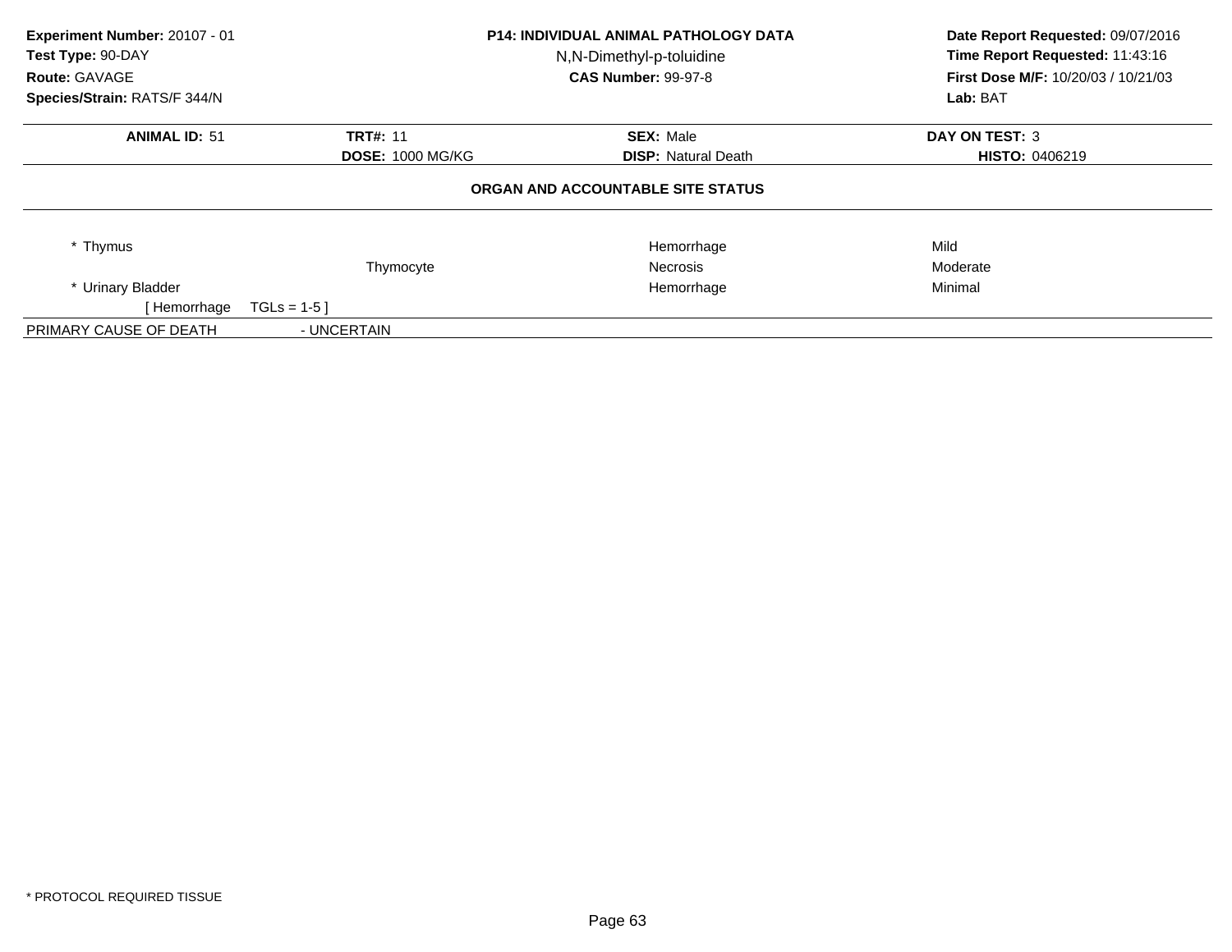**Experiment Number:** 20107 - 01
**Test Type:** 90-DAY
**Route:** GAVAGE
**Species/Strain:** RATS/F 344/N

**P14: INDIVIDUAL ANIMAL PATHOLOGY DATA**
N,N-Dimethyl-p-toluidine
**CAS Number:** 99-97-8

**Date Report Requested:** 09/07/2016
**Time Report Requested:** 11:43:16
**First Dose M/F:** 10/20/03 / 10/21/03
**Lab:** BAT

| **ANIMAL ID:** 51 | **TRT#:** 11 | **SEX:** Male | **DAY ON TEST:** 3 |
|---|---|---|---|
| | **DOSE:** 1000 MG/KG | **DISP:** Natural Death | **HISTO:** 0406219 |

**ORGAN AND ACCOUNTABLE SITE STATUS**

| | | | |
|---|---|---|---|
| * Thymus | | Hemorrhage | Mild |
| | Thymocyte | Necrosis | Moderate |
| * Urinary Bladder | | Hemorrhage | Minimal |
| [ Hemorrhage TGLs = 1-5 ] | | | |

PRIMARY CAUSE OF DEATH - UNCERTAIN

* PROTOCOL REQUIRED TISSUE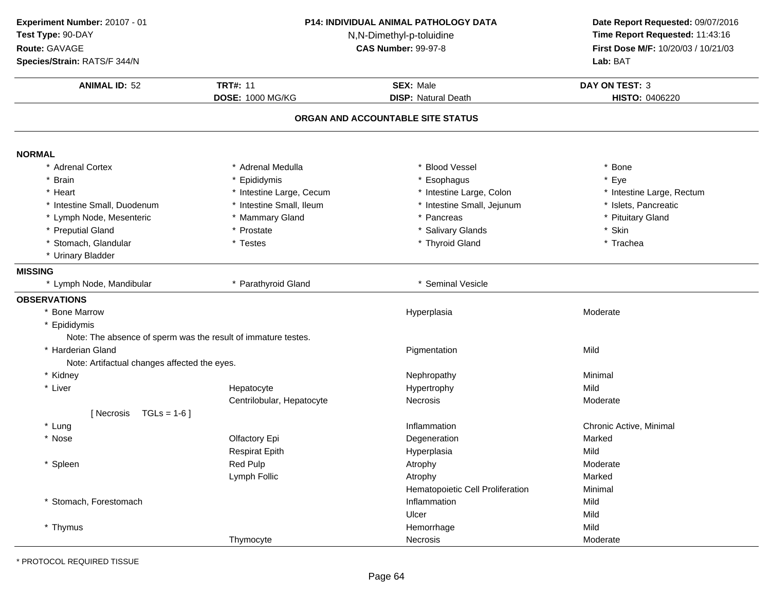**Experiment Number:** 20107 - 01
**Test Type:** 90-DAY
**Route:** GAVAGE
**Species/Strain:** RATS/F 344/N

**P14: INDIVIDUAL ANIMAL PATHOLOGY DATA**
N,N-Dimethyl-p-toluidine
**CAS Number:** 99-97-8

**Date Report Requested:** 09/07/2016
**Time Report Requested:** 11:43:16
**First Dose M/F:** 10/20/03 / 10/21/03
**Lab:** BAT

| **ANIMAL ID:** 52 | **TRT#:** 11 | **SEX:** Male | **DAY ON TEST:** 3 |
|---|---|---|---|
| | **DOSE:** 1000 MG/KG | **DISP:** Natural Death | **HISTO:** 0406220 |

## ORGAN AND ACCOUNTABLE SITE STATUS

**NORMAL**

| | | | |
|---|---|---|---|
| * Adrenal Cortex | * Adrenal Medulla | * Blood Vessel | * Bone |
| * Brain | * Epididymis | * Esophagus | * Eye |
| * Heart | * Intestine Large, Cecum | * Intestine Large, Colon | * Intestine Large, Rectum |
| * Intestine Small, Duodenum | * Intestine Small, Ileum | * Intestine Small, Jejunum | * Islets, Pancreatic |
| * Lymph Node, Mesenteric | * Mammary Gland | * Pancreas | * Pituitary Gland |
| * Preputial Gland | * Prostate | * Salivary Glands | * Skin |
| * Stomach, Glandular | * Testes | * Thyroid Gland | * Trachea |
| * Urinary Bladder | | | |

**MISSING**

| | | |
|---|---|---|
| * Lymph Node, Mandibular | * Parathyroid Gland | * Seminal Vesicle |

**OBSERVATIONS**

| Organ | Site | Observation | Severity |
|---|---|---|---|
| * Bone Marrow | | Hyperplasia | Moderate |
| * Epididymis | | | |
| Note: The absence of sperm was the result of immature testes. | | | |
| * Harderian Gland | | Pigmentation | Mild |
| Note: Artifactual changes affected the eyes. | | | |
| * Kidney | | Nephropathy | Minimal |
| * Liver | Hepatocyte | Hypertrophy | Mild |
| | Centrilobular, Hepatocyte | Necrosis | Moderate |
| [ Necrosis TGLs = 1-6 ] | | | |
| * Lung | | Inflammation | Chronic Active, Minimal |
| * Nose | Olfactory Epi | Degeneration | Marked |
| | Respirat Epith | Hyperplasia | Mild |
| * Spleen | Red Pulp | Atrophy | Moderate |
| | Lymph Follic | Atrophy | Marked |
| | | Hematopoietic Cell Proliferation | Minimal |
| * Stomach, Forestomach | | Inflammation | Mild |
| | | Ulcer | Mild |
| * Thymus | | Hemorrhage | Mild |
| | Thymocyte | Necrosis | Moderate |

* PROTOCOL REQUIRED TISSUE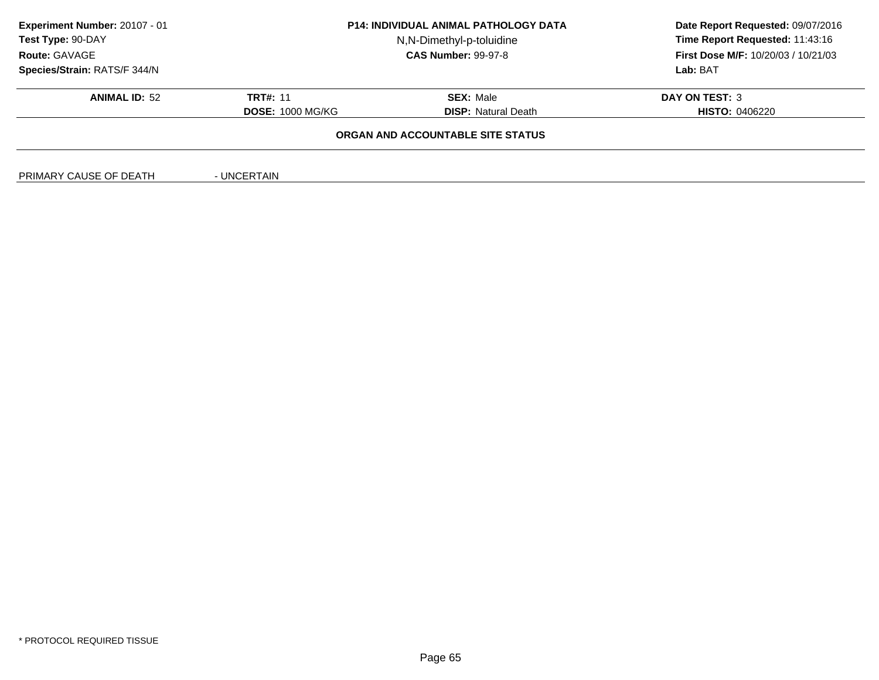**Experiment Number:** 20107 - 01
**Test Type:** 90-DAY
**Route:** GAVAGE
**Species/Strain:** RATS/F 344/N

**P14: INDIVIDUAL ANIMAL PATHOLOGY DATA**
N,N-Dimethyl-p-toluidine
**CAS Number:** 99-97-8

**Date Report Requested:** 09/07/2016
**Time Report Requested:** 11:43:16
**First Dose M/F:** 10/20/03 / 10/21/03
**Lab:** BAT

| **ANIMAL ID:** 52 | **TRT#:** 11 | **SEX:** Male | **DAY ON TEST:** 3 |
|---|---|---|---|
| | **DOSE:** 1000 MG/KG | **DISP:** Natural Death | **HISTO:** 0406220 |

**ORGAN AND ACCOUNTABLE SITE STATUS**

PRIMARY CAUSE OF DEATH - UNCERTAIN

* PROTOCOL REQUIRED TISSUE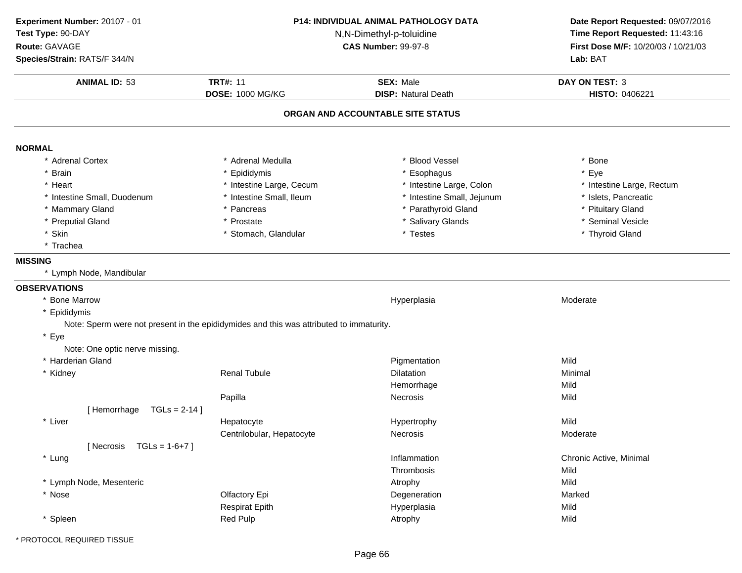**Experiment Number:** 20107 - 01
**Test Type:** 90-DAY
**Route:** GAVAGE
**Species/Strain:** RATS/F 344/N

**P14: INDIVIDUAL ANIMAL PATHOLOGY DATA**
N,N-Dimethyl-p-toluidine
**CAS Number:** 99-97-8

**Date Report Requested:** 09/07/2016
**Time Report Requested:** 11:43:16
**First Dose M/F:** 10/20/03 / 10/21/03
**Lab:** BAT

| **ANIMAL ID:** 53 | **TRT#:** 11 | **SEX:** Male | **DAY ON TEST:** 3 |
|---|---|---|---|
| | **DOSE:** 1000 MG/KG | **DISP:** Natural Death | **HISTO:** 0406221 |

## ORGAN AND ACCOUNTABLE SITE STATUS

### NORMAL

| | | | |
|---|---|---|---|
| * Adrenal Cortex | * Adrenal Medulla | * Blood Vessel | * Bone |
| * Brain | * Epididymis | * Esophagus | * Eye |
| * Heart | * Intestine Large, Cecum | * Intestine Large, Colon | * Intestine Large, Rectum |
| * Intestine Small, Duodenum | * Intestine Small, Ileum | * Intestine Small, Jejunum | * Islets, Pancreatic |
| * Mammary Gland | * Pancreas | * Parathyroid Gland | * Pituitary Gland |
| * Preputial Gland | * Prostate | * Salivary Glands | * Seminal Vesicle |
| * Skin | * Stomach, Glandular | * Testes | * Thyroid Gland |
| * Trachea | | | |

### MISSING

* Lymph Node, Mandibular

### OBSERVATIONS

| Organ | Site | Observation | Severity |
|---|---|---|---|
| * Bone Marrow | | Hyperplasia | Moderate |
| * Epididymis | | | |
| Note: Sperm were not present in the epididymides and this was attributed to immaturity. | | | |
| * Eye | | | |
| Note: One optic nerve missing. | | | |
| * Harderian Gland | | Pigmentation | Mild |
| * Kidney | Renal Tubule | Dilatation | Minimal |
| | | Hemorrhage | Mild |
| | Papilla | Necrosis | Mild |
| [ Hemorrhage TGLs = 2-14 ] | | | |
| * Liver | Hepatocyte | Hypertrophy | Mild |
| | Centrilobular, Hepatocyte | Necrosis | Moderate |
| [ Necrosis TGLs = 1-6+7 ] | | | |
| * Lung | | Inflammation | Chronic Active, Minimal |
| | | Thrombosis | Mild |
| * Lymph Node, Mesenteric | | Atrophy | Mild |
| * Nose | Olfactory Epi | Degeneration | Marked |
| | Respirat Epith | Hyperplasia | Mild |
| * Spleen | Red Pulp | Atrophy | Mild |

* PROTOCOL REQUIRED TISSUE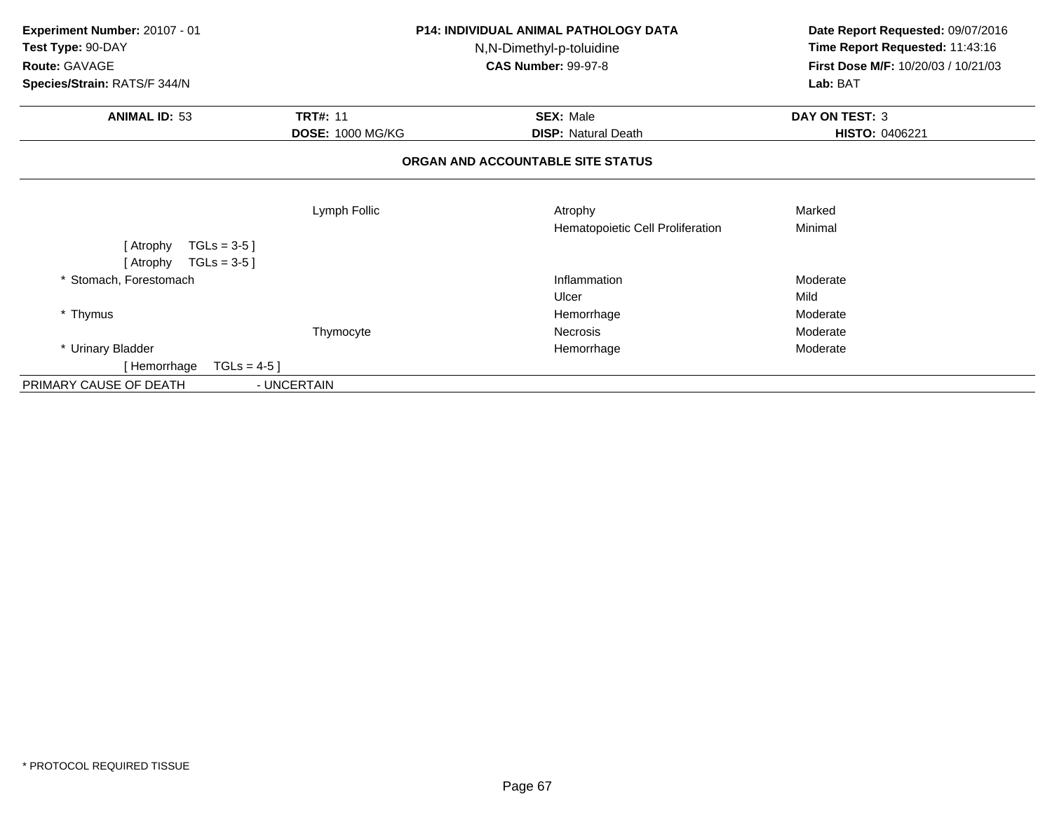**Experiment Number:** 20107 - 01
**Test Type:** 90-DAY
**Route:** GAVAGE
**Species/Strain:** RATS/F 344/N

**P14: INDIVIDUAL ANIMAL PATHOLOGY DATA**
N,N-Dimethyl-p-toluidine
**CAS Number:** 99-97-8

**Date Report Requested:** 09/07/2016
**Time Report Requested:** 11:43:16
**First Dose M/F:** 10/20/03 / 10/21/03
**Lab:** BAT

| **ANIMAL ID:** 53 | **TRT#:** 11 | **SEX:** Male | **DAY ON TEST:** 3 |
|---|---|---|---|
| | **DOSE:** 1000 MG/KG | **DISP:** Natural Death | **HISTO:** 0406221 |

## ORGAN AND ACCOUNTABLE SITE STATUS

| Organ | Site | Finding | Severity |
|---|---|---|---|
| | Lymph Follic | Atrophy | Marked |
| | | Hematopoietic Cell Proliferation | Minimal |
| [ Atrophy TGLs = 3-5 ] | | | |
| [ Atrophy TGLs = 3-5 ] | | | |
| * Stomach, Forestomach | | Inflammation | Moderate |
| | | Ulcer | Mild |
| * Thymus | | Hemorrhage | Moderate |
| | Thymocyte | Necrosis | Moderate |
| * Urinary Bladder | | Hemorrhage | Moderate |
| [ Hemorrhage TGLs = 4-5 ] | | | |

PRIMARY CAUSE OF DEATH - UNCERTAIN

* PROTOCOL REQUIRED TISSUE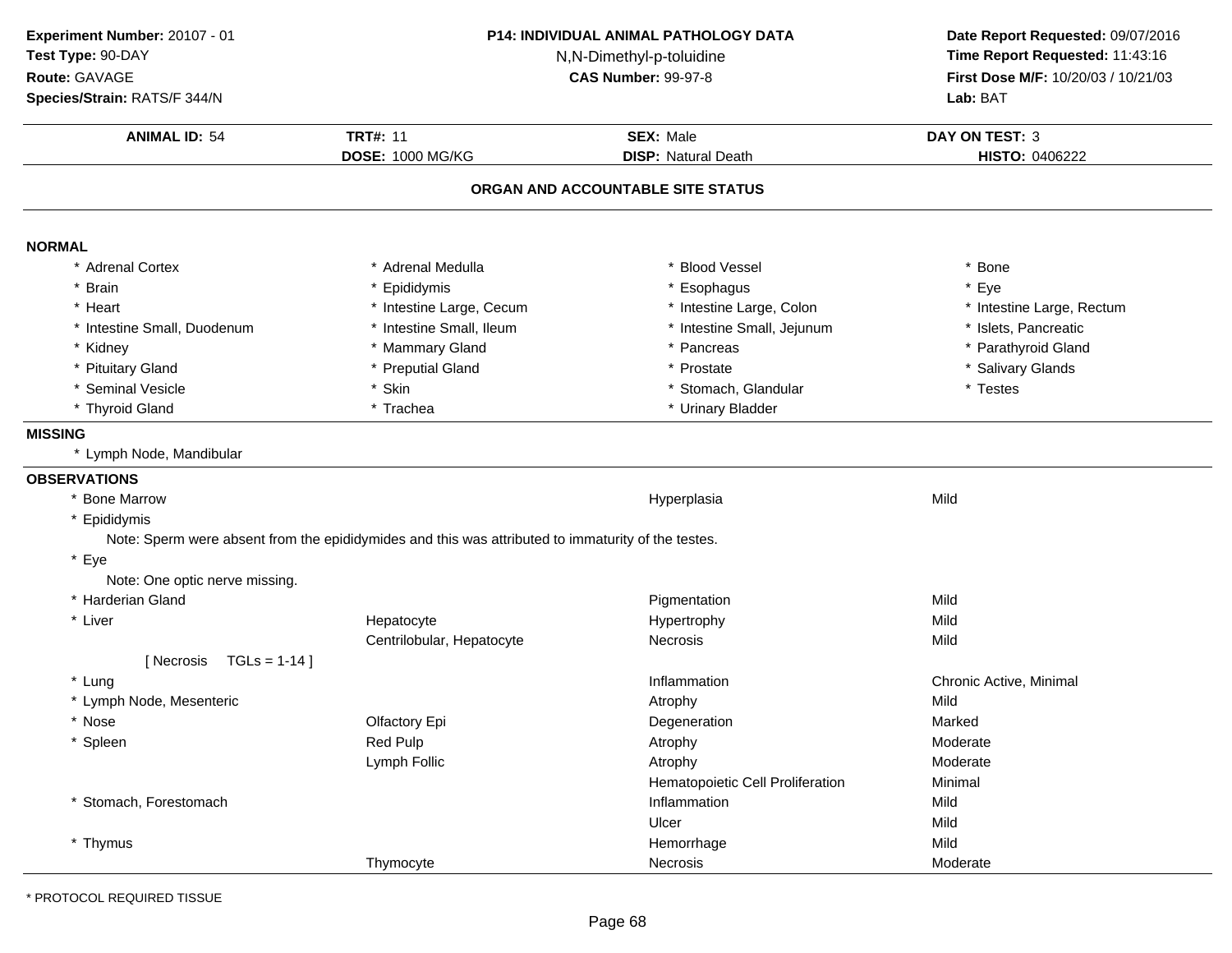**Experiment Number:** 20107 - 01
**Test Type:** 90-DAY
**Route:** GAVAGE
**Species/Strain:** RATS/F 344/N

**P14: INDIVIDUAL ANIMAL PATHOLOGY DATA**
N,N-Dimethyl-p-toluidine
**CAS Number:** 99-97-8

**Date Report Requested:** 09/07/2016
**Time Report Requested:** 11:43:16
**First Dose M/F:** 10/20/03 / 10/21/03
**Lab:** BAT

| **ANIMAL ID:** 54 | **TRT#:** 11 | **SEX:** Male | **DAY ON TEST:** 3 |
|---|---|---|---|
| | **DOSE:** 1000 MG/KG | **DISP:** Natural Death | **HISTO:** 0406222 |

## ORGAN AND ACCOUNTABLE SITE STATUS

### NORMAL

| | | | |
|---|---|---|---|
| * Adrenal Cortex | * Adrenal Medulla | * Blood Vessel | * Bone |
| * Brain | * Epididymis | * Esophagus | * Eye |
| * Heart | * Intestine Large, Cecum | * Intestine Large, Colon | * Intestine Large, Rectum |
| * Intestine Small, Duodenum | * Intestine Small, Ileum | * Intestine Small, Jejunum | * Islets, Pancreatic |
| * Kidney | * Mammary Gland | * Pancreas | * Parathyroid Gland |
| * Pituitary Gland | * Preputial Gland | * Prostate | * Salivary Glands |
| * Seminal Vesicle | * Skin | * Stomach, Glandular | * Testes |
| * Thyroid Gland | * Trachea | * Urinary Bladder | |

### MISSING

* Lymph Node, Mandibular

### OBSERVATIONS

| | | | |
|---|---|---|---|
| * Bone Marrow | | Hyperplasia | Mild |
| * Epididymis | | | |
| Note: Sperm were absent from the epididymides and this was attributed to immaturity of the testes. | | | |
| * Eye | | | |
| Note: One optic nerve missing. | | | |
| * Harderian Gland | | Pigmentation | Mild |
| * Liver | Hepatocyte | Hypertrophy | Mild |
| | Centrilobular, Hepatocyte | Necrosis | Mild |
| [ Necrosis TGLs = 1-14 ] | | | |
| * Lung | | Inflammation | Chronic Active, Minimal |
| * Lymph Node, Mesenteric | | Atrophy | Mild |
| * Nose | Olfactory Epi | Degeneration | Marked |
| * Spleen | Red Pulp | Atrophy | Moderate |
| | Lymph Follic | Atrophy | Moderate |
| | | Hematopoietic Cell Proliferation | Minimal |
| * Stomach, Forestomach | | Inflammation | Mild |
| | | Ulcer | Mild |
| * Thymus | | Hemorrhage | Mild |
| | Thymocyte | Necrosis | Moderate |

* PROTOCOL REQUIRED TISSUE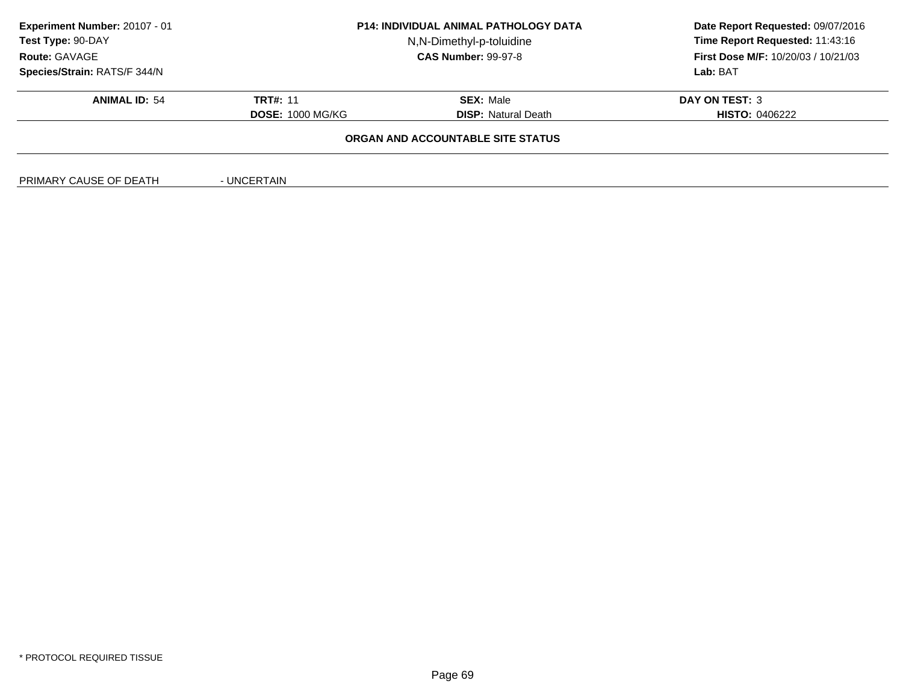**Experiment Number:** 20107 - 01
**Test Type:** 90-DAY
**Route:** GAVAGE
**Species/Strain:** RATS/F 344/N

**P14: INDIVIDUAL ANIMAL PATHOLOGY DATA**
N,N-Dimethyl-p-toluidine
**CAS Number:** 99-97-8

**Date Report Requested:** 09/07/2016
**Time Report Requested:** 11:43:16
**First Dose M/F:** 10/20/03 / 10/21/03
**Lab:** BAT

| **ANIMAL ID:** 54 | **TRT#:** 11 | **SEX:** Male | **DAY ON TEST:** 3 |
|---|---|---|---|
| | **DOSE:** 1000 MG/KG | **DISP:** Natural Death | **HISTO:** 0406222 |

**ORGAN AND ACCOUNTABLE SITE STATUS**

PRIMARY CAUSE OF DEATH - UNCERTAIN

* PROTOCOL REQUIRED TISSUE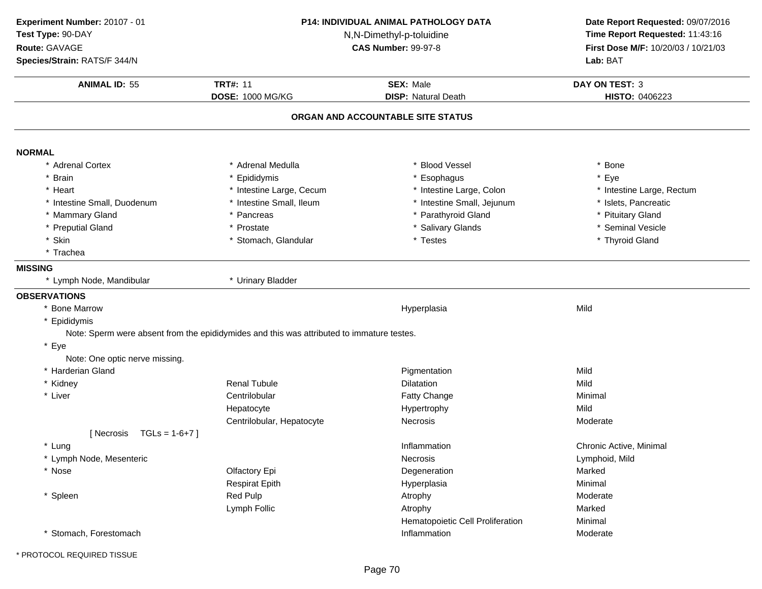**Experiment Number:** 20107 - 01
**Test Type:** 90-DAY
**Route:** GAVAGE
**Species/Strain:** RATS/F 344/N

**P14: INDIVIDUAL ANIMAL PATHOLOGY DATA**
N,N-Dimethyl-p-toluidine
**CAS Number:** 99-97-8

**Date Report Requested:** 09/07/2016
**Time Report Requested:** 11:43:16
**First Dose M/F:** 10/20/03 / 10/21/03
**Lab:** BAT

| **ANIMAL ID:** 55 | **TRT#:** 11 | **SEX:** Male | **DAY ON TEST:** 3 |
|---|---|---|---|
| | **DOSE:** 1000 MG/KG | **DISP:** Natural Death | **HISTO:** 0406223 |

## ORGAN AND ACCOUNTABLE SITE STATUS

**NORMAL**

| | | | |
|---|---|---|---|
| * Adrenal Cortex | * Adrenal Medulla | * Blood Vessel | * Bone |
| * Brain | * Epididymis | * Esophagus | * Eye |
| * Heart | * Intestine Large, Cecum | * Intestine Large, Colon | * Intestine Large, Rectum |
| * Intestine Small, Duodenum | * Intestine Small, Ileum | * Intestine Small, Jejunum | * Islets, Pancreatic |
| * Mammary Gland | * Pancreas | * Parathyroid Gland | * Pituitary Gland |
| * Preputial Gland | * Prostate | * Salivary Glands | * Seminal Vesicle |
| * Skin | * Stomach, Glandular | * Testes | * Thyroid Gland |
| * Trachea | | | |

**MISSING**

* Lymph Node, Mandibular
* Urinary Bladder

**OBSERVATIONS**

| Organ | Site | Observation | Severity |
|---|---|---|---|
| * Bone Marrow | | Hyperplasia | Mild |
| * Epididymis | | | |
| Note: Sperm were absent from the epididymides and this was attributed to immature testes. | | | |
| * Eye | | | |
| Note: One optic nerve missing. | | | |
| * Harderian Gland | | Pigmentation | Mild |
| * Kidney | Renal Tubule | Dilatation | Mild |
| * Liver | Centrilobular | Fatty Change | Minimal |
| | Hepatocyte | Hypertrophy | Mild |
| | Centrilobular, Hepatocyte | Necrosis | Moderate |
| [ Necrosis TGLs = 1-6+7 ] | | | |
| * Lung | | Inflammation | Chronic Active, Minimal |
| * Lymph Node, Mesenteric | | Necrosis | Lymphoid, Mild |
| * Nose | Olfactory Epi | Degeneration | Marked |
| | Respirat Epith | Hyperplasia | Minimal |
| * Spleen | Red Pulp | Atrophy | Moderate |
| | Lymph Follic | Atrophy | Marked |
| | | Hematopoietic Cell Proliferation | Minimal |
| * Stomach, Forestomach | | Inflammation | Moderate |

* PROTOCOL REQUIRED TISSUE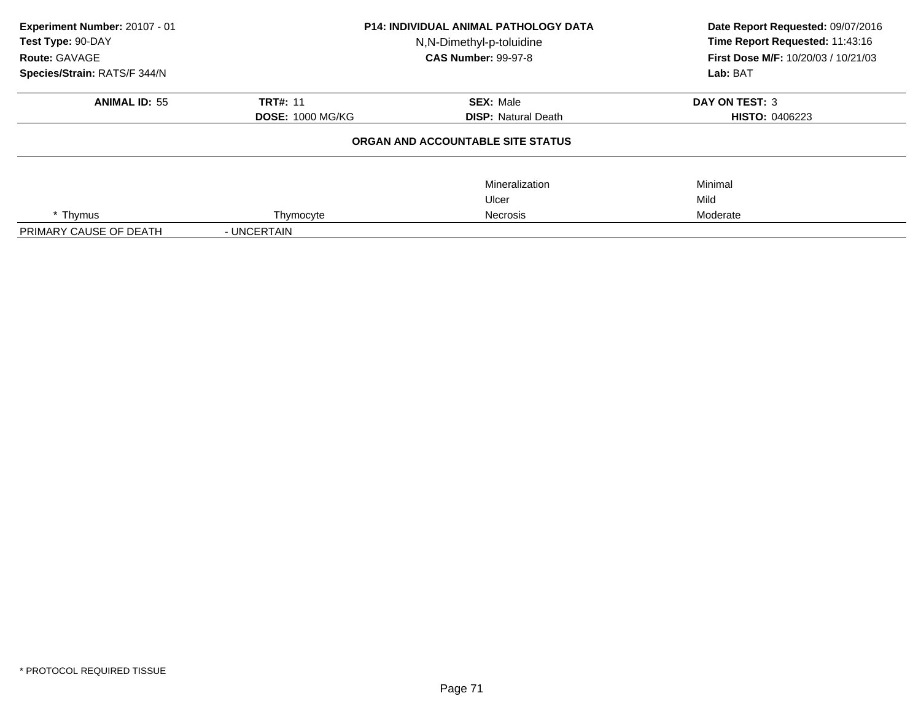**Experiment Number:** 20107 - 01
**Test Type:** 90-DAY
**Route:** GAVAGE
**Species/Strain:** RATS/F 344/N

**P14: INDIVIDUAL ANIMAL PATHOLOGY DATA**
N,N-Dimethyl-p-toluidine
**CAS Number:** 99-97-8

**Date Report Requested:** 09/07/2016
**Time Report Requested:** 11:43:16
**First Dose M/F:** 10/20/03 / 10/21/03
**Lab:** BAT

| **ANIMAL ID:** 55 | **TRT#:** 11 | **SEX:** Male | **DAY ON TEST:** 3 |
|---|---|---|---|
| | **DOSE:** 1000 MG/KG | **DISP:** Natural Death | **HISTO:** 0406223 |

**ORGAN AND ACCOUNTABLE SITE STATUS**

| | | | |
|---|---|---|---|
| | | Mineralization | Minimal |
| | | Ulcer | Mild |
| * Thymus | Thymocyte | Necrosis | Moderate |
| PRIMARY CAUSE OF DEATH | - UNCERTAIN | | |

* PROTOCOL REQUIRED TISSUE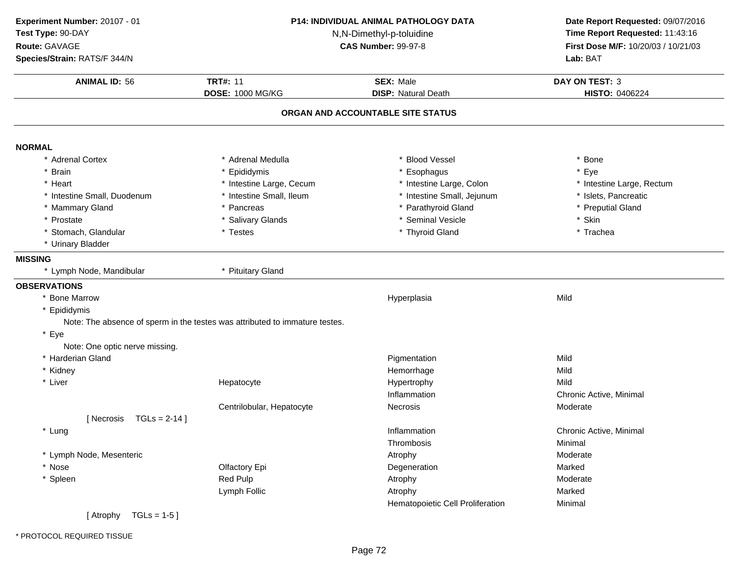**Experiment Number:** 20107 - 01
**Test Type:** 90-DAY
**Route:** GAVAGE
**Species/Strain:** RATS/F 344/N

**P14: INDIVIDUAL ANIMAL PATHOLOGY DATA**
N,N-Dimethyl-p-toluidine
**CAS Number:** 99-97-8

**Date Report Requested:** 09/07/2016
**Time Report Requested:** 11:43:16
**First Dose M/F:** 10/20/03 / 10/21/03
**Lab:** BAT

| **ANIMAL ID:** 56 | **TRT#:** 11 | **SEX:** Male | **DAY ON TEST:** 3 |
|---|---|---|---|
| | **DOSE:** 1000 MG/KG | **DISP:** Natural Death | **HISTO:** 0406224 |

## ORGAN AND ACCOUNTABLE SITE STATUS

### NORMAL

| | | | |
|---|---|---|---|
| * Adrenal Cortex | * Adrenal Medulla | * Blood Vessel | * Bone |
| * Brain | * Epididymis | * Esophagus | * Eye |
| * Heart | * Intestine Large, Cecum | * Intestine Large, Colon | * Intestine Large, Rectum |
| * Intestine Small, Duodenum | * Intestine Small, Ileum | * Intestine Small, Jejunum | * Islets, Pancreatic |
| * Mammary Gland | * Pancreas | * Parathyroid Gland | * Preputial Gland |
| * Prostate | * Salivary Glands | * Seminal Vesicle | * Skin |
| * Stomach, Glandular | * Testes | * Thyroid Gland | * Trachea |
| * Urinary Bladder | | | |

### MISSING

| | |
|---|---|
| * Lymph Node, Mandibular | * Pituitary Gland |

### OBSERVATIONS

| | | | |
|---|---|---|---|
| * Bone Marrow | | Hyperplasia | Mild |
| * Epididymis | | | |
| Note: The absence of sperm in the testes was attributed to immature testes. | | | |
| * Eye | | | |
| Note: One optic nerve missing. | | | |
| * Harderian Gland | | Pigmentation | Mild |
| * Kidney | | Hemorrhage | Mild |
| * Liver | Hepatocyte | Hypertrophy | Mild |
| | | Inflammation | Chronic Active, Minimal |
| | Centrilobular, Hepatocyte | Necrosis | Moderate |
| [ Necrosis TGLs = 2-14 ] | | | |
| * Lung | | Inflammation | Chronic Active, Minimal |
| | | Thrombosis | Minimal |
| * Lymph Node, Mesenteric | | Atrophy | Moderate |
| * Nose | Olfactory Epi | Degeneration | Marked |
| * Spleen | Red Pulp | Atrophy | Moderate |
| | Lymph Follic | Atrophy | Marked |
| | | Hematopoietic Cell Proliferation | Minimal |
| [ Atrophy TGLs = 1-5 ] | | | |

* PROTOCOL REQUIRED TISSUE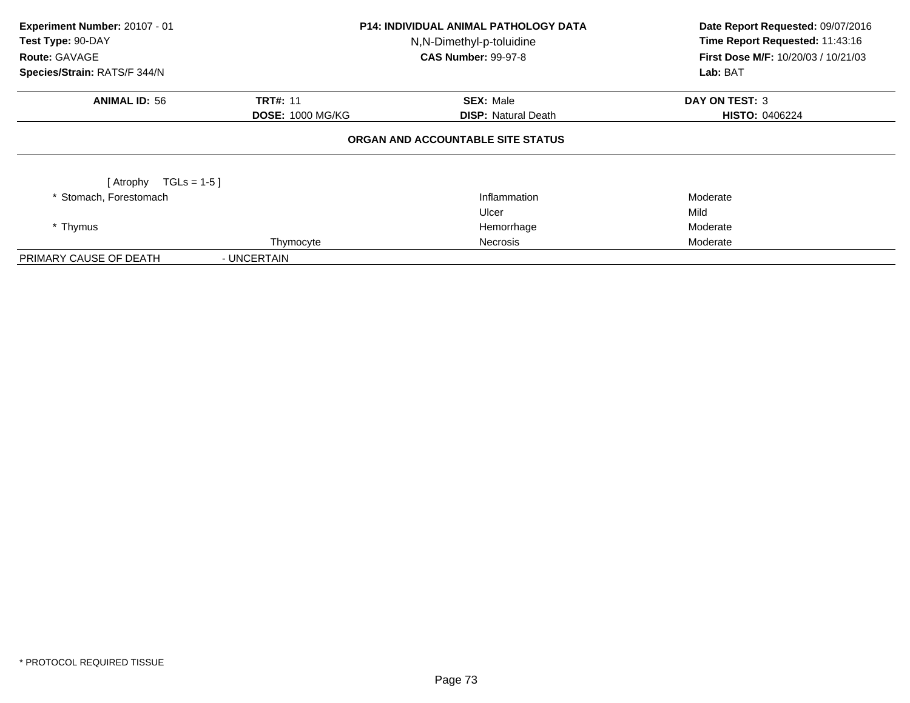**Experiment Number:** 20107 - 01
**Test Type:** 90-DAY
**Route:** GAVAGE
**Species/Strain:** RATS/F 344/N

**P14: INDIVIDUAL ANIMAL PATHOLOGY DATA**
N,N-Dimethyl-p-toluidine
**CAS Number:** 99-97-8

**Date Report Requested:** 09/07/2016
**Time Report Requested:** 11:43:16
**First Dose M/F:** 10/20/03 / 10/21/03
**Lab:** BAT

| **ANIMAL ID:** 56 | **TRT#:** 11 | **SEX:** Male | **DAY ON TEST:** 3 |
|---|---|---|---|
| | **DOSE:** 1000 MG/KG | **DISP:** Natural Death | **HISTO:** 0406224 |

**ORGAN AND ACCOUNTABLE SITE STATUS**

[ Atrophy TGLs = 1-5 ]

| Organ | Site | Finding | Severity |
|---|---|---|---|
| * Stomach, Forestomach | | Inflammation | Moderate |
| | | Ulcer | Mild |
| * Thymus | | Hemorrhage | Moderate |
| | Thymocyte | Necrosis | Moderate |

PRIMARY CAUSE OF DEATH - UNCERTAIN

* PROTOCOL REQUIRED TISSUE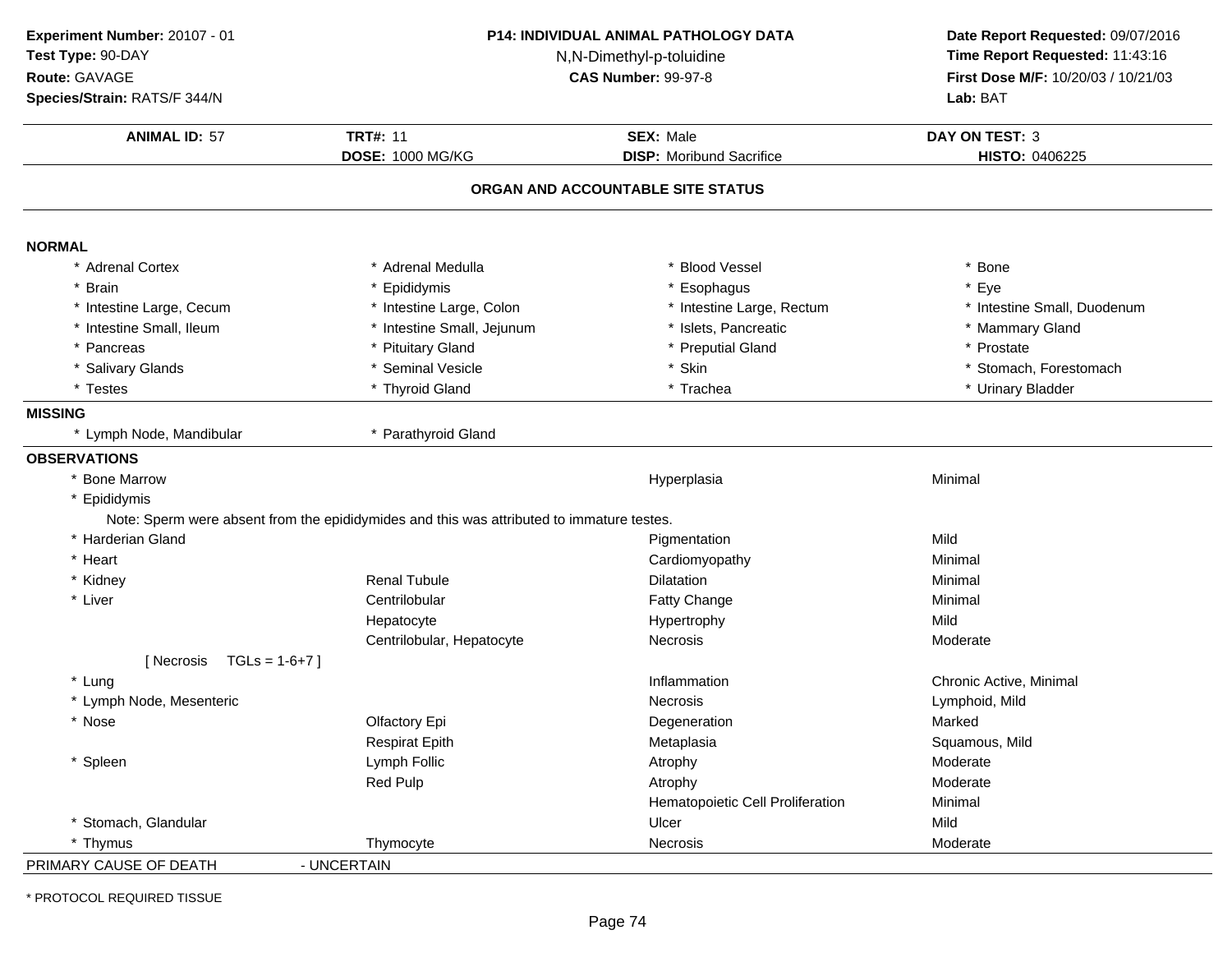**Experiment Number:** 20107 - 01
**Test Type:** 90-DAY
**Route:** GAVAGE
**Species/Strain:** RATS/F 344/N

**P14: INDIVIDUAL ANIMAL PATHOLOGY DATA**
N,N-Dimethyl-p-toluidine
**CAS Number:** 99-97-8

**Date Report Requested:** 09/07/2016
**Time Report Requested:** 11:43:16
**First Dose M/F:** 10/20/03 / 10/21/03
**Lab:** BAT

| **ANIMAL ID:** 57 | **TRT#:** 11 | **SEX:** Male | **DAY ON TEST:** 3 |
|---|---|---|---|
| | **DOSE:** 1000 MG/KG | **DISP:** Moribund Sacrifice | **HISTO:** 0406225 |

## ORGAN AND ACCOUNTABLE SITE STATUS

**NORMAL**

| | | | |
|---|---|---|---|
| * Adrenal Cortex | * Adrenal Medulla | * Blood Vessel | * Bone |
| * Brain | * Epididymis | * Esophagus | * Eye |
| * Intestine Large, Cecum | * Intestine Large, Colon | * Intestine Large, Rectum | * Intestine Small, Duodenum |
| * Intestine Small, Ileum | * Intestine Small, Jejunum | * Islets, Pancreatic | * Mammary Gland |
| * Pancreas | * Pituitary Gland | * Preputial Gland | * Prostate |
| * Salivary Glands | * Seminal Vesicle | * Skin | * Stomach, Forestomach |
| * Testes | * Thyroid Gland | * Trachea | * Urinary Bladder |

**MISSING**

| | |
|---|---|
| * Lymph Node, Mandibular | * Parathyroid Gland |

**OBSERVATIONS**

| Organ | Site | Observation | Severity |
|---|---|---|---|
| * Bone Marrow | | Hyperplasia | Minimal |
| * Epididymis | | | |
| Note: Sperm were absent from the epididymides and this was attributed to immature testes. | | | |
| * Harderian Gland | | Pigmentation | Mild |
| * Heart | | Cardiomyopathy | Minimal |
| * Kidney | Renal Tubule | Dilatation | Minimal |
| * Liver | Centrilobular | Fatty Change | Minimal |
| | Hepatocyte | Hypertrophy | Mild |
| | Centrilobular, Hepatocyte | Necrosis | Moderate |
| [ Necrosis TGLs = 1-6+7 ] | | | |
| * Lung | | Inflammation | Chronic Active, Minimal |
| * Lymph Node, Mesenteric | | Necrosis | Lymphoid, Mild |
| * Nose | Olfactory Epi | Degeneration | Marked |
| | Respirat Epith | Metaplasia | Squamous, Mild |
| * Spleen | Lymph Follic | Atrophy | Moderate |
| | Red Pulp | Atrophy | Moderate |
| | | Hematopoietic Cell Proliferation | Minimal |
| * Stomach, Glandular | | Ulcer | Mild |
| * Thymus | Thymocyte | Necrosis | Moderate |

PRIMARY CAUSE OF DEATH - UNCERTAIN

* PROTOCOL REQUIRED TISSUE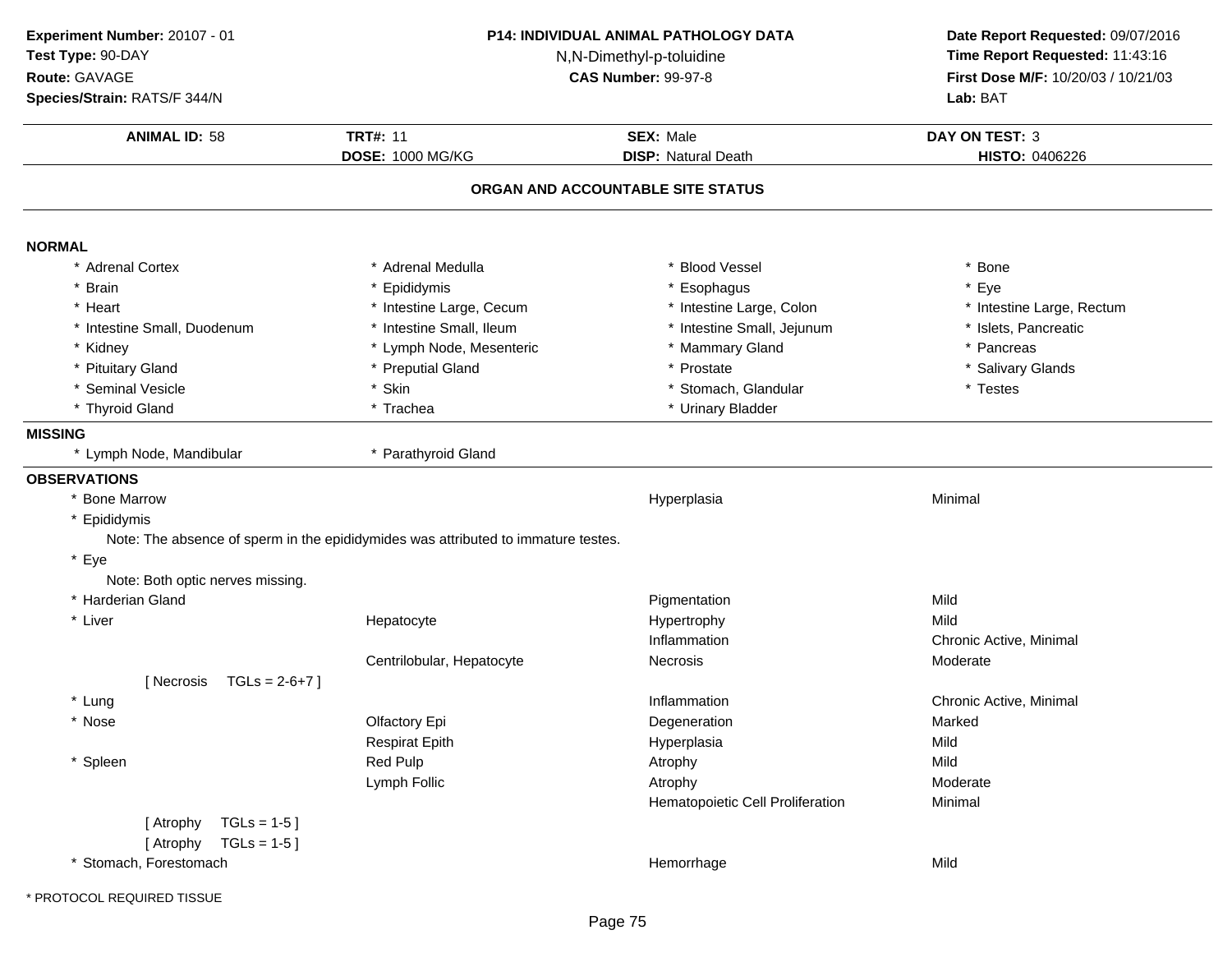**Experiment Number:** 20107 - 01
**Test Type:** 90-DAY
**Route:** GAVAGE
**Species/Strain:** RATS/F 344/N

**P14: INDIVIDUAL ANIMAL PATHOLOGY DATA**
N,N-Dimethyl-p-toluidine
**CAS Number:** 99-97-8

**Date Report Requested:** 09/07/2016
**Time Report Requested:** 11:43:16
**First Dose M/F:** 10/20/03 / 10/21/03
**Lab:** BAT

| **ANIMAL ID:** 58 | **TRT#:** 11 | **SEX:** Male | **DAY ON TEST:** 3 |
|---|---|---|---|
| | **DOSE:** 1000 MG/KG | **DISP:** Natural Death | **HISTO:** 0406226 |

## ORGAN AND ACCOUNTABLE SITE STATUS

**NORMAL**

| | | | |
|---|---|---|---|
| * Adrenal Cortex | * Adrenal Medulla | * Blood Vessel | * Bone |
| * Brain | * Epididymis | * Esophagus | * Eye |
| * Heart | * Intestine Large, Cecum | * Intestine Large, Colon | * Intestine Large, Rectum |
| * Intestine Small, Duodenum | * Intestine Small, Ileum | * Intestine Small, Jejunum | * Islets, Pancreatic |
| * Kidney | * Lymph Node, Mesenteric | * Mammary Gland | * Pancreas |
| * Pituitary Gland | * Preputial Gland | * Prostate | * Salivary Glands |
| * Seminal Vesicle | * Skin | * Stomach, Glandular | * Testes |
| * Thyroid Gland | * Trachea | * Urinary Bladder | |

**MISSING**

| | |
|---|---|
| * Lymph Node, Mandibular | * Parathyroid Gland |

**OBSERVATIONS**

| | | | |
|---|---|---|---|
| * Bone Marrow | | Hyperplasia | Minimal |
| * Epididymis | | | |
| Note: The absence of sperm in the epididymides was attributed to immature testes. | | | |
| * Eye | | | |
| Note: Both optic nerves missing. | | | |
| * Harderian Gland | | Pigmentation | Mild |
| * Liver | Hepatocyte | Hypertrophy | Mild |
| | | Inflammation | Chronic Active, Minimal |
| | Centrilobular, Hepatocyte | Necrosis | Moderate |
| [ Necrosis TGLs = 2-6+7 ] | | | |
| * Lung | | Inflammation | Chronic Active, Minimal |
| * Nose | Olfactory Epi | Degeneration | Marked |
| | Respirat Epith | Hyperplasia | Mild |
| * Spleen | Red Pulp | Atrophy | Mild |
| | Lymph Follic | Atrophy | Moderate |
| | | Hematopoietic Cell Proliferation | Minimal |
| [ Atrophy TGLs = 1-5 ] | | | |
| [ Atrophy TGLs = 1-5 ] | | | |
| * Stomach, Forestomach | | Hemorrhage | Mild |

\* PROTOCOL REQUIRED TISSUE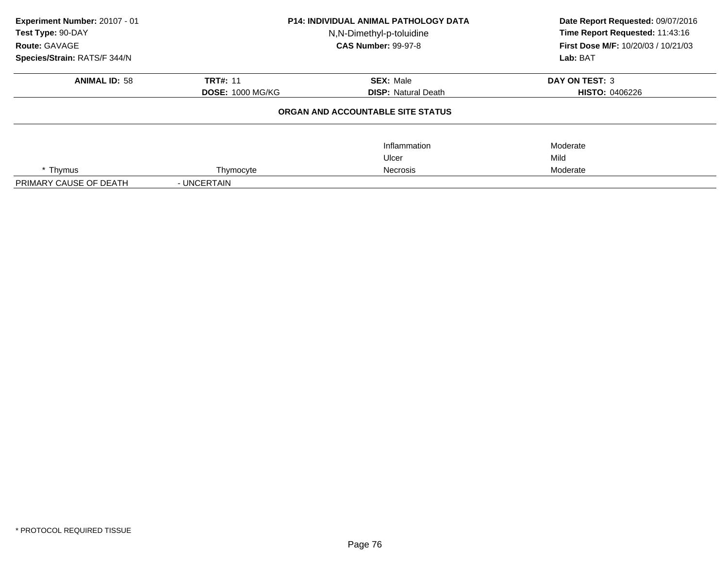**Experiment Number:** 20107 - 01
**Test Type:** 90-DAY
**Route:** GAVAGE
**Species/Strain:** RATS/F 344/N

**P14: INDIVIDUAL ANIMAL PATHOLOGY DATA**
N,N-Dimethyl-p-toluidine
**CAS Number:** 99-97-8

**Date Report Requested:** 09/07/2016
**Time Report Requested:** 11:43:16
**First Dose M/F:** 10/20/03 / 10/21/03
**Lab:** BAT

| **ANIMAL ID:** 58 | **TRT#:** 11 | **SEX:** Male | **DAY ON TEST:** 3 |
|---|---|---|---|
| | **DOSE:** 1000 MG/KG | **DISP:** Natural Death | **HISTO:** 0406226 |

**ORGAN AND ACCOUNTABLE SITE STATUS**

| | | | |
|---|---|---|---|
| | | Inflammation | Moderate |
| | | Ulcer | Mild |
| * Thymus | Thymocyte | Necrosis | Moderate |
| PRIMARY CAUSE OF DEATH | - UNCERTAIN | | |

* PROTOCOL REQUIRED TISSUE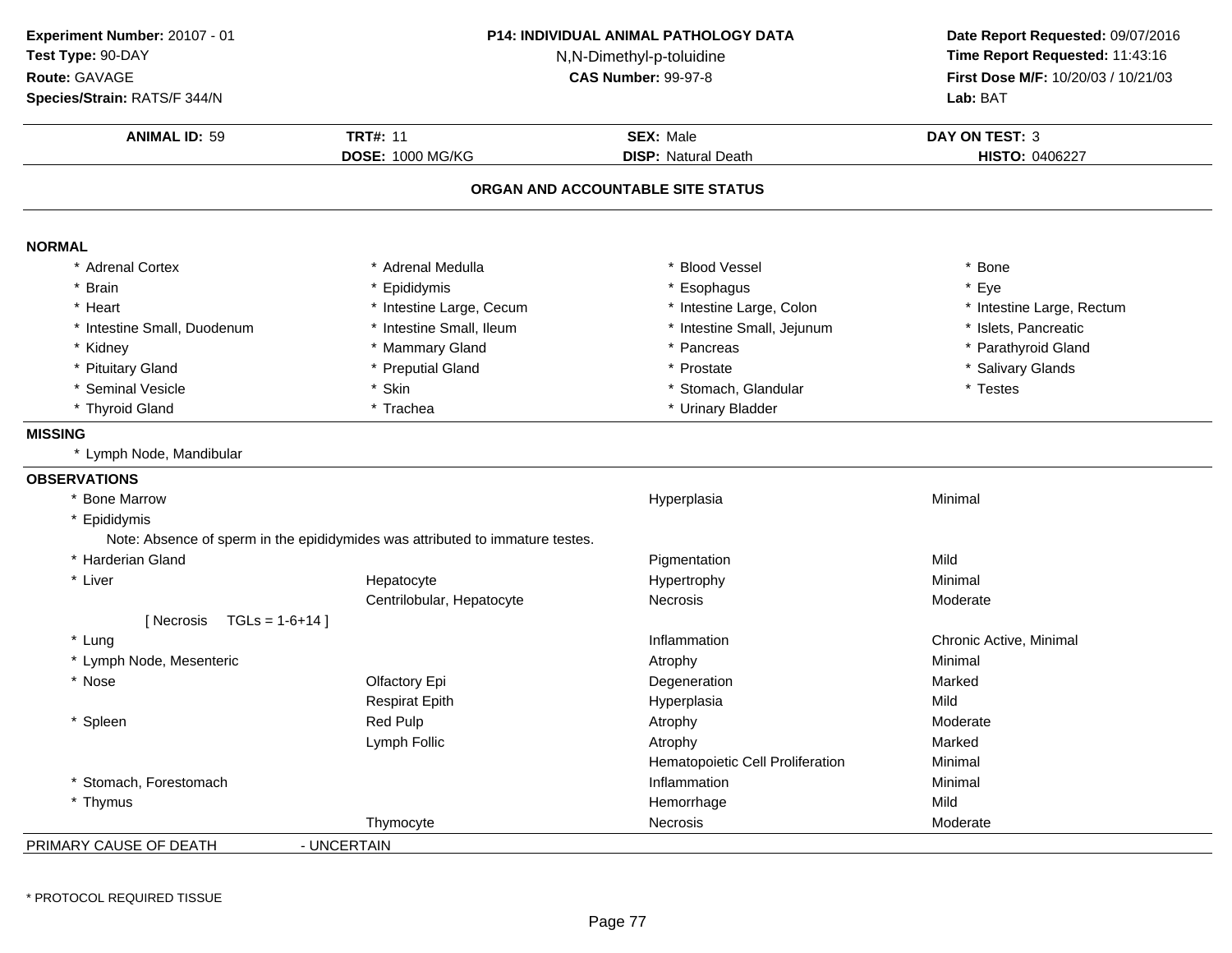**Experiment Number:** 20107 - 01
**Test Type:** 90-DAY
**Route:** GAVAGE
**Species/Strain:** RATS/F 344/N

**P14: INDIVIDUAL ANIMAL PATHOLOGY DATA**
N,N-Dimethyl-p-toluidine
**CAS Number:** 99-97-8

**Date Report Requested:** 09/07/2016
**Time Report Requested:** 11:43:16
**First Dose M/F:** 10/20/03 / 10/21/03
**Lab:** BAT

| **ANIMAL ID:** 59 | **TRT#:** 11 | **SEX:** Male | **DAY ON TEST:** 3 |
|---|---|---|---|
| | **DOSE:** 1000 MG/KG | **DISP:** Natural Death | **HISTO:** 0406227 |

## ORGAN AND ACCOUNTABLE SITE STATUS

**NORMAL**

| | | | |
|---|---|---|---|
| * Adrenal Cortex | * Adrenal Medulla | * Blood Vessel | * Bone |
| * Brain | * Epididymis | * Esophagus | * Eye |
| * Heart | * Intestine Large, Cecum | * Intestine Large, Colon | * Intestine Large, Rectum |
| * Intestine Small, Duodenum | * Intestine Small, Ileum | * Intestine Small, Jejunum | * Islets, Pancreatic |
| * Kidney | * Mammary Gland | * Pancreas | * Parathyroid Gland |
| * Pituitary Gland | * Preputial Gland | * Prostate | * Salivary Glands |
| * Seminal Vesicle | * Skin | * Stomach, Glandular | * Testes |
| * Thyroid Gland | * Trachea | * Urinary Bladder | |

**MISSING**

* Lymph Node, Mandibular

**OBSERVATIONS**

| Organ | Site | Observation | Severity |
|---|---|---|---|
| * Bone Marrow | | Hyperplasia | Minimal |
| * Epididymis | | | |
| Note: Absence of sperm in the epididymides was attributed to immature testes. | | | |
| * Harderian Gland | | Pigmentation | Mild |
| * Liver | Hepatocyte | Hypertrophy | Minimal |
| | Centrilobular, Hepatocyte | Necrosis | Moderate |
| [ Necrosis TGLs = 1-6+14 ] | | | |
| * Lung | | Inflammation | Chronic Active, Minimal |
| * Lymph Node, Mesenteric | | Atrophy | Minimal |
| * Nose | Olfactory Epi | Degeneration | Marked |
| | Respirat Epith | Hyperplasia | Mild |
| * Spleen | Red Pulp | Atrophy | Moderate |
| | Lymph Follic | Atrophy | Marked |
| | | Hematopoietic Cell Proliferation | Minimal |
| * Stomach, Forestomach | | Inflammation | Minimal |
| * Thymus | | Hemorrhage | Mild |
| | Thymocyte | Necrosis | Moderate |

PRIMARY CAUSE OF DEATH - UNCERTAIN

* PROTOCOL REQUIRED TISSUE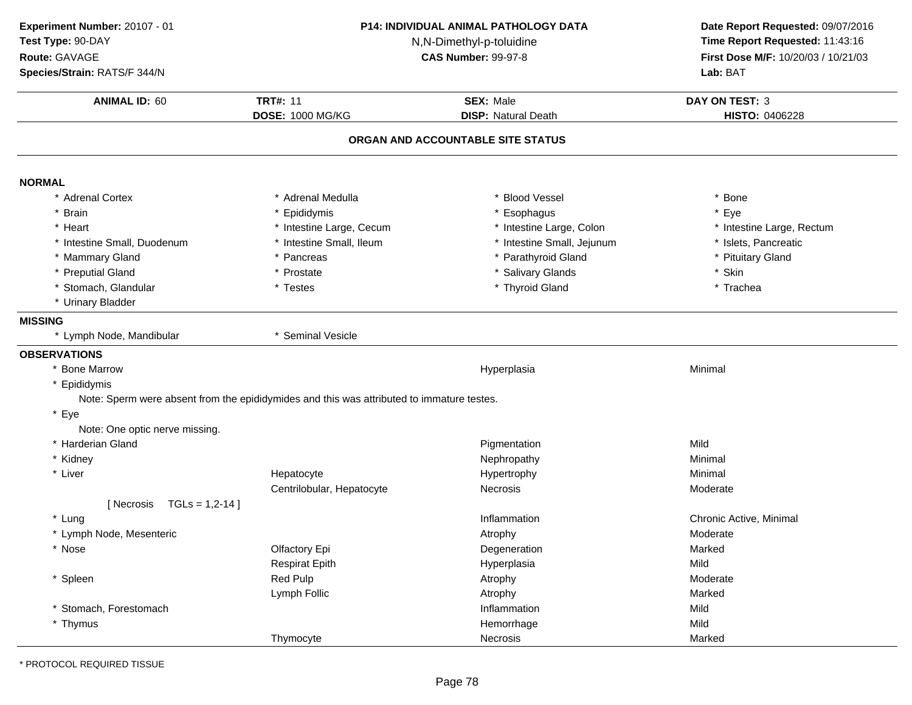**Experiment Number:** 20107 - 01
**Test Type:** 90-DAY
**Route:** GAVAGE
**Species/Strain:** RATS/F 344/N

**P14: INDIVIDUAL ANIMAL PATHOLOGY DATA**
N,N-Dimethyl-p-toluidine
**CAS Number:** 99-97-8

**Date Report Requested:** 09/07/2016
**Time Report Requested:** 11:43:16
**First Dose M/F:** 10/20/03 / 10/21/03
**Lab:** BAT

| **ANIMAL ID:** 60 | **TRT#:** 11 | **SEX:** Male | **DAY ON TEST:** 3 |
|---|---|---|---|
| | **DOSE:** 1000 MG/KG | **DISP:** Natural Death | **HISTO:** 0406228 |

## ORGAN AND ACCOUNTABLE SITE STATUS

**NORMAL**

| | | | |
|---|---|---|---|
| * Adrenal Cortex | * Adrenal Medulla | * Blood Vessel | * Bone |
| * Brain | * Epididymis | * Esophagus | * Eye |
| * Heart | * Intestine Large, Cecum | * Intestine Large, Colon | * Intestine Large, Rectum |
| * Intestine Small, Duodenum | * Intestine Small, Ileum | * Intestine Small, Jejunum | * Islets, Pancreatic |
| * Mammary Gland | * Pancreas | * Parathyroid Gland | * Pituitary Gland |
| * Preputial Gland | * Prostate | * Salivary Glands | * Skin |
| * Stomach, Glandular | * Testes | * Thyroid Gland | * Trachea |
| * Urinary Bladder | | | |

**MISSING**

| | |
|---|---|
| * Lymph Node, Mandibular | * Seminal Vesicle |

**OBSERVATIONS**

| Organ | Site | Observation | Severity |
|---|---|---|---|
| * Bone Marrow | | Hyperplasia | Minimal |
| * Epididymis | | | |
| Note: Sperm were absent from the epididymides and this was attributed to immature testes. | | | |
| * Eye | | | |
| Note: One optic nerve missing. | | | |
| * Harderian Gland | | Pigmentation | Mild |
| * Kidney | | Nephropathy | Minimal |
| * Liver | Hepatocyte | Hypertrophy | Minimal |
| | Centrilobular, Hepatocyte | Necrosis | Moderate |
| [ Necrosis TGLs = 1,2-14 ] | | | |
| * Lung | | Inflammation | Chronic Active, Minimal |
| * Lymph Node, Mesenteric | | Atrophy | Moderate |
| * Nose | Olfactory Epi | Degeneration | Marked |
| | Respirat Epith | Hyperplasia | Mild |
| * Spleen | Red Pulp | Atrophy | Moderate |
| | Lymph Follic | Atrophy | Marked |
| * Stomach, Forestomach | | Inflammation | Mild |
| * Thymus | | Hemorrhage | Mild |
| | Thymocyte | Necrosis | Marked |

* PROTOCOL REQUIRED TISSUE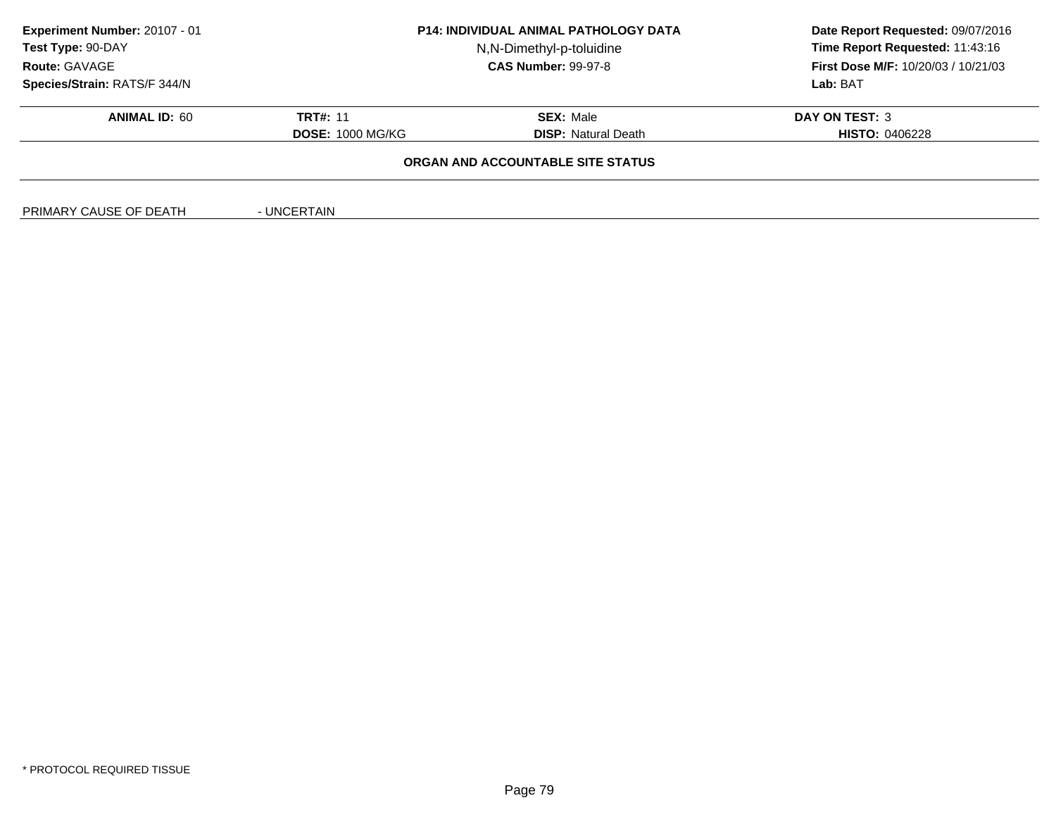**Experiment Number:** 20107 - 01
**Test Type:** 90-DAY
**Route:** GAVAGE
**Species/Strain:** RATS/F 344/N

**P14: INDIVIDUAL ANIMAL PATHOLOGY DATA**
N,N-Dimethyl-p-toluidine
**CAS Number:** 99-97-8

**Date Report Requested:** 09/07/2016
**Time Report Requested:** 11:43:16
**First Dose M/F:** 10/20/03 / 10/21/03
**Lab:** BAT

| **ANIMAL ID:** 60 | **TRT#:** 11 | **SEX:** Male | **DAY ON TEST:** 3 |
|---|---|---|---|
| | **DOSE:** 1000 MG/KG | **DISP:** Natural Death | **HISTO:** 0406228 |

**ORGAN AND ACCOUNTABLE SITE STATUS**

PRIMARY CAUSE OF DEATH - UNCERTAIN

* PROTOCOL REQUIRED TISSUE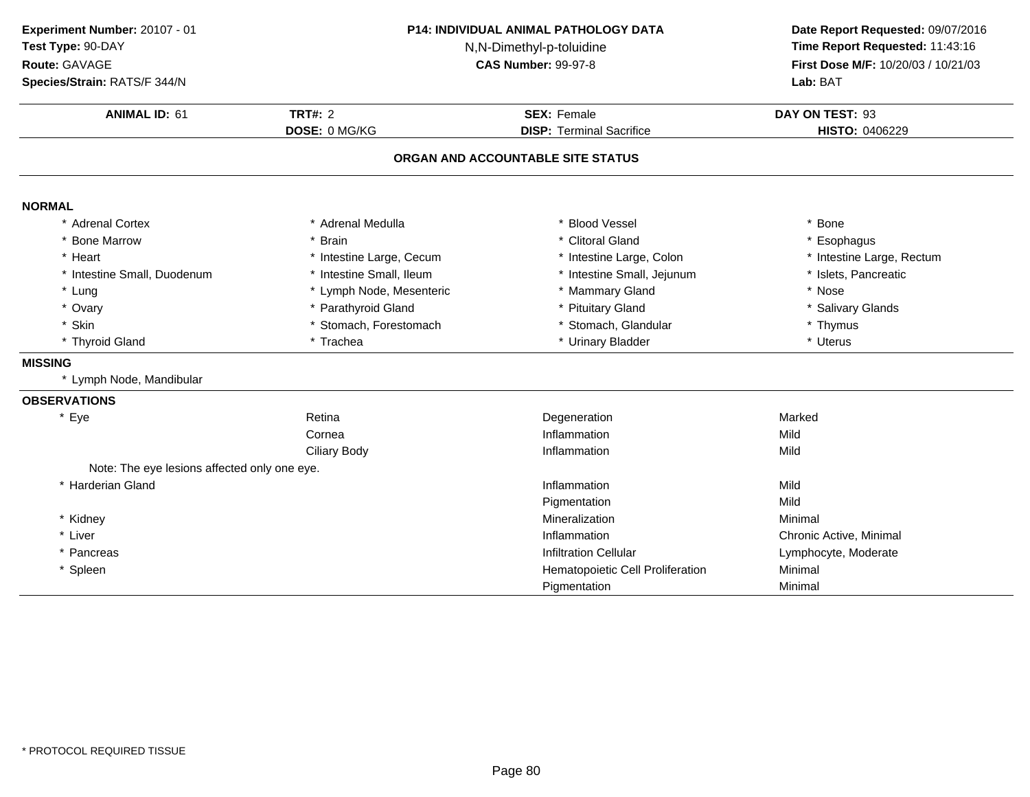**Experiment Number:** 20107 - 01
**Test Type:** 90-DAY
**Route:** GAVAGE
**Species/Strain:** RATS/F 344/N

**P14: INDIVIDUAL ANIMAL PATHOLOGY DATA**
N,N-Dimethyl-p-toluidine
**CAS Number:** 99-97-8

**Date Report Requested:** 09/07/2016
**Time Report Requested:** 11:43:16
**First Dose M/F:** 10/20/03 / 10/21/03
**Lab:** BAT

| **ANIMAL ID:** 61 | **TRT#:** 2 | **SEX:** Female | **DAY ON TEST:** 93 |
|---|---|---|---|
| | **DOSE:** 0 MG/KG | **DISP:** Terminal Sacrifice | **HISTO:** 0406229 |

## ORGAN AND ACCOUNTABLE SITE STATUS

### NORMAL

| | | | |
|---|---|---|---|
| * Adrenal Cortex | * Adrenal Medulla | * Blood Vessel | * Bone |
| * Bone Marrow | * Brain | * Clitoral Gland | * Esophagus |
| * Heart | * Intestine Large, Cecum | * Intestine Large, Colon | * Intestine Large, Rectum |
| * Intestine Small, Duodenum | * Intestine Small, Ileum | * Intestine Small, Jejunum | * Islets, Pancreatic |
| * Lung | * Lymph Node, Mesenteric | * Mammary Gland | * Nose |
| * Ovary | * Parathyroid Gland | * Pituitary Gland | * Salivary Glands |
| * Skin | * Stomach, Forestomach | * Stomach, Glandular | * Thymus |
| * Thyroid Gland | * Trachea | * Urinary Bladder | * Uterus |

### MISSING

* Lymph Node, Mandibular

### OBSERVATIONS

| | | | |
|---|---|---|---|
| * Eye | Retina | Degeneration | Marked |
| | Cornea | Inflammation | Mild |
| | Ciliary Body | Inflammation | Mild |
| Note: The eye lesions affected only one eye. | | | |
| * Harderian Gland | | Inflammation | Mild |
| | | Pigmentation | Mild |
| * Kidney | | Mineralization | Minimal |
| * Liver | | Inflammation | Chronic Active, Minimal |
| * Pancreas | | Infiltration Cellular | Lymphocyte, Moderate |
| * Spleen | | Hematopoietic Cell Proliferation | Minimal |
| | | Pigmentation | Minimal |

* PROTOCOL REQUIRED TISSUE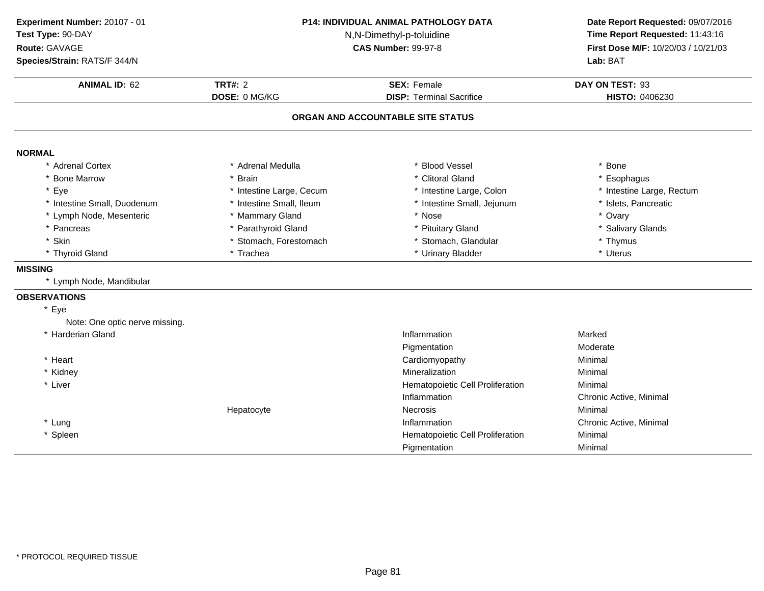**Experiment Number:** 20107 - 01
**Test Type:** 90-DAY
**Route:** GAVAGE
**Species/Strain:** RATS/F 344/N

**P14: INDIVIDUAL ANIMAL PATHOLOGY DATA**
N,N-Dimethyl-p-toluidine
**CAS Number:** 99-97-8

**Date Report Requested:** 09/07/2016
**Time Report Requested:** 11:43:16
**First Dose M/F:** 10/20/03 / 10/21/03
**Lab:** BAT

| **ANIMAL ID:** 62 | **TRT#:** 2 | **SEX:** Female | **DAY ON TEST:** 93 |
|---|---|---|---|
| | **DOSE:** 0 MG/KG | **DISP:** Terminal Sacrifice | **HISTO:** 0406230 |

## ORGAN AND ACCOUNTABLE SITE STATUS

### NORMAL

| | | | |
|---|---|---|---|
| * Adrenal Cortex | * Adrenal Medulla | * Blood Vessel | * Bone |
| * Bone Marrow | * Brain | * Clitoral Gland | * Esophagus |
| * Eye | * Intestine Large, Cecum | * Intestine Large, Colon | * Intestine Large, Rectum |
| * Intestine Small, Duodenum | * Intestine Small, Ileum | * Intestine Small, Jejunum | * Islets, Pancreatic |
| * Lymph Node, Mesenteric | * Mammary Gland | * Nose | * Ovary |
| * Pancreas | * Parathyroid Gland | * Pituitary Gland | * Salivary Glands |
| * Skin | * Stomach, Forestomach | * Stomach, Glandular | * Thymus |
| * Thyroid Gland | * Trachea | * Urinary Bladder | * Uterus |

### MISSING

* Lymph Node, Mandibular

### OBSERVATIONS

| Organ | Site | Observation | Severity |
|---|---|---|---|
| * Eye | | | |
| Note: One optic nerve missing. | | | |
| * Harderian Gland | | Inflammation | Marked |
| | | Pigmentation | Moderate |
| * Heart | | Cardiomyopathy | Minimal |
| * Kidney | | Mineralization | Minimal |
| * Liver | | Hematopoietic Cell Proliferation | Minimal |
| | | Inflammation | Chronic Active, Minimal |
| | Hepatocyte | Necrosis | Minimal |
| * Lung | | Inflammation | Chronic Active, Minimal |
| * Spleen | | Hematopoietic Cell Proliferation | Minimal |
| | | Pigmentation | Minimal |

* PROTOCOL REQUIRED TISSUE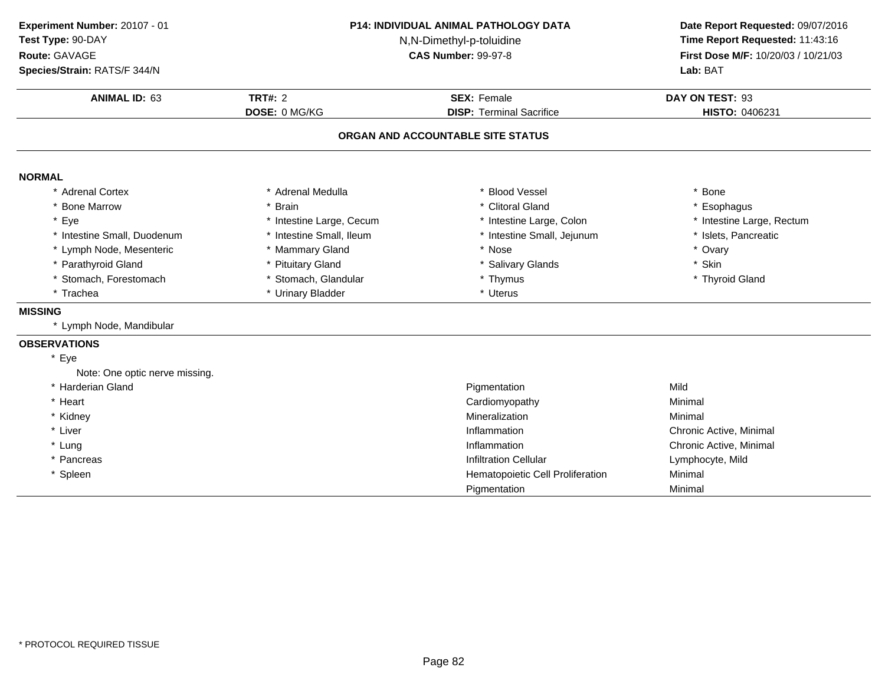**Experiment Number:** 20107 - 01
**Test Type:** 90-DAY
**Route:** GAVAGE
**Species/Strain:** RATS/F 344/N

**P14: INDIVIDUAL ANIMAL PATHOLOGY DATA**
N,N-Dimethyl-p-toluidine
**CAS Number:** 99-97-8

**Date Report Requested:** 09/07/2016
**Time Report Requested:** 11:43:16
**First Dose M/F:** 10/20/03 / 10/21/03
**Lab:** BAT

| **ANIMAL ID:** 63 | **TRT#:** 2 | **SEX:** Female | **DAY ON TEST:** 93 |
|---|---|---|---|
| | **DOSE:** 0 MG/KG | **DISP:** Terminal Sacrifice | **HISTO:** 0406231 |

## ORGAN AND ACCOUNTABLE SITE STATUS

### NORMAL

| | | | |
|---|---|---|---|
| * Adrenal Cortex | * Adrenal Medulla | * Blood Vessel | * Bone |
| * Bone Marrow | * Brain | * Clitoral Gland | * Esophagus |
| * Eye | * Intestine Large, Cecum | * Intestine Large, Colon | * Intestine Large, Rectum |
| * Intestine Small, Duodenum | * Intestine Small, Ileum | * Intestine Small, Jejunum | * Islets, Pancreatic |
| * Lymph Node, Mesenteric | * Mammary Gland | * Nose | * Ovary |
| * Parathyroid Gland | * Pituitary Gland | * Salivary Glands | * Skin |
| * Stomach, Forestomach | * Stomach, Glandular | * Thymus | * Thyroid Gland |
| * Trachea | * Urinary Bladder | * Uterus | |

### MISSING

* Lymph Node, Mandibular

### OBSERVATIONS

| Organ | Observation | Severity |
|---|---|---|
| * Eye | | |
| Note: One optic nerve missing. | | |
| * Harderian Gland | Pigmentation | Mild |
| * Heart | Cardiomyopathy | Minimal |
| * Kidney | Mineralization | Minimal |
| * Liver | Inflammation | Chronic Active, Minimal |
| * Lung | Inflammation | Chronic Active, Minimal |
| * Pancreas | Infiltration Cellular | Lymphocyte, Mild |
| * Spleen | Hematopoietic Cell Proliferation | Minimal |
| | Pigmentation | Minimal |

* PROTOCOL REQUIRED TISSUE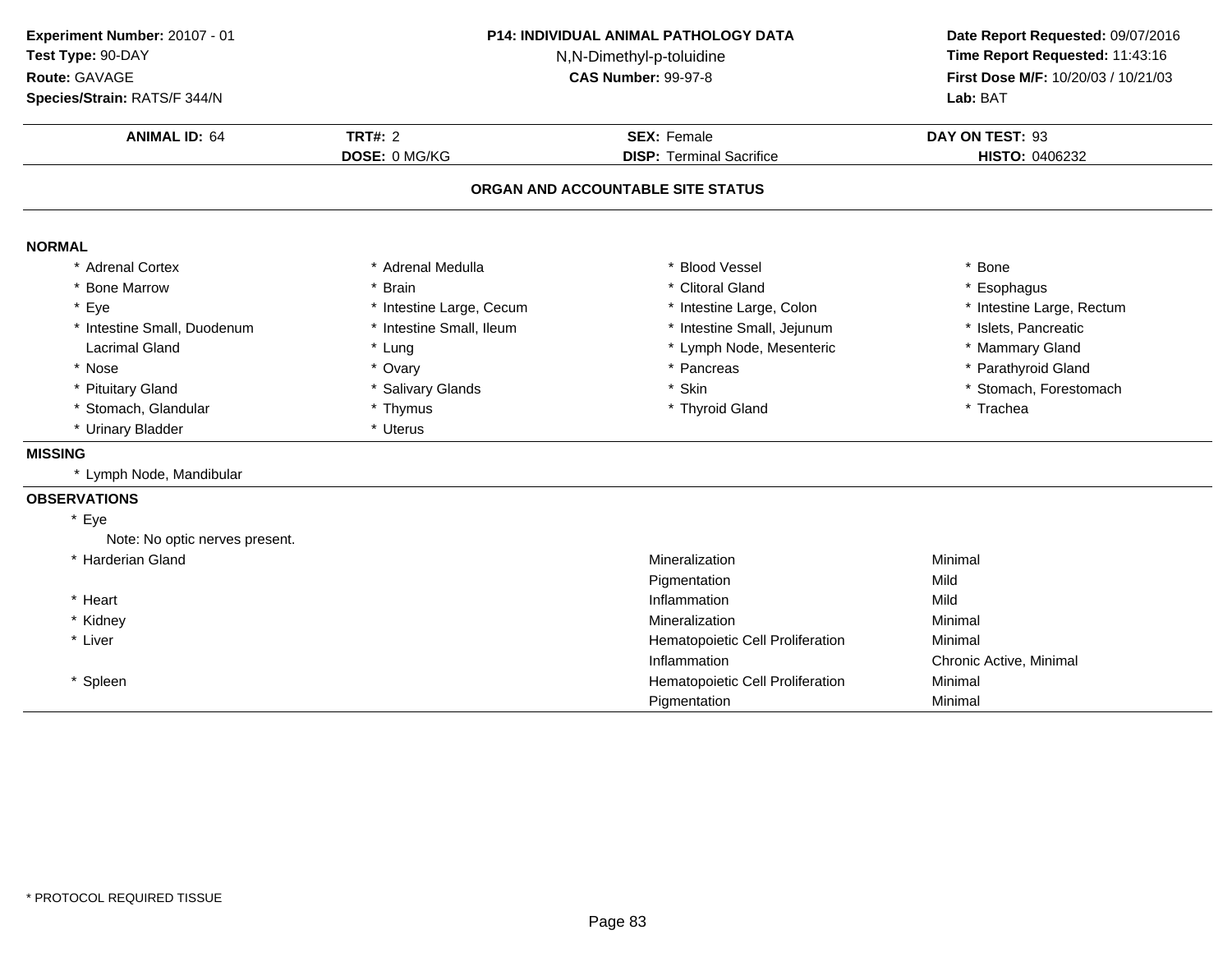**Experiment Number:** 20107 - 01
**Test Type:** 90-DAY
**Route:** GAVAGE
**Species/Strain:** RATS/F 344/N

**P14: INDIVIDUAL ANIMAL PATHOLOGY DATA**
N,N-Dimethyl-p-toluidine
**CAS Number:** 99-97-8

**Date Report Requested:** 09/07/2016
**Time Report Requested:** 11:43:16
**First Dose M/F:** 10/20/03 / 10/21/03
**Lab:** BAT

| **ANIMAL ID:** 64 | **TRT#:** 2 | **SEX:** Female | **DAY ON TEST:** 93 |
|---|---|---|---|
| | **DOSE:** 0 MG/KG | **DISP:** Terminal Sacrifice | **HISTO:** 0406232 |

## ORGAN AND ACCOUNTABLE SITE STATUS

### NORMAL

| | | | |
|---|---|---|---|
| * Adrenal Cortex | * Adrenal Medulla | * Blood Vessel | * Bone |
| * Bone Marrow | * Brain | * Clitoral Gland | * Esophagus |
| * Eye | * Intestine Large, Cecum | * Intestine Large, Colon | * Intestine Large, Rectum |
| * Intestine Small, Duodenum | * Intestine Small, Ileum | * Intestine Small, Jejunum | * Islets, Pancreatic |
| Lacrimal Gland | * Lung | * Lymph Node, Mesenteric | * Mammary Gland |
| * Nose | * Ovary | * Pancreas | * Parathyroid Gland |
| * Pituitary Gland | * Salivary Glands | * Skin | * Stomach, Forestomach |
| * Stomach, Glandular | * Thymus | * Thyroid Gland | * Trachea |
| * Urinary Bladder | * Uterus | | |

### MISSING

* Lymph Node, Mandibular

### OBSERVATIONS

| | | |
|---|---|---|
| * Eye | | |
| Note: No optic nerves present. | | |
| * Harderian Gland | Mineralization | Minimal |
| | Pigmentation | Mild |
| * Heart | Inflammation | Mild |
| * Kidney | Mineralization | Minimal |
| * Liver | Hematopoietic Cell Proliferation | Minimal |
| | Inflammation | Chronic Active, Minimal |
| * Spleen | Hematopoietic Cell Proliferation | Minimal |
| | Pigmentation | Minimal |

* PROTOCOL REQUIRED TISSUE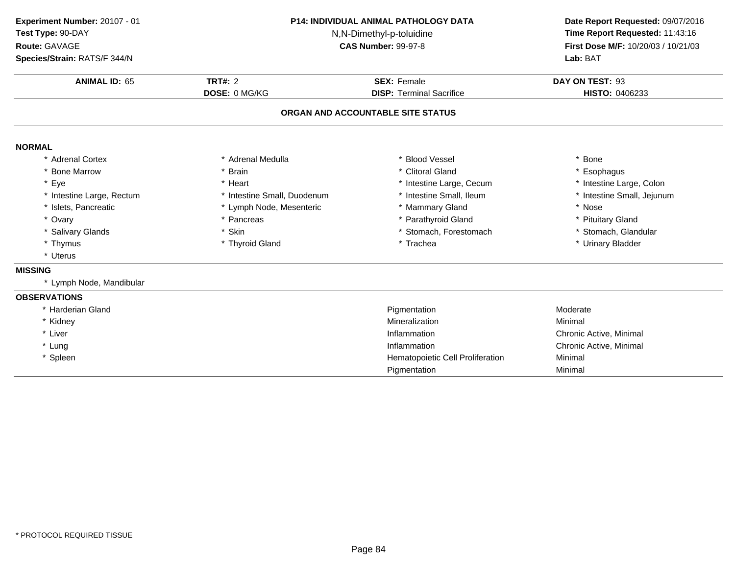**Experiment Number:** 20107 - 01
**Test Type:** 90-DAY
**Route:** GAVAGE
**Species/Strain:** RATS/F 344/N

**P14: INDIVIDUAL ANIMAL PATHOLOGY DATA**
N,N-Dimethyl-p-toluidine
**CAS Number:** 99-97-8

**Date Report Requested:** 09/07/2016
**Time Report Requested:** 11:43:16
**First Dose M/F:** 10/20/03 / 10/21/03
**Lab:** BAT

| **ANIMAL ID:** 65 | **TRT#:** 2 | **SEX:** Female | **DAY ON TEST:** 93 |
|---|---|---|---|
| | **DOSE:** 0 MG/KG | **DISP:** Terminal Sacrifice | **HISTO:** 0406233 |

## ORGAN AND ACCOUNTABLE SITE STATUS

### NORMAL

| | | | |
|---|---|---|---|
| * Adrenal Cortex | * Adrenal Medulla | * Blood Vessel | * Bone |
| * Bone Marrow | * Brain | * Clitoral Gland | * Esophagus |
| * Eye | * Heart | * Intestine Large, Cecum | * Intestine Large, Colon |
| * Intestine Large, Rectum | * Intestine Small, Duodenum | * Intestine Small, Ileum | * Intestine Small, Jejunum |
| * Islets, Pancreatic | * Lymph Node, Mesenteric | * Mammary Gland | * Nose |
| * Ovary | * Pancreas | * Parathyroid Gland | * Pituitary Gland |
| * Salivary Glands | * Skin | * Stomach, Forestomach | * Stomach, Glandular |
| * Thymus | * Thyroid Gland | * Trachea | * Urinary Bladder |
| * Uterus | | | |

### MISSING

* Lymph Node, Mandibular

### OBSERVATIONS

| | | |
|---|---|---|
| * Harderian Gland | Pigmentation | Moderate |
| * Kidney | Mineralization | Minimal |
| * Liver | Inflammation | Chronic Active, Minimal |
| * Lung | Inflammation | Chronic Active, Minimal |
| * Spleen | Hematopoietic Cell Proliferation | Minimal |
| | Pigmentation | Minimal |

* PROTOCOL REQUIRED TISSUE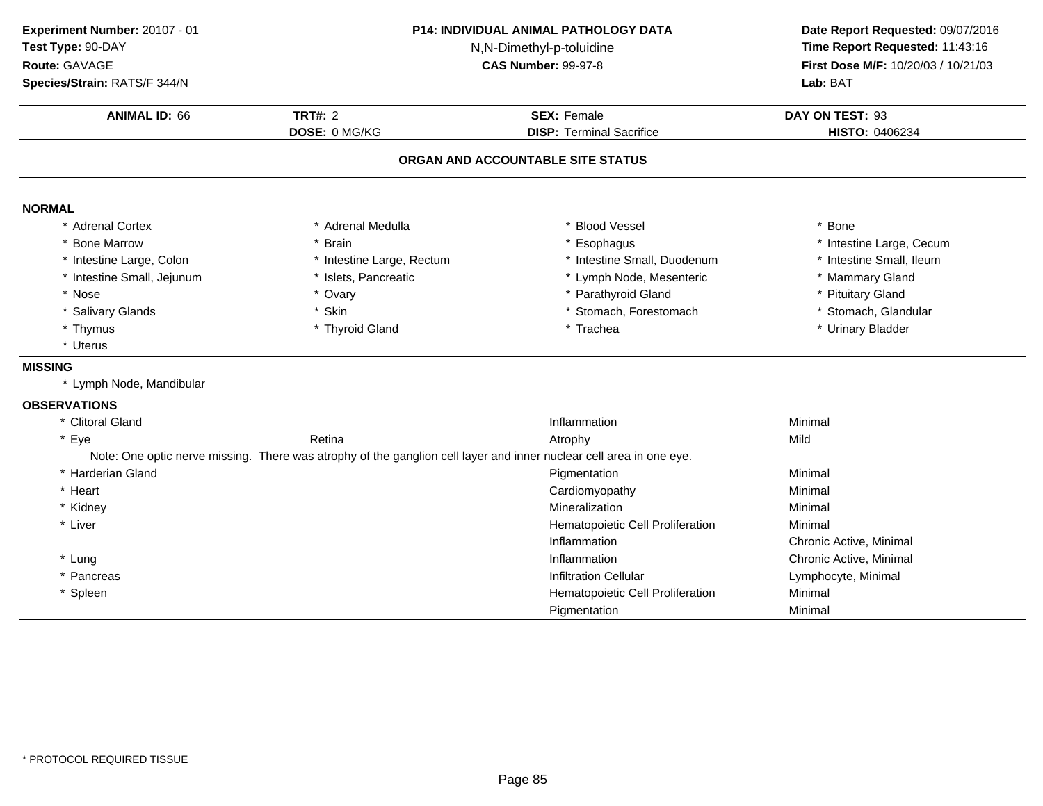**Experiment Number:** 20107 - 01
**Test Type:** 90-DAY
**Route:** GAVAGE
**Species/Strain:** RATS/F 344/N

**P14: INDIVIDUAL ANIMAL PATHOLOGY DATA**
N,N-Dimethyl-p-toluidine
**CAS Number:** 99-97-8

**Date Report Requested:** 09/07/2016
**Time Report Requested:** 11:43:16
**First Dose M/F:** 10/20/03 / 10/21/03
**Lab:** BAT

| **ANIMAL ID:** 66 | **TRT#:** 2 | **SEX:** Female | **DAY ON TEST:** 93 |
|---|---|---|---|
| | **DOSE:** 0 MG/KG | **DISP:** Terminal Sacrifice | **HISTO:** 0406234 |

**ORGAN AND ACCOUNTABLE SITE STATUS**

**NORMAL**

| | | | |
|---|---|---|---|
| * Adrenal Cortex | * Adrenal Medulla | * Blood Vessel | * Bone |
| * Bone Marrow | * Brain | * Esophagus | * Intestine Large, Cecum |
| * Intestine Large, Colon | * Intestine Large, Rectum | * Intestine Small, Duodenum | * Intestine Small, Ileum |
| * Intestine Small, Jejunum | * Islets, Pancreatic | * Lymph Node, Mesenteric | * Mammary Gland |
| * Nose | * Ovary | * Parathyroid Gland | * Pituitary Gland |
| * Salivary Glands | * Skin | * Stomach, Forestomach | * Stomach, Glandular |
| * Thymus | * Thyroid Gland | * Trachea | * Urinary Bladder |
| * Uterus | | | |

**MISSING**

* Lymph Node, Mandibular

**OBSERVATIONS**

| | | | |
|---|---|---|---|
| * Clitoral Gland | | Inflammation | Minimal |
| * Eye | Retina | Atrophy | Mild |
| Note: One optic nerve missing. There was atrophy of the ganglion cell layer and inner nuclear cell area in one eye. | | | |
| * Harderian Gland | | Pigmentation | Minimal |
| * Heart | | Cardiomyopathy | Minimal |
| * Kidney | | Mineralization | Minimal |
| * Liver | | Hematopoietic Cell Proliferation | Minimal |
| | | Inflammation | Chronic Active, Minimal |
| * Lung | | Inflammation | Chronic Active, Minimal |
| * Pancreas | | Infiltration Cellular | Lymphocyte, Minimal |
| * Spleen | | Hematopoietic Cell Proliferation | Minimal |
| | | Pigmentation | Minimal |

\* PROTOCOL REQUIRED TISSUE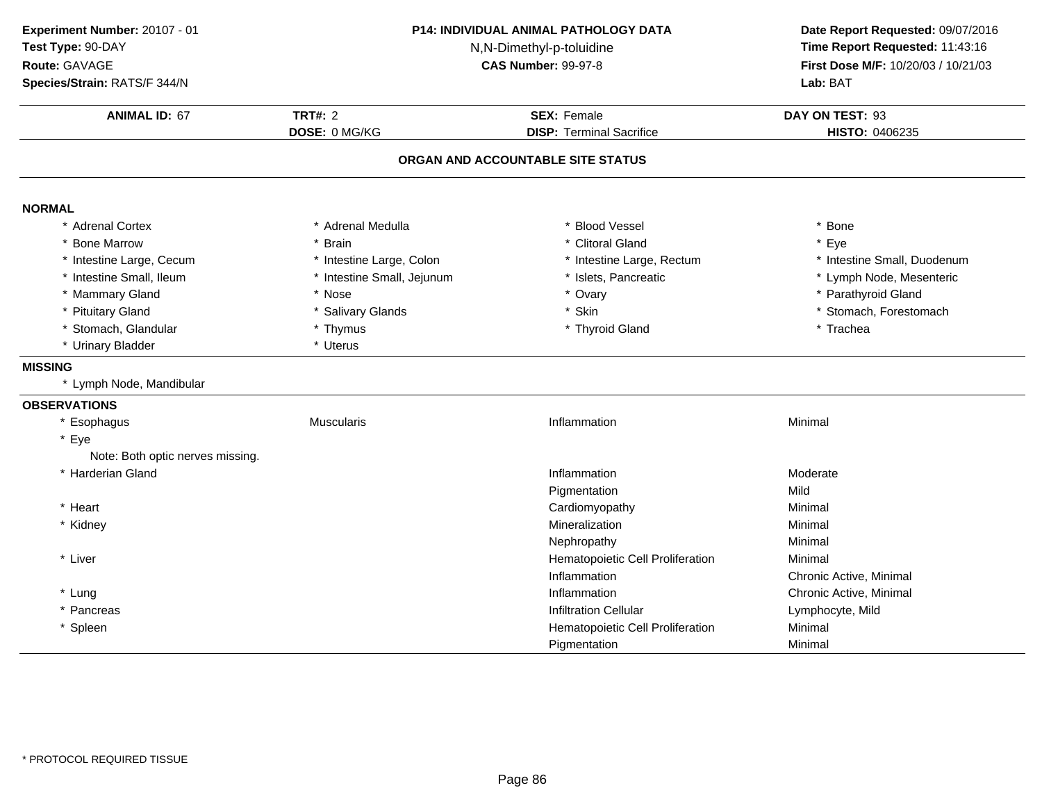**Experiment Number:** 20107 - 01
**Test Type:** 90-DAY
**Route:** GAVAGE
**Species/Strain:** RATS/F 344/N

**P14: INDIVIDUAL ANIMAL PATHOLOGY DATA**
N,N-Dimethyl-p-toluidine
**CAS Number:** 99-97-8

**Date Report Requested:** 09/07/2016
**Time Report Requested:** 11:43:16
**First Dose M/F:** 10/20/03 / 10/21/03
**Lab:** BAT

| **ANIMAL ID:** 67 | **TRT#:** 2 | **SEX:** Female | **DAY ON TEST:** 93 |
|---|---|---|---|
| | **DOSE:** 0 MG/KG | **DISP:** Terminal Sacrifice | **HISTO:** 0406235 |

## ORGAN AND ACCOUNTABLE SITE STATUS

### NORMAL

| | | | |
|---|---|---|---|
| * Adrenal Cortex | * Adrenal Medulla | * Blood Vessel | * Bone |
| * Bone Marrow | * Brain | * Clitoral Gland | * Eye |
| * Intestine Large, Cecum | * Intestine Large, Colon | * Intestine Large, Rectum | * Intestine Small, Duodenum |
| * Intestine Small, Ileum | * Intestine Small, Jejunum | * Islets, Pancreatic | * Lymph Node, Mesenteric |
| * Mammary Gland | * Nose | * Ovary | * Parathyroid Gland |
| * Pituitary Gland | * Salivary Glands | * Skin | * Stomach, Forestomach |
| * Stomach, Glandular | * Thymus | * Thyroid Gland | * Trachea |
| * Urinary Bladder | * Uterus | | |

### MISSING

* Lymph Node, Mandibular

### OBSERVATIONS

| | | | |
|---|---|---|---|
| * Esophagus | Muscularis | Inflammation | Minimal |
| * Eye | | | |
| Note: Both optic nerves missing. | | | |
| * Harderian Gland | | Inflammation | Moderate |
| | | Pigmentation | Mild |
| * Heart | | Cardiomyopathy | Minimal |
| * Kidney | | Mineralization | Minimal |
| | | Nephropathy | Minimal |
| * Liver | | Hematopoietic Cell Proliferation | Minimal |
| | | Inflammation | Chronic Active, Minimal |
| * Lung | | Inflammation | Chronic Active, Minimal |
| * Pancreas | | Infiltration Cellular | Lymphocyte, Mild |
| * Spleen | | Hematopoietic Cell Proliferation | Minimal |
| | | Pigmentation | Minimal |

* PROTOCOL REQUIRED TISSUE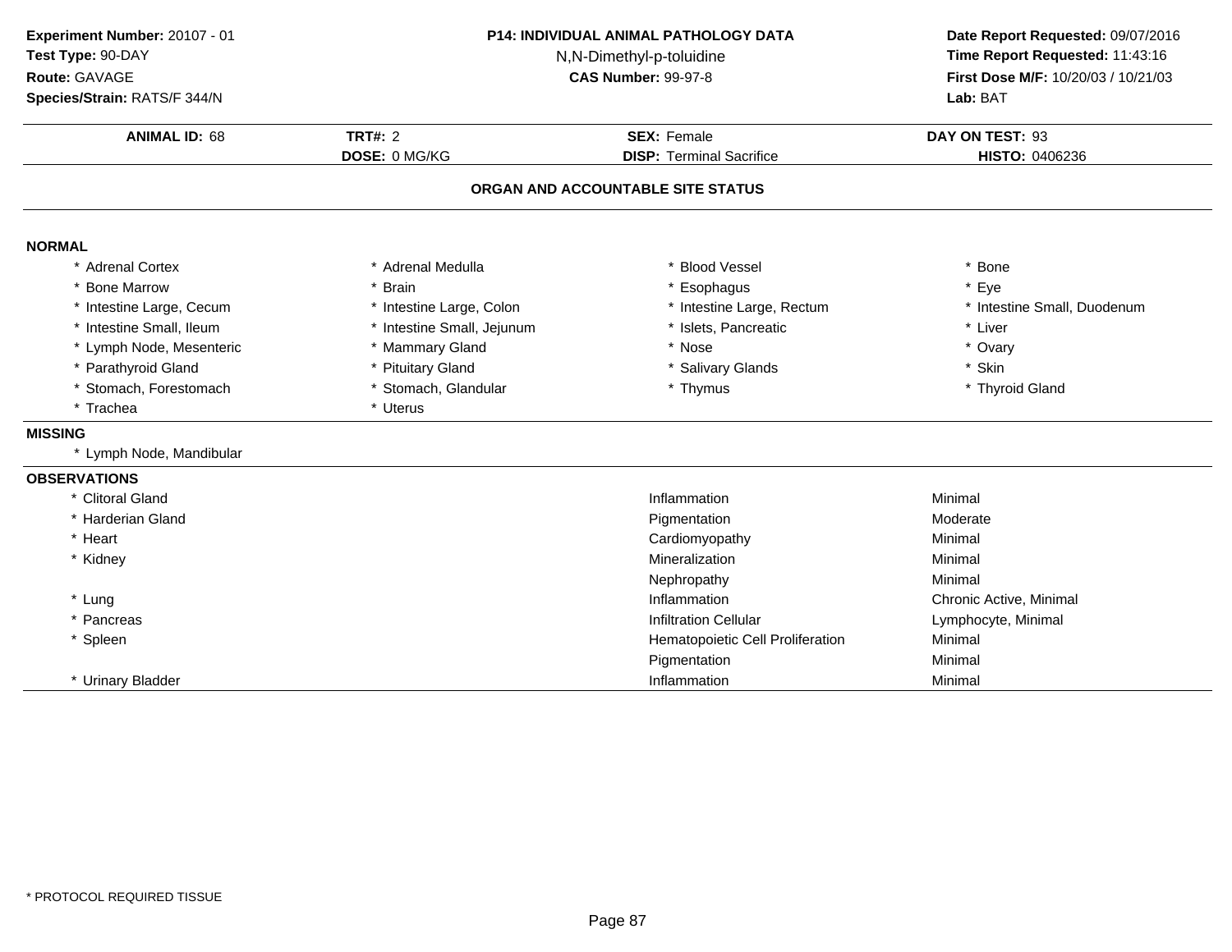**Experiment Number:** 20107 - 01
**Test Type:** 90-DAY
**Route:** GAVAGE
**Species/Strain:** RATS/F 344/N

**P14: INDIVIDUAL ANIMAL PATHOLOGY DATA**
N,N-Dimethyl-p-toluidine
**CAS Number:** 99-97-8

**Date Report Requested:** 09/07/2016
**Time Report Requested:** 11:43:16
**First Dose M/F:** 10/20/03 / 10/21/03
**Lab:** BAT

| **ANIMAL ID:** 68 | **TRT#:** 2 | **SEX:** Female | **DAY ON TEST:** 93 |
|---|---|---|---|
| | **DOSE:** 0 MG/KG | **DISP:** Terminal Sacrifice | **HISTO:** 0406236 |

## ORGAN AND ACCOUNTABLE SITE STATUS

**NORMAL**

| | | | |
|---|---|---|---|
| * Adrenal Cortex | * Adrenal Medulla | * Blood Vessel | * Bone |
| * Bone Marrow | * Brain | * Esophagus | * Eye |
| * Intestine Large, Cecum | * Intestine Large, Colon | * Intestine Large, Rectum | * Intestine Small, Duodenum |
| * Intestine Small, Ileum | * Intestine Small, Jejunum | * Islets, Pancreatic | * Liver |
| * Lymph Node, Mesenteric | * Mammary Gland | * Nose | * Ovary |
| * Parathyroid Gland | * Pituitary Gland | * Salivary Glands | * Skin |
| * Stomach, Forestomach | * Stomach, Glandular | * Thymus | * Thyroid Gland |
| * Trachea | * Uterus | | |

**MISSING**

* Lymph Node, Mandibular

**OBSERVATIONS**

| | | |
|---|---|---|
| * Clitoral Gland | Inflammation | Minimal |
| * Harderian Gland | Pigmentation | Moderate |
| * Heart | Cardiomyopathy | Minimal |
| * Kidney | Mineralization | Minimal |
| | Nephropathy | Minimal |
| * Lung | Inflammation | Chronic Active, Minimal |
| * Pancreas | Infiltration Cellular | Lymphocyte, Minimal |
| * Spleen | Hematopoietic Cell Proliferation | Minimal |
| | Pigmentation | Minimal |
| * Urinary Bladder | Inflammation | Minimal |

* PROTOCOL REQUIRED TISSUE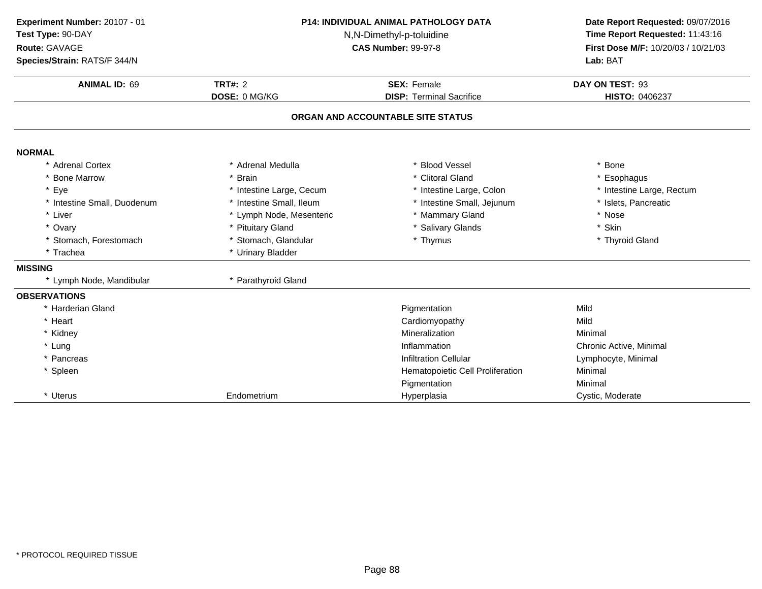**Experiment Number:** 20107 - 01
**Test Type:** 90-DAY
**Route:** GAVAGE
**Species/Strain:** RATS/F 344/N

**P14: INDIVIDUAL ANIMAL PATHOLOGY DATA**
N,N-Dimethyl-p-toluidine
**CAS Number:** 99-97-8

**Date Report Requested:** 09/07/2016
**Time Report Requested:** 11:43:16
**First Dose M/F:** 10/20/03 / 10/21/03
**Lab:** BAT

| **ANIMAL ID:** 69 | **TRT#:** 2 | **SEX:** Female | **DAY ON TEST:** 93 |
|---|---|---|---|
| | **DOSE:** 0 MG/KG | **DISP:** Terminal Sacrifice | **HISTO:** 0406237 |

## ORGAN AND ACCOUNTABLE SITE STATUS

**NORMAL**

| | | | |
|---|---|---|---|
| * Adrenal Cortex | * Adrenal Medulla | * Blood Vessel | * Bone |
| * Bone Marrow | * Brain | * Clitoral Gland | * Esophagus |
| * Eye | * Intestine Large, Cecum | * Intestine Large, Colon | * Intestine Large, Rectum |
| * Intestine Small, Duodenum | * Intestine Small, Ileum | * Intestine Small, Jejunum | * Islets, Pancreatic |
| * Liver | * Lymph Node, Mesenteric | * Mammary Gland | * Nose |
| * Ovary | * Pituitary Gland | * Salivary Glands | * Skin |
| * Stomach, Forestomach | * Stomach, Glandular | * Thymus | * Thyroid Gland |
| * Trachea | * Urinary Bladder | | |

**MISSING**

| | |
|---|---|
| * Lymph Node, Mandibular | * Parathyroid Gland |

**OBSERVATIONS**

| | | | |
|---|---|---|---|
| * Harderian Gland | | Pigmentation | Mild |
| * Heart | | Cardiomyopathy | Mild |
| * Kidney | | Mineralization | Minimal |
| * Lung | | Inflammation | Chronic Active, Minimal |
| * Pancreas | | Infiltration Cellular | Lymphocyte, Minimal |
| * Spleen | | Hematopoietic Cell Proliferation | Minimal |
| | | Pigmentation | Minimal |
| * Uterus | Endometrium | Hyperplasia | Cystic, Moderate |

* PROTOCOL REQUIRED TISSUE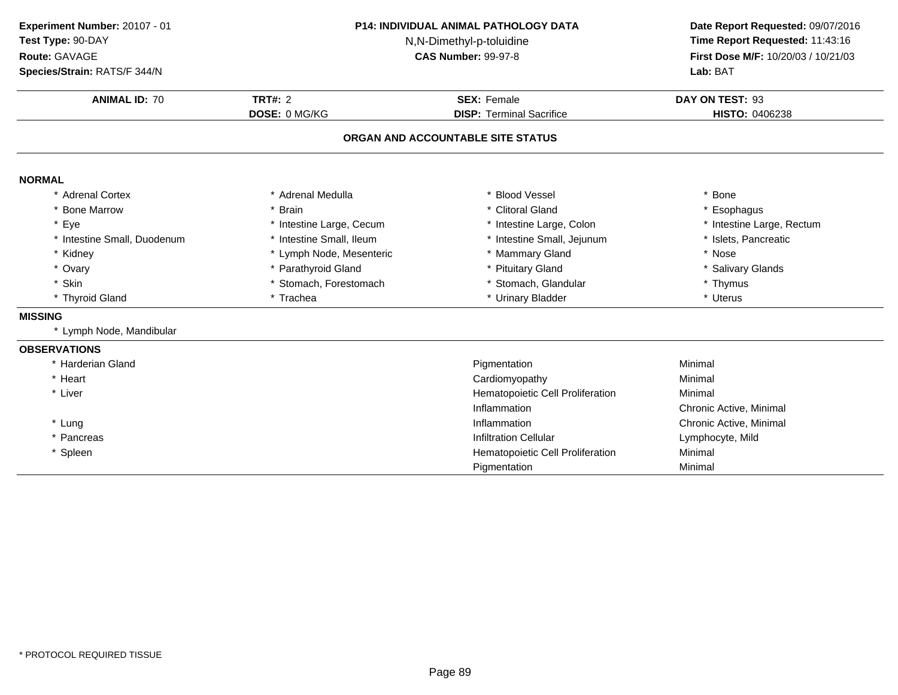**Experiment Number:** 20107 - 01
**Test Type:** 90-DAY
**Route:** GAVAGE
**Species/Strain:** RATS/F 344/N

**P14: INDIVIDUAL ANIMAL PATHOLOGY DATA**
N,N-Dimethyl-p-toluidine
**CAS Number:** 99-97-8

**Date Report Requested:** 09/07/2016
**Time Report Requested:** 11:43:16
**First Dose M/F:** 10/20/03 / 10/21/03
**Lab:** BAT

| **ANIMAL ID:** 70 | **TRT#:** 2 | **SEX:** Female | **DAY ON TEST:** 93 |
|---|---|---|---|
| | **DOSE:** 0 MG/KG | **DISP:** Terminal Sacrifice | **HISTO:** 0406238 |

## ORGAN AND ACCOUNTABLE SITE STATUS

**NORMAL**

| | | | |
|---|---|---|---|
| * Adrenal Cortex | * Adrenal Medulla | * Blood Vessel | * Bone |
| * Bone Marrow | * Brain | * Clitoral Gland | * Esophagus |
| * Eye | * Intestine Large, Cecum | * Intestine Large, Colon | * Intestine Large, Rectum |
| * Intestine Small, Duodenum | * Intestine Small, Ileum | * Intestine Small, Jejunum | * Islets, Pancreatic |
| * Kidney | * Lymph Node, Mesenteric | * Mammary Gland | * Nose |
| * Ovary | * Parathyroid Gland | * Pituitary Gland | * Salivary Glands |
| * Skin | * Stomach, Forestomach | * Stomach, Glandular | * Thymus |
| * Thyroid Gland | * Trachea | * Urinary Bladder | * Uterus |

**MISSING**

* Lymph Node, Mandibular

**OBSERVATIONS**

| | | |
|---|---|---|
| * Harderian Gland | Pigmentation | Minimal |
| * Heart | Cardiomyopathy | Minimal |
| * Liver | Hematopoietic Cell Proliferation | Minimal |
| | Inflammation | Chronic Active, Minimal |
| * Lung | Inflammation | Chronic Active, Minimal |
| * Pancreas | Infiltration Cellular | Lymphocyte, Mild |
| * Spleen | Hematopoietic Cell Proliferation | Minimal |
| | Pigmentation | Minimal |

* PROTOCOL REQUIRED TISSUE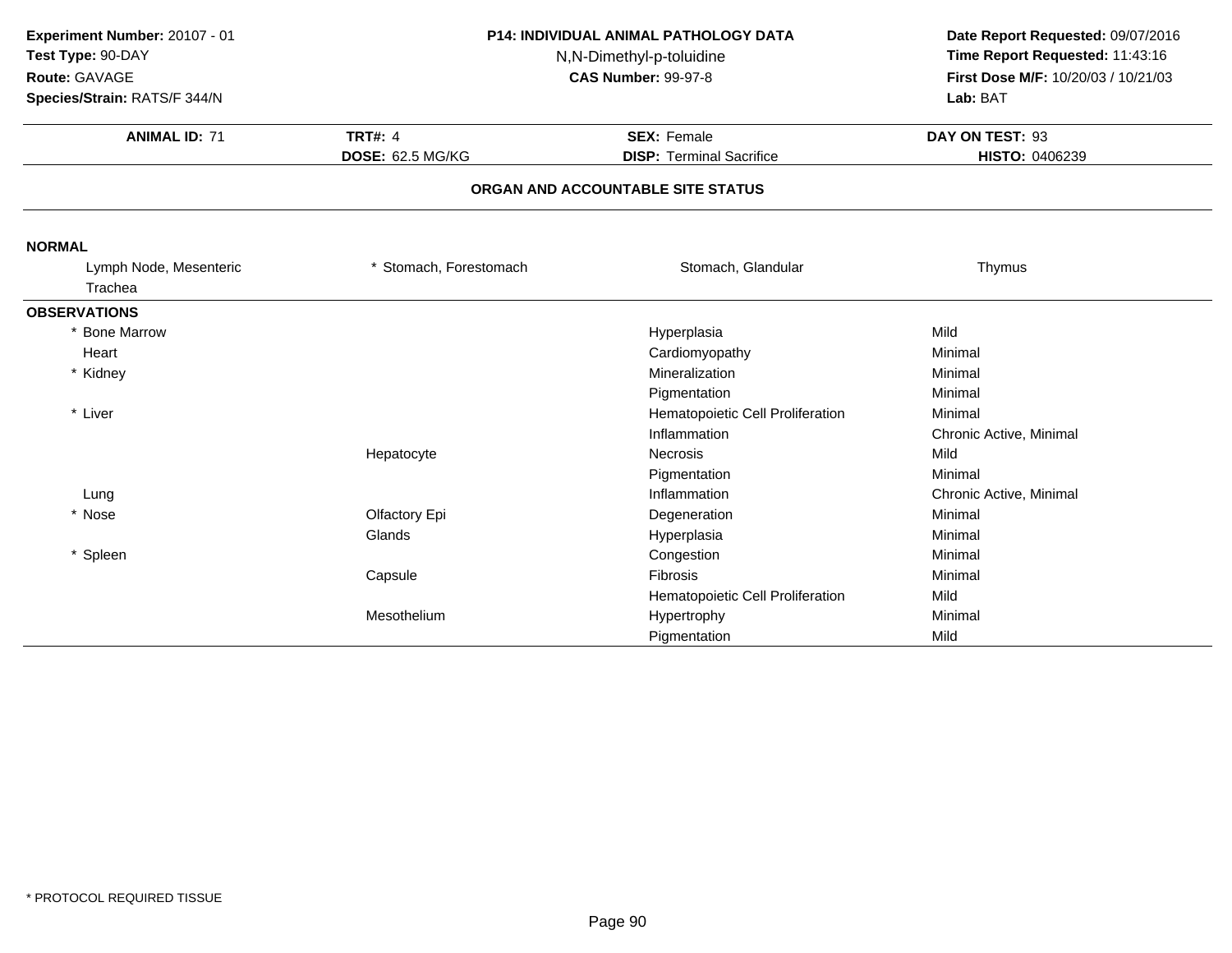**Experiment Number:** 20107 - 01
**Test Type:** 90-DAY
**Route:** GAVAGE
**Species/Strain:** RATS/F 344/N

**P14: INDIVIDUAL ANIMAL PATHOLOGY DATA**
N,N-Dimethyl-p-toluidine
**CAS Number:** 99-97-8

**Date Report Requested:** 09/07/2016
**Time Report Requested:** 11:43:16
**First Dose M/F:** 10/20/03 / 10/21/03
**Lab:** BAT

| **ANIMAL ID:** 71 | **TRT#:** 4 | **SEX:** Female | **DAY ON TEST:** 93 |
|---|---|---|---|
| | **DOSE:** 62.5 MG/KG | **DISP:** Terminal Sacrifice | **HISTO:** 0406239 |

## ORGAN AND ACCOUNTABLE SITE STATUS

**NORMAL**

| | | | |
|---|---|---|---|
| Lymph Node, Mesenteric | * Stomach, Forestomach | Stomach, Glandular | Thymus |
| Trachea | | | |

**OBSERVATIONS**

| Organ | Site | Observation | Severity |
|---|---|---|---|
| * Bone Marrow | | Hyperplasia | Mild |
| Heart | | Cardiomyopathy | Minimal |
| * Kidney | | Mineralization | Minimal |
| | | Pigmentation | Minimal |
| * Liver | | Hematopoietic Cell Proliferation | Minimal |
| | | Inflammation | Chronic Active, Minimal |
| | Hepatocyte | Necrosis | Mild |
| | | Pigmentation | Minimal |
| Lung | | Inflammation | Chronic Active, Minimal |
| * Nose | Olfactory Epi | Degeneration | Minimal |
| | Glands | Hyperplasia | Minimal |
| * Spleen | | Congestion | Minimal |
| | Capsule | Fibrosis | Minimal |
| | | Hematopoietic Cell Proliferation | Mild |
| | Mesothelium | Hypertrophy | Minimal |
| | | Pigmentation | Mild |

\* PROTOCOL REQUIRED TISSUE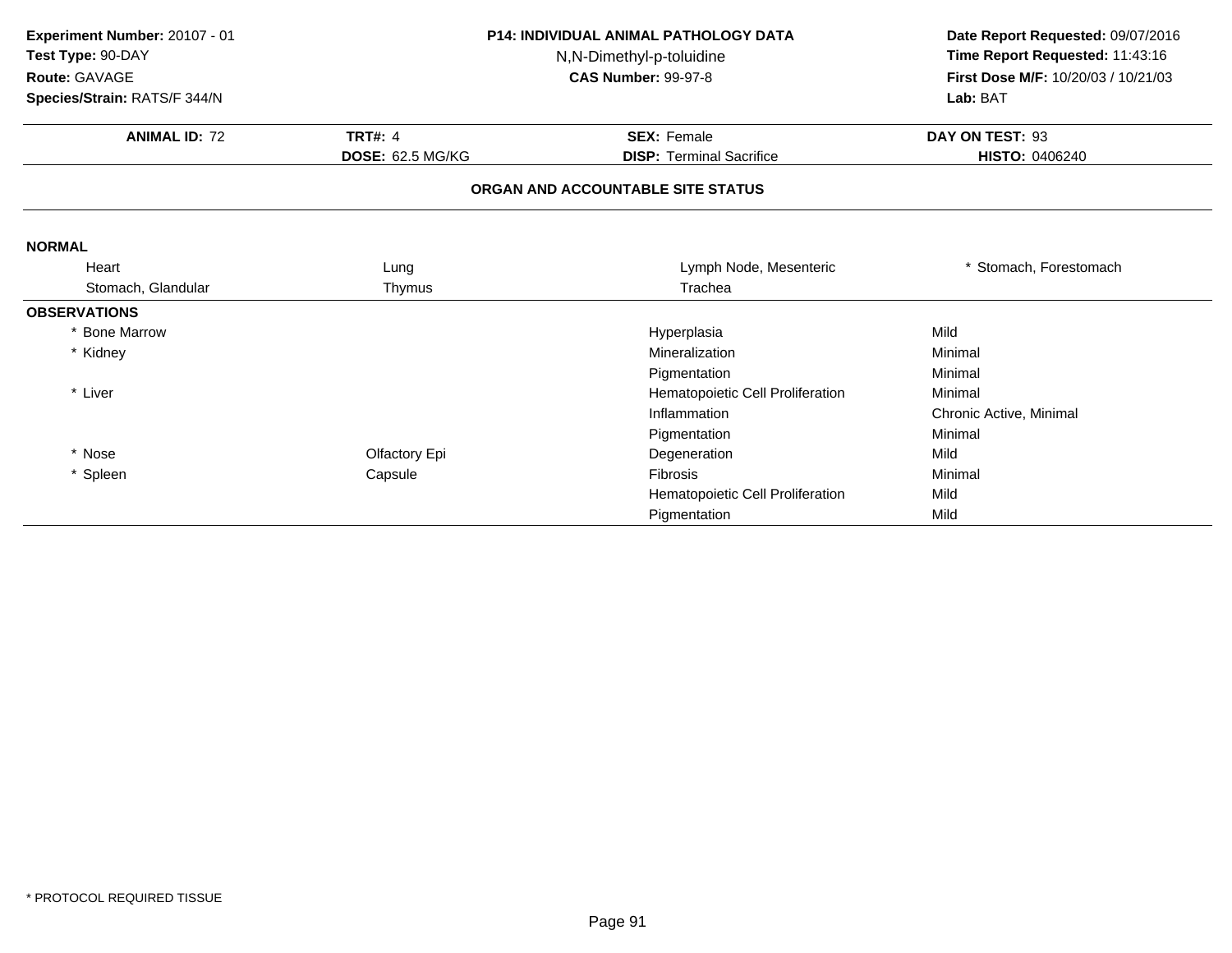**Experiment Number:** 20107 - 01
**Test Type:** 90-DAY
**Route:** GAVAGE
**Species/Strain:** RATS/F 344/N

**P14: INDIVIDUAL ANIMAL PATHOLOGY DATA**
N,N-Dimethyl-p-toluidine
**CAS Number:** 99-97-8

**Date Report Requested:** 09/07/2016
**Time Report Requested:** 11:43:16
**First Dose M/F:** 10/20/03 / 10/21/03
**Lab:** BAT

| **ANIMAL ID:** 72 | **TRT#:** 4 | **SEX:** Female | **DAY ON TEST:** 93 |
|---|---|---|---|
| | **DOSE:** 62.5 MG/KG | **DISP:** Terminal Sacrifice | **HISTO:** 0406240 |

**ORGAN AND ACCOUNTABLE SITE STATUS**

**NORMAL**

| | | | |
|---|---|---|---|
| Heart | Lung | Lymph Node, Mesenteric | * Stomach, Forestomach |
| Stomach, Glandular | Thymus | Trachea | |

**OBSERVATIONS**

| Organ | Site | Observation | Severity |
|---|---|---|---|
| * Bone Marrow | | Hyperplasia | Mild |
| * Kidney | | Mineralization | Minimal |
| | | Pigmentation | Minimal |
| * Liver | | Hematopoietic Cell Proliferation | Minimal |
| | | Inflammation | Chronic Active, Minimal |
| | | Pigmentation | Minimal |
| * Nose | Olfactory Epi | Degeneration | Mild |
| * Spleen | Capsule | Fibrosis | Minimal |
| | | Hematopoietic Cell Proliferation | Mild |
| | | Pigmentation | Mild |

* PROTOCOL REQUIRED TISSUE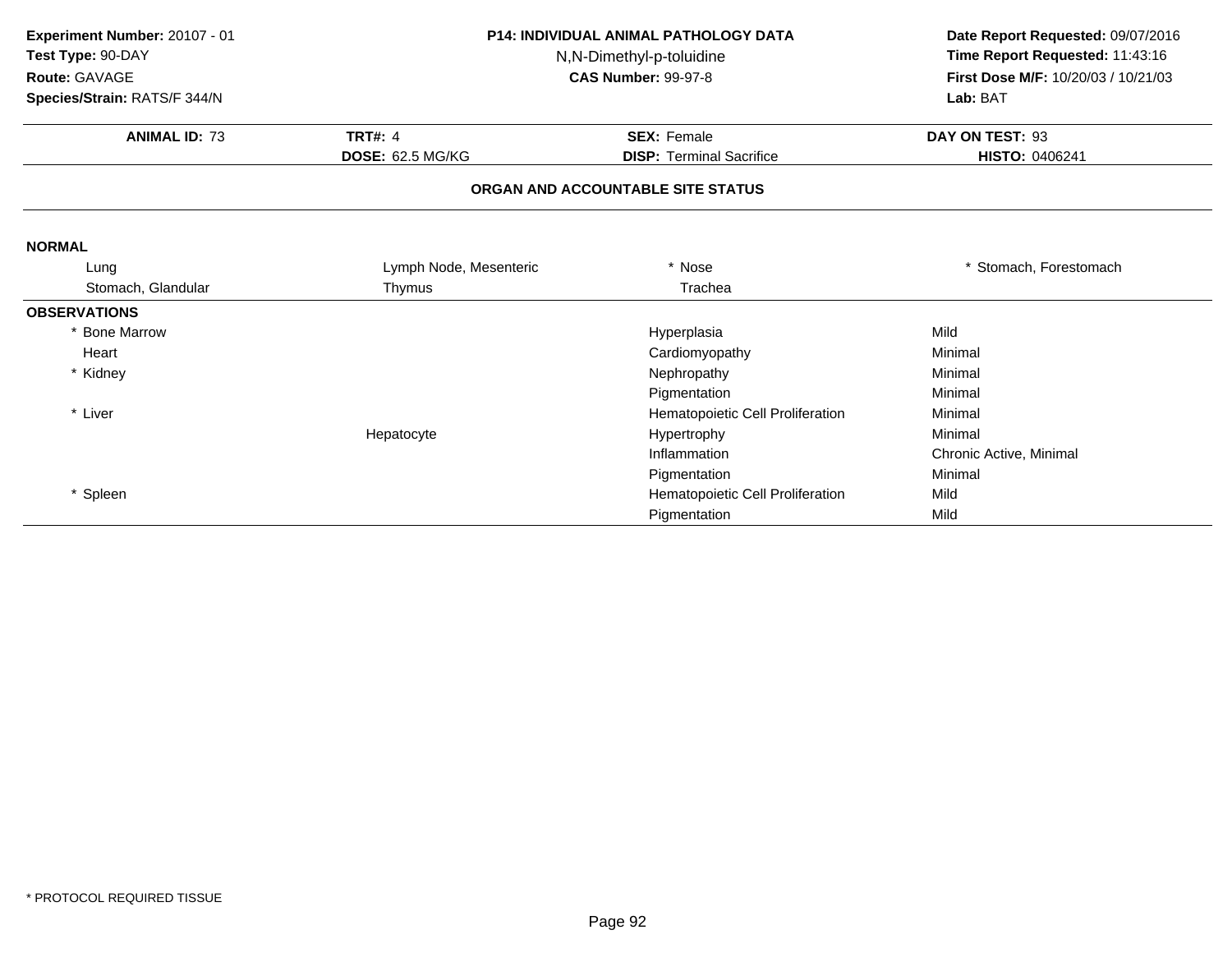**Experiment Number:** 20107 - 01
**Test Type:** 90-DAY
**Route:** GAVAGE
**Species/Strain:** RATS/F 344/N

**P14: INDIVIDUAL ANIMAL PATHOLOGY DATA**
N,N-Dimethyl-p-toluidine
**CAS Number:** 99-97-8

**Date Report Requested:** 09/07/2016
**Time Report Requested:** 11:43:16
**First Dose M/F:** 10/20/03 / 10/21/03
**Lab:** BAT

| **ANIMAL ID:** 73 | **TRT#:** 4 | **SEX:** Female | **DAY ON TEST:** 93 |
|---|---|---|---|
| | **DOSE:** 62.5 MG/KG | **DISP:** Terminal Sacrifice | **HISTO:** 0406241 |

## ORGAN AND ACCOUNTABLE SITE STATUS

**NORMAL**

| | | | |
|---|---|---|---|
| Lung | Lymph Node, Mesenteric | * Nose | * Stomach, Forestomach |
| Stomach, Glandular | Thymus | Trachea | |

**OBSERVATIONS**

| Organ | Site | Observation | Severity |
|---|---|---|---|
| * Bone Marrow | | Hyperplasia | Mild |
| Heart | | Cardiomyopathy | Minimal |
| * Kidney | | Nephropathy | Minimal |
| | | Pigmentation | Minimal |
| * Liver | | Hematopoietic Cell Proliferation | Minimal |
| | Hepatocyte | Hypertrophy | Minimal |
| | | Inflammation | Chronic Active, Minimal |
| | | Pigmentation | Minimal |
| * Spleen | | Hematopoietic Cell Proliferation | Mild |
| | | Pigmentation | Mild |

* PROTOCOL REQUIRED TISSUE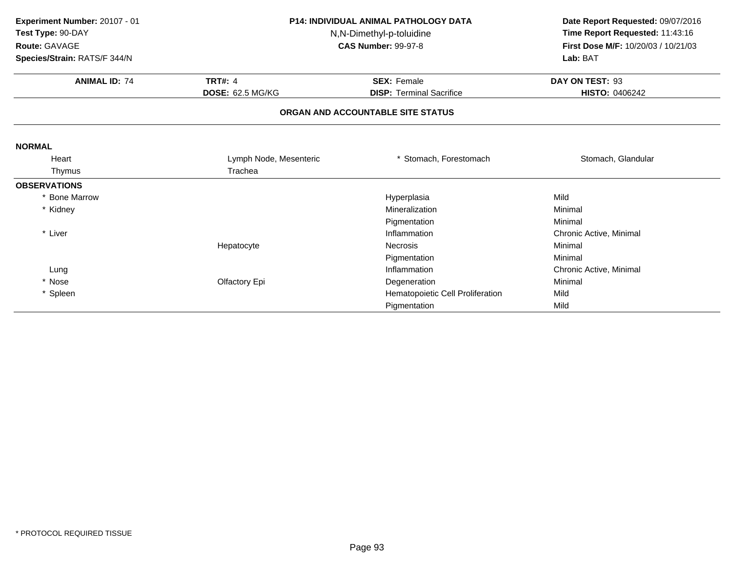**Experiment Number:** 20107 - 01
**Test Type:** 90-DAY
**Route:** GAVAGE
**Species/Strain:** RATS/F 344/N

**P14: INDIVIDUAL ANIMAL PATHOLOGY DATA**
N,N-Dimethyl-p-toluidine
**CAS Number:** 99-97-8

**Date Report Requested:** 09/07/2016
**Time Report Requested:** 11:43:16
**First Dose M/F:** 10/20/03 / 10/21/03
**Lab:** BAT

| **ANIMAL ID:** 74 | **TRT#:** 4 | **SEX:** Female | **DAY ON TEST:** 93 |
|---|---|---|---|
| | **DOSE:** 62.5 MG/KG | **DISP:** Terminal Sacrifice | **HISTO:** 0406242 |

## ORGAN AND ACCOUNTABLE SITE STATUS

**NORMAL**

| | | | |
|---|---|---|---|
| Heart | Lymph Node, Mesenteric | * Stomach, Forestomach | Stomach, Glandular |
| Thymus | Trachea | | |

**OBSERVATIONS**

| Organ | Site | Observation | Severity |
|---|---|---|---|
| * Bone Marrow | | Hyperplasia | Mild |
| * Kidney | | Mineralization | Minimal |
| | | Pigmentation | Minimal |
| * Liver | | Inflammation | Chronic Active, Minimal |
| | Hepatocyte | Necrosis | Minimal |
| | | Pigmentation | Minimal |
| Lung | | Inflammation | Chronic Active, Minimal |
| * Nose | Olfactory Epi | Degeneration | Minimal |
| * Spleen | | Hematopoietic Cell Proliferation | Mild |
| | | Pigmentation | Mild |

* PROTOCOL REQUIRED TISSUE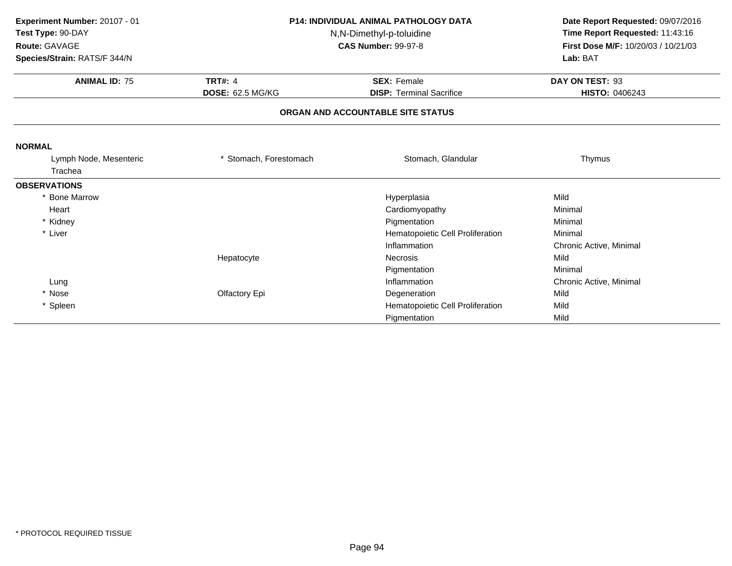**Experiment Number:** 20107 - 01
**Test Type:** 90-DAY
**Route:** GAVAGE
**Species/Strain:** RATS/F 344/N

**P14: INDIVIDUAL ANIMAL PATHOLOGY DATA**
N,N-Dimethyl-p-toluidine
**CAS Number:** 99-97-8

**Date Report Requested:** 09/07/2016
**Time Report Requested:** 11:43:16
**First Dose M/F:** 10/20/03 / 10/21/03
**Lab:** BAT

| **ANIMAL ID:** 75 | **TRT#:** 4 | **SEX:** Female | **DAY ON TEST:** 93 |
|---|---|---|---|
| | **DOSE:** 62.5 MG/KG | **DISP:** Terminal Sacrifice | **HISTO:** 0406243 |

## ORGAN AND ACCOUNTABLE SITE STATUS

**NORMAL**

| | | | |
|---|---|---|---|
| Lymph Node, Mesenteric | * Stomach, Forestomach | Stomach, Glandular | Thymus |
| Trachea | | | |

**OBSERVATIONS**

| Organ | Site | Observation | Severity |
|---|---|---|---|
| * Bone Marrow | | Hyperplasia | Mild |
| Heart | | Cardiomyopathy | Minimal |
| * Kidney | | Pigmentation | Minimal |
| * Liver | | Hematopoietic Cell Proliferation | Minimal |
| | | Inflammation | Chronic Active, Minimal |
| | Hepatocyte | Necrosis | Mild |
| | | Pigmentation | Minimal |
| Lung | | Inflammation | Chronic Active, Minimal |
| * Nose | Olfactory Epi | Degeneration | Mild |
| * Spleen | | Hematopoietic Cell Proliferation | Mild |
| | | Pigmentation | Mild |

* PROTOCOL REQUIRED TISSUE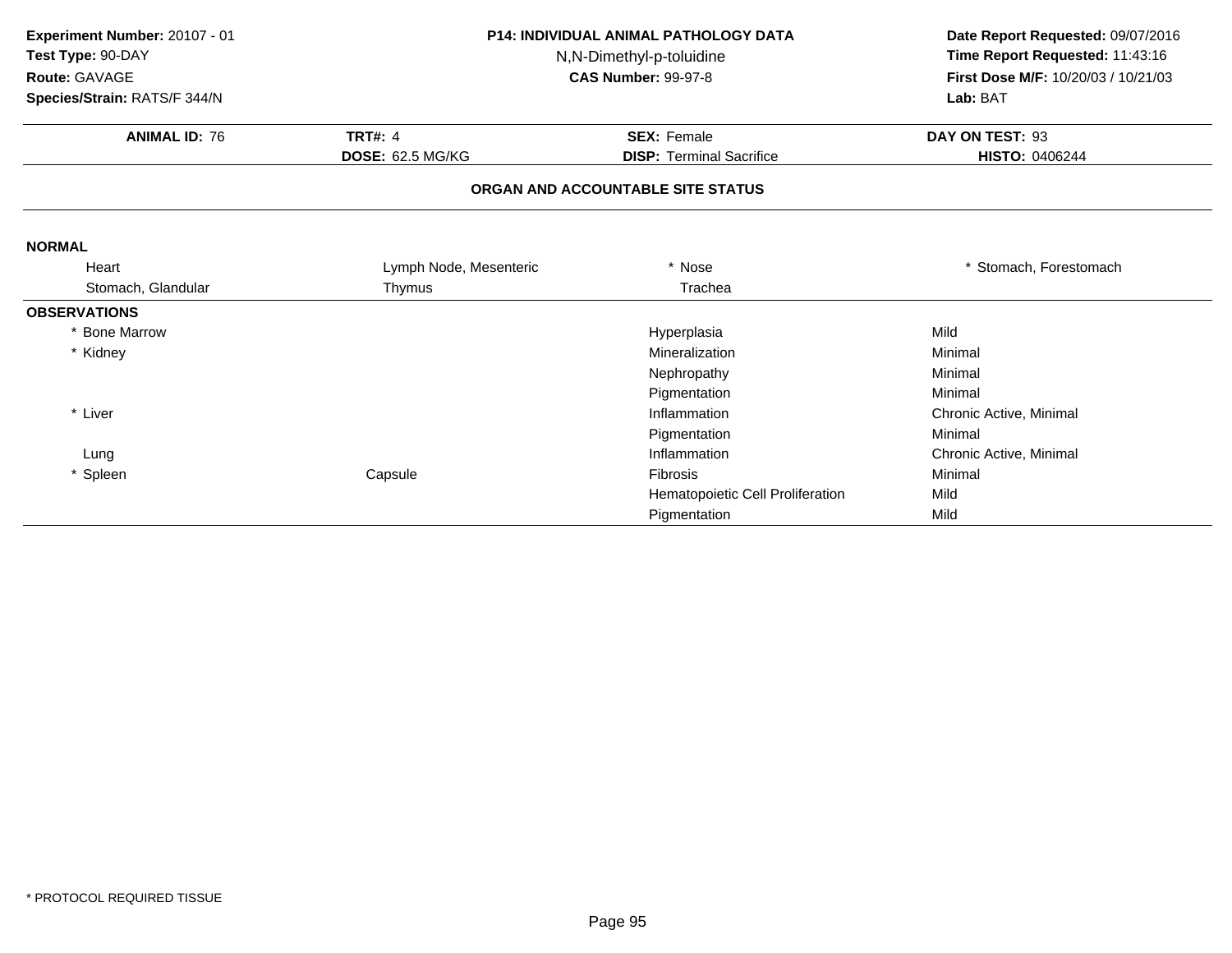**Experiment Number:** 20107 - 01
**Test Type:** 90-DAY
**Route:** GAVAGE
**Species/Strain:** RATS/F 344/N

**P14: INDIVIDUAL ANIMAL PATHOLOGY DATA**
N,N-Dimethyl-p-toluidine
**CAS Number:** 99-97-8

**Date Report Requested:** 09/07/2016
**Time Report Requested:** 11:43:16
**First Dose M/F:** 10/20/03 / 10/21/03
**Lab:** BAT

| **ANIMAL ID:** 76 | **TRT#:** 4 | **SEX:** Female | **DAY ON TEST:** 93 |
|---|---|---|---|
| | **DOSE:** 62.5 MG/KG | **DISP:** Terminal Sacrifice | **HISTO:** 0406244 |

## ORGAN AND ACCOUNTABLE SITE STATUS

**NORMAL**

| | | | |
|---|---|---|---|
| Heart | Lymph Node, Mesenteric | * Nose | * Stomach, Forestomach |
| Stomach, Glandular | Thymus | Trachea | |

**OBSERVATIONS**

| Organ | Site | Observation | Severity |
|---|---|---|---|
| * Bone Marrow | | Hyperplasia | Mild |
| * Kidney | | Mineralization | Minimal |
| | | Nephropathy | Minimal |
| | | Pigmentation | Minimal |
| * Liver | | Inflammation | Chronic Active, Minimal |
| | | Pigmentation | Minimal |
| Lung | | Inflammation | Chronic Active, Minimal |
| * Spleen | Capsule | Fibrosis | Minimal |
| | | Hematopoietic Cell Proliferation | Mild |
| | | Pigmentation | Mild |

* PROTOCOL REQUIRED TISSUE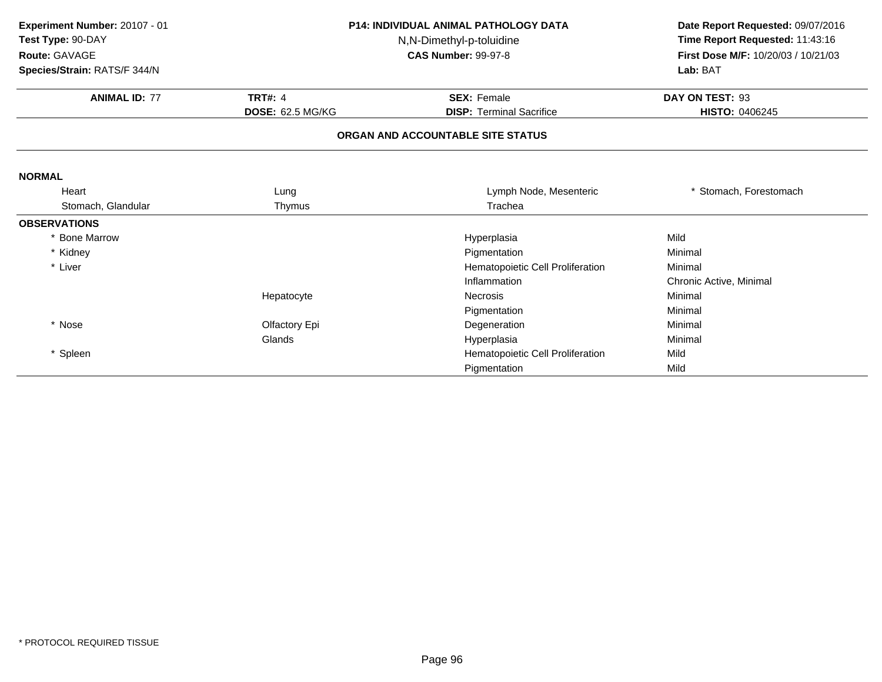**Experiment Number:** 20107 - 01
**Test Type:** 90-DAY
**Route:** GAVAGE
**Species/Strain:** RATS/F 344/N

**P14: INDIVIDUAL ANIMAL PATHOLOGY DATA**
N,N-Dimethyl-p-toluidine
**CAS Number:** 99-97-8

**Date Report Requested:** 09/07/2016
**Time Report Requested:** 11:43:16
**First Dose M/F:** 10/20/03 / 10/21/03
**Lab:** BAT

| **ANIMAL ID:** 77 | **TRT#:** 4 | **SEX:** Female | **DAY ON TEST:** 93 |
|---|---|---|---|
| | **DOSE:** 62.5 MG/KG | **DISP:** Terminal Sacrifice | **HISTO:** 0406245 |

## ORGAN AND ACCOUNTABLE SITE STATUS

**NORMAL**

| | | | |
|---|---|---|---|
| Heart | Lung | Lymph Node, Mesenteric | * Stomach, Forestomach |
| Stomach, Glandular | Thymus | Trachea | |

**OBSERVATIONS**

| Organ | Site | Observation | Severity |
|---|---|---|---|
| * Bone Marrow | | Hyperplasia | Mild |
| * Kidney | | Pigmentation | Minimal |
| * Liver | | Hematopoietic Cell Proliferation | Minimal |
| | | Inflammation | Chronic Active, Minimal |
| | Hepatocyte | Necrosis | Minimal |
| | | Pigmentation | Minimal |
| * Nose | Olfactory Epi | Degeneration | Minimal |
| | Glands | Hyperplasia | Minimal |
| * Spleen | | Hematopoietic Cell Proliferation | Mild |
| | | Pigmentation | Mild |

* PROTOCOL REQUIRED TISSUE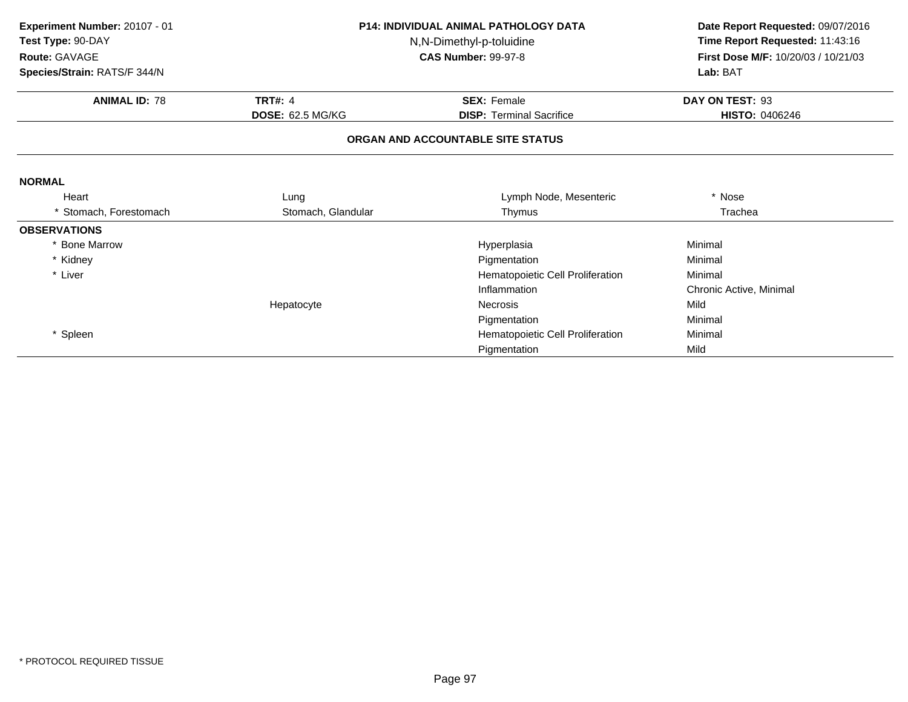**Experiment Number:** 20107 - 01
**Test Type:** 90-DAY
**Route:** GAVAGE
**Species/Strain:** RATS/F 344/N

**P14: INDIVIDUAL ANIMAL PATHOLOGY DATA**
N,N-Dimethyl-p-toluidine
**CAS Number:** 99-97-8

**Date Report Requested:** 09/07/2016
**Time Report Requested:** 11:43:16
**First Dose M/F:** 10/20/03 / 10/21/03
**Lab:** BAT

| **ANIMAL ID:** 78 | **TRT#:** 4 | **SEX:** Female | **DAY ON TEST:** 93 |
|---|---|---|---|
| | **DOSE:** 62.5 MG/KG | **DISP:** Terminal Sacrifice | **HISTO:** 0406246 |

**ORGAN AND ACCOUNTABLE SITE STATUS**

**NORMAL**

| | | | |
|---|---|---|---|
| Heart | Lung | Lymph Node, Mesenteric | * Nose |
| * Stomach, Forestomach | Stomach, Glandular | Thymus | Trachea |

**OBSERVATIONS**

| Organ | Site | Observation | Severity |
|---|---|---|---|
| * Bone Marrow | | Hyperplasia | Minimal |
| * Kidney | | Pigmentation | Minimal |
| * Liver | | Hematopoietic Cell Proliferation | Minimal |
| | | Inflammation | Chronic Active, Minimal |
| | Hepatocyte | Necrosis | Mild |
| | | Pigmentation | Minimal |
| * Spleen | | Hematopoietic Cell Proliferation | Minimal |
| | | Pigmentation | Mild |

* PROTOCOL REQUIRED TISSUE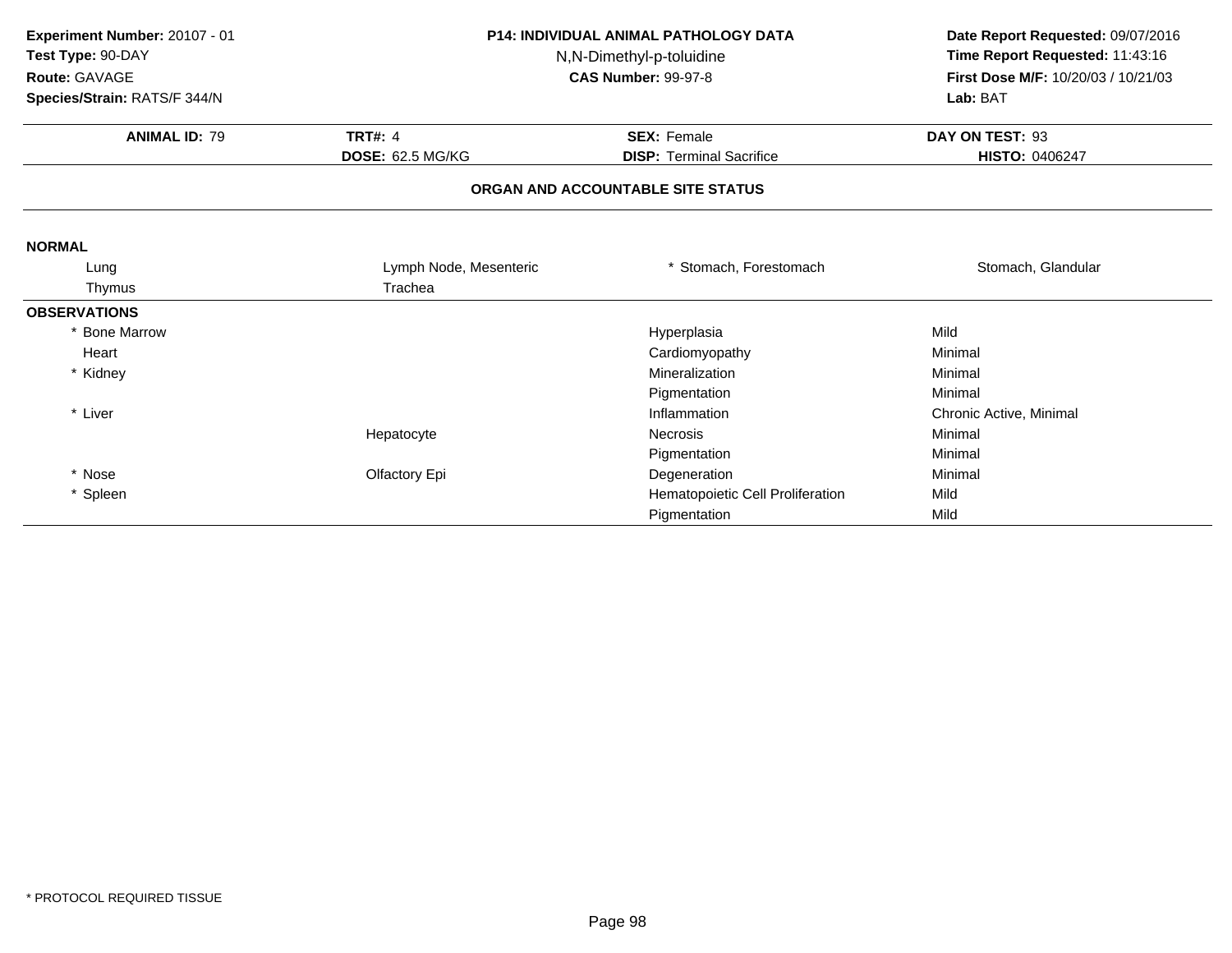**Experiment Number:** 20107 - 01
**Test Type:** 90-DAY
**Route:** GAVAGE
**Species/Strain:** RATS/F 344/N

**P14: INDIVIDUAL ANIMAL PATHOLOGY DATA**
N,N-Dimethyl-p-toluidine
**CAS Number:** 99-97-8

**Date Report Requested:** 09/07/2016
**Time Report Requested:** 11:43:16
**First Dose M/F:** 10/20/03 / 10/21/03
**Lab:** BAT

| **ANIMAL ID:** 79 | **TRT#:** 4 | **SEX:** Female | **DAY ON TEST:** 93 |
|---|---|---|---|
| | **DOSE:** 62.5 MG/KG | **DISP:** Terminal Sacrifice | **HISTO:** 0406247 |

**ORGAN AND ACCOUNTABLE SITE STATUS**

**NORMAL**

| | | | |
|---|---|---|---|
| Lung | Lymph Node, Mesenteric | * Stomach, Forestomach | Stomach, Glandular |
| Thymus | Trachea | | |

**OBSERVATIONS**

| Organ | Site | Observation | Severity |
|---|---|---|---|
| * Bone Marrow | | Hyperplasia | Mild |
| Heart | | Cardiomyopathy | Minimal |
| * Kidney | | Mineralization | Minimal |
| | | Pigmentation | Minimal |
| * Liver | | Inflammation | Chronic Active, Minimal |
| | Hepatocyte | Necrosis | Minimal |
| | | Pigmentation | Minimal |
| * Nose | Olfactory Epi | Degeneration | Minimal |
| * Spleen | | Hematopoietic Cell Proliferation | Mild |
| | | Pigmentation | Mild |

* PROTOCOL REQUIRED TISSUE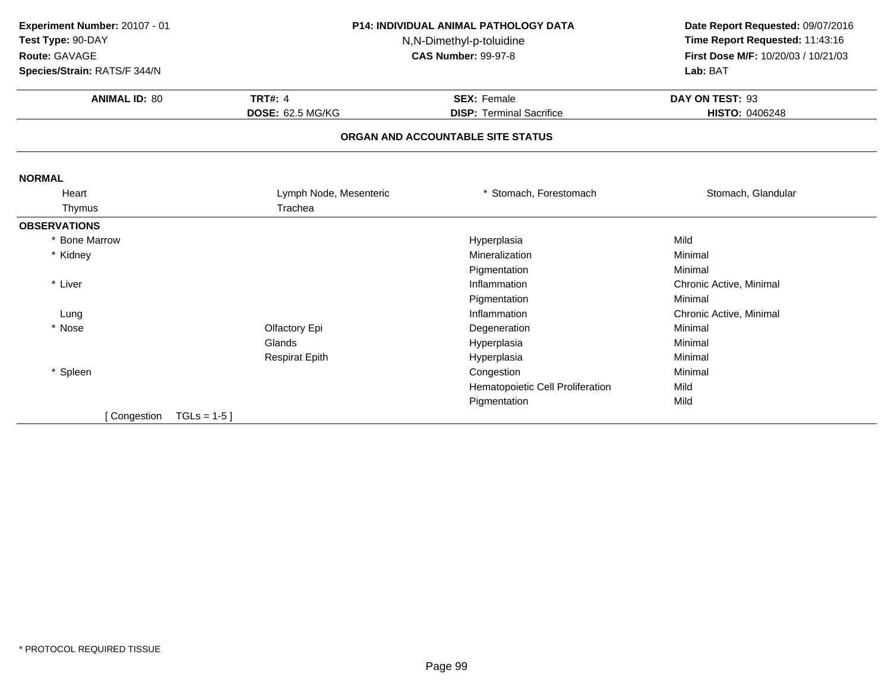**Experiment Number:** 20107 - 01
**Test Type:** 90-DAY
**Route:** GAVAGE
**Species/Strain:** RATS/F 344/N

**P14: INDIVIDUAL ANIMAL PATHOLOGY DATA**
N,N-Dimethyl-p-toluidine
**CAS Number:** 99-97-8

**Date Report Requested:** 09/07/2016
**Time Report Requested:** 11:43:16
**First Dose M/F:** 10/20/03 / 10/21/03
**Lab:** BAT

| **ANIMAL ID:** 80 | **TRT#:** 4 | **SEX:** Female | **DAY ON TEST:** 93 |
|---|---|---|---|
| | **DOSE:** 62.5 MG/KG | **DISP:** Terminal Sacrifice | **HISTO:** 0406248 |

## ORGAN AND ACCOUNTABLE SITE STATUS

**NORMAL**

| | | | |
|---|---|---|---|
| Heart | Lymph Node, Mesenteric | * Stomach, Forestomach | Stomach, Glandular |
| Thymus | Trachea | | |

**OBSERVATIONS**

| Organ | Site | Observation | Severity |
|---|---|---|---|
| * Bone Marrow | | Hyperplasia | Mild |
| * Kidney | | Mineralization | Minimal |
| | | Pigmentation | Minimal |
| * Liver | | Inflammation | Chronic Active, Minimal |
| | | Pigmentation | Minimal |
| Lung | | Inflammation | Chronic Active, Minimal |
| * Nose | Olfactory Epi | Degeneration | Minimal |
| | Glands | Hyperplasia | Minimal |
| | Respirat Epith | Hyperplasia | Minimal |
| * Spleen | | Congestion | Minimal |
| | | Hematopoietic Cell Proliferation | Mild |
| | | Pigmentation | Mild |

[ Congestion TGLs = 1-5 ]

* PROTOCOL REQUIRED TISSUE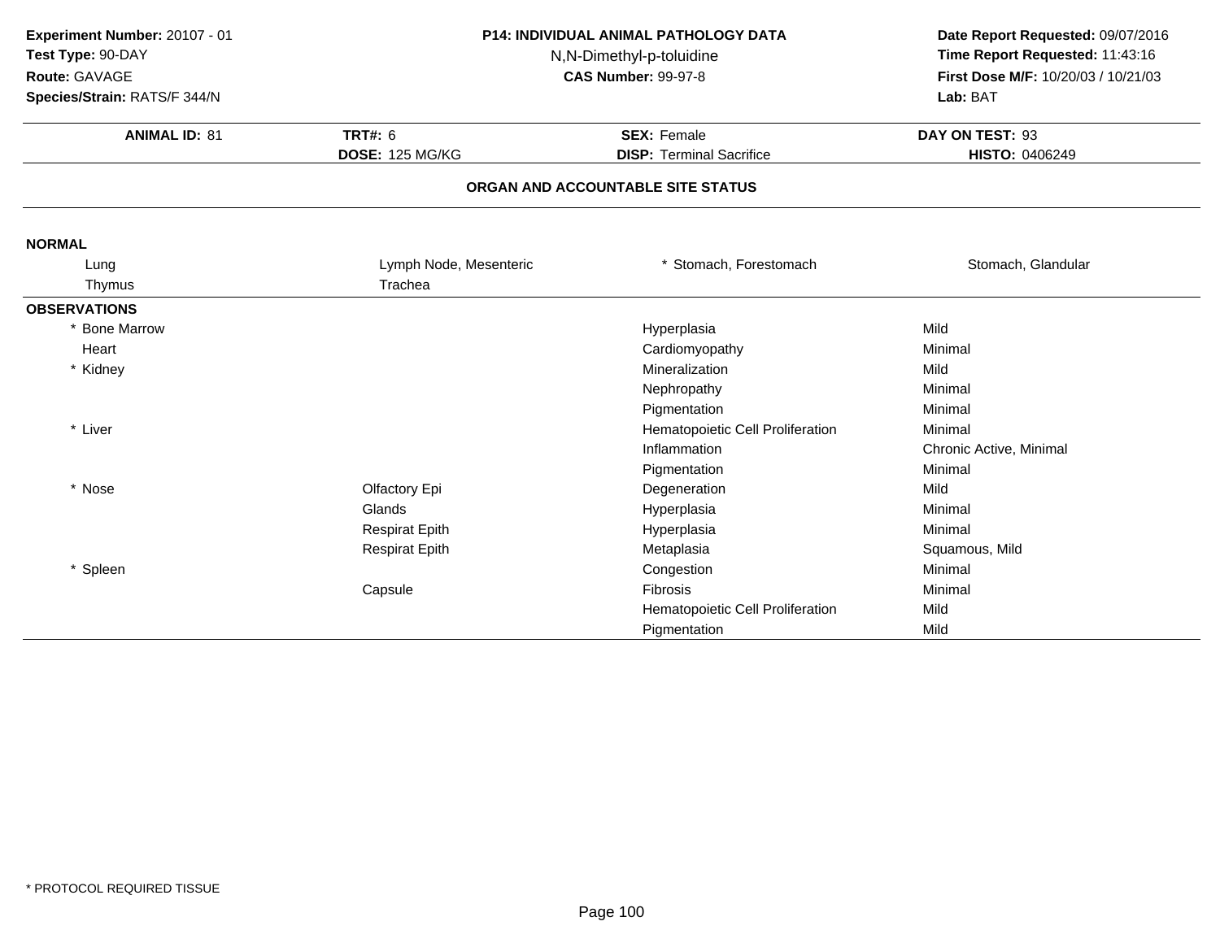**Experiment Number:** 20107 - 01
**Test Type:** 90-DAY
**Route:** GAVAGE
**Species/Strain:** RATS/F 344/N

**P14: INDIVIDUAL ANIMAL PATHOLOGY DATA**
N,N-Dimethyl-p-toluidine
**CAS Number:** 99-97-8

**Date Report Requested:** 09/07/2016
**Time Report Requested:** 11:43:16
**First Dose M/F:** 10/20/03 / 10/21/03
**Lab:** BAT

| **ANIMAL ID:** 81 | **TRT#:** 6 | **SEX:** Female | **DAY ON TEST:** 93 |
|---|---|---|---|
| | **DOSE:** 125 MG/KG | **DISP:** Terminal Sacrifice | **HISTO:** 0406249 |

## ORGAN AND ACCOUNTABLE SITE STATUS

**NORMAL**

| | | | |
|---|---|---|---|
| Lung | Lymph Node, Mesenteric | * Stomach, Forestomach | Stomach, Glandular |
| Thymus | Trachea | | |

**OBSERVATIONS**

| Organ | Site | Observation | Severity |
|---|---|---|---|
| * Bone Marrow | | Hyperplasia | Mild |
| Heart | | Cardiomyopathy | Minimal |
| * Kidney | | Mineralization | Mild |
| | | Nephropathy | Minimal |
| | | Pigmentation | Minimal |
| * Liver | | Hematopoietic Cell Proliferation | Minimal |
| | | Inflammation | Chronic Active, Minimal |
| | | Pigmentation | Minimal |
| * Nose | Olfactory Epi | Degeneration | Mild |
| | Glands | Hyperplasia | Minimal |
| | Respirat Epith | Hyperplasia | Minimal |
| | Respirat Epith | Metaplasia | Squamous, Mild |
| * Spleen | | Congestion | Minimal |
| | Capsule | Fibrosis | Minimal |
| | | Hematopoietic Cell Proliferation | Mild |
| | | Pigmentation | Mild |

* PROTOCOL REQUIRED TISSUE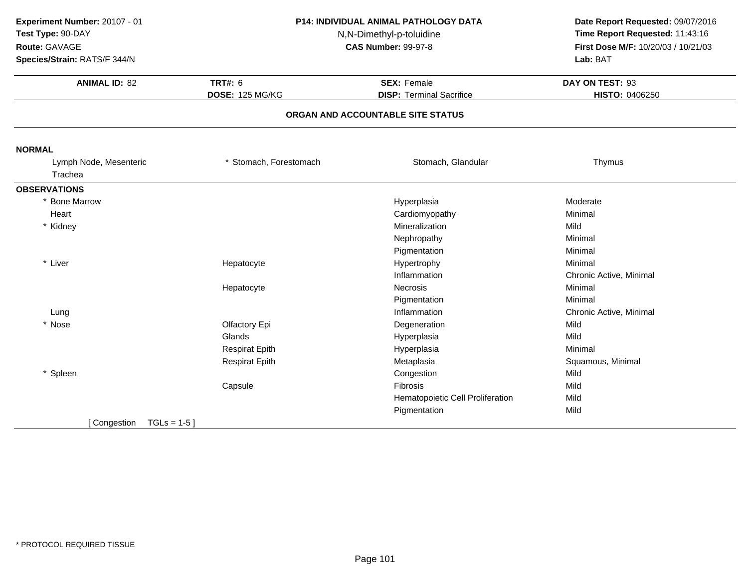**Experiment Number:** 20107 - 01
**Test Type:** 90-DAY
**Route:** GAVAGE
**Species/Strain:** RATS/F 344/N

**P14: INDIVIDUAL ANIMAL PATHOLOGY DATA**
N,N-Dimethyl-p-toluidine
**CAS Number:** 99-97-8

**Date Report Requested:** 09/07/2016
**Time Report Requested:** 11:43:16
**First Dose M/F:** 10/20/03 / 10/21/03
**Lab:** BAT

| **ANIMAL ID:** 82 | **TRT#:** 6 | **SEX:** Female | **DAY ON TEST:** 93 |
|---|---|---|---|
| | **DOSE:** 125 MG/KG | **DISP:** Terminal Sacrifice | **HISTO:** 0406250 |

## ORGAN AND ACCOUNTABLE SITE STATUS

**NORMAL**

| | | | |
|---|---|---|---|
| Lymph Node, Mesenteric | * Stomach, Forestomach | Stomach, Glandular | Thymus |
| Trachea | | | |

**OBSERVATIONS**

| Organ | Site | Observation | Severity |
|---|---|---|---|
| * Bone Marrow | | Hyperplasia | Moderate |
| Heart | | Cardiomyopathy | Minimal |
| * Kidney | | Mineralization | Mild |
| | | Nephropathy | Minimal |
| | | Pigmentation | Minimal |
| * Liver | Hepatocyte | Hypertrophy | Minimal |
| | | Inflammation | Chronic Active, Minimal |
| | Hepatocyte | Necrosis | Minimal |
| | | Pigmentation | Minimal |
| Lung | | Inflammation | Chronic Active, Minimal |
| * Nose | Olfactory Epi | Degeneration | Mild |
| | Glands | Hyperplasia | Mild |
| | Respirat Epith | Hyperplasia | Minimal |
| | Respirat Epith | Metaplasia | Squamous, Minimal |
| * Spleen | | Congestion | Mild |
| | Capsule | Fibrosis | Mild |
| | | Hematopoietic Cell Proliferation | Mild |
| | | Pigmentation | Mild |

[ Congestion TGLs = 1-5 ]

* PROTOCOL REQUIRED TISSUE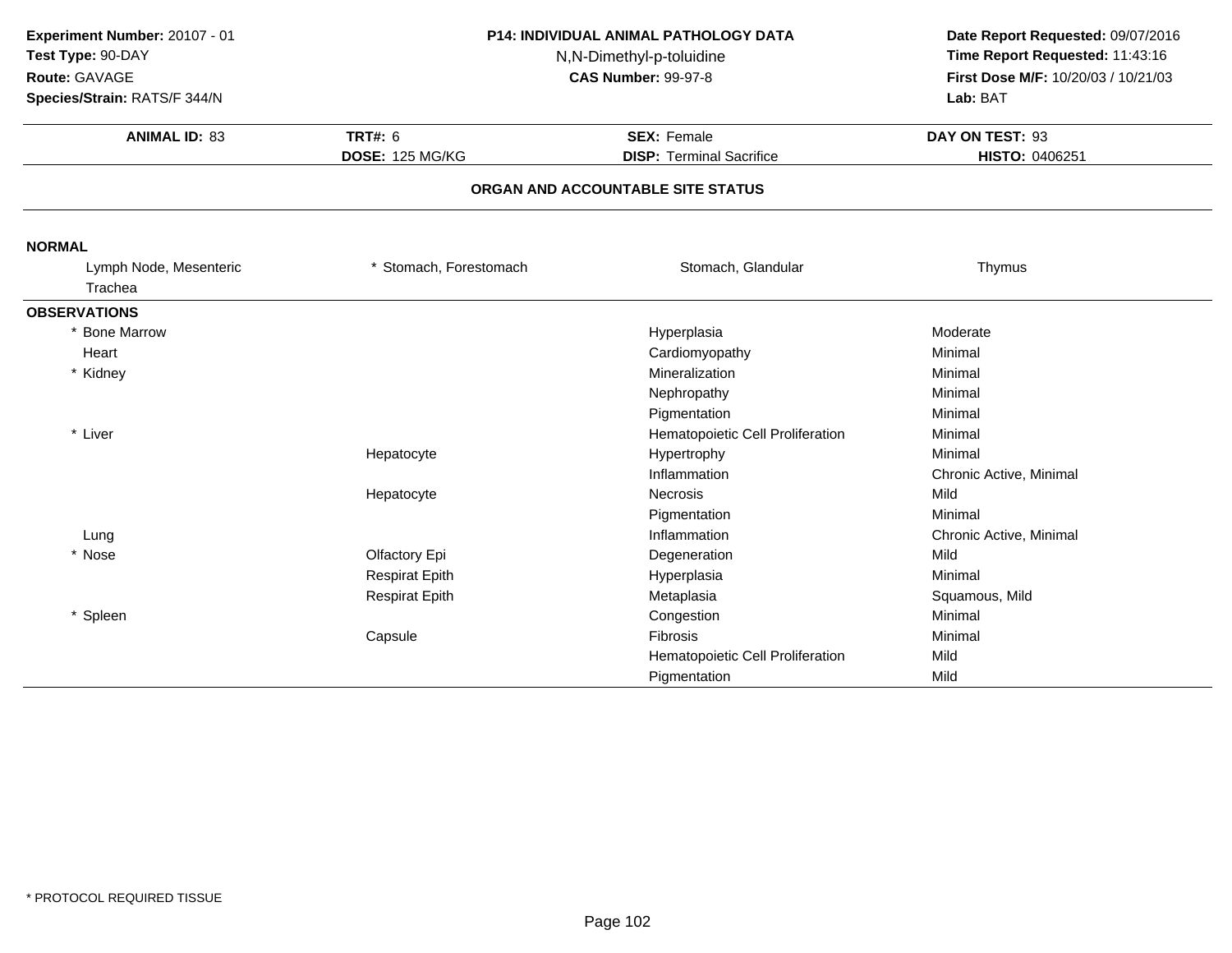**Experiment Number:** 20107 - 01
**Test Type:** 90-DAY
**Route:** GAVAGE
**Species/Strain:** RATS/F 344/N

**P14: INDIVIDUAL ANIMAL PATHOLOGY DATA**
N,N-Dimethyl-p-toluidine
**CAS Number:** 99-97-8

**Date Report Requested:** 09/07/2016
**Time Report Requested:** 11:43:16
**First Dose M/F:** 10/20/03 / 10/21/03
**Lab:** BAT

| **ANIMAL ID:** 83 | **TRT#:** 6 | **SEX:** Female | **DAY ON TEST:** 93 |
|---|---|---|---|
| | **DOSE:** 125 MG/KG | **DISP:** Terminal Sacrifice | **HISTO:** 0406251 |

## ORGAN AND ACCOUNTABLE SITE STATUS

**NORMAL**

| | | | |
|---|---|---|---|
| Lymph Node, Mesenteric | * Stomach, Forestomach | Stomach, Glandular | Thymus |
| Trachea | | | |

**OBSERVATIONS**

| Organ | Site | Observation | Grade |
|---|---|---|---|
| * Bone Marrow | | Hyperplasia | Moderate |
| Heart | | Cardiomyopathy | Minimal |
| * Kidney | | Mineralization | Minimal |
| | | Nephropathy | Minimal |
| | | Pigmentation | Minimal |
| * Liver | | Hematopoietic Cell Proliferation | Minimal |
| | Hepatocyte | Hypertrophy | Minimal |
| | | Inflammation | Chronic Active, Minimal |
| | Hepatocyte | Necrosis | Mild |
| | | Pigmentation | Minimal |
| Lung | | Inflammation | Chronic Active, Minimal |
| * Nose | Olfactory Epi | Degeneration | Mild |
| | Respirat Epith | Hyperplasia | Minimal |
| | Respirat Epith | Metaplasia | Squamous, Mild |
| * Spleen | | Congestion | Minimal |
| | Capsule | Fibrosis | Minimal |
| | | Hematopoietic Cell Proliferation | Mild |
| | | Pigmentation | Mild |

* PROTOCOL REQUIRED TISSUE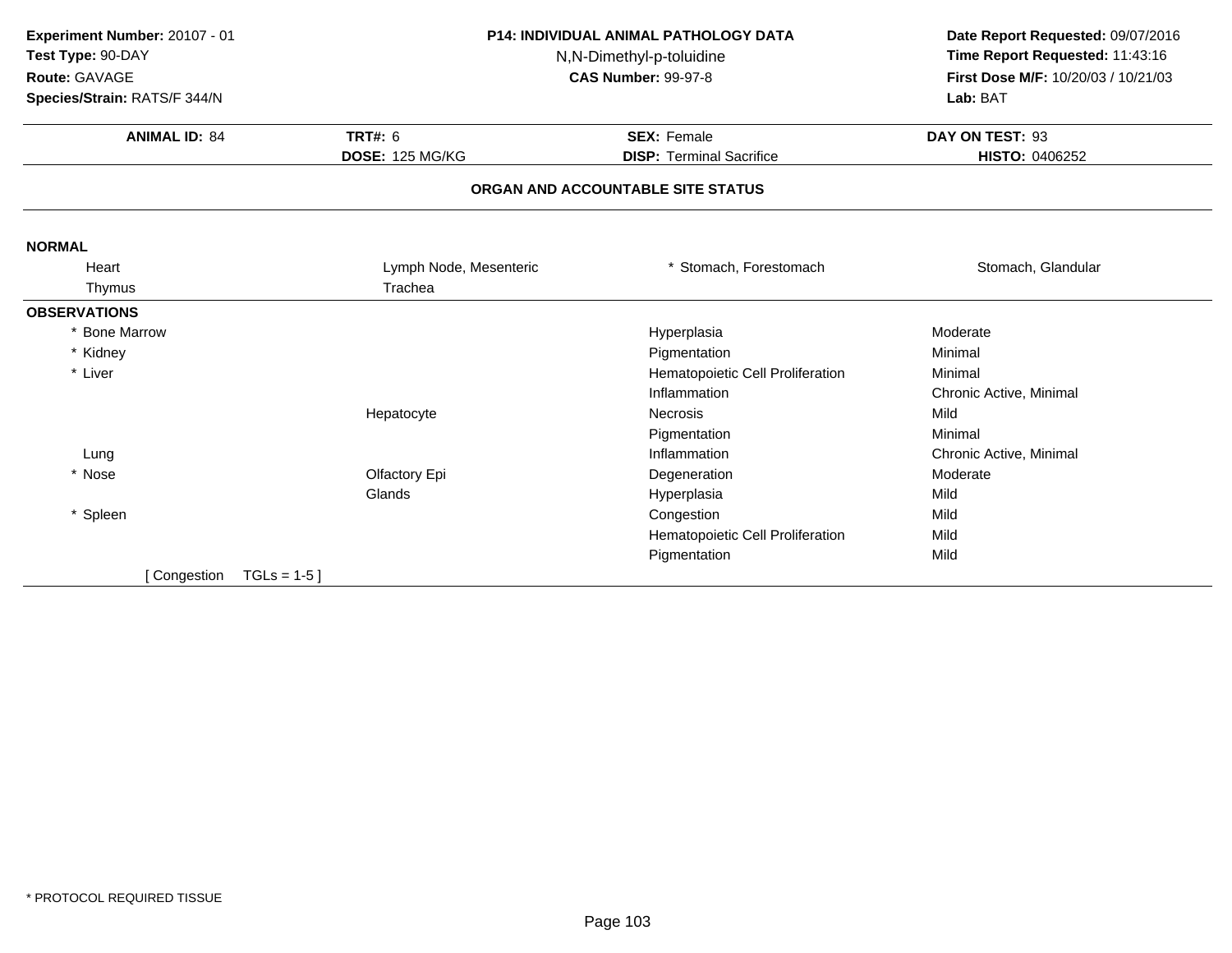**Experiment Number:** 20107 - 01
**Test Type:** 90-DAY
**Route:** GAVAGE
**Species/Strain:** RATS/F 344/N

**P14: INDIVIDUAL ANIMAL PATHOLOGY DATA**
N,N-Dimethyl-p-toluidine
**CAS Number:** 99-97-8

**Date Report Requested:** 09/07/2016
**Time Report Requested:** 11:43:16
**First Dose M/F:** 10/20/03 / 10/21/03
**Lab:** BAT

| **ANIMAL ID:** 84 | **TRT#:** 6 | **SEX:** Female | **DAY ON TEST:** 93 |
|---|---|---|---|
| | **DOSE:** 125 MG/KG | **DISP:** Terminal Sacrifice | **HISTO:** 0406252 |

## ORGAN AND ACCOUNTABLE SITE STATUS

**NORMAL**

| | | | |
|---|---|---|---|
| Heart | Lymph Node, Mesenteric | * Stomach, Forestomach | Stomach, Glandular |
| Thymus | Trachea | | |

**OBSERVATIONS**

| Organ | Site | Observation | Severity |
|---|---|---|---|
| * Bone Marrow | | Hyperplasia | Moderate |
| * Kidney | | Pigmentation | Minimal |
| * Liver | | Hematopoietic Cell Proliferation | Minimal |
| | | Inflammation | Chronic Active, Minimal |
| | Hepatocyte | Necrosis | Mild |
| | | Pigmentation | Minimal |
| Lung | | Inflammation | Chronic Active, Minimal |
| * Nose | Olfactory Epi | Degeneration | Moderate |
| | Glands | Hyperplasia | Mild |
| * Spleen | | Congestion | Mild |
| | | Hematopoietic Cell Proliferation | Mild |
| | | Pigmentation | Mild |

[ Congestion TGLs = 1-5 ]

* PROTOCOL REQUIRED TISSUE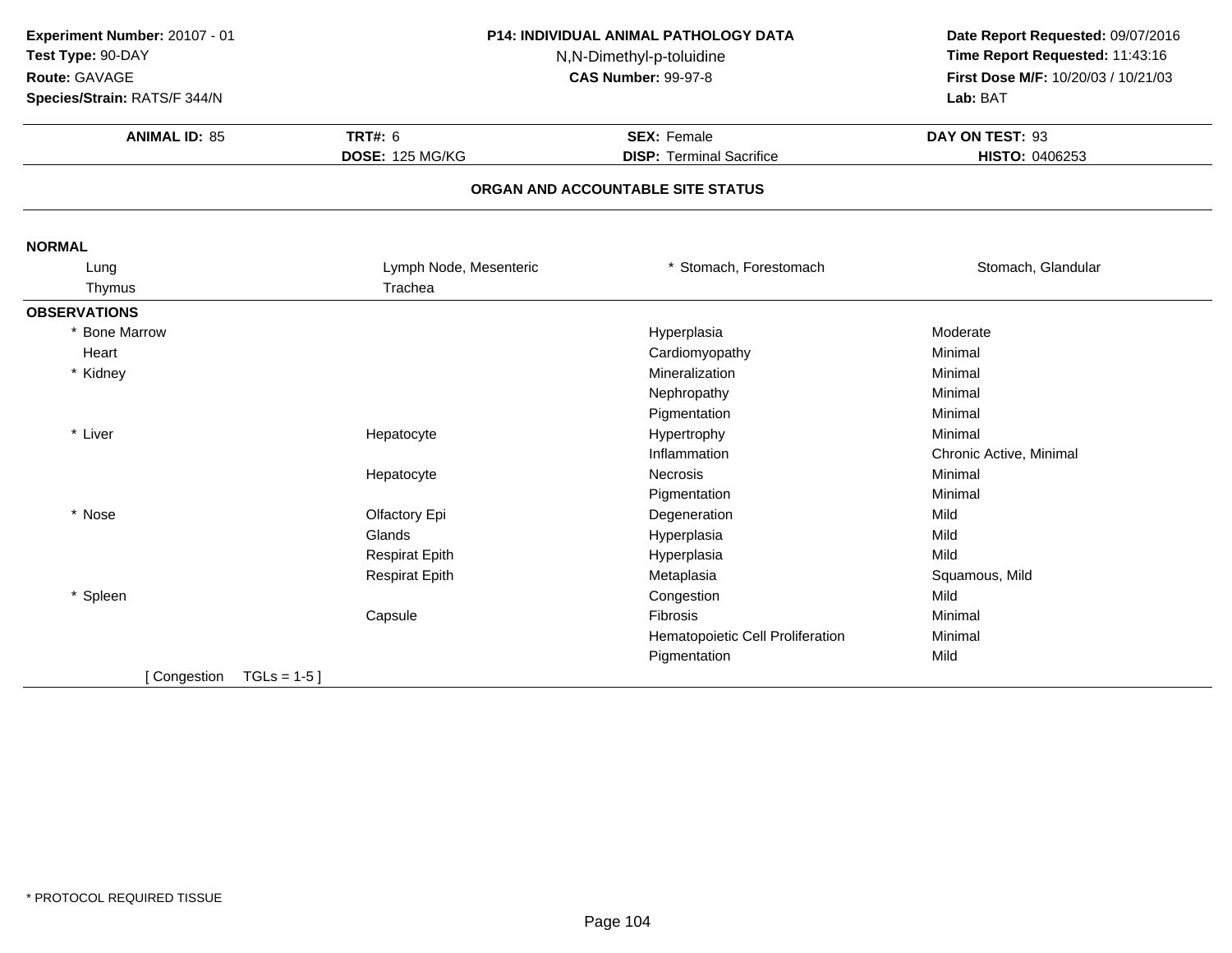**Experiment Number:** 20107 - 01
**Test Type:** 90-DAY
**Route:** GAVAGE
**Species/Strain:** RATS/F 344/N

**P14: INDIVIDUAL ANIMAL PATHOLOGY DATA**
N,N-Dimethyl-p-toluidine
**CAS Number:** 99-97-8

**Date Report Requested:** 09/07/2016
**Time Report Requested:** 11:43:16
**First Dose M/F:** 10/20/03 / 10/21/03
**Lab:** BAT

| **ANIMAL ID:** 85 | **TRT#:** 6 | **SEX:** Female | **DAY ON TEST:** 93 |
|---|---|---|---|
| | **DOSE:** 125 MG/KG | **DISP:** Terminal Sacrifice | **HISTO:** 0406253 |

## ORGAN AND ACCOUNTABLE SITE STATUS

**NORMAL**

| | | | |
|---|---|---|---|
| Lung | Lymph Node, Mesenteric | * Stomach, Forestomach | Stomach, Glandular |
| Thymus | Trachea | | |

**OBSERVATIONS**

| Organ | Site | Observation | Severity |
|---|---|---|---|
| * Bone Marrow | | Hyperplasia | Moderate |
| Heart | | Cardiomyopathy | Minimal |
| * Kidney | | Mineralization | Minimal |
| | | Nephropathy | Minimal |
| | | Pigmentation | Minimal |
| * Liver | Hepatocyte | Hypertrophy | Minimal |
| | | Inflammation | Chronic Active, Minimal |
| | Hepatocyte | Necrosis | Minimal |
| | | Pigmentation | Minimal |
| * Nose | Olfactory Epi | Degeneration | Mild |
| | Glands | Hyperplasia | Mild |
| | Respirat Epith | Hyperplasia | Mild |
| | Respirat Epith | Metaplasia | Squamous, Mild |
| * Spleen | | Congestion | Mild |
| | Capsule | Fibrosis | Minimal |
| | | Hematopoietic Cell Proliferation | Minimal |
| | | Pigmentation | Mild |

[ Congestion TGLs = 1-5 ]

* PROTOCOL REQUIRED TISSUE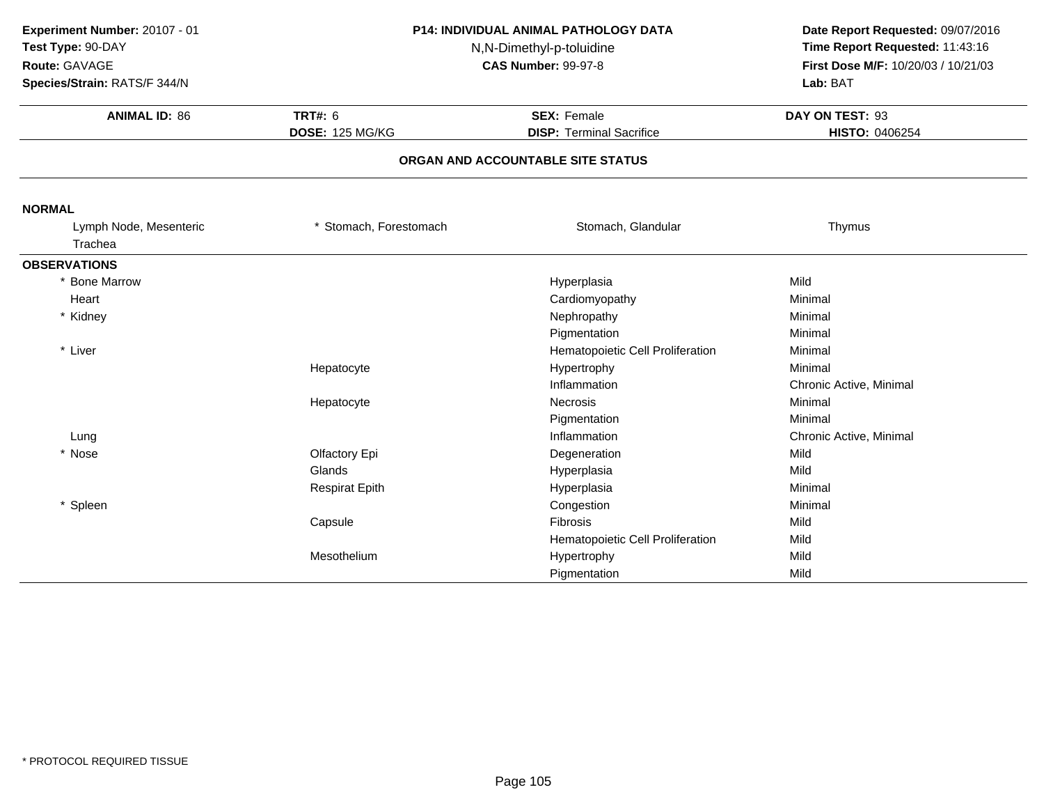**Experiment Number:** 20107 - 01
**Test Type:** 90-DAY
**Route:** GAVAGE
**Species/Strain:** RATS/F 344/N

**P14: INDIVIDUAL ANIMAL PATHOLOGY DATA**
N,N-Dimethyl-p-toluidine
**CAS Number:** 99-97-8

**Date Report Requested:** 09/07/2016
**Time Report Requested:** 11:43:16
**First Dose M/F:** 10/20/03 / 10/21/03
**Lab:** BAT

| **ANIMAL ID:** 86 | **TRT#:** 6 | **SEX:** Female | **DAY ON TEST:** 93 |
|---|---|---|---|
| | **DOSE:** 125 MG/KG | **DISP:** Terminal Sacrifice | **HISTO:** 0406254 |

## ORGAN AND ACCOUNTABLE SITE STATUS

**NORMAL**

| | | | |
|---|---|---|---|
| Lymph Node, Mesenteric | * Stomach, Forestomach | Stomach, Glandular | Thymus |
| Trachea | | | |

**OBSERVATIONS**

| Organ | Site | Observation | Severity |
|---|---|---|---|
| * Bone Marrow | | Hyperplasia | Mild |
| Heart | | Cardiomyopathy | Minimal |
| * Kidney | | Nephropathy | Minimal |
| | | Pigmentation | Minimal |
| * Liver | | Hematopoietic Cell Proliferation | Minimal |
| | Hepatocyte | Hypertrophy | Minimal |
| | | Inflammation | Chronic Active, Minimal |
| | Hepatocyte | Necrosis | Minimal |
| | | Pigmentation | Minimal |
| Lung | | Inflammation | Chronic Active, Minimal |
| * Nose | Olfactory Epi | Degeneration | Mild |
| | Glands | Hyperplasia | Mild |
| | Respirat Epith | Hyperplasia | Minimal |
| * Spleen | | Congestion | Minimal |
| | Capsule | Fibrosis | Mild |
| | | Hematopoietic Cell Proliferation | Mild |
| | Mesothelium | Hypertrophy | Mild |
| | | Pigmentation | Mild |

* PROTOCOL REQUIRED TISSUE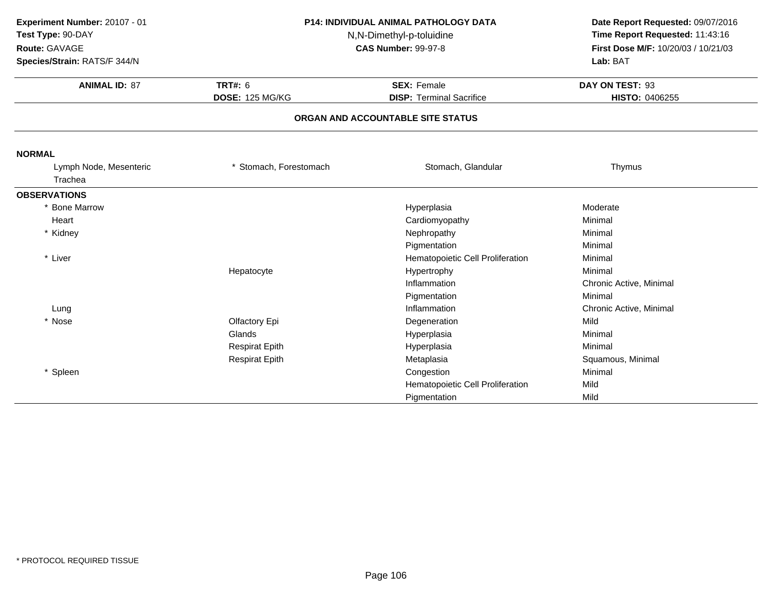**Experiment Number:** 20107 - 01
**Test Type:** 90-DAY
**Route:** GAVAGE
**Species/Strain:** RATS/F 344/N

**P14: INDIVIDUAL ANIMAL PATHOLOGY DATA**
N,N-Dimethyl-p-toluidine
**CAS Number:** 99-97-8

**Date Report Requested:** 09/07/2016
**Time Report Requested:** 11:43:16
**First Dose M/F:** 10/20/03 / 10/21/03
**Lab:** BAT

| **ANIMAL ID:** 87 | **TRT#:** 6 | **SEX:** Female | **DAY ON TEST:** 93 |
|---|---|---|---|
| | **DOSE:** 125 MG/KG | **DISP:** Terminal Sacrifice | **HISTO:** 0406255 |

## ORGAN AND ACCOUNTABLE SITE STATUS

**NORMAL**

| | | | |
|---|---|---|---|
| Lymph Node, Mesenteric | * Stomach, Forestomach | Stomach, Glandular | Thymus |
| Trachea | | | |

**OBSERVATIONS**

| Organ | Site | Observation | Severity |
|---|---|---|---|
| * Bone Marrow | | Hyperplasia | Moderate |
| Heart | | Cardiomyopathy | Minimal |
| * Kidney | | Nephropathy | Minimal |
| | | Pigmentation | Minimal |
| * Liver | | Hematopoietic Cell Proliferation | Minimal |
| | Hepatocyte | Hypertrophy | Minimal |
| | | Inflammation | Chronic Active, Minimal |
| | | Pigmentation | Minimal |
| Lung | | Inflammation | Chronic Active, Minimal |
| * Nose | Olfactory Epi | Degeneration | Mild |
| | Glands | Hyperplasia | Minimal |
| | Respirat Epith | Hyperplasia | Minimal |
| | Respirat Epith | Metaplasia | Squamous, Minimal |
| * Spleen | | Congestion | Minimal |
| | | Hematopoietic Cell Proliferation | Mild |
| | | Pigmentation | Mild |

* PROTOCOL REQUIRED TISSUE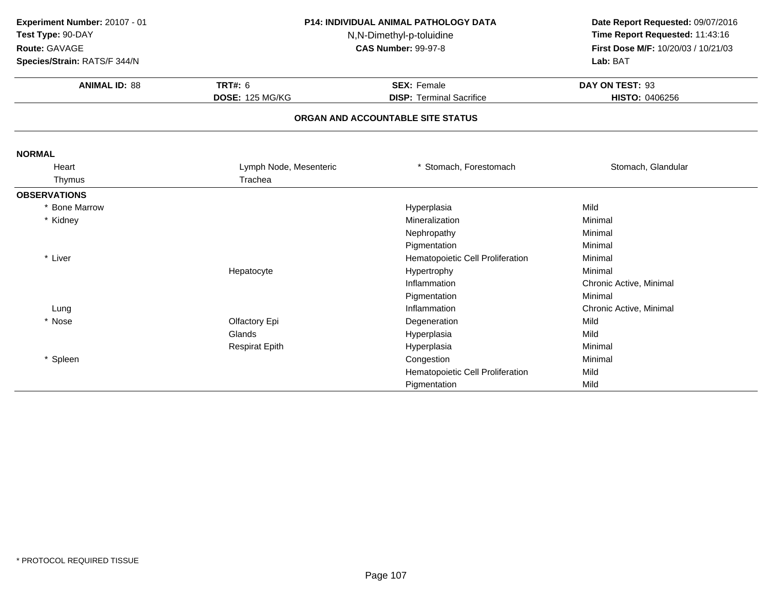**Experiment Number:** 20107 - 01
**Test Type:** 90-DAY
**Route:** GAVAGE
**Species/Strain:** RATS/F 344/N

**P14: INDIVIDUAL ANIMAL PATHOLOGY DATA**
N,N-Dimethyl-p-toluidine
**CAS Number:** 99-97-8

**Date Report Requested:** 09/07/2016
**Time Report Requested:** 11:43:16
**First Dose M/F:** 10/20/03 / 10/21/03
**Lab:** BAT

| **ANIMAL ID:** 88 | **TRT#:** 6 | **SEX:** Female | **DAY ON TEST:** 93 |
|---|---|---|---|
| | **DOSE:** 125 MG/KG | **DISP:** Terminal Sacrifice | **HISTO:** 0406256 |

## ORGAN AND ACCOUNTABLE SITE STATUS

**NORMAL**

| | | | |
|---|---|---|---|
| Heart | Lymph Node, Mesenteric | * Stomach, Forestomach | Stomach, Glandular |
| Thymus | Trachea | | |

**OBSERVATIONS**

| Organ | Site | Observation | Severity |
|---|---|---|---|
| * Bone Marrow | | Hyperplasia | Mild |
| * Kidney | | Mineralization | Minimal |
| | | Nephropathy | Minimal |
| | | Pigmentation | Minimal |
| * Liver | | Hematopoietic Cell Proliferation | Minimal |
| | Hepatocyte | Hypertrophy | Minimal |
| | | Inflammation | Chronic Active, Minimal |
| | | Pigmentation | Minimal |
| Lung | | Inflammation | Chronic Active, Minimal |
| * Nose | Olfactory Epi | Degeneration | Mild |
| | Glands | Hyperplasia | Mild |
| | Respirat Epith | Hyperplasia | Minimal |
| * Spleen | | Congestion | Minimal |
| | | Hematopoietic Cell Proliferation | Mild |
| | | Pigmentation | Mild |

* PROTOCOL REQUIRED TISSUE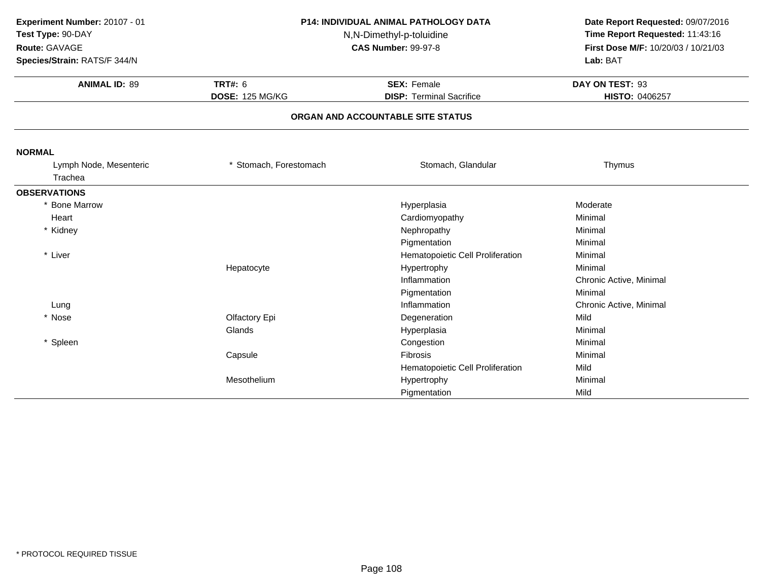**Experiment Number:** 20107 - 01
**Test Type:** 90-DAY
**Route:** GAVAGE
**Species/Strain:** RATS/F 344/N

**P14: INDIVIDUAL ANIMAL PATHOLOGY DATA**
N,N-Dimethyl-p-toluidine
**CAS Number:** 99-97-8

**Date Report Requested:** 09/07/2016
**Time Report Requested:** 11:43:16
**First Dose M/F:** 10/20/03 / 10/21/03
**Lab:** BAT

| **ANIMAL ID:** 89 | **TRT#:** 6 | **SEX:** Female | **DAY ON TEST:** 93 |
|---|---|---|---|
| | **DOSE:** 125 MG/KG | **DISP:** Terminal Sacrifice | **HISTO:** 0406257 |

## ORGAN AND ACCOUNTABLE SITE STATUS

**NORMAL**

| | | | |
|---|---|---|---|
| Lymph Node, Mesenteric | * Stomach, Forestomach | Stomach, Glandular | Thymus |
| Trachea | | | |

**OBSERVATIONS**

| Organ | Site | Observation | Severity |
|---|---|---|---|
| * Bone Marrow | | Hyperplasia | Moderate |
| Heart | | Cardiomyopathy | Minimal |
| * Kidney | | Nephropathy | Minimal |
| | | Pigmentation | Minimal |
| * Liver | | Hematopoietic Cell Proliferation | Minimal |
| | Hepatocyte | Hypertrophy | Minimal |
| | | Inflammation | Chronic Active, Minimal |
| | | Pigmentation | Minimal |
| Lung | | Inflammation | Chronic Active, Minimal |
| * Nose | Olfactory Epi | Degeneration | Mild |
| | Glands | Hyperplasia | Minimal |
| * Spleen | | Congestion | Minimal |
| | Capsule | Fibrosis | Minimal |
| | | Hematopoietic Cell Proliferation | Mild |
| | Mesothelium | Hypertrophy | Minimal |
| | | Pigmentation | Mild |

* PROTOCOL REQUIRED TISSUE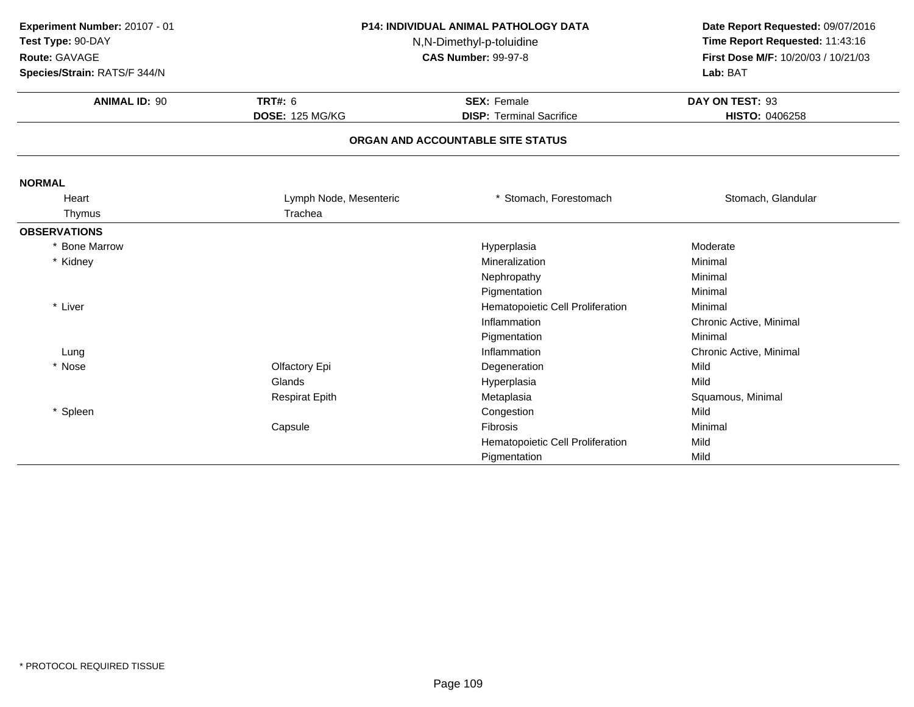**Experiment Number:** 20107 - 01
**Test Type:** 90-DAY
**Route:** GAVAGE
**Species/Strain:** RATS/F 344/N

**P14: INDIVIDUAL ANIMAL PATHOLOGY DATA**
N,N-Dimethyl-p-toluidine
**CAS Number:** 99-97-8

**Date Report Requested:** 09/07/2016
**Time Report Requested:** 11:43:16
**First Dose M/F:** 10/20/03 / 10/21/03
**Lab:** BAT

| **ANIMAL ID:** 90 | **TRT#:** 6 | **SEX:** Female | **DAY ON TEST:** 93 |
|---|---|---|---|
| | **DOSE:** 125 MG/KG | **DISP:** Terminal Sacrifice | **HISTO:** 0406258 |

## ORGAN AND ACCOUNTABLE SITE STATUS

**NORMAL**

| | | | |
|---|---|---|---|
| Heart | Lymph Node, Mesenteric | * Stomach, Forestomach | Stomach, Glandular |
| Thymus | Trachea | | |

**OBSERVATIONS**

| Organ | Site | Observation | Severity |
|---|---|---|---|
| * Bone Marrow | | Hyperplasia | Moderate |
| * Kidney | | Mineralization | Minimal |
| | | Nephropathy | Minimal |
| | | Pigmentation | Minimal |
| * Liver | | Hematopoietic Cell Proliferation | Minimal |
| | | Inflammation | Chronic Active, Minimal |
| | | Pigmentation | Minimal |
| Lung | | Inflammation | Chronic Active, Minimal |
| * Nose | Olfactory Epi | Degeneration | Mild |
| | Glands | Hyperplasia | Mild |
| | Respirat Epith | Metaplasia | Squamous, Minimal |
| * Spleen | | Congestion | Mild |
| | Capsule | Fibrosis | Minimal |
| | | Hematopoietic Cell Proliferation | Mild |
| | | Pigmentation | Mild |

* PROTOCOL REQUIRED TISSUE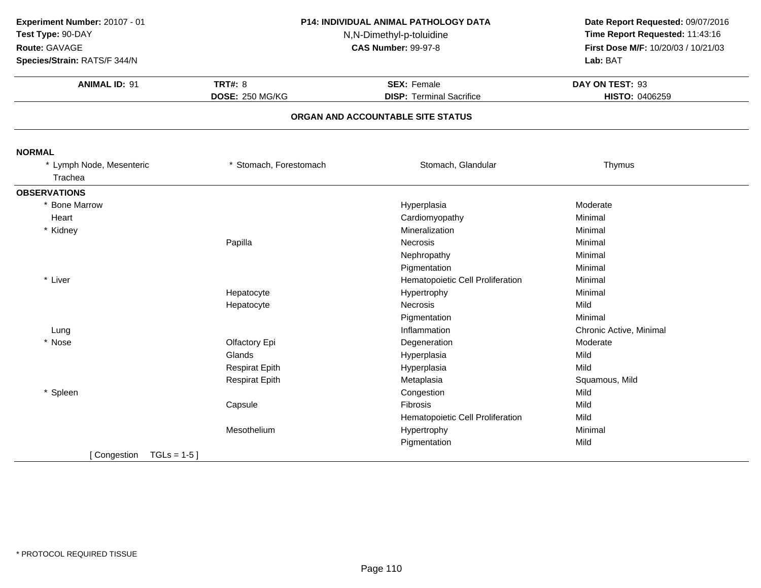**Experiment Number:** 20107 - 01
**Test Type:** 90-DAY
**Route:** GAVAGE
**Species/Strain:** RATS/F 344/N

**P14: INDIVIDUAL ANIMAL PATHOLOGY DATA**
N,N-Dimethyl-p-toluidine
**CAS Number:** 99-97-8

**Date Report Requested:** 09/07/2016
**Time Report Requested:** 11:43:16
**First Dose M/F:** 10/20/03 / 10/21/03
**Lab:** BAT

| **ANIMAL ID:** 91 | **TRT#:** 8 | **SEX:** Female | **DAY ON TEST:** 93 |
|---|---|---|---|
| | **DOSE:** 250 MG/KG | **DISP:** Terminal Sacrifice | **HISTO:** 0406259 |

### ORGAN AND ACCOUNTABLE SITE STATUS

**NORMAL**

| | | | |
|---|---|---|---|
| * Lymph Node, Mesenteric | * Stomach, Forestomach | Stomach, Glandular | Thymus |
| Trachea | | | |

**OBSERVATIONS**

| Organ | Site | Observation | Severity |
|---|---|---|---|
| * Bone Marrow | | Hyperplasia | Moderate |
| Heart | | Cardiomyopathy | Minimal |
| * Kidney | | Mineralization | Minimal |
| | Papilla | Necrosis | Minimal |
| | | Nephropathy | Minimal |
| | | Pigmentation | Minimal |
| * Liver | | Hematopoietic Cell Proliferation | Minimal |
| | Hepatocyte | Hypertrophy | Minimal |
| | Hepatocyte | Necrosis | Mild |
| | | Pigmentation | Minimal |
| Lung | | Inflammation | Chronic Active, Minimal |
| * Nose | Olfactory Epi | Degeneration | Moderate |
| | Glands | Hyperplasia | Mild |
| | Respirat Epith | Hyperplasia | Mild |
| | Respirat Epith | Metaplasia | Squamous, Mild |
| * Spleen | | Congestion | Mild |
| | Capsule | Fibrosis | Mild |
| | | Hematopoietic Cell Proliferation | Mild |
| | Mesothelium | Hypertrophy | Minimal |
| | | Pigmentation | Mild |

[ Congestion TGLs = 1-5 ]

* PROTOCOL REQUIRED TISSUE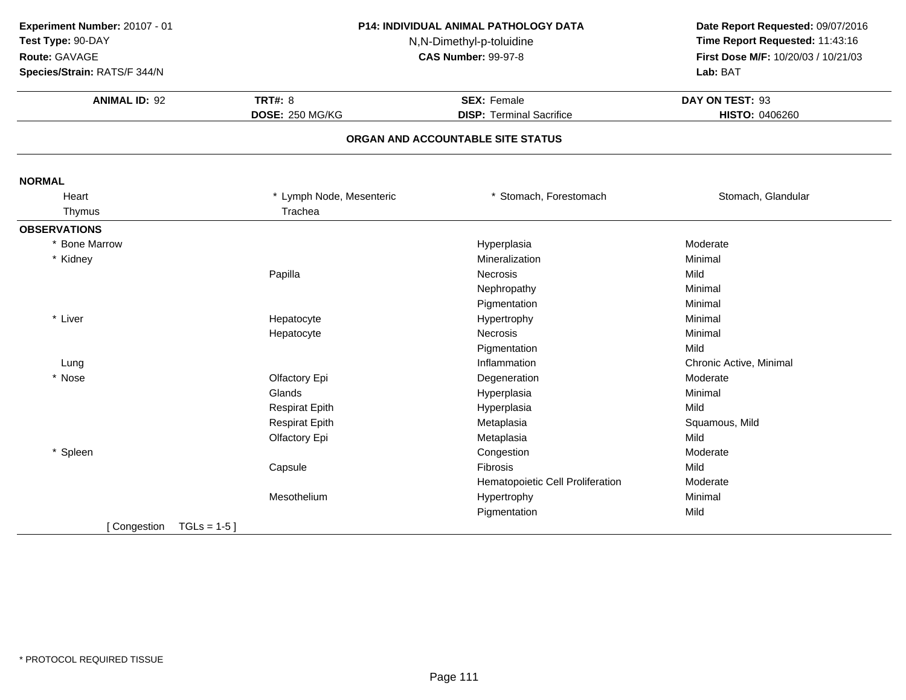**Experiment Number:** 20107 - 01
**Test Type:** 90-DAY
**Route:** GAVAGE
**Species/Strain:** RATS/F 344/N

**P14: INDIVIDUAL ANIMAL PATHOLOGY DATA**
N,N-Dimethyl-p-toluidine
**CAS Number:** 99-97-8

**Date Report Requested:** 09/07/2016
**Time Report Requested:** 11:43:16
**First Dose M/F:** 10/20/03 / 10/21/03
**Lab:** BAT

| **ANIMAL ID:** 92 | **TRT#:** 8 | **SEX:** Female | **DAY ON TEST:** 93 |
|---|---|---|---|
| | **DOSE:** 250 MG/KG | **DISP:** Terminal Sacrifice | **HISTO:** 0406260 |

**ORGAN AND ACCOUNTABLE SITE STATUS**

**NORMAL**

| | | | |
|---|---|---|---|
| Heart | * Lymph Node, Mesenteric | * Stomach, Forestomach | Stomach, Glandular |
| Thymus | Trachea | | |

**OBSERVATIONS**

| Organ | Site | Observation | Severity |
|---|---|---|---|
| * Bone Marrow | | Hyperplasia | Moderate |
| * Kidney | | Mineralization | Minimal |
| | Papilla | Necrosis | Mild |
| | | Nephropathy | Minimal |
| | | Pigmentation | Minimal |
| * Liver | Hepatocyte | Hypertrophy | Minimal |
| | Hepatocyte | Necrosis | Minimal |
| | | Pigmentation | Mild |
| Lung | | Inflammation | Chronic Active, Minimal |
| * Nose | Olfactory Epi | Degeneration | Moderate |
| | Glands | Hyperplasia | Minimal |
| | Respirat Epith | Hyperplasia | Mild |
| | Respirat Epith | Metaplasia | Squamous, Mild |
| | Olfactory Epi | Metaplasia | Mild |
| * Spleen | | Congestion | Moderate |
| | Capsule | Fibrosis | Mild |
| | | Hematopoietic Cell Proliferation | Moderate |
| | Mesothelium | Hypertrophy | Minimal |
| | | Pigmentation | Mild |

[ Congestion TGLs = 1-5 ]

* PROTOCOL REQUIRED TISSUE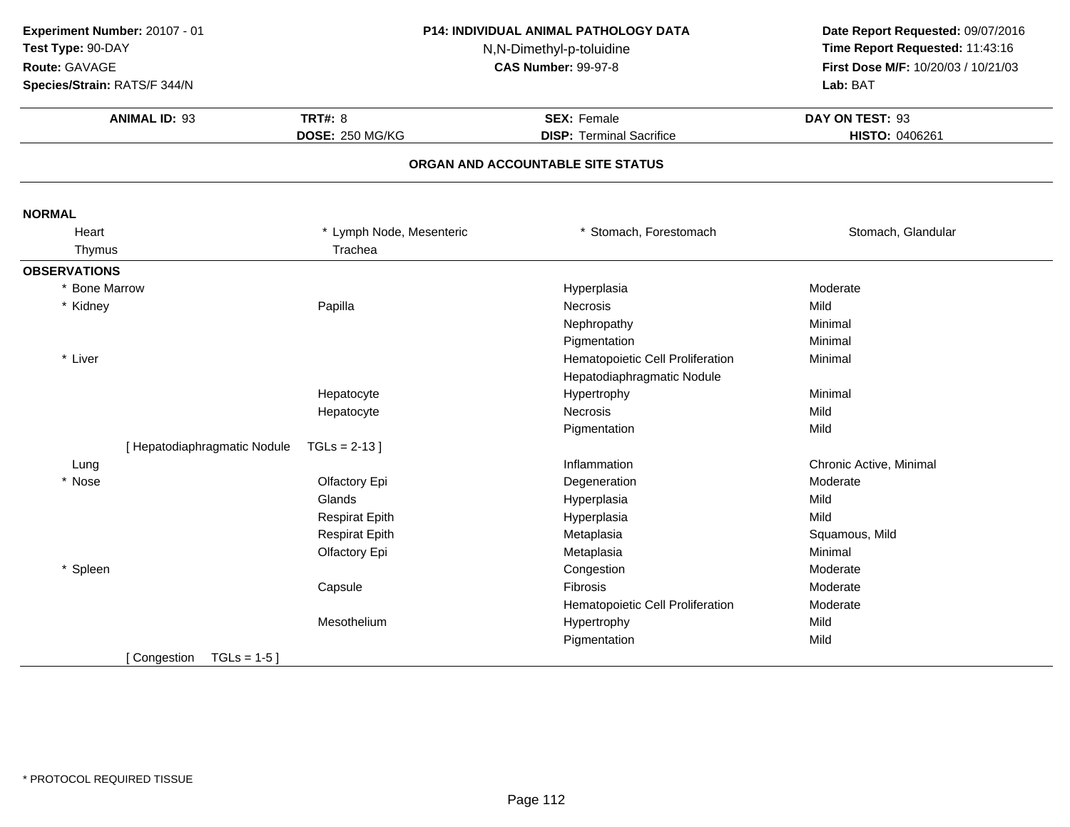**Experiment Number:** 20107 - 01
**Test Type:** 90-DAY
**Route:** GAVAGE
**Species/Strain:** RATS/F 344/N

**P14: INDIVIDUAL ANIMAL PATHOLOGY DATA**
N,N-Dimethyl-p-toluidine
**CAS Number:** 99-97-8

**Date Report Requested:** 09/07/2016
**Time Report Requested:** 11:43:16
**First Dose M/F:** 10/20/03 / 10/21/03
**Lab:** BAT

| **ANIMAL ID:** 93 | **TRT#:** 8 | **SEX:** Female | **DAY ON TEST:** 93 |
|---|---|---|---|
| | **DOSE:** 250 MG/KG | **DISP:** Terminal Sacrifice | **HISTO:** 0406261 |

## ORGAN AND ACCOUNTABLE SITE STATUS

**NORMAL**

| | | | |
|---|---|---|---|
| Heart | * Lymph Node, Mesenteric | * Stomach, Forestomach | Stomach, Glandular |
| Thymus | Trachea | | |

**OBSERVATIONS**

| Organ | Site | Observation | Severity |
|---|---|---|---|
| * Bone Marrow | | Hyperplasia | Moderate |
| * Kidney | Papilla | Necrosis | Mild |
| | | Nephropathy | Minimal |
| | | Pigmentation | Minimal |
| * Liver | | Hematopoietic Cell Proliferation | Minimal |
| | | Hepatodiaphragmatic Nodule | |
| | Hepatocyte | Hypertrophy | Minimal |
| | Hepatocyte | Necrosis | Mild |
| | | Pigmentation | Mild |
| [ Hepatodiaphragmatic Nodule | TGLs = 2-13 ] | | |
| Lung | | Inflammation | Chronic Active, Minimal |
| * Nose | Olfactory Epi | Degeneration | Moderate |
| | Glands | Hyperplasia | Mild |
| | Respirat Epith | Hyperplasia | Mild |
| | Respirat Epith | Metaplasia | Squamous, Mild |
| | Olfactory Epi | Metaplasia | Minimal |
| * Spleen | | Congestion | Moderate |
| | Capsule | Fibrosis | Moderate |
| | | Hematopoietic Cell Proliferation | Moderate |
| | Mesothelium | Hypertrophy | Mild |
| | | Pigmentation | Mild |
| [ Congestion TGLs = 1-5 ] | | | |

* PROTOCOL REQUIRED TISSUE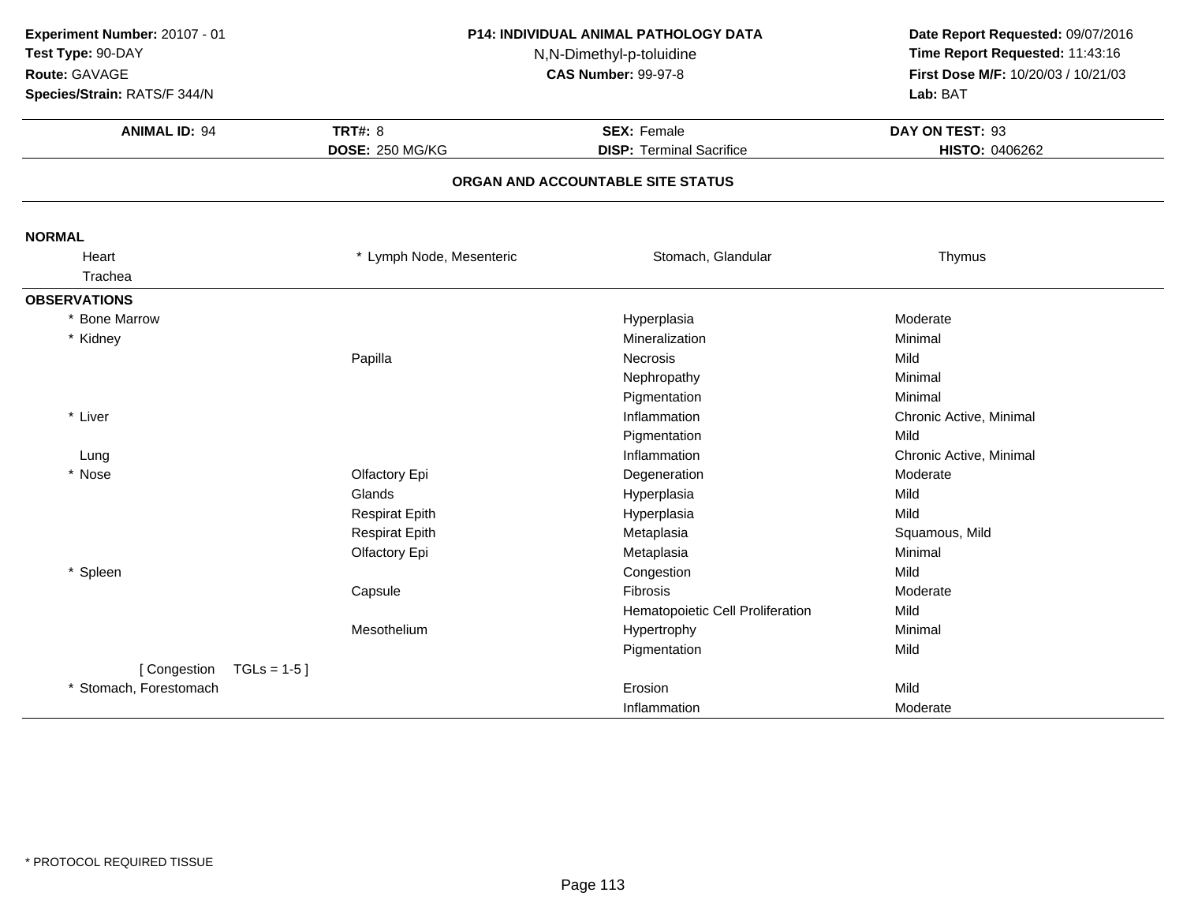**Experiment Number:** 20107 - 01
**Test Type:** 90-DAY
**Route:** GAVAGE
**Species/Strain:** RATS/F 344/N

**P14: INDIVIDUAL ANIMAL PATHOLOGY DATA**
N,N-Dimethyl-p-toluidine
**CAS Number:** 99-97-8

**Date Report Requested:** 09/07/2016
**Time Report Requested:** 11:43:16
**First Dose M/F:** 10/20/03 / 10/21/03
**Lab:** BAT

| **ANIMAL ID:** 94 | **TRT#:** 8 | **SEX:** Female | **DAY ON TEST:** 93 |
|---|---|---|---|
| | **DOSE:** 250 MG/KG | **DISP:** Terminal Sacrifice | **HISTO:** 0406262 |

**ORGAN AND ACCOUNTABLE SITE STATUS**

**NORMAL**

| | | | |
|---|---|---|---|
| Heart | * Lymph Node, Mesenteric | Stomach, Glandular | Thymus |
| Trachea | | | |

**OBSERVATIONS**

| Organ | Site | Observation | Severity |
|---|---|---|---|
| * Bone Marrow | | Hyperplasia | Moderate |
| * Kidney | | Mineralization | Minimal |
| | Papilla | Necrosis | Mild |
| | | Nephropathy | Minimal |
| | | Pigmentation | Minimal |
| * Liver | | Inflammation | Chronic Active, Minimal |
| | | Pigmentation | Mild |
| Lung | | Inflammation | Chronic Active, Minimal |
| * Nose | Olfactory Epi | Degeneration | Moderate |
| | Glands | Hyperplasia | Mild |
| | Respirat Epith | Hyperplasia | Mild |
| | Respirat Epith | Metaplasia | Squamous, Mild |
| | Olfactory Epi | Metaplasia | Minimal |
| * Spleen | | Congestion | Mild |
| | Capsule | Fibrosis | Moderate |
| | | Hematopoietic Cell Proliferation | Mild |
| | Mesothelium | Hypertrophy | Minimal |
| | | Pigmentation | Mild |
| [ Congestion TGLs = 1-5 ] | | | |
| * Stomach, Forestomach | | Erosion | Mild |
| | | Inflammation | Moderate |

* PROTOCOL REQUIRED TISSUE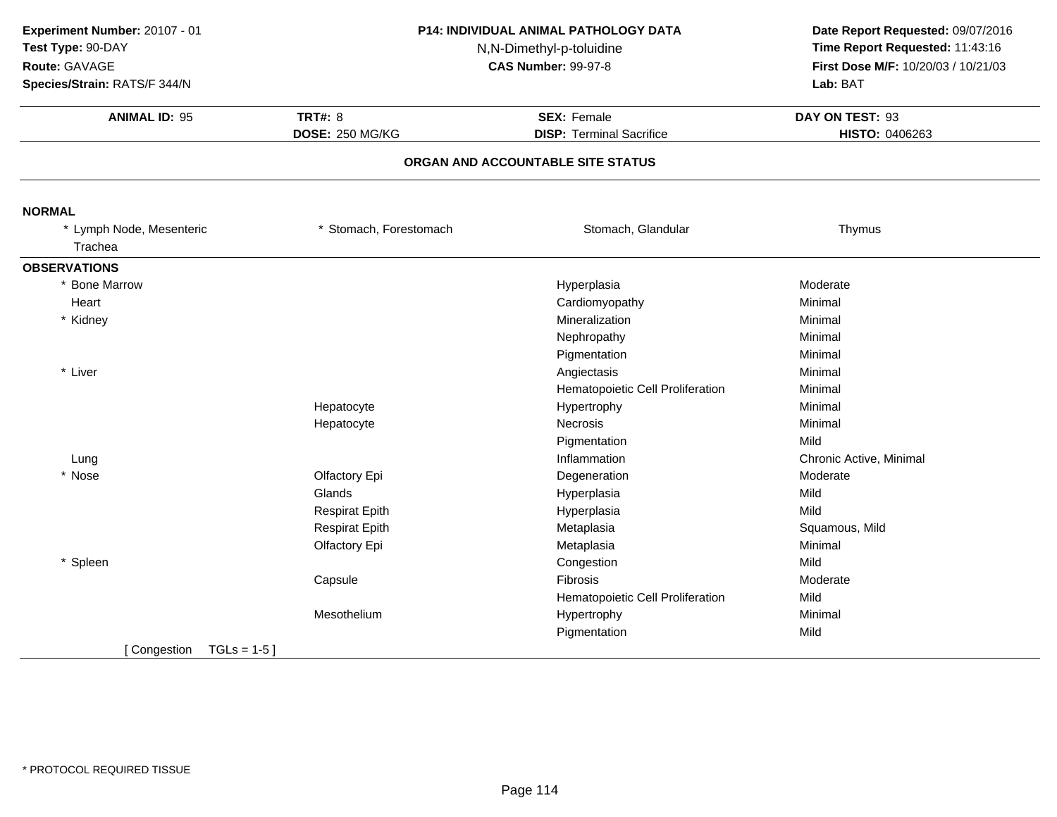**Experiment Number:** 20107 - 01
**Test Type:** 90-DAY
**Route:** GAVAGE
**Species/Strain:** RATS/F 344/N

**P14: INDIVIDUAL ANIMAL PATHOLOGY DATA**
N,N-Dimethyl-p-toluidine
**CAS Number:** 99-97-8

**Date Report Requested:** 09/07/2016
**Time Report Requested:** 11:43:16
**First Dose M/F:** 10/20/03 / 10/21/03
**Lab:** BAT

| **ANIMAL ID:** 95 | **TRT#:** 8 | **SEX:** Female | **DAY ON TEST:** 93 |
|---|---|---|---|
| | **DOSE:** 250 MG/KG | **DISP:** Terminal Sacrifice | **HISTO:** 0406263 |

### ORGAN AND ACCOUNTABLE SITE STATUS

**NORMAL**

| | | | |
|---|---|---|---|
| * Lymph Node, Mesenteric | * Stomach, Forestomach | Stomach, Glandular | Thymus |
| Trachea | | | |

**OBSERVATIONS**

| Organ | Site | Observation | Severity |
|---|---|---|---|
| * Bone Marrow | | Hyperplasia | Moderate |
| Heart | | Cardiomyopathy | Minimal |
| * Kidney | | Mineralization | Minimal |
| | | Nephropathy | Minimal |
| | | Pigmentation | Minimal |
| * Liver | | Angiectasis | Minimal |
| | | Hematopoietic Cell Proliferation | Minimal |
| | Hepatocyte | Hypertrophy | Minimal |
| | Hepatocyte | Necrosis | Minimal |
| | | Pigmentation | Mild |
| Lung | | Inflammation | Chronic Active, Minimal |
| * Nose | Olfactory Epi | Degeneration | Moderate |
| | Glands | Hyperplasia | Mild |
| | Respirat Epith | Hyperplasia | Mild |
| | Respirat Epith | Metaplasia | Squamous, Mild |
| | Olfactory Epi | Metaplasia | Minimal |
| * Spleen | | Congestion | Mild |
| | Capsule | Fibrosis | Moderate |
| | | Hematopoietic Cell Proliferation | Mild |
| | Mesothelium | Hypertrophy | Minimal |
| | | Pigmentation | Mild |

[ Congestion TGLs = 1-5 ]

* PROTOCOL REQUIRED TISSUE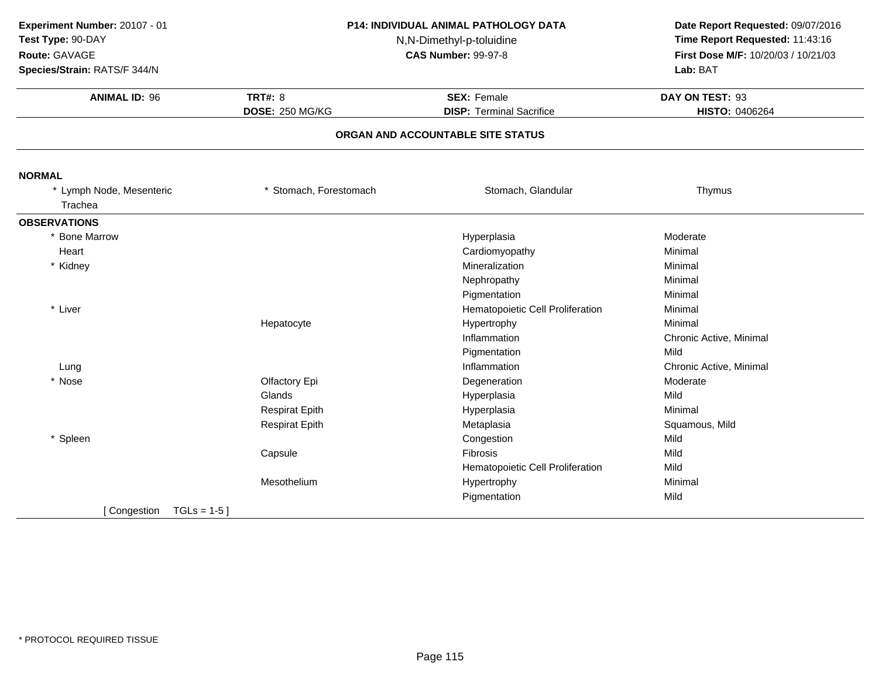**Experiment Number:** 20107 - 01
**Test Type:** 90-DAY
**Route:** GAVAGE
**Species/Strain:** RATS/F 344/N

**P14: INDIVIDUAL ANIMAL PATHOLOGY DATA**
N,N-Dimethyl-p-toluidine
**CAS Number:** 99-97-8

**Date Report Requested:** 09/07/2016
**Time Report Requested:** 11:43:16
**First Dose M/F:** 10/20/03 / 10/21/03
**Lab:** BAT

| **ANIMAL ID:** 96 | **TRT#:** 8 | **SEX:** Female | **DAY ON TEST:** 93 |
|---|---|---|---|
| | **DOSE:** 250 MG/KG | **DISP:** Terminal Sacrifice | **HISTO:** 0406264 |

## ORGAN AND ACCOUNTABLE SITE STATUS

**NORMAL**

| | | | |
|---|---|---|---|
| * Lymph Node, Mesenteric | * Stomach, Forestomach | Stomach, Glandular | Thymus |
| Trachea | | | |

**OBSERVATIONS**

| Organ | Site | Observation | Severity |
|---|---|---|---|
| * Bone Marrow | | Hyperplasia | Moderate |
| Heart | | Cardiomyopathy | Minimal |
| * Kidney | | Mineralization | Minimal |
| | | Nephropathy | Minimal |
| | | Pigmentation | Minimal |
| * Liver | | Hematopoietic Cell Proliferation | Minimal |
| | Hepatocyte | Hypertrophy | Minimal |
| | | Inflammation | Chronic Active, Minimal |
| | | Pigmentation | Mild |
| Lung | | Inflammation | Chronic Active, Minimal |
| * Nose | Olfactory Epi | Degeneration | Moderate |
| | Glands | Hyperplasia | Mild |
| | Respirat Epith | Hyperplasia | Minimal |
| | Respirat Epith | Metaplasia | Squamous, Mild |
| * Spleen | | Congestion | Mild |
| | Capsule | Fibrosis | Mild |
| | | Hematopoietic Cell Proliferation | Mild |
| | Mesothelium | Hypertrophy | Minimal |
| | | Pigmentation | Mild |

[ Congestion TGLs = 1-5 ]

* PROTOCOL REQUIRED TISSUE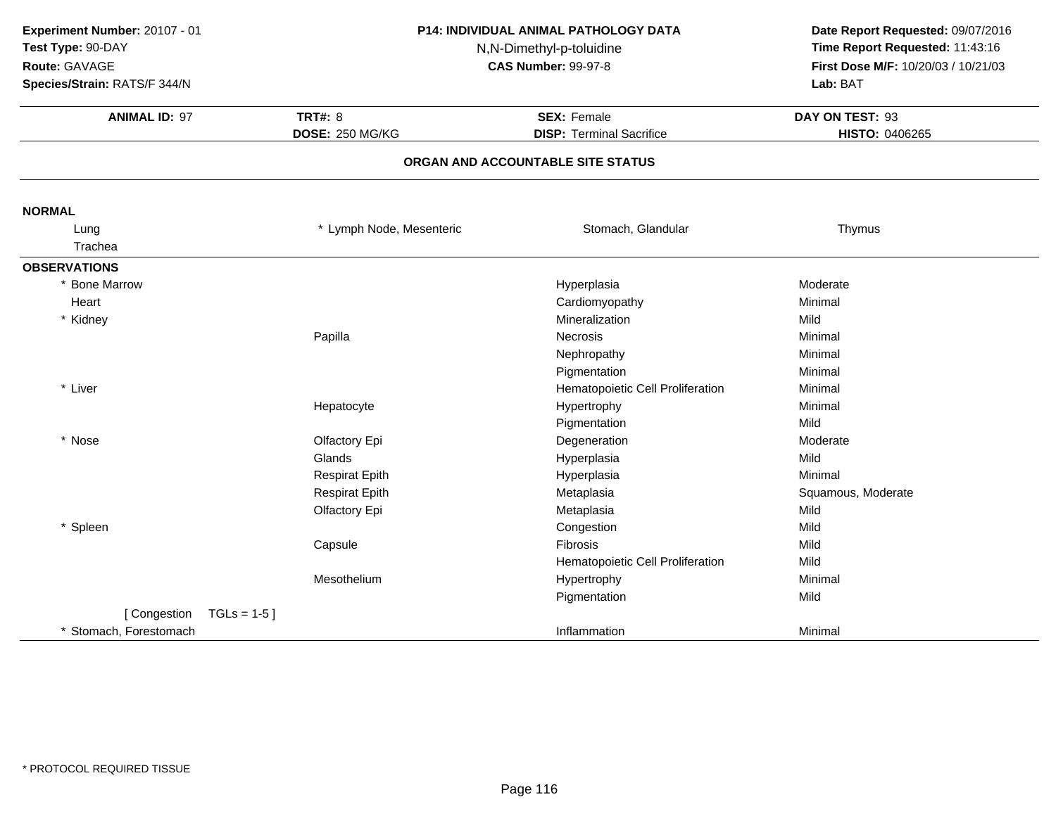**Experiment Number:** 20107 - 01
**Test Type:** 90-DAY
**Route:** GAVAGE
**Species/Strain:** RATS/F 344/N

**P14: INDIVIDUAL ANIMAL PATHOLOGY DATA**
N,N-Dimethyl-p-toluidine
**CAS Number:** 99-97-8

**Date Report Requested:** 09/07/2016
**Time Report Requested:** 11:43:16
**First Dose M/F:** 10/20/03 / 10/21/03
**Lab:** BAT

| **ANIMAL ID:** 97 | **TRT#:** 8 | **SEX:** Female | **DAY ON TEST:** 93 |
|---|---|---|---|
| | **DOSE:** 250 MG/KG | **DISP:** Terminal Sacrifice | **HISTO:** 0406265 |

## ORGAN AND ACCOUNTABLE SITE STATUS

**NORMAL**

| | | | |
|---|---|---|---|
| Lung | * Lymph Node, Mesenteric | Stomach, Glandular | Thymus |
| Trachea | | | |

**OBSERVATIONS**

| Organ | Site | Observation | Severity |
|---|---|---|---|
| * Bone Marrow | | Hyperplasia | Moderate |
| Heart | | Cardiomyopathy | Minimal |
| * Kidney | | Mineralization | Mild |
| | Papilla | Necrosis | Minimal |
| | | Nephropathy | Minimal |
| | | Pigmentation | Minimal |
| * Liver | | Hematopoietic Cell Proliferation | Minimal |
| | Hepatocyte | Hypertrophy | Minimal |
| | | Pigmentation | Mild |
| * Nose | Olfactory Epi | Degeneration | Moderate |
| | Glands | Hyperplasia | Mild |
| | Respirat Epith | Hyperplasia | Minimal |
| | Respirat Epith | Metaplasia | Squamous, Moderate |
| | Olfactory Epi | Metaplasia | Mild |
| * Spleen | | Congestion | Mild |
| | Capsule | Fibrosis | Mild |
| | | Hematopoietic Cell Proliferation | Mild |
| | Mesothelium | Hypertrophy | Minimal |
| | | Pigmentation | Mild |
| [ Congestion TGLs = 1-5 ] | | | |
| * Stomach, Forestomach | | Inflammation | Minimal |

* PROTOCOL REQUIRED TISSUE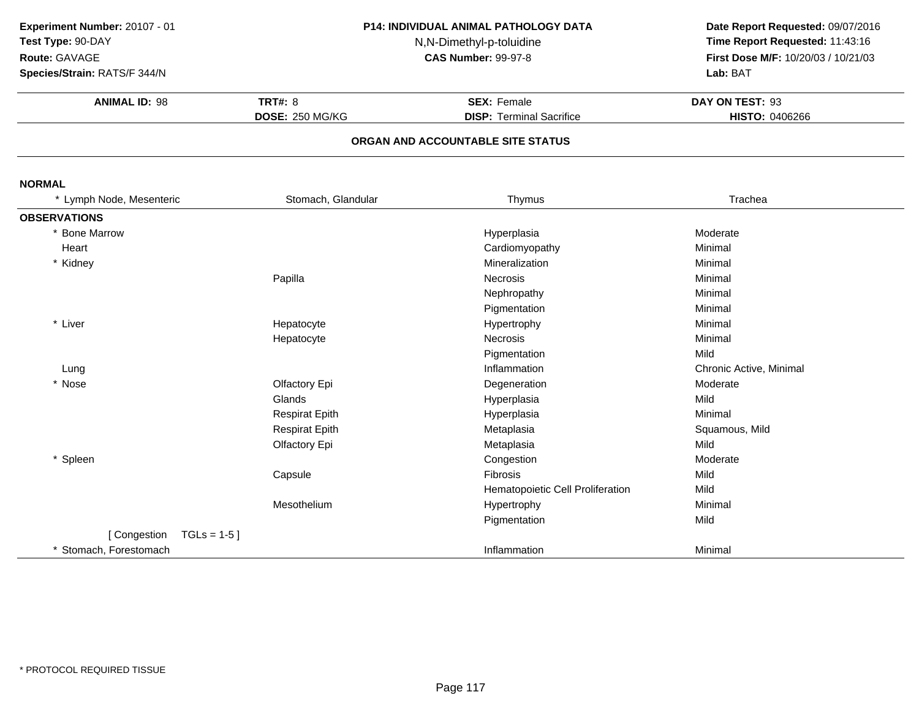**Experiment Number:** 20107 - 01
**Test Type:** 90-DAY
**Route:** GAVAGE
**Species/Strain:** RATS/F 344/N

**P14: INDIVIDUAL ANIMAL PATHOLOGY DATA**
N,N-Dimethyl-p-toluidine
**CAS Number:** 99-97-8

**Date Report Requested:** 09/07/2016
**Time Report Requested:** 11:43:16
**First Dose M/F:** 10/20/03 / 10/21/03
**Lab:** BAT

| **ANIMAL ID:** 98 | **TRT#:** 8 | **SEX:** Female | **DAY ON TEST:** 93 |
|---|---|---|---|
| | **DOSE:** 250 MG/KG | **DISP:** Terminal Sacrifice | **HISTO:** 0406266 |

## ORGAN AND ACCOUNTABLE SITE STATUS

**NORMAL**

| * Lymph Node, Mesenteric | Stomach, Glandular | Thymus | Trachea |
|---|---|---|---|

**OBSERVATIONS**

| Organ | Site | Observation | Severity |
|---|---|---|---|
| * Bone Marrow | | Hyperplasia | Moderate |
| Heart | | Cardiomyopathy | Minimal |
| * Kidney | | Mineralization | Minimal |
| | Papilla | Necrosis | Minimal |
| | | Nephropathy | Minimal |
| | | Pigmentation | Minimal |
| * Liver | Hepatocyte | Hypertrophy | Minimal |
| | Hepatocyte | Necrosis | Minimal |
| | | Pigmentation | Mild |
| Lung | | Inflammation | Chronic Active, Minimal |
| * Nose | Olfactory Epi | Degeneration | Moderate |
| | Glands | Hyperplasia | Mild |
| | Respirat Epith | Hyperplasia | Minimal |
| | Respirat Epith | Metaplasia | Squamous, Mild |
| | Olfactory Epi | Metaplasia | Mild |
| * Spleen | | Congestion | Moderate |
| | Capsule | Fibrosis | Mild |
| | | Hematopoietic Cell Proliferation | Mild |
| | Mesothelium | Hypertrophy | Minimal |
| | | Pigmentation | Mild |
| [ Congestion TGLs = 1-5 ] | | | |
| * Stomach, Forestomach | | Inflammation | Minimal |

\* PROTOCOL REQUIRED TISSUE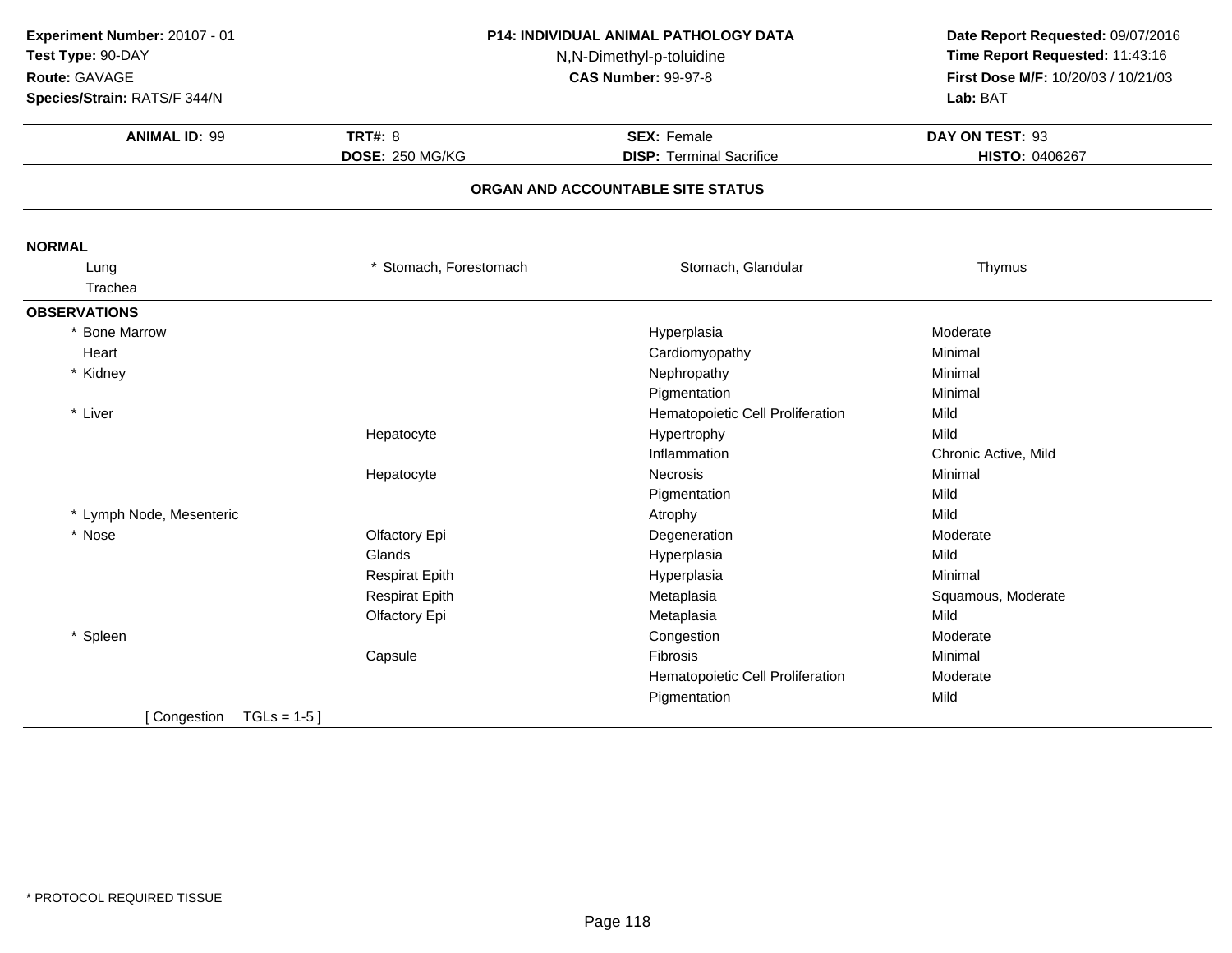**Experiment Number:** 20107 - 01
**Test Type:** 90-DAY
**Route:** GAVAGE
**Species/Strain:** RATS/F 344/N

**P14: INDIVIDUAL ANIMAL PATHOLOGY DATA**
N,N-Dimethyl-p-toluidine
**CAS Number:** 99-97-8

**Date Report Requested:** 09/07/2016
**Time Report Requested:** 11:43:16
**First Dose M/F:** 10/20/03 / 10/21/03
**Lab:** BAT

| **ANIMAL ID:** 99 | **TRT#:** 8 | **SEX:** Female | **DAY ON TEST:** 93 |
|---|---|---|---|
| | **DOSE:** 250 MG/KG | **DISP:** Terminal Sacrifice | **HISTO:** 0406267 |

### ORGAN AND ACCOUNTABLE SITE STATUS

**NORMAL**

| | | | |
|---|---|---|---|
| Lung | * Stomach, Forestomach | Stomach, Glandular | Thymus |
| Trachea | | | |

**OBSERVATIONS**

| Organ | Site | Observation | Severity |
|---|---|---|---|
| * Bone Marrow | | Hyperplasia | Moderate |
| Heart | | Cardiomyopathy | Minimal |
| * Kidney | | Nephropathy | Minimal |
| | | Pigmentation | Minimal |
| * Liver | | Hematopoietic Cell Proliferation | Mild |
| | Hepatocyte | Hypertrophy | Mild |
| | | Inflammation | Chronic Active, Mild |
| | Hepatocyte | Necrosis | Minimal |
| | | Pigmentation | Mild |
| * Lymph Node, Mesenteric | | Atrophy | Mild |
| * Nose | Olfactory Epi | Degeneration | Moderate |
| | Glands | Hyperplasia | Mild |
| | Respirat Epith | Hyperplasia | Minimal |
| | Respirat Epith | Metaplasia | Squamous, Moderate |
| | Olfactory Epi | Metaplasia | Mild |
| * Spleen | | Congestion | Moderate |
| | Capsule | Fibrosis | Minimal |
| | | Hematopoietic Cell Proliferation | Moderate |
| | | Pigmentation | Mild |

[ Congestion TGLs = 1-5 ]

* PROTOCOL REQUIRED TISSUE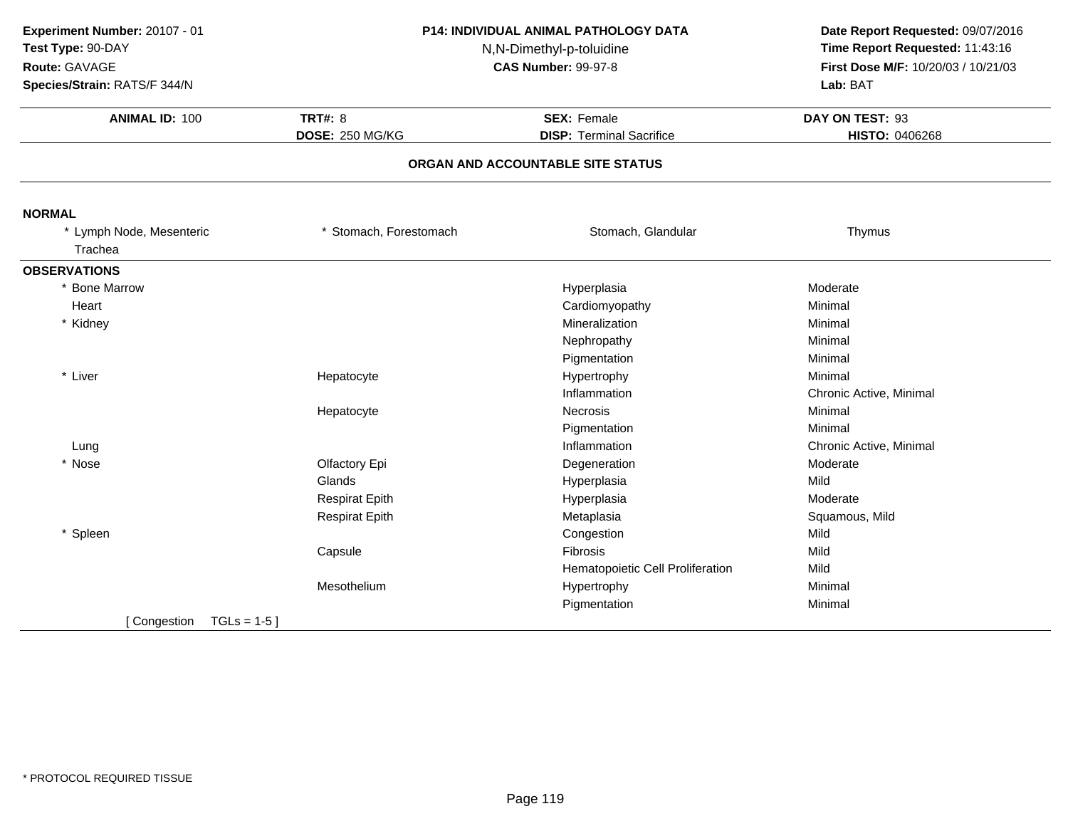**Experiment Number:** 20107 - 01
**Test Type:** 90-DAY
**Route:** GAVAGE
**Species/Strain:** RATS/F 344/N

**P14: INDIVIDUAL ANIMAL PATHOLOGY DATA**
N,N-Dimethyl-p-toluidine
**CAS Number:** 99-97-8

**Date Report Requested:** 09/07/2016
**Time Report Requested:** 11:43:16
**First Dose M/F:** 10/20/03 / 10/21/03
**Lab:** BAT

| **ANIMAL ID:** 100 | **TRT#:** 8 | **SEX:** Female | **DAY ON TEST:** 93 |
|---|---|---|---|
| | **DOSE:** 250 MG/KG | **DISP:** Terminal Sacrifice | **HISTO:** 0406268 |

## ORGAN AND ACCOUNTABLE SITE STATUS

**NORMAL**

| | | | |
|---|---|---|---|
| * Lymph Node, Mesenteric | * Stomach, Forestomach | Stomach, Glandular | Thymus |
| Trachea | | | |

**OBSERVATIONS**

| Organ | Site | Observation | Severity |
|---|---|---|---|
| * Bone Marrow | | Hyperplasia | Moderate |
| Heart | | Cardiomyopathy | Minimal |
| * Kidney | | Mineralization | Minimal |
| | | Nephropathy | Minimal |
| | | Pigmentation | Minimal |
| * Liver | Hepatocyte | Hypertrophy | Minimal |
| | | Inflammation | Chronic Active, Minimal |
| | Hepatocyte | Necrosis | Minimal |
| | | Pigmentation | Minimal |
| Lung | | Inflammation | Chronic Active, Minimal |
| * Nose | Olfactory Epi | Degeneration | Moderate |
| | Glands | Hyperplasia | Mild |
| | Respirat Epith | Hyperplasia | Moderate |
| | Respirat Epith | Metaplasia | Squamous, Mild |
| * Spleen | | Congestion | Mild |
| | Capsule | Fibrosis | Mild |
| | | Hematopoietic Cell Proliferation | Mild |
| | Mesothelium | Hypertrophy | Minimal |
| | | Pigmentation | Minimal |
| [ Congestion TGLs = 1-5 ] | | | |

* PROTOCOL REQUIRED TISSUE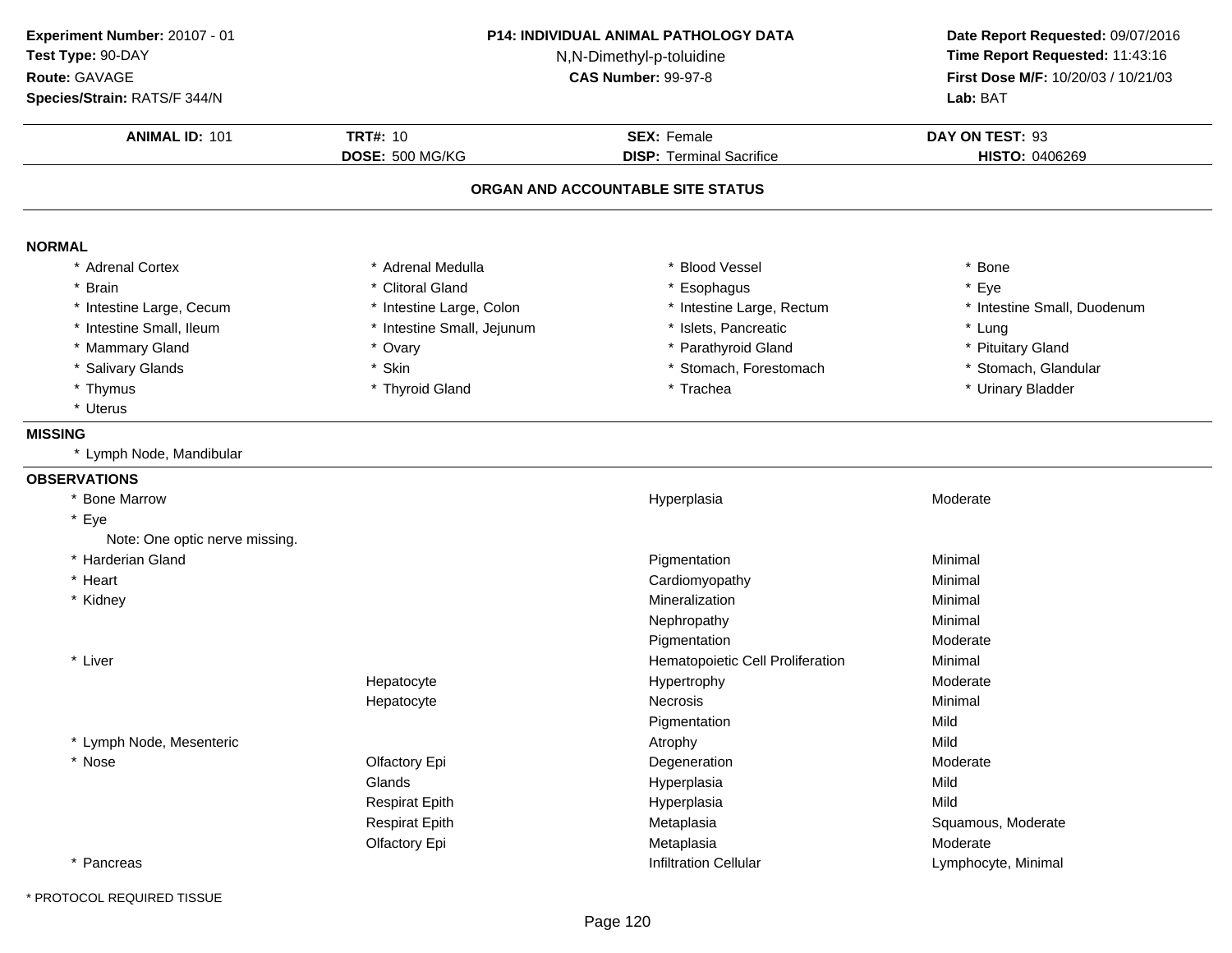**Experiment Number:** 20107 - 01
**Test Type:** 90-DAY
**Route:** GAVAGE
**Species/Strain:** RATS/F 344/N

**P14: INDIVIDUAL ANIMAL PATHOLOGY DATA**
N,N-Dimethyl-p-toluidine
**CAS Number:** 99-97-8

**Date Report Requested:** 09/07/2016
**Time Report Requested:** 11:43:16
**First Dose M/F:** 10/20/03 / 10/21/03
**Lab:** BAT

| **ANIMAL ID:** 101 | **TRT#:** 10 | **SEX:** Female | **DAY ON TEST:** 93 |
|---|---|---|---|
| | **DOSE:** 500 MG/KG | **DISP:** Terminal Sacrifice | **HISTO:** 0406269 |

## ORGAN AND ACCOUNTABLE SITE STATUS

**NORMAL**

| | | | |
|---|---|---|---|
| * Adrenal Cortex | * Adrenal Medulla | * Blood Vessel | * Bone |
| * Brain | * Clitoral Gland | * Esophagus | * Eye |
| * Intestine Large, Cecum | * Intestine Large, Colon | * Intestine Large, Rectum | * Intestine Small, Duodenum |
| * Intestine Small, Ileum | * Intestine Small, Jejunum | * Islets, Pancreatic | * Lung |
| * Mammary Gland | * Ovary | * Parathyroid Gland | * Pituitary Gland |
| * Salivary Glands | * Skin | * Stomach, Forestomach | * Stomach, Glandular |
| * Thymus | * Thyroid Gland | * Trachea | * Urinary Bladder |
| * Uterus | | | |

**MISSING**

* Lymph Node, Mandibular

**OBSERVATIONS**

| Organ | Site | Observation | Severity |
|---|---|---|---|
| * Bone Marrow | | Hyperplasia | Moderate |
| * Eye | | | |
| Note: One optic nerve missing. | | | |
| * Harderian Gland | | Pigmentation | Minimal |
| * Heart | | Cardiomyopathy | Minimal |
| * Kidney | | Mineralization | Minimal |
| | | Nephropathy | Minimal |
| | | Pigmentation | Moderate |
| * Liver | | Hematopoietic Cell Proliferation | Minimal |
| | Hepatocyte | Hypertrophy | Moderate |
| | Hepatocyte | Necrosis | Minimal |
| | | Pigmentation | Mild |
| * Lymph Node, Mesenteric | | Atrophy | Mild |
| * Nose | Olfactory Epi | Degeneration | Moderate |
| | Glands | Hyperplasia | Mild |
| | Respirat Epith | Hyperplasia | Mild |
| | Respirat Epith | Metaplasia | Squamous, Moderate |
| | Olfactory Epi | Metaplasia | Moderate |
| * Pancreas | | Infiltration Cellular | Lymphocyte, Minimal |

\* PROTOCOL REQUIRED TISSUE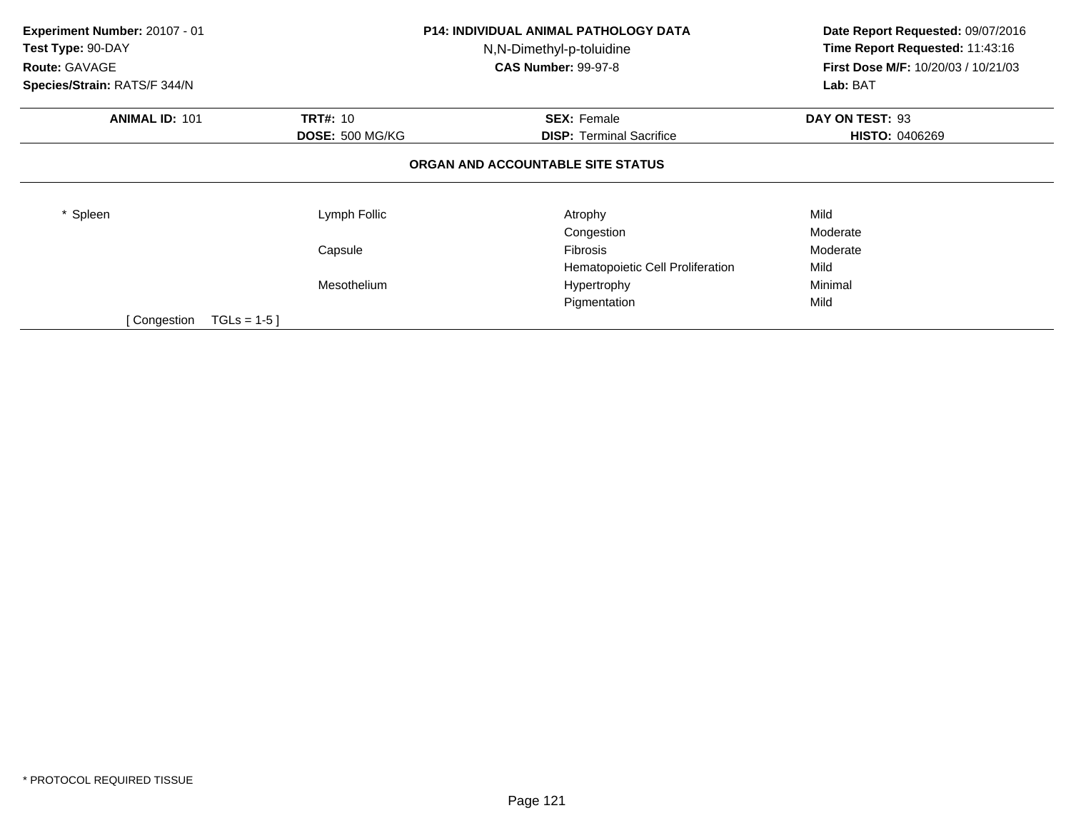**Experiment Number:** 20107 - 01
**Test Type:** 90-DAY
**Route:** GAVAGE
**Species/Strain:** RATS/F 344/N

**P14: INDIVIDUAL ANIMAL PATHOLOGY DATA**
N,N-Dimethyl-p-toluidine
**CAS Number:** 99-97-8

**Date Report Requested:** 09/07/2016
**Time Report Requested:** 11:43:16
**First Dose M/F:** 10/20/03 / 10/21/03
**Lab:** BAT

| **ANIMAL ID:** 101 | **TRT#:** 10 | **SEX:** Female | **DAY ON TEST:** 93 |
|---|---|---|---|
| | **DOSE:** 500 MG/KG | **DISP:** Terminal Sacrifice | **HISTO:** 0406269 |

## ORGAN AND ACCOUNTABLE SITE STATUS

| | | | |
|---|---|---|---|
| * Spleen | Lymph Follic | Atrophy | Mild |
| | | Congestion | Moderate |
| | Capsule | Fibrosis | Moderate |
| | | Hematopoietic Cell Proliferation | Mild |
| | Mesothelium | Hypertrophy | Minimal |
| | | Pigmentation | Mild |
| [ Congestion TGLs = 1-5 ] | | | |

* PROTOCOL REQUIRED TISSUE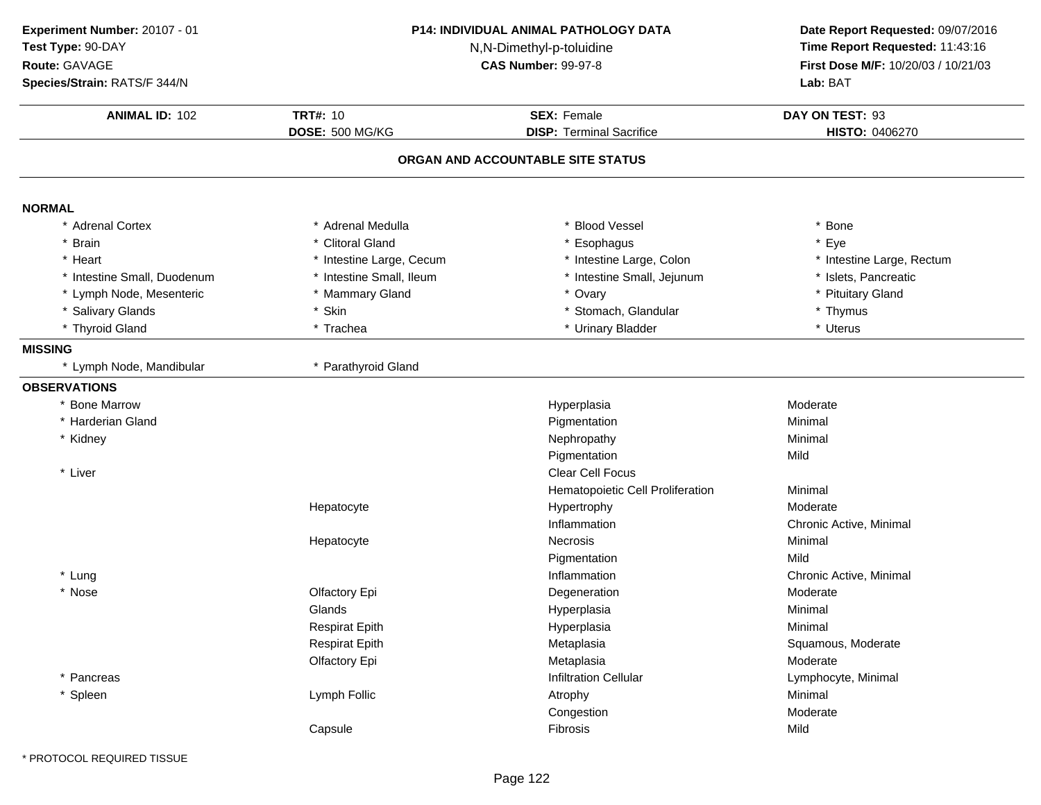**Experiment Number:** 20107 - 01
**Test Type:** 90-DAY
**Route:** GAVAGE
**Species/Strain:** RATS/F 344/N

**P14: INDIVIDUAL ANIMAL PATHOLOGY DATA**
N,N-Dimethyl-p-toluidine
**CAS Number:** 99-97-8

**Date Report Requested:** 09/07/2016
**Time Report Requested:** 11:43:16
**First Dose M/F:** 10/20/03 / 10/21/03
**Lab:** BAT

| **ANIMAL ID:** 102 | **TRT#:** 10 | **SEX:** Female | **DAY ON TEST:** 93 |
|---|---|---|---|
| | **DOSE:** 500 MG/KG | **DISP:** Terminal Sacrifice | **HISTO:** 0406270 |

## ORGAN AND ACCOUNTABLE SITE STATUS

**NORMAL**

| | | | |
|---|---|---|---|
| * Adrenal Cortex | * Adrenal Medulla | * Blood Vessel | * Bone |
| * Brain | * Clitoral Gland | * Esophagus | * Eye |
| * Heart | * Intestine Large, Cecum | * Intestine Large, Colon | * Intestine Large, Rectum |
| * Intestine Small, Duodenum | * Intestine Small, Ileum | * Intestine Small, Jejunum | * Islets, Pancreatic |
| * Lymph Node, Mesenteric | * Mammary Gland | * Ovary | * Pituitary Gland |
| * Salivary Glands | * Skin | * Stomach, Glandular | * Thymus |
| * Thyroid Gland | * Trachea | * Urinary Bladder | * Uterus |

**MISSING**

| | |
|---|---|
| * Lymph Node, Mandibular | * Parathyroid Gland |

**OBSERVATIONS**

| Organ | Site | Observation | Severity |
|---|---|---|---|
| * Bone Marrow | | Hyperplasia | Moderate |
| * Harderian Gland | | Pigmentation | Minimal |
| * Kidney | | Nephropathy | Minimal |
| | | Pigmentation | Mild |
| * Liver | | Clear Cell Focus | |
| | | Hematopoietic Cell Proliferation | Minimal |
| | Hepatocyte | Hypertrophy | Moderate |
| | | Inflammation | Chronic Active, Minimal |
| | Hepatocyte | Necrosis | Minimal |
| | | Pigmentation | Mild |
| * Lung | | Inflammation | Chronic Active, Minimal |
| * Nose | Olfactory Epi | Degeneration | Moderate |
| | Glands | Hyperplasia | Minimal |
| | Respirat Epith | Hyperplasia | Minimal |
| | Respirat Epith | Metaplasia | Squamous, Moderate |
| | Olfactory Epi | Metaplasia | Moderate |
| * Pancreas | | Infiltration Cellular | Lymphocyte, Minimal |
| * Spleen | Lymph Follic | Atrophy | Minimal |
| | | Congestion | Moderate |
| | Capsule | Fibrosis | Mild |

\* PROTOCOL REQUIRED TISSUE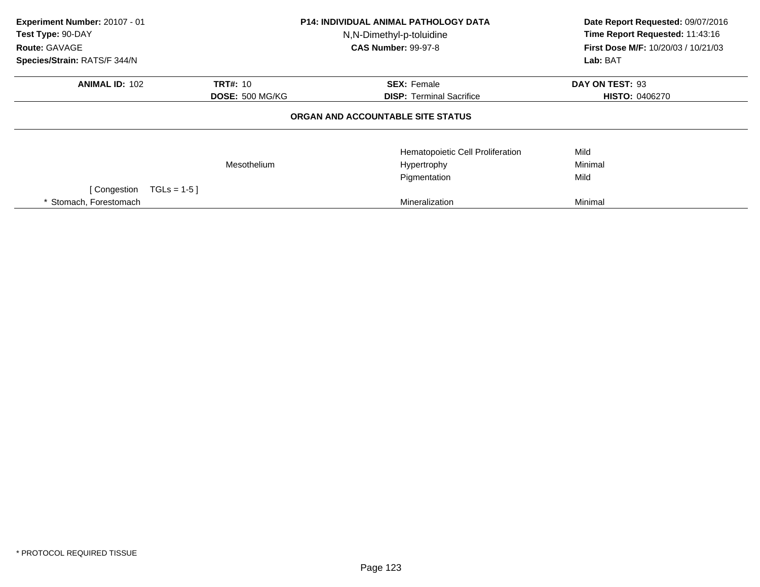**Experiment Number:** 20107 - 01
**Test Type:** 90-DAY
**Route:** GAVAGE
**Species/Strain:** RATS/F 344/N

**P14: INDIVIDUAL ANIMAL PATHOLOGY DATA**
N,N-Dimethyl-p-toluidine
**CAS Number:** 99-97-8

**Date Report Requested:** 09/07/2016
**Time Report Requested:** 11:43:16
**First Dose M/F:** 10/20/03 / 10/21/03
**Lab:** BAT

| **ANIMAL ID:** 102 | **TRT#:** 10 | **SEX:** Female | **DAY ON TEST:** 93 |
|---|---|---|---|
| | **DOSE:** 500 MG/KG | **DISP:** Terminal Sacrifice | **HISTO:** 0406270 |

**ORGAN AND ACCOUNTABLE SITE STATUS**

| | | | |
|---|---|---|---|
| | | Hematopoietic Cell Proliferation | Mild |
| | Mesothelium | Hypertrophy | Minimal |
| | | Pigmentation | Mild |
| [ Congestion TGLs = 1-5 ] | | | |
| * Stomach, Forestomach | | Mineralization | Minimal |

* PROTOCOL REQUIRED TISSUE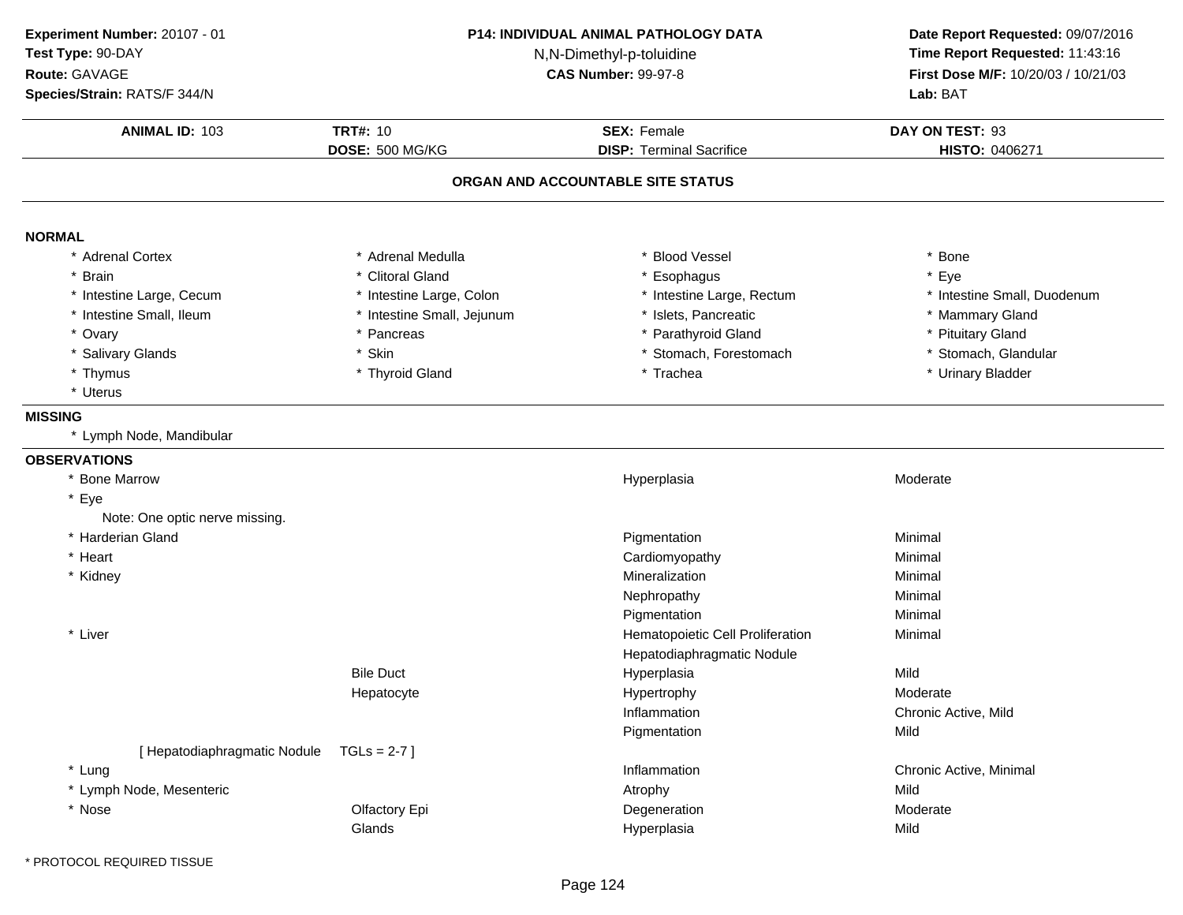**Experiment Number:** 20107 - 01
**Test Type:** 90-DAY
**Route:** GAVAGE
**Species/Strain:** RATS/F 344/N

**P14: INDIVIDUAL ANIMAL PATHOLOGY DATA**
N,N-Dimethyl-p-toluidine
**CAS Number:** 99-97-8

**Date Report Requested:** 09/07/2016
**Time Report Requested:** 11:43:16
**First Dose M/F:** 10/20/03 / 10/21/03
**Lab:** BAT

| **ANIMAL ID:** 103 | **TRT#:** 10 | **SEX:** Female | **DAY ON TEST:** 93 |
|---|---|---|---|
| | **DOSE:** 500 MG/KG | **DISP:** Terminal Sacrifice | **HISTO:** 0406271 |

## ORGAN AND ACCOUNTABLE SITE STATUS

**NORMAL**

| | | | |
|---|---|---|---|
| * Adrenal Cortex | * Adrenal Medulla | * Blood Vessel | * Bone |
| * Brain | * Clitoral Gland | * Esophagus | * Eye |
| * Intestine Large, Cecum | * Intestine Large, Colon | * Intestine Large, Rectum | * Intestine Small, Duodenum |
| * Intestine Small, Ileum | * Intestine Small, Jejunum | * Islets, Pancreatic | * Mammary Gland |
| * Ovary | * Pancreas | * Parathyroid Gland | * Pituitary Gland |
| * Salivary Glands | * Skin | * Stomach, Forestomach | * Stomach, Glandular |
| * Thymus | * Thyroid Gland | * Trachea | * Urinary Bladder |
| * Uterus | | | |

**MISSING**

* Lymph Node, Mandibular

**OBSERVATIONS**

| Organ | Site | Observation | Severity |
|---|---|---|---|
| * Bone Marrow | | Hyperplasia | Moderate |
| * Eye | | | |
| Note: One optic nerve missing. | | | |
| * Harderian Gland | | Pigmentation | Minimal |
| * Heart | | Cardiomyopathy | Minimal |
| * Kidney | | Mineralization | Minimal |
| | | Nephropathy | Minimal |
| | | Pigmentation | Minimal |
| * Liver | | Hematopoietic Cell Proliferation | Minimal |
| | | Hepatodiaphragmatic Nodule | |
| | Bile Duct | Hyperplasia | Mild |
| | Hepatocyte | Hypertrophy | Moderate |
| | | Inflammation | Chronic Active, Mild |
| | | Pigmentation | Mild |
| [ Hepatodiaphragmatic Nodule | TGLs = 2-7 ] | | |
| * Lung | | Inflammation | Chronic Active, Minimal |
| * Lymph Node, Mesenteric | | Atrophy | Mild |
| * Nose | Olfactory Epi | Degeneration | Moderate |
| | Glands | Hyperplasia | Mild |

\* PROTOCOL REQUIRED TISSUE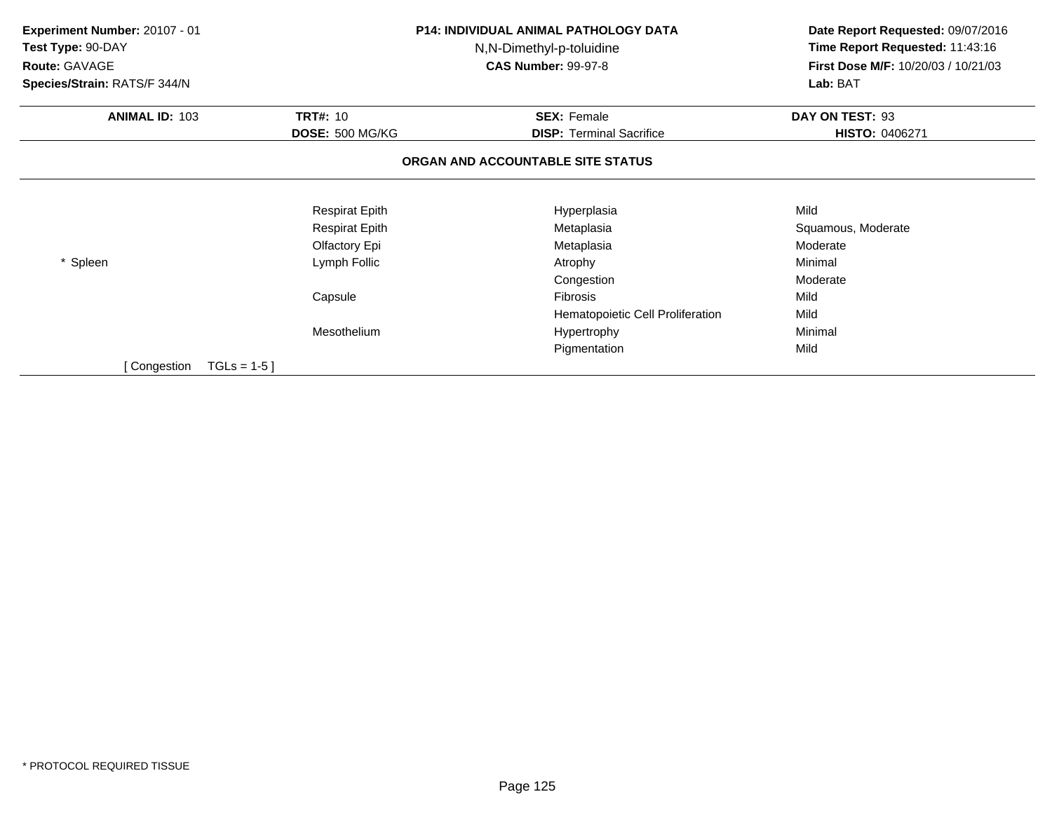**Experiment Number:** 20107 - 01
**Test Type:** 90-DAY
**Route:** GAVAGE
**Species/Strain:** RATS/F 344/N

**P14: INDIVIDUAL ANIMAL PATHOLOGY DATA**
N,N-Dimethyl-p-toluidine
**CAS Number:** 99-97-8

**Date Report Requested:** 09/07/2016
**Time Report Requested:** 11:43:16
**First Dose M/F:** 10/20/03 / 10/21/03
**Lab:** BAT

| **ANIMAL ID:** 103 | **TRT#:** 10 | **SEX:** Female | **DAY ON TEST:** 93 |
|---|---|---|---|
| | **DOSE:** 500 MG/KG | **DISP:** Terminal Sacrifice | **HISTO:** 0406271 |

### ORGAN AND ACCOUNTABLE SITE STATUS

| | | | |
|---|---|---|---|
| | Respirat Epith | Hyperplasia | Mild |
| | Respirat Epith | Metaplasia | Squamous, Moderate |
| | Olfactory Epi | Metaplasia | Moderate |
| * Spleen | Lymph Follic | Atrophy | Minimal |
| | | Congestion | Moderate |
| | Capsule | Fibrosis | Mild |
| | | Hematopoietic Cell Proliferation | Mild |
| | Mesothelium | Hypertrophy | Minimal |
| | | Pigmentation | Mild |
| [ Congestion TGLs = 1-5 ] | | | |

* PROTOCOL REQUIRED TISSUE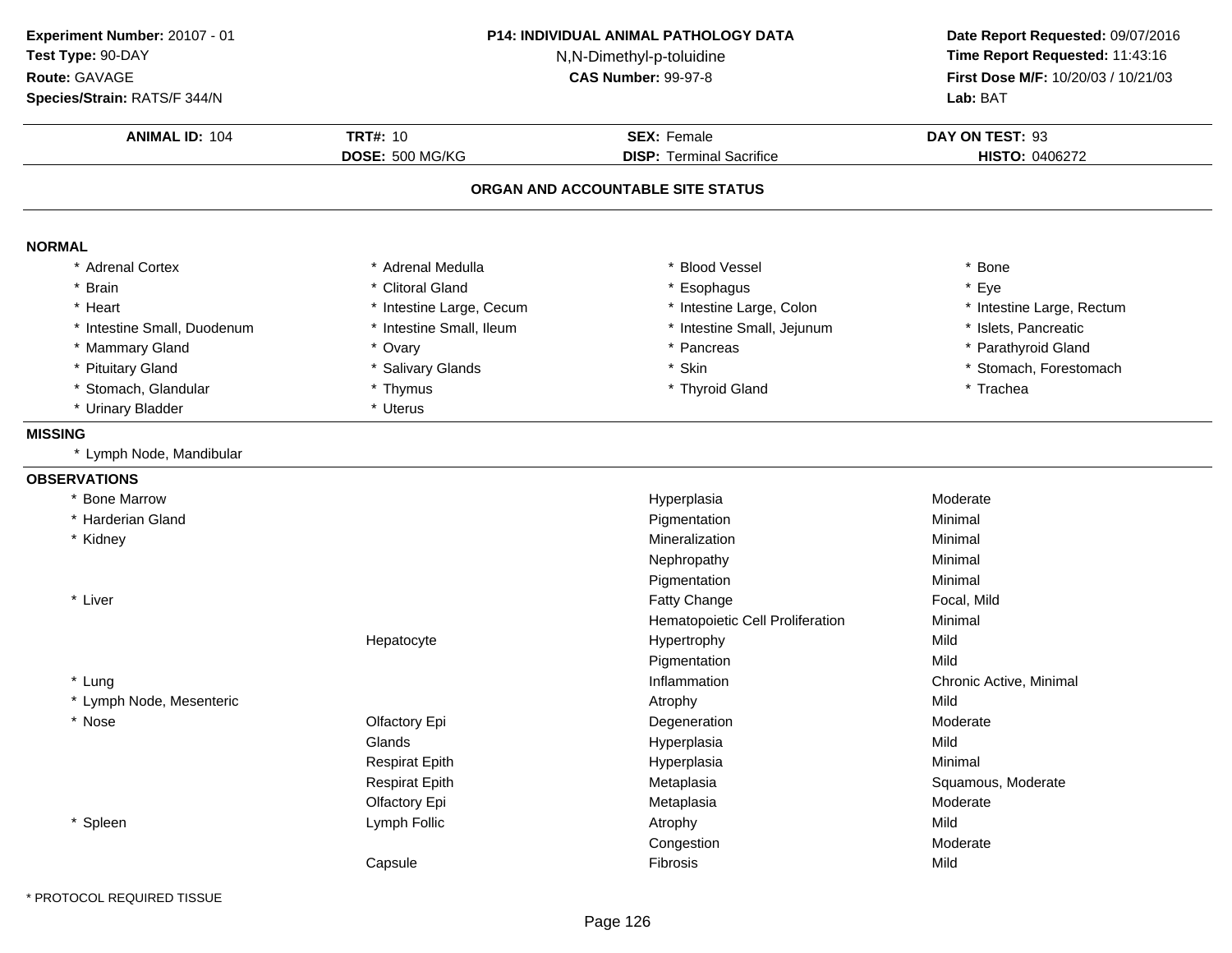**Experiment Number:** 20107 - 01
**Test Type:** 90-DAY
**Route:** GAVAGE
**Species/Strain:** RATS/F 344/N

**P14: INDIVIDUAL ANIMAL PATHOLOGY DATA**
N,N-Dimethyl-p-toluidine
**CAS Number:** 99-97-8

**Date Report Requested:** 09/07/2016
**Time Report Requested:** 11:43:16
**First Dose M/F:** 10/20/03 / 10/21/03
**Lab:** BAT

| **ANIMAL ID:** 104 | **TRT#:** 10 | **SEX:** Female | **DAY ON TEST:** 93 |
|---|---|---|---|
| | **DOSE:** 500 MG/KG | **DISP:** Terminal Sacrifice | **HISTO:** 0406272 |

## ORGAN AND ACCOUNTABLE SITE STATUS

**NORMAL**

| | | | |
|---|---|---|---|
| * Adrenal Cortex | * Adrenal Medulla | * Blood Vessel | * Bone |
| * Brain | * Clitoral Gland | * Esophagus | * Eye |
| * Heart | * Intestine Large, Cecum | * Intestine Large, Colon | * Intestine Large, Rectum |
| * Intestine Small, Duodenum | * Intestine Small, Ileum | * Intestine Small, Jejunum | * Islets, Pancreatic |
| * Mammary Gland | * Ovary | * Pancreas | * Parathyroid Gland |
| * Pituitary Gland | * Salivary Glands | * Skin | * Stomach, Forestomach |
| * Stomach, Glandular | * Thymus | * Thyroid Gland | * Trachea |
| * Urinary Bladder | * Uterus | | |

**MISSING**

* Lymph Node, Mandibular

**OBSERVATIONS**

| Organ | Site | Observation | Severity |
|---|---|---|---|
| * Bone Marrow | | Hyperplasia | Moderate |
| * Harderian Gland | | Pigmentation | Minimal |
| * Kidney | | Mineralization | Minimal |
| | | Nephropathy | Minimal |
| | | Pigmentation | Minimal |
| * Liver | | Fatty Change | Focal, Mild |
| | | Hematopoietic Cell Proliferation | Minimal |
| | Hepatocyte | Hypertrophy | Mild |
| | | Pigmentation | Mild |
| * Lung | | Inflammation | Chronic Active, Minimal |
| * Lymph Node, Mesenteric | | Atrophy | Mild |
| * Nose | Olfactory Epi | Degeneration | Moderate |
| | Glands | Hyperplasia | Mild |
| | Respirat Epith | Hyperplasia | Minimal |
| | Respirat Epith | Metaplasia | Squamous, Moderate |
| | Olfactory Epi | Metaplasia | Moderate |
| * Spleen | Lymph Follic | Atrophy | Mild |
| | | Congestion | Moderate |
| | Capsule | Fibrosis | Mild |

* PROTOCOL REQUIRED TISSUE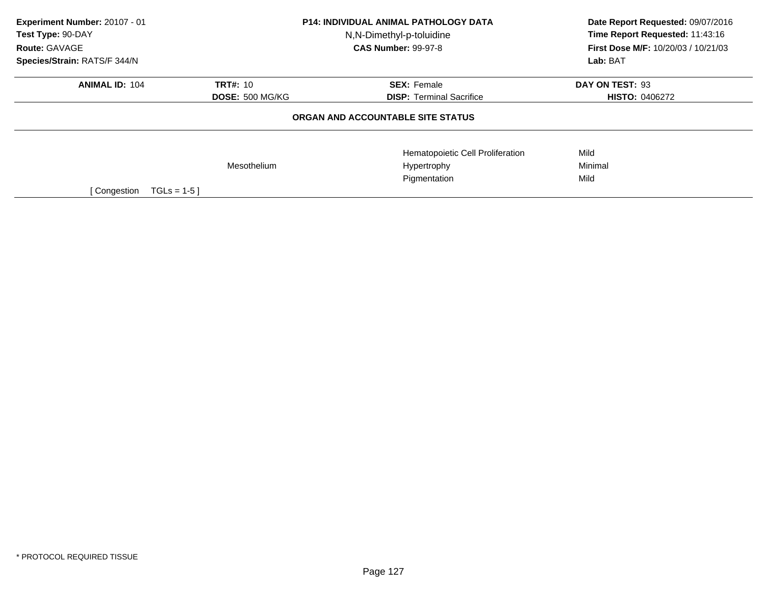**Experiment Number:** 20107 - 01
**Test Type:** 90-DAY
**Route:** GAVAGE
**Species/Strain:** RATS/F 344/N

**P14: INDIVIDUAL ANIMAL PATHOLOGY DATA**
N,N-Dimethyl-p-toluidine
**CAS Number:** 99-97-8

**Date Report Requested:** 09/07/2016
**Time Report Requested:** 11:43:16
**First Dose M/F:** 10/20/03 / 10/21/03
**Lab:** BAT

| **ANIMAL ID:** 104 | **TRT#:** 10 | **SEX:** Female | **DAY ON TEST:** 93 |
|---|---|---|---|
| | **DOSE:** 500 MG/KG | **DISP:** Terminal Sacrifice | **HISTO:** 0406272 |

**ORGAN AND ACCOUNTABLE SITE STATUS**

| | | | |
|---|---|---|---|
| | | Hematopoietic Cell Proliferation | Mild |
| | Mesothelium | Hypertrophy | Minimal |
| | | Pigmentation | Mild |

[ Congestion TGLs = 1-5 ]

* PROTOCOL REQUIRED TISSUE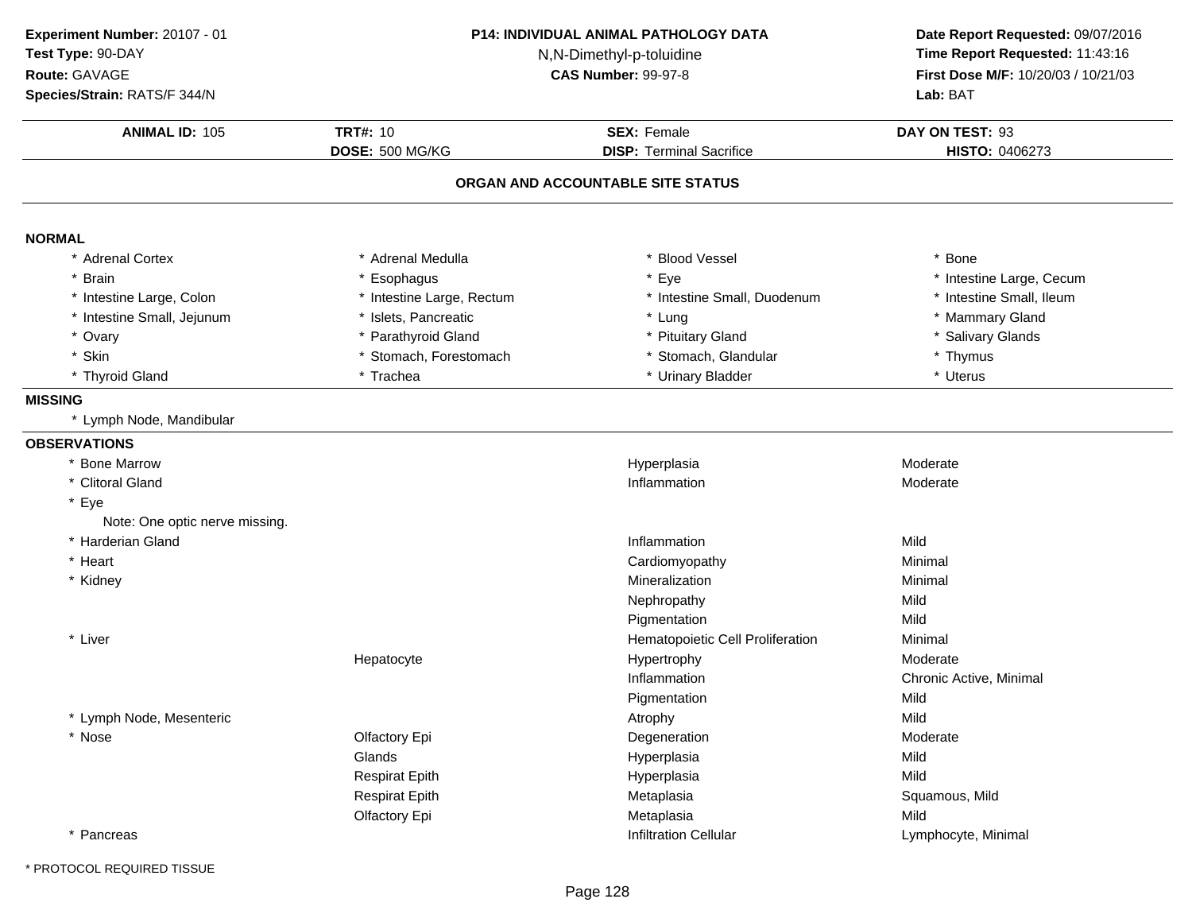**Experiment Number:** 20107 - 01
**Test Type:** 90-DAY
**Route:** GAVAGE
**Species/Strain:** RATS/F 344/N

**P14: INDIVIDUAL ANIMAL PATHOLOGY DATA**
N,N-Dimethyl-p-toluidine
**CAS Number:** 99-97-8

**Date Report Requested:** 09/07/2016
**Time Report Requested:** 11:43:16
**First Dose M/F:** 10/20/03 / 10/21/03
**Lab:** BAT

| **ANIMAL ID:** 105 | **TRT#:** 10 | **SEX:** Female | **DAY ON TEST:** 93 |
|---|---|---|---|
| | **DOSE:** 500 MG/KG | **DISP:** Terminal Sacrifice | **HISTO:** 0406273 |

## ORGAN AND ACCOUNTABLE SITE STATUS

**NORMAL**

| | | | |
|---|---|---|---|
| * Adrenal Cortex | * Adrenal Medulla | * Blood Vessel | * Bone |
| * Brain | * Esophagus | * Eye | * Intestine Large, Cecum |
| * Intestine Large, Colon | * Intestine Large, Rectum | * Intestine Small, Duodenum | * Intestine Small, Ileum |
| * Intestine Small, Jejunum | * Islets, Pancreatic | * Lung | * Mammary Gland |
| * Ovary | * Parathyroid Gland | * Pituitary Gland | * Salivary Glands |
| * Skin | * Stomach, Forestomach | * Stomach, Glandular | * Thymus |
| * Thyroid Gland | * Trachea | * Urinary Bladder | * Uterus |

**MISSING**

* Lymph Node, Mandibular

**OBSERVATIONS**

| Organ | Site | Observation | Severity |
|---|---|---|---|
| * Bone Marrow | | Hyperplasia | Moderate |
| * Clitoral Gland | | Inflammation | Moderate |
| * Eye | | | |
| Note: One optic nerve missing. | | | |
| * Harderian Gland | | Inflammation | Mild |
| * Heart | | Cardiomyopathy | Minimal |
| * Kidney | | Mineralization | Minimal |
| | | Nephropathy | Mild |
| | | Pigmentation | Mild |
| * Liver | | Hematopoietic Cell Proliferation | Minimal |
| | Hepatocyte | Hypertrophy | Moderate |
| | | Inflammation | Chronic Active, Minimal |
| | | Pigmentation | Mild |
| * Lymph Node, Mesenteric | | Atrophy | Mild |
| * Nose | Olfactory Epi | Degeneration | Moderate |
| | Glands | Hyperplasia | Mild |
| | Respirat Epith | Hyperplasia | Mild |
| | Respirat Epith | Metaplasia | Squamous, Mild |
| | Olfactory Epi | Metaplasia | Mild |
| * Pancreas | | Infiltration Cellular | Lymphocyte, Minimal |

* PROTOCOL REQUIRED TISSUE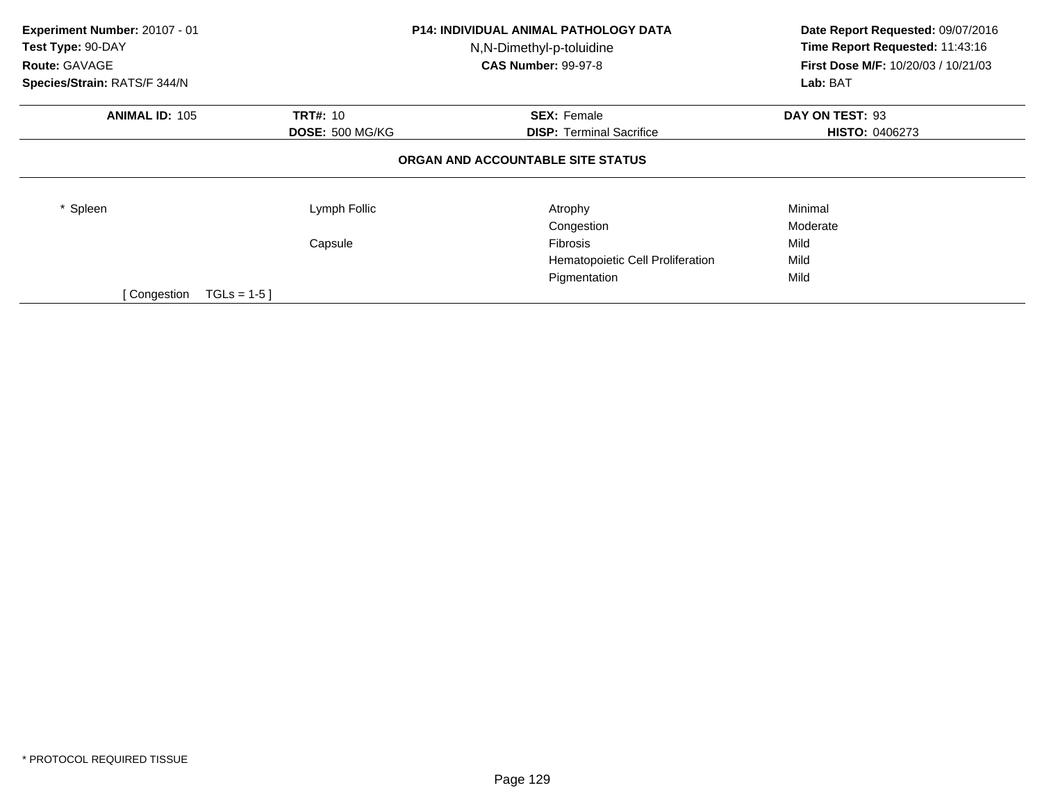**Experiment Number:** 20107 - 01
**Test Type:** 90-DAY
**Route:** GAVAGE
**Species/Strain:** RATS/F 344/N

**P14: INDIVIDUAL ANIMAL PATHOLOGY DATA**
N,N-Dimethyl-p-toluidine
**CAS Number:** 99-97-8

**Date Report Requested:** 09/07/2016
**Time Report Requested:** 11:43:16
**First Dose M/F:** 10/20/03 / 10/21/03
**Lab:** BAT

| **ANIMAL ID:** 105 | **TRT#:** 10 | **SEX:** Female | **DAY ON TEST:** 93 |
|---|---|---|---|
| | **DOSE:** 500 MG/KG | **DISP:** Terminal Sacrifice | **HISTO:** 0406273 |

**ORGAN AND ACCOUNTABLE SITE STATUS**

| | | | |
|---|---|---|---|
| * Spleen | Lymph Follic | Atrophy | Minimal |
| | | Congestion | Moderate |
| | Capsule | Fibrosis | Mild |
| | | Hematopoietic Cell Proliferation | Mild |
| | | Pigmentation | Mild |

[ Congestion TGLs = 1-5 ]

* PROTOCOL REQUIRED TISSUE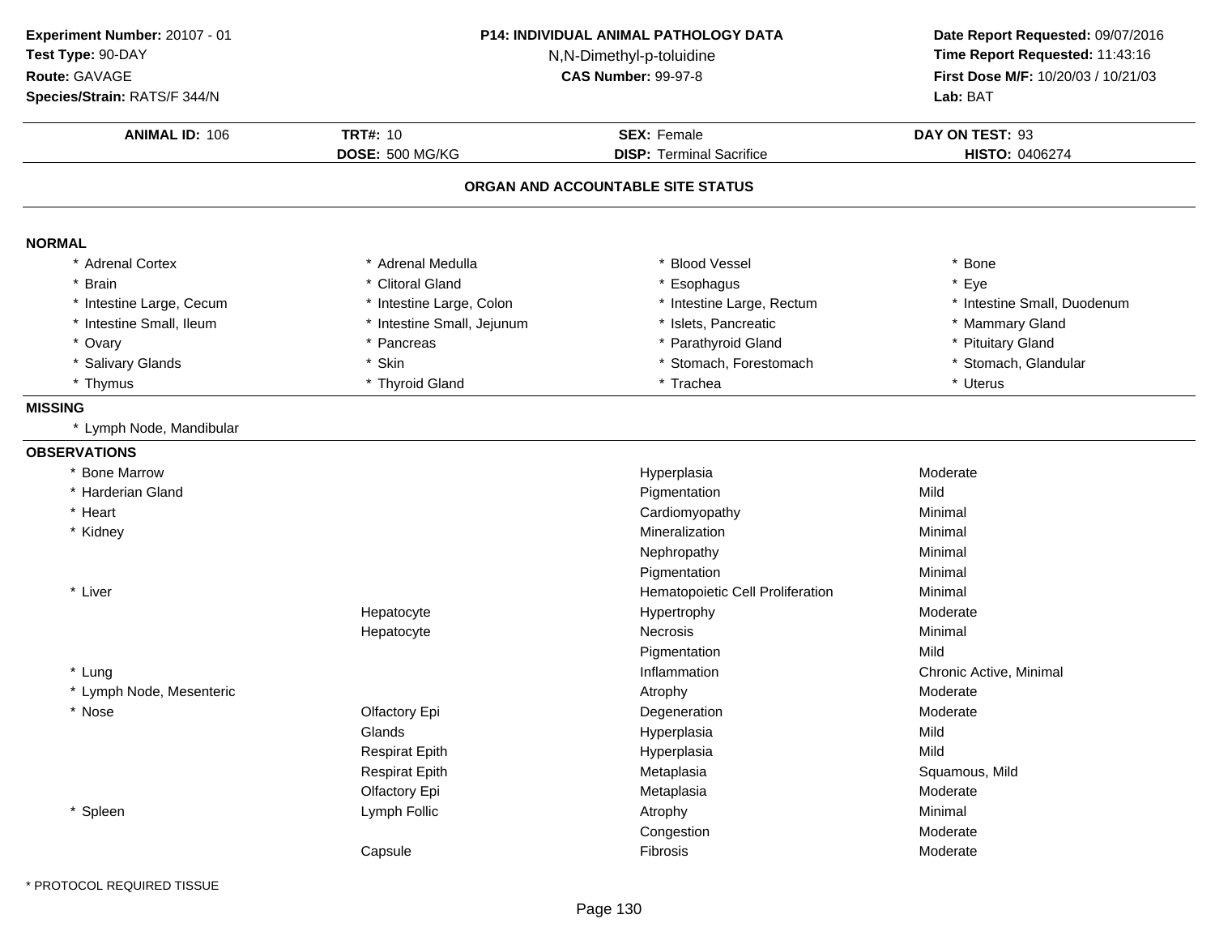**Experiment Number:** 20107 - 01
**Test Type:** 90-DAY
**Route:** GAVAGE
**Species/Strain:** RATS/F 344/N

**P14: INDIVIDUAL ANIMAL PATHOLOGY DATA**
N,N-Dimethyl-p-toluidine
**CAS Number:** 99-97-8

**Date Report Requested:** 09/07/2016
**Time Report Requested:** 11:43:16
**First Dose M/F:** 10/20/03 / 10/21/03
**Lab:** BAT

| **ANIMAL ID:** 106 | **TRT#:** 10 | **SEX:** Female | **DAY ON TEST:** 93 |
|---|---|---|---|
| | **DOSE:** 500 MG/KG | **DISP:** Terminal Sacrifice | **HISTO:** 0406274 |

## ORGAN AND ACCOUNTABLE SITE STATUS

### NORMAL

| | | | |
|---|---|---|---|
| * Adrenal Cortex | * Adrenal Medulla | * Blood Vessel | * Bone |
| * Brain | * Clitoral Gland | * Esophagus | * Eye |
| * Intestine Large, Cecum | * Intestine Large, Colon | * Intestine Large, Rectum | * Intestine Small, Duodenum |
| * Intestine Small, Ileum | * Intestine Small, Jejunum | * Islets, Pancreatic | * Mammary Gland |
| * Ovary | * Pancreas | * Parathyroid Gland | * Pituitary Gland |
| * Salivary Glands | * Skin | * Stomach, Forestomach | * Stomach, Glandular |
| * Thymus | * Thyroid Gland | * Trachea | * Uterus |

### MISSING

* Lymph Node, Mandibular

### OBSERVATIONS

| Organ | Site | Observation | Severity |
|---|---|---|---|
| * Bone Marrow | | Hyperplasia | Moderate |
| * Harderian Gland | | Pigmentation | Mild |
| * Heart | | Cardiomyopathy | Minimal |
| * Kidney | | Mineralization | Minimal |
| | | Nephropathy | Minimal |
| | | Pigmentation | Minimal |
| * Liver | | Hematopoietic Cell Proliferation | Minimal |
| | Hepatocyte | Hypertrophy | Moderate |
| | Hepatocyte | Necrosis | Minimal |
| | | Pigmentation | Mild |
| * Lung | | Inflammation | Chronic Active, Minimal |
| * Lymph Node, Mesenteric | | Atrophy | Moderate |
| * Nose | Olfactory Epi | Degeneration | Moderate |
| | Glands | Hyperplasia | Mild |
| | Respirat Epith | Hyperplasia | Mild |
| | Respirat Epith | Metaplasia | Squamous, Mild |
| | Olfactory Epi | Metaplasia | Moderate |
| * Spleen | Lymph Follic | Atrophy | Minimal |
| | | Congestion | Moderate |
| | Capsule | Fibrosis | Moderate |

* PROTOCOL REQUIRED TISSUE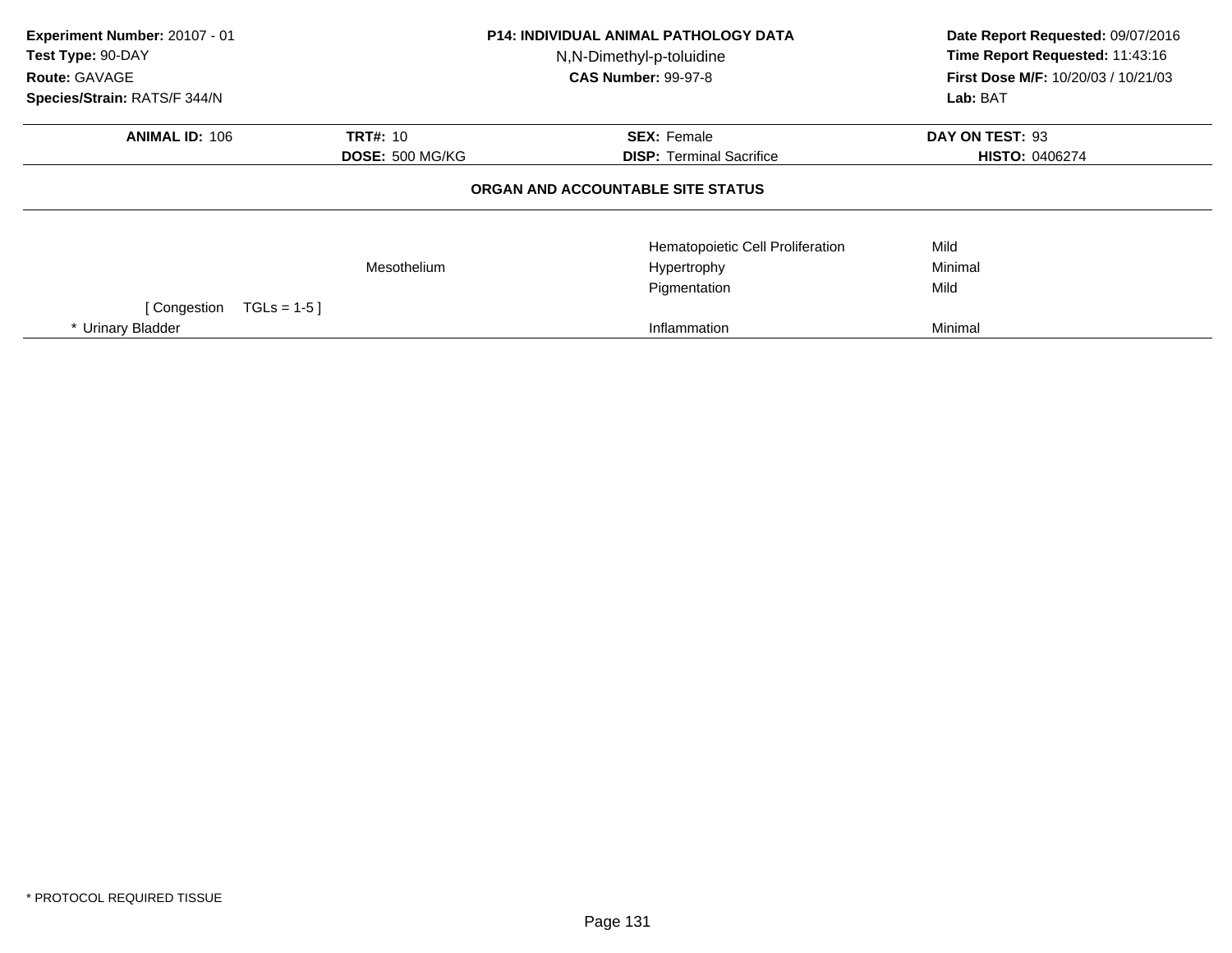**Experiment Number:** 20107 - 01
**Test Type:** 90-DAY
**Route:** GAVAGE
**Species/Strain:** RATS/F 344/N

**P14: INDIVIDUAL ANIMAL PATHOLOGY DATA**
N,N-Dimethyl-p-toluidine
**CAS Number:** 99-97-8

**Date Report Requested:** 09/07/2016
**Time Report Requested:** 11:43:16
**First Dose M/F:** 10/20/03 / 10/21/03
**Lab:** BAT

| **ANIMAL ID:** 106 | **TRT#:** 10 | **SEX:** Female | **DAY ON TEST:** 93 |
|---|---|---|---|
| | **DOSE:** 500 MG/KG | **DISP:** Terminal Sacrifice | **HISTO:** 0406274 |

## ORGAN AND ACCOUNTABLE SITE STATUS

| | | | |
|---|---|---|---|
| | | Hematopoietic Cell Proliferation | Mild |
| | Mesothelium | Hypertrophy | Minimal |
| | | Pigmentation | Mild |
| [ Congestion TGLs = 1-5 ] | | | |
| * Urinary Bladder | | Inflammation | Minimal |

* PROTOCOL REQUIRED TISSUE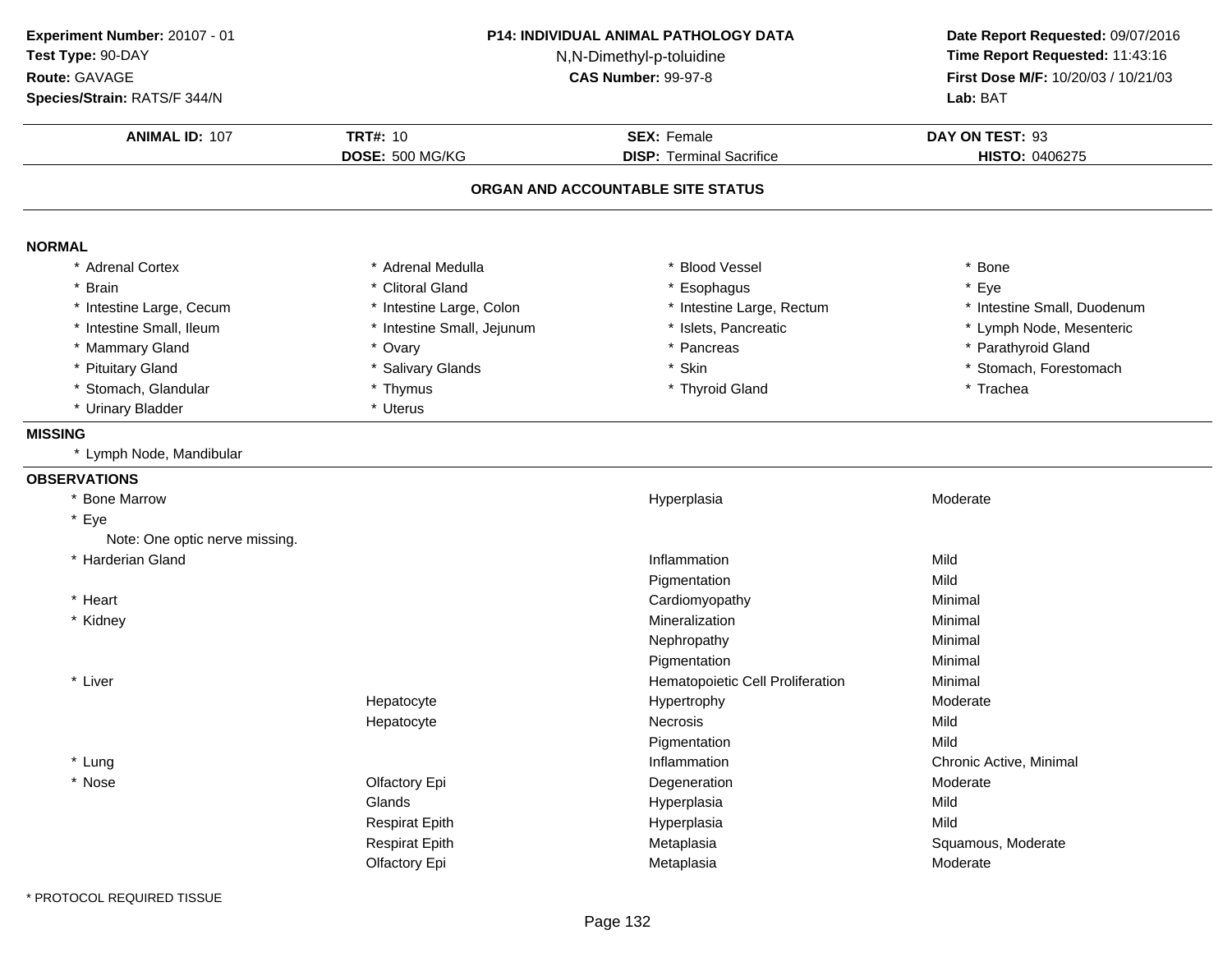**Experiment Number:** 20107 - 01
**Test Type:** 90-DAY
**Route:** GAVAGE
**Species/Strain:** RATS/F 344/N

**P14: INDIVIDUAL ANIMAL PATHOLOGY DATA**
N,N-Dimethyl-p-toluidine
**CAS Number:** 99-97-8

**Date Report Requested:** 09/07/2016
**Time Report Requested:** 11:43:16
**First Dose M/F:** 10/20/03 / 10/21/03
**Lab:** BAT

| **ANIMAL ID:** 107 | **TRT#:** 10 | **SEX:** Female | **DAY ON TEST:** 93 |
|---|---|---|---|
| | **DOSE:** 500 MG/KG | **DISP:** Terminal Sacrifice | **HISTO:** 0406275 |

## ORGAN AND ACCOUNTABLE SITE STATUS

**NORMAL**

| | | | |
|---|---|---|---|
| * Adrenal Cortex | * Adrenal Medulla | * Blood Vessel | * Bone |
| * Brain | * Clitoral Gland | * Esophagus | * Eye |
| * Intestine Large, Cecum | * Intestine Large, Colon | * Intestine Large, Rectum | * Intestine Small, Duodenum |
| * Intestine Small, Ileum | * Intestine Small, Jejunum | * Islets, Pancreatic | * Lymph Node, Mesenteric |
| * Mammary Gland | * Ovary | * Pancreas | * Parathyroid Gland |
| * Pituitary Gland | * Salivary Glands | * Skin | * Stomach, Forestomach |
| * Stomach, Glandular | * Thymus | * Thyroid Gland | * Trachea |
| * Urinary Bladder | * Uterus | | |

**MISSING**

* Lymph Node, Mandibular

**OBSERVATIONS**

| Organ | Site | Observation | Severity |
|---|---|---|---|
| * Bone Marrow | | Hyperplasia | Moderate |
| * Eye | | | |
| Note: One optic nerve missing. | | | |
| * Harderian Gland | | Inflammation | Mild |
| | | Pigmentation | Mild |
| * Heart | | Cardiomyopathy | Minimal |
| * Kidney | | Mineralization | Minimal |
| | | Nephropathy | Minimal |
| | | Pigmentation | Minimal |
| * Liver | | Hematopoietic Cell Proliferation | Minimal |
| | Hepatocyte | Hypertrophy | Moderate |
| | Hepatocyte | Necrosis | Mild |
| | | Pigmentation | Mild |
| * Lung | | Inflammation | Chronic Active, Minimal |
| * Nose | Olfactory Epi | Degeneration | Moderate |
| | Glands | Hyperplasia | Mild |
| | Respirat Epith | Hyperplasia | Mild |
| | Respirat Epith | Metaplasia | Squamous, Moderate |
| | Olfactory Epi | Metaplasia | Moderate |

* PROTOCOL REQUIRED TISSUE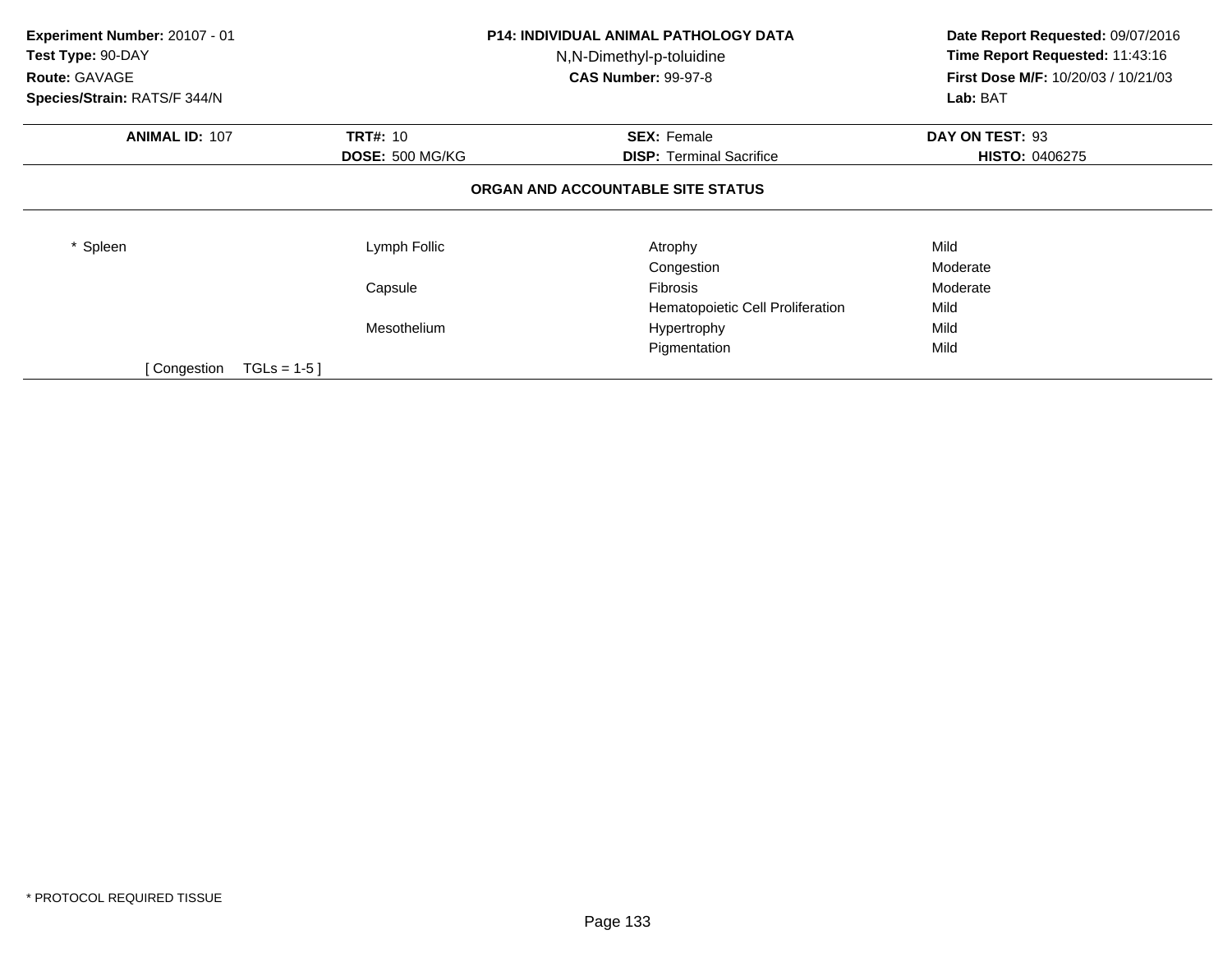**Experiment Number:** 20107 - 01
**Test Type:** 90-DAY
**Route:** GAVAGE
**Species/Strain:** RATS/F 344/N

**P14: INDIVIDUAL ANIMAL PATHOLOGY DATA**
N,N-Dimethyl-p-toluidine
**CAS Number:** 99-97-8

**Date Report Requested:** 09/07/2016
**Time Report Requested:** 11:43:16
**First Dose M/F:** 10/20/03 / 10/21/03
**Lab:** BAT

| **ANIMAL ID:** 107 | **TRT#:** 10 | **SEX:** Female | **DAY ON TEST:** 93 |
|---|---|---|---|
| | **DOSE:** 500 MG/KG | **DISP:** Terminal Sacrifice | **HISTO:** 0406275 |

### ORGAN AND ACCOUNTABLE SITE STATUS

| | | | |
|---|---|---|---|
| * Spleen | Lymph Follic | Atrophy | Mild |
| | | Congestion | Moderate |
| | Capsule | Fibrosis | Moderate |
| | | Hematopoietic Cell Proliferation | Mild |
| | Mesothelium | Hypertrophy | Mild |
| | | Pigmentation | Mild |

[ Congestion TGLs = 1-5 ]

* PROTOCOL REQUIRED TISSUE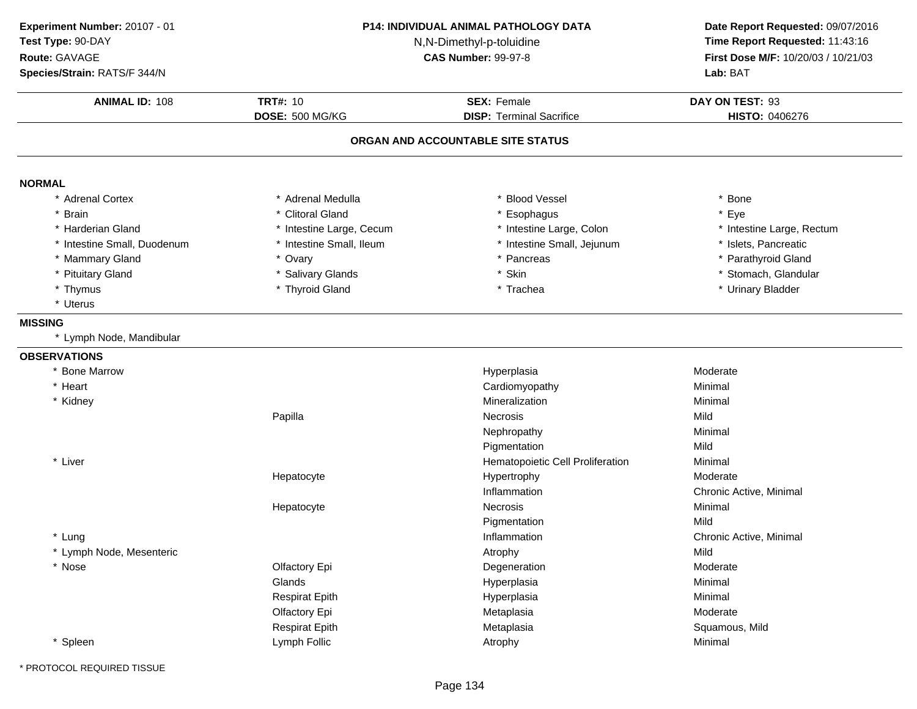**Experiment Number:** 20107 - 01
**Test Type:** 90-DAY
**Route:** GAVAGE
**Species/Strain:** RATS/F 344/N

**P14: INDIVIDUAL ANIMAL PATHOLOGY DATA**
N,N-Dimethyl-p-toluidine
**CAS Number:** 99-97-8

**Date Report Requested:** 09/07/2016
**Time Report Requested:** 11:43:16
**First Dose M/F:** 10/20/03 / 10/21/03
**Lab:** BAT

| **ANIMAL ID:** 108 | **TRT#:** 10 | **SEX:** Female | **DAY ON TEST:** 93 |
|---|---|---|---|
| | **DOSE:** 500 MG/KG | **DISP:** Terminal Sacrifice | **HISTO:** 0406276 |

## ORGAN AND ACCOUNTABLE SITE STATUS

**NORMAL**

| | | | |
|---|---|---|---|
| * Adrenal Cortex | * Adrenal Medulla | * Blood Vessel | * Bone |
| * Brain | * Clitoral Gland | * Esophagus | * Eye |
| * Harderian Gland | * Intestine Large, Cecum | * Intestine Large, Colon | * Intestine Large, Rectum |
| * Intestine Small, Duodenum | * Intestine Small, Ileum | * Intestine Small, Jejunum | * Islets, Pancreatic |
| * Mammary Gland | * Ovary | * Pancreas | * Parathyroid Gland |
| * Pituitary Gland | * Salivary Glands | * Skin | * Stomach, Glandular |
| * Thymus | * Thyroid Gland | * Trachea | * Urinary Bladder |
| * Uterus | | | |

**MISSING**

* Lymph Node, Mandibular

**OBSERVATIONS**

| | | | |
|---|---|---|---|
| * Bone Marrow | | Hyperplasia | Moderate |
| * Heart | | Cardiomyopathy | Minimal |
| * Kidney | | Mineralization | Minimal |
| | Papilla | Necrosis | Mild |
| | | Nephropathy | Minimal |
| | | Pigmentation | Mild |
| * Liver | | Hematopoietic Cell Proliferation | Minimal |
| | Hepatocyte | Hypertrophy | Moderate |
| | | Inflammation | Chronic Active, Minimal |
| | Hepatocyte | Necrosis | Minimal |
| | | Pigmentation | Mild |
| * Lung | | Inflammation | Chronic Active, Minimal |
| * Lymph Node, Mesenteric | | Atrophy | Mild |
| * Nose | Olfactory Epi | Degeneration | Moderate |
| | Glands | Hyperplasia | Minimal |
| | Respirat Epith | Hyperplasia | Minimal |
| | Olfactory Epi | Metaplasia | Moderate |
| | Respirat Epith | Metaplasia | Squamous, Mild |
| * Spleen | Lymph Follic | Atrophy | Minimal |

* PROTOCOL REQUIRED TISSUE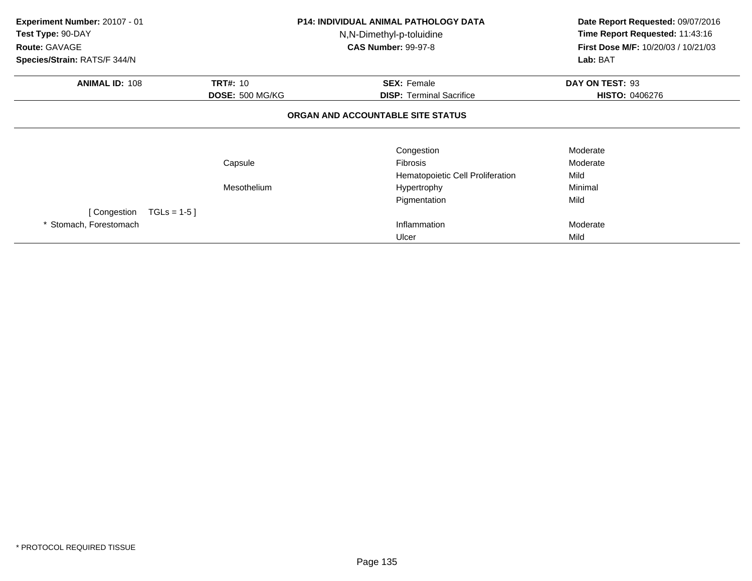**Experiment Number:** 20107 - 01
**Test Type:** 90-DAY
**Route:** GAVAGE
**Species/Strain:** RATS/F 344/N

**P14: INDIVIDUAL ANIMAL PATHOLOGY DATA**
N,N-Dimethyl-p-toluidine
**CAS Number:** 99-97-8

**Date Report Requested:** 09/07/2016
**Time Report Requested:** 11:43:16
**First Dose M/F:** 10/20/03 / 10/21/03
**Lab:** BAT

| **ANIMAL ID:** 108 | **TRT#:** 10 | **SEX:** Female | **DAY ON TEST:** 93 |
|---|---|---|---|
| | **DOSE:** 500 MG/KG | **DISP:** Terminal Sacrifice | **HISTO:** 0406276 |

## ORGAN AND ACCOUNTABLE SITE STATUS

| | | | |
|---|---|---|---|
| | | Congestion | Moderate |
| | Capsule | Fibrosis | Moderate |
| | | Hematopoietic Cell Proliferation | Mild |
| | Mesothelium | Hypertrophy | Minimal |
| | | Pigmentation | Mild |
| [ Congestion TGLs = 1-5 ] | | | |
| * Stomach, Forestomach | | Inflammation | Moderate |
| | | Ulcer | Mild |

* PROTOCOL REQUIRED TISSUE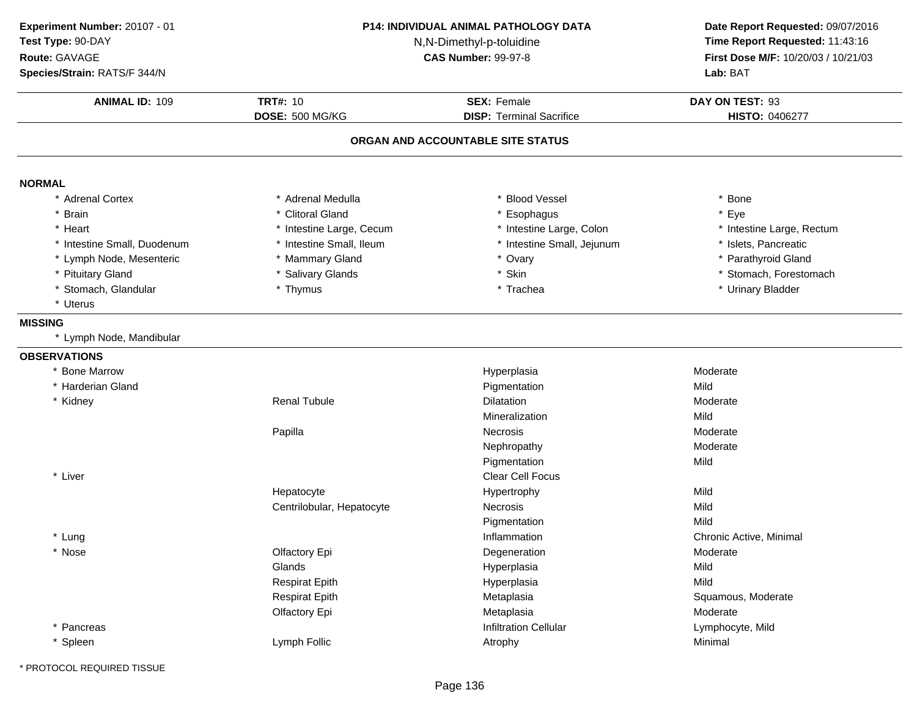**Experiment Number:** 20107 - 01
**Test Type:** 90-DAY
**Route:** GAVAGE
**Species/Strain:** RATS/F 344/N

**P14: INDIVIDUAL ANIMAL PATHOLOGY DATA**
N,N-Dimethyl-p-toluidine
**CAS Number:** 99-97-8

**Date Report Requested:** 09/07/2016
**Time Report Requested:** 11:43:16
**First Dose M/F:** 10/20/03 / 10/21/03
**Lab:** BAT

| **ANIMAL ID:** 109 | **TRT#:** 10 | **SEX:** Female | **DAY ON TEST:** 93 |
|---|---|---|---|
| | **DOSE:** 500 MG/KG | **DISP:** Terminal Sacrifice | **HISTO:** 0406277 |

## ORGAN AND ACCOUNTABLE SITE STATUS

**NORMAL**

| | | | |
|---|---|---|---|
| * Adrenal Cortex | * Adrenal Medulla | * Blood Vessel | * Bone |
| * Brain | * Clitoral Gland | * Esophagus | * Eye |
| * Heart | * Intestine Large, Cecum | * Intestine Large, Colon | * Intestine Large, Rectum |
| * Intestine Small, Duodenum | * Intestine Small, Ileum | * Intestine Small, Jejunum | * Islets, Pancreatic |
| * Lymph Node, Mesenteric | * Mammary Gland | * Ovary | * Parathyroid Gland |
| * Pituitary Gland | * Salivary Glands | * Skin | * Stomach, Forestomach |
| * Stomach, Glandular | * Thymus | * Trachea | * Urinary Bladder |
| * Uterus | | | |

**MISSING**

* Lymph Node, Mandibular

**OBSERVATIONS**

| | | | |
|---|---|---|---|
| * Bone Marrow | | Hyperplasia | Moderate |
| * Harderian Gland | | Pigmentation | Mild |
| * Kidney | Renal Tubule | Dilatation | Moderate |
| | | Mineralization | Mild |
| | Papilla | Necrosis | Moderate |
| | | Nephropathy | Moderate |
| | | Pigmentation | Mild |
| * Liver | | Clear Cell Focus | |
| | Hepatocyte | Hypertrophy | Mild |
| | Centrilobular, Hepatocyte | Necrosis | Mild |
| | | Pigmentation | Mild |
| * Lung | | Inflammation | Chronic Active, Minimal |
| * Nose | Olfactory Epi | Degeneration | Moderate |
| | Glands | Hyperplasia | Mild |
| | Respirat Epith | Hyperplasia | Mild |
| | Respirat Epith | Metaplasia | Squamous, Moderate |
| | Olfactory Epi | Metaplasia | Moderate |
| * Pancreas | | Infiltration Cellular | Lymphocyte, Mild |
| * Spleen | Lymph Follic | Atrophy | Minimal |

* PROTOCOL REQUIRED TISSUE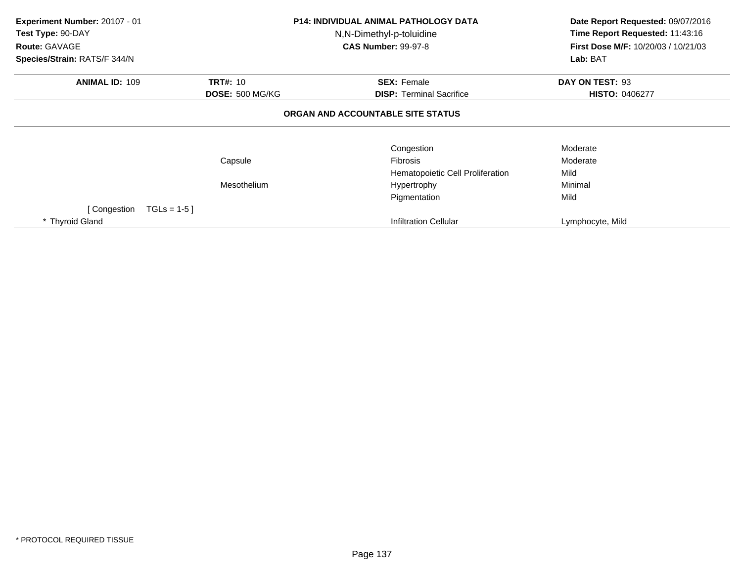**Experiment Number:** 20107 - 01
**Test Type:** 90-DAY
**Route:** GAVAGE
**Species/Strain:** RATS/F 344/N

**P14: INDIVIDUAL ANIMAL PATHOLOGY DATA**
N,N-Dimethyl-p-toluidine
**CAS Number:** 99-97-8

**Date Report Requested:** 09/07/2016
**Time Report Requested:** 11:43:16
**First Dose M/F:** 10/20/03 / 10/21/03
**Lab:** BAT

| **ANIMAL ID:** 109 | **TRT#:** 10 | **SEX:** Female | **DAY ON TEST:** 93 |
|---|---|---|---|
| | **DOSE:** 500 MG/KG | **DISP:** Terminal Sacrifice | **HISTO:** 0406277 |

## ORGAN AND ACCOUNTABLE SITE STATUS

| | | | |
|---|---|---|---|
| | | Congestion | Moderate |
| | Capsule | Fibrosis | Moderate |
| | | Hematopoietic Cell Proliferation | Mild |
| | Mesothelium | Hypertrophy | Minimal |
| | | Pigmentation | Mild |
| [ Congestion TGLs = 1-5 ] | | | |
| * Thyroid Gland | | Infiltration Cellular | Lymphocyte, Mild |

* PROTOCOL REQUIRED TISSUE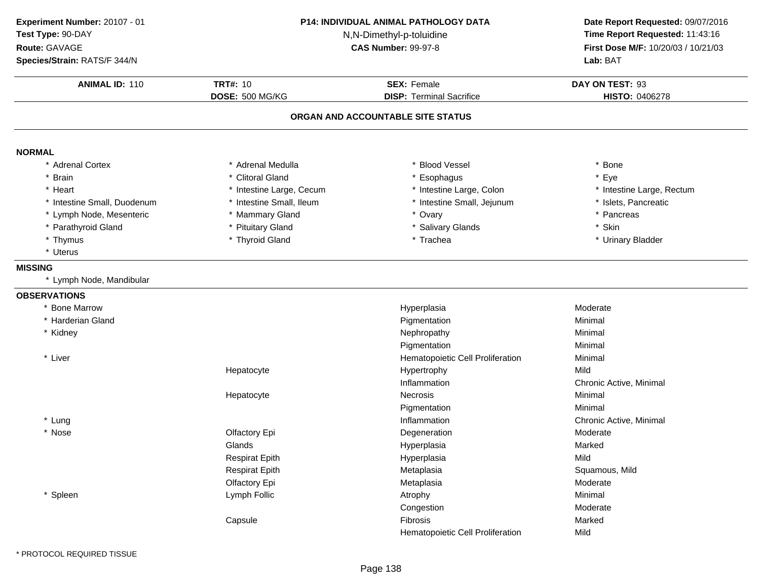**Experiment Number:** 20107 - 01
**Test Type:** 90-DAY
**Route:** GAVAGE
**Species/Strain:** RATS/F 344/N

**P14: INDIVIDUAL ANIMAL PATHOLOGY DATA**
N,N-Dimethyl-p-toluidine
**CAS Number:** 99-97-8

**Date Report Requested:** 09/07/2016
**Time Report Requested:** 11:43:16
**First Dose M/F:** 10/20/03 / 10/21/03
**Lab:** BAT

| **ANIMAL ID:** 110 | **TRT#:** 10 | **SEX:** Female | **DAY ON TEST:** 93 |
|---|---|---|---|
| | **DOSE:** 500 MG/KG | **DISP:** Terminal Sacrifice | **HISTO:** 0406278 |

## ORGAN AND ACCOUNTABLE SITE STATUS

**NORMAL**

| | | | |
|---|---|---|---|
| * Adrenal Cortex | * Adrenal Medulla | * Blood Vessel | * Bone |
| * Brain | * Clitoral Gland | * Esophagus | * Eye |
| * Heart | * Intestine Large, Cecum | * Intestine Large, Colon | * Intestine Large, Rectum |
| * Intestine Small, Duodenum | * Intestine Small, Ileum | * Intestine Small, Jejunum | * Islets, Pancreatic |
| * Lymph Node, Mesenteric | * Mammary Gland | * Ovary | * Pancreas |
| * Parathyroid Gland | * Pituitary Gland | * Salivary Glands | * Skin |
| * Thymus | * Thyroid Gland | * Trachea | * Urinary Bladder |
| * Uterus | | | |

**MISSING**

* Lymph Node, Mandibular

**OBSERVATIONS**

| Organ | Site | Observation | Severity |
|---|---|---|---|
| * Bone Marrow | | Hyperplasia | Moderate |
| * Harderian Gland | | Pigmentation | Minimal |
| * Kidney | | Nephropathy | Minimal |
| | | Pigmentation | Minimal |
| * Liver | | Hematopoietic Cell Proliferation | Minimal |
| | Hepatocyte | Hypertrophy | Mild |
| | | Inflammation | Chronic Active, Minimal |
| | Hepatocyte | Necrosis | Minimal |
| | | Pigmentation | Minimal |
| * Lung | | Inflammation | Chronic Active, Minimal |
| * Nose | Olfactory Epi | Degeneration | Moderate |
| | Glands | Hyperplasia | Marked |
| | Respirat Epith | Hyperplasia | Mild |
| | Respirat Epith | Metaplasia | Squamous, Mild |
| | Olfactory Epi | Metaplasia | Moderate |
| * Spleen | Lymph Follic | Atrophy | Minimal |
| | | Congestion | Moderate |
| | Capsule | Fibrosis | Marked |
| | | Hematopoietic Cell Proliferation | Mild |

\* PROTOCOL REQUIRED TISSUE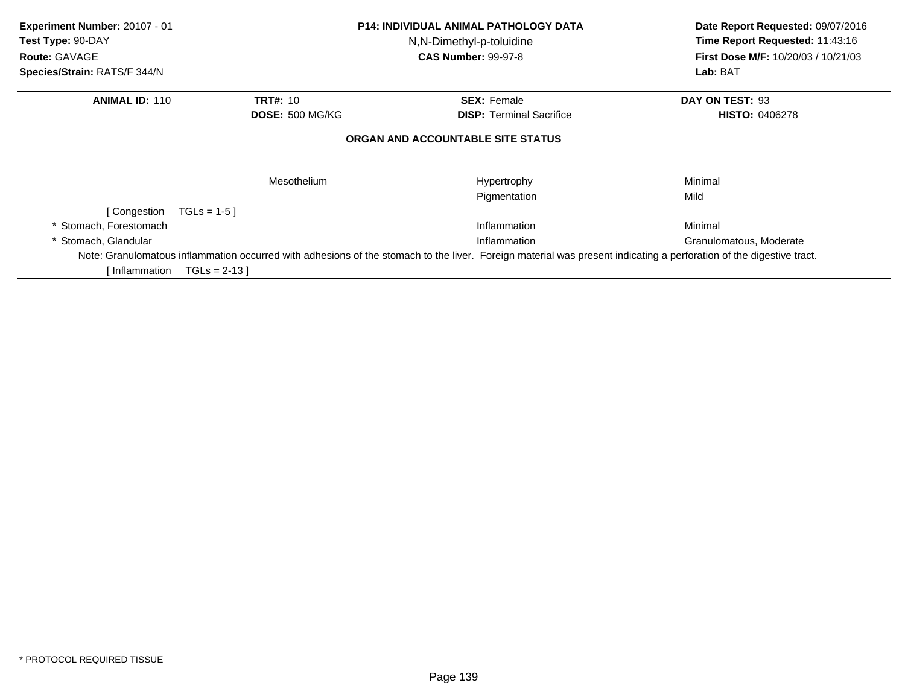**Experiment Number:** 20107 - 01
**Test Type:** 90-DAY
**Route:** GAVAGE
**Species/Strain:** RATS/F 344/N

**P14: INDIVIDUAL ANIMAL PATHOLOGY DATA**
N,N-Dimethyl-p-toluidine
**CAS Number:** 99-97-8

**Date Report Requested:** 09/07/2016
**Time Report Requested:** 11:43:16
**First Dose M/F:** 10/20/03 / 10/21/03
**Lab:** BAT

| **ANIMAL ID:** 110 | **TRT#:** 10 | **SEX:** Female | **DAY ON TEST:** 93 |
|---|---|---|---|
| | **DOSE:** 500 MG/KG | **DISP:** Terminal Sacrifice | **HISTO:** 0406278 |

## ORGAN AND ACCOUNTABLE SITE STATUS

| | | | |
|---|---|---|---|
| | Mesothelium | Hypertrophy | Minimal |
| | | Pigmentation | Mild |
| [ Congestion TGLs = 1-5 ] | | | |
| * Stomach, Forestomach | | Inflammation | Minimal |
| * Stomach, Glandular | | Inflammation | Granulomatous, Moderate |

Note: Granulomatous inflammation occurred with adhesions of the stomach to the liver. Foreign material was present indicating a perforation of the digestive tract.

[ Inflammation TGLs = 2-13 ]

* PROTOCOL REQUIRED TISSUE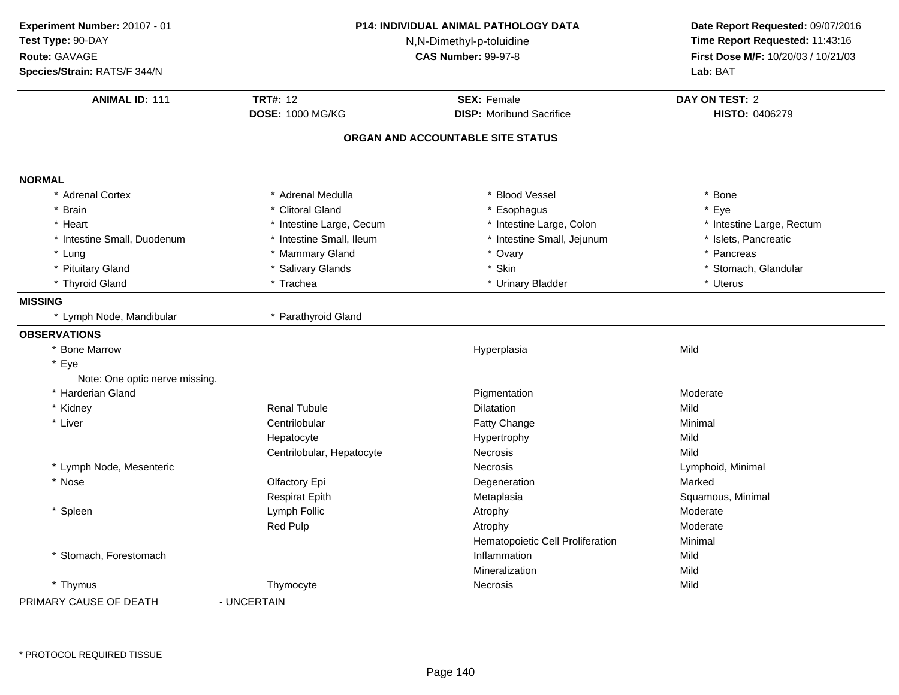**Experiment Number:** 20107 - 01
**Test Type:** 90-DAY
**Route:** GAVAGE
**Species/Strain:** RATS/F 344/N

**P14: INDIVIDUAL ANIMAL PATHOLOGY DATA**
N,N-Dimethyl-p-toluidine
**CAS Number:** 99-97-8

**Date Report Requested:** 09/07/2016
**Time Report Requested:** 11:43:16
**First Dose M/F:** 10/20/03 / 10/21/03
**Lab:** BAT

| **ANIMAL ID:** 111 | **TRT#:** 12 | **SEX:** Female | **DAY ON TEST:** 2 |
|---|---|---|---|
| | **DOSE:** 1000 MG/KG | **DISP:** Moribund Sacrifice | **HISTO:** 0406279 |

## ORGAN AND ACCOUNTABLE SITE STATUS

**NORMAL**

| | | | |
|---|---|---|---|
| * Adrenal Cortex | * Adrenal Medulla | * Blood Vessel | * Bone |
| * Brain | * Clitoral Gland | * Esophagus | * Eye |
| * Heart | * Intestine Large, Cecum | * Intestine Large, Colon | * Intestine Large, Rectum |
| * Intestine Small, Duodenum | * Intestine Small, Ileum | * Intestine Small, Jejunum | * Islets, Pancreatic |
| * Lung | * Mammary Gland | * Ovary | * Pancreas |
| * Pituitary Gland | * Salivary Glands | * Skin | * Stomach, Glandular |
| * Thyroid Gland | * Trachea | * Urinary Bladder | * Uterus |

**MISSING**

| | |
|---|---|
| * Lymph Node, Mandibular | * Parathyroid Gland |

**OBSERVATIONS**

| Organ | Site | Observation | Severity |
|---|---|---|---|
| * Bone Marrow | | Hyperplasia | Mild |
| * Eye | | | |
| Note: One optic nerve missing. | | | |
| * Harderian Gland | | Pigmentation | Moderate |
| * Kidney | Renal Tubule | Dilatation | Mild |
| * Liver | Centrilobular | Fatty Change | Minimal |
| | Hepatocyte | Hypertrophy | Mild |
| | Centrilobular, Hepatocyte | Necrosis | Mild |
| * Lymph Node, Mesenteric | | Necrosis | Lymphoid, Minimal |
| * Nose | Olfactory Epi | Degeneration | Marked |
| | Respirat Epith | Metaplasia | Squamous, Minimal |
| * Spleen | Lymph Follic | Atrophy | Moderate |
| | Red Pulp | Atrophy | Moderate |
| | | Hematopoietic Cell Proliferation | Minimal |
| * Stomach, Forestomach | | Inflammation | Mild |
| | | Mineralization | Mild |
| * Thymus | Thymocyte | Necrosis | Mild |

PRIMARY CAUSE OF DEATH - UNCERTAIN

\* PROTOCOL REQUIRED TISSUE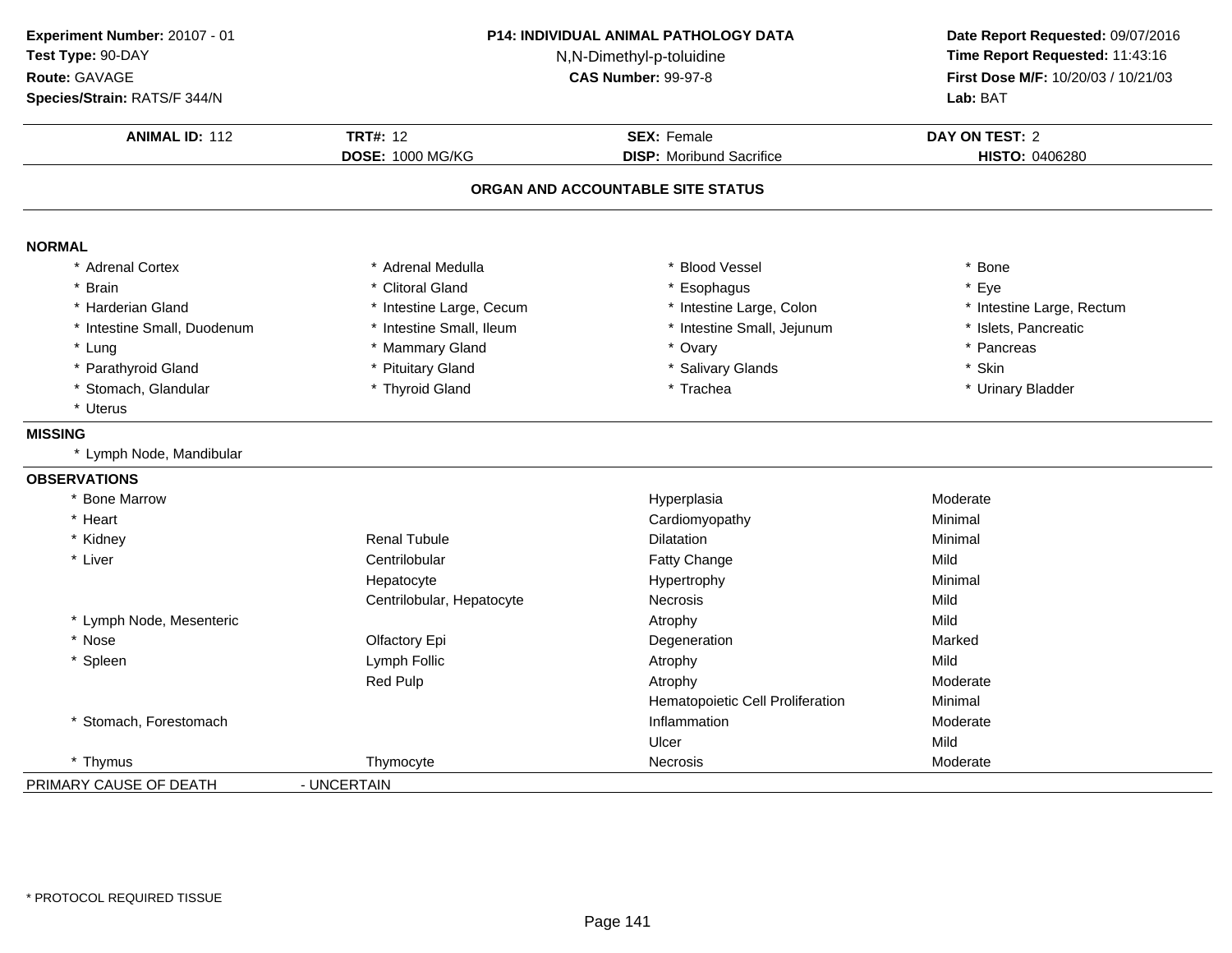**Experiment Number:** 20107 - 01
**Test Type:** 90-DAY
**Route:** GAVAGE
**Species/Strain:** RATS/F 344/N

**P14: INDIVIDUAL ANIMAL PATHOLOGY DATA**
N,N-Dimethyl-p-toluidine
**CAS Number:** 99-97-8

**Date Report Requested:** 09/07/2016
**Time Report Requested:** 11:43:16
**First Dose M/F:** 10/20/03 / 10/21/03
**Lab:** BAT

| **ANIMAL ID:** 112 | **TRT#:** 12 | **SEX:** Female | **DAY ON TEST:** 2 |
|---|---|---|---|
| | **DOSE:** 1000 MG/KG | **DISP:** Moribund Sacrifice | **HISTO:** 0406280 |

## ORGAN AND ACCOUNTABLE SITE STATUS

**NORMAL**

| | | | |
|---|---|---|---|
| * Adrenal Cortex | * Adrenal Medulla | * Blood Vessel | * Bone |
| * Brain | * Clitoral Gland | * Esophagus | * Eye |
| * Harderian Gland | * Intestine Large, Cecum | * Intestine Large, Colon | * Intestine Large, Rectum |
| * Intestine Small, Duodenum | * Intestine Small, Ileum | * Intestine Small, Jejunum | * Islets, Pancreatic |
| * Lung | * Mammary Gland | * Ovary | * Pancreas |
| * Parathyroid Gland | * Pituitary Gland | * Salivary Glands | * Skin |
| * Stomach, Glandular | * Thyroid Gland | * Trachea | * Urinary Bladder |
| * Uterus | | | |

**MISSING**

* Lymph Node, Mandibular

**OBSERVATIONS**

| | | | |
|---|---|---|---|
| * Bone Marrow | | Hyperplasia | Moderate |
| * Heart | | Cardiomyopathy | Minimal |
| * Kidney | Renal Tubule | Dilatation | Minimal |
| * Liver | Centrilobular | Fatty Change | Mild |
| | Hepatocyte | Hypertrophy | Minimal |
| | Centrilobular, Hepatocyte | Necrosis | Mild |
| * Lymph Node, Mesenteric | | Atrophy | Mild |
| * Nose | Olfactory Epi | Degeneration | Marked |
| * Spleen | Lymph Follic | Atrophy | Mild |
| | Red Pulp | Atrophy | Moderate |
| | | Hematopoietic Cell Proliferation | Minimal |
| * Stomach, Forestomach | | Inflammation | Moderate |
| | | Ulcer | Mild |
| * Thymus | Thymocyte | Necrosis | Moderate |

PRIMARY CAUSE OF DEATH - UNCERTAIN

* PROTOCOL REQUIRED TISSUE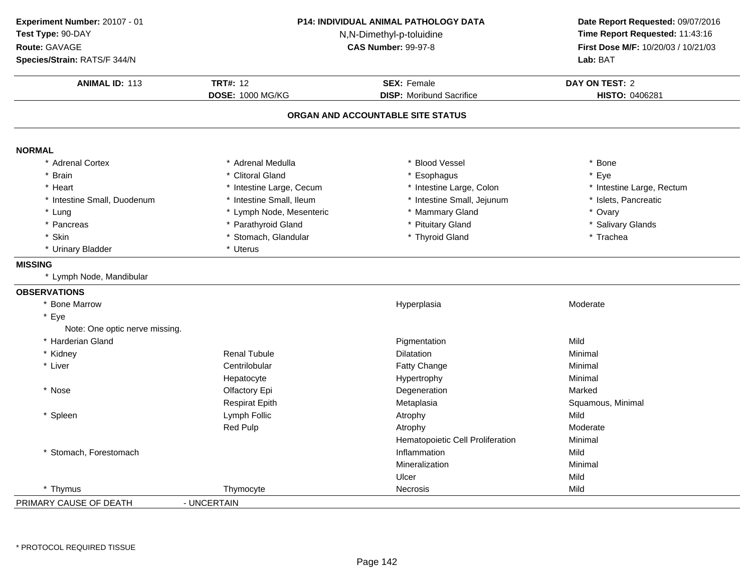**Experiment Number:** 20107 - 01
**Test Type:** 90-DAY
**Route:** GAVAGE
**Species/Strain:** RATS/F 344/N

**P14: INDIVIDUAL ANIMAL PATHOLOGY DATA**
N,N-Dimethyl-p-toluidine
**CAS Number:** 99-97-8

**Date Report Requested:** 09/07/2016
**Time Report Requested:** 11:43:16
**First Dose M/F:** 10/20/03 / 10/21/03
**Lab:** BAT

| **ANIMAL ID:** 113 | **TRT#:** 12 | **SEX:** Female | **DAY ON TEST:** 2 |
|---|---|---|---|
| | **DOSE:** 1000 MG/KG | **DISP:** Moribund Sacrifice | **HISTO:** 0406281 |

## ORGAN AND ACCOUNTABLE SITE STATUS

**NORMAL**

| | | | |
|---|---|---|---|
| * Adrenal Cortex | * Adrenal Medulla | * Blood Vessel | * Bone |
| * Brain | * Clitoral Gland | * Esophagus | * Eye |
| * Heart | * Intestine Large, Cecum | * Intestine Large, Colon | * Intestine Large, Rectum |
| * Intestine Small, Duodenum | * Intestine Small, Ileum | * Intestine Small, Jejunum | * Islets, Pancreatic |
| * Lung | * Lymph Node, Mesenteric | * Mammary Gland | * Ovary |
| * Pancreas | * Parathyroid Gland | * Pituitary Gland | * Salivary Glands |
| * Skin | * Stomach, Glandular | * Thyroid Gland | * Trachea |
| * Urinary Bladder | * Uterus | | |

**MISSING**

* Lymph Node, Mandibular

**OBSERVATIONS**

| | | | |
|---|---|---|---|
| * Bone Marrow | | Hyperplasia | Moderate |
| * Eye | | | |
| Note: One optic nerve missing. | | | |
| * Harderian Gland | | Pigmentation | Mild |
| * Kidney | Renal Tubule | Dilatation | Minimal |
| * Liver | Centrilobular | Fatty Change | Minimal |
| | Hepatocyte | Hypertrophy | Minimal |
| * Nose | Olfactory Epi | Degeneration | Marked |
| | Respirat Epith | Metaplasia | Squamous, Minimal |
| * Spleen | Lymph Follic | Atrophy | Mild |
| | Red Pulp | Atrophy | Moderate |
| | | Hematopoietic Cell Proliferation | Minimal |
| * Stomach, Forestomach | | Inflammation | Mild |
| | | Mineralization | Minimal |
| | | Ulcer | Mild |
| * Thymus | Thymocyte | Necrosis | Mild |

PRIMARY CAUSE OF DEATH - UNCERTAIN

\* PROTOCOL REQUIRED TISSUE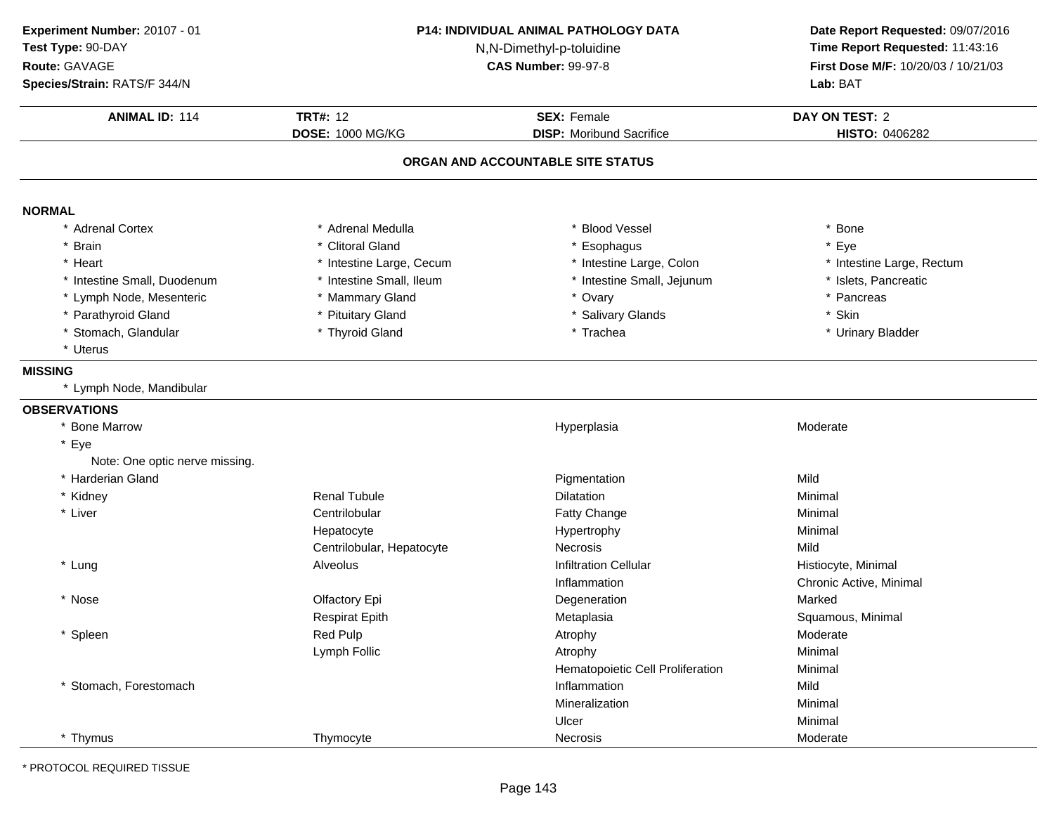**Experiment Number:** 20107 - 01
**Test Type:** 90-DAY
**Route:** GAVAGE
**Species/Strain:** RATS/F 344/N

**P14: INDIVIDUAL ANIMAL PATHOLOGY DATA**
N,N-Dimethyl-p-toluidine
**CAS Number:** 99-97-8

**Date Report Requested:** 09/07/2016
**Time Report Requested:** 11:43:16
**First Dose M/F:** 10/20/03 / 10/21/03
**Lab:** BAT

| **ANIMAL ID:** 114 | **TRT#:** 12 | **SEX:** Female | **DAY ON TEST:** 2 |
|---|---|---|---|
| | **DOSE:** 1000 MG/KG | **DISP:** Moribund Sacrifice | **HISTO:** 0406282 |

## ORGAN AND ACCOUNTABLE SITE STATUS

**NORMAL**

| | | | |
|---|---|---|---|
| * Adrenal Cortex | * Adrenal Medulla | * Blood Vessel | * Bone |
| * Brain | * Clitoral Gland | * Esophagus | * Eye |
| * Heart | * Intestine Large, Cecum | * Intestine Large, Colon | * Intestine Large, Rectum |
| * Intestine Small, Duodenum | * Intestine Small, Ileum | * Intestine Small, Jejunum | * Islets, Pancreatic |
| * Lymph Node, Mesenteric | * Mammary Gland | * Ovary | * Pancreas |
| * Parathyroid Gland | * Pituitary Gland | * Salivary Glands | * Skin |
| * Stomach, Glandular | * Thyroid Gland | * Trachea | * Urinary Bladder |
| * Uterus | | | |

**MISSING**

* Lymph Node, Mandibular

**OBSERVATIONS**

| | | | |
|---|---|---|---|
| * Bone Marrow | | Hyperplasia | Moderate |
| * Eye | | | |
| Note: One optic nerve missing. | | | |
| * Harderian Gland | | Pigmentation | Mild |
| * Kidney | Renal Tubule | Dilatation | Minimal |
| * Liver | Centrilobular | Fatty Change | Minimal |
| | Hepatocyte | Hypertrophy | Minimal |
| | Centrilobular, Hepatocyte | Necrosis | Mild |
| * Lung | Alveolus | Infiltration Cellular | Histiocyte, Minimal |
| | | Inflammation | Chronic Active, Minimal |
| * Nose | Olfactory Epi | Degeneration | Marked |
| | Respirat Epith | Metaplasia | Squamous, Minimal |
| * Spleen | Red Pulp | Atrophy | Moderate |
| | Lymph Follic | Atrophy | Minimal |
| | | Hematopoietic Cell Proliferation | Minimal |
| * Stomach, Forestomach | | Inflammation | Mild |
| | | Mineralization | Minimal |
| | | Ulcer | Minimal |
| * Thymus | Thymocyte | Necrosis | Moderate |

* PROTOCOL REQUIRED TISSUE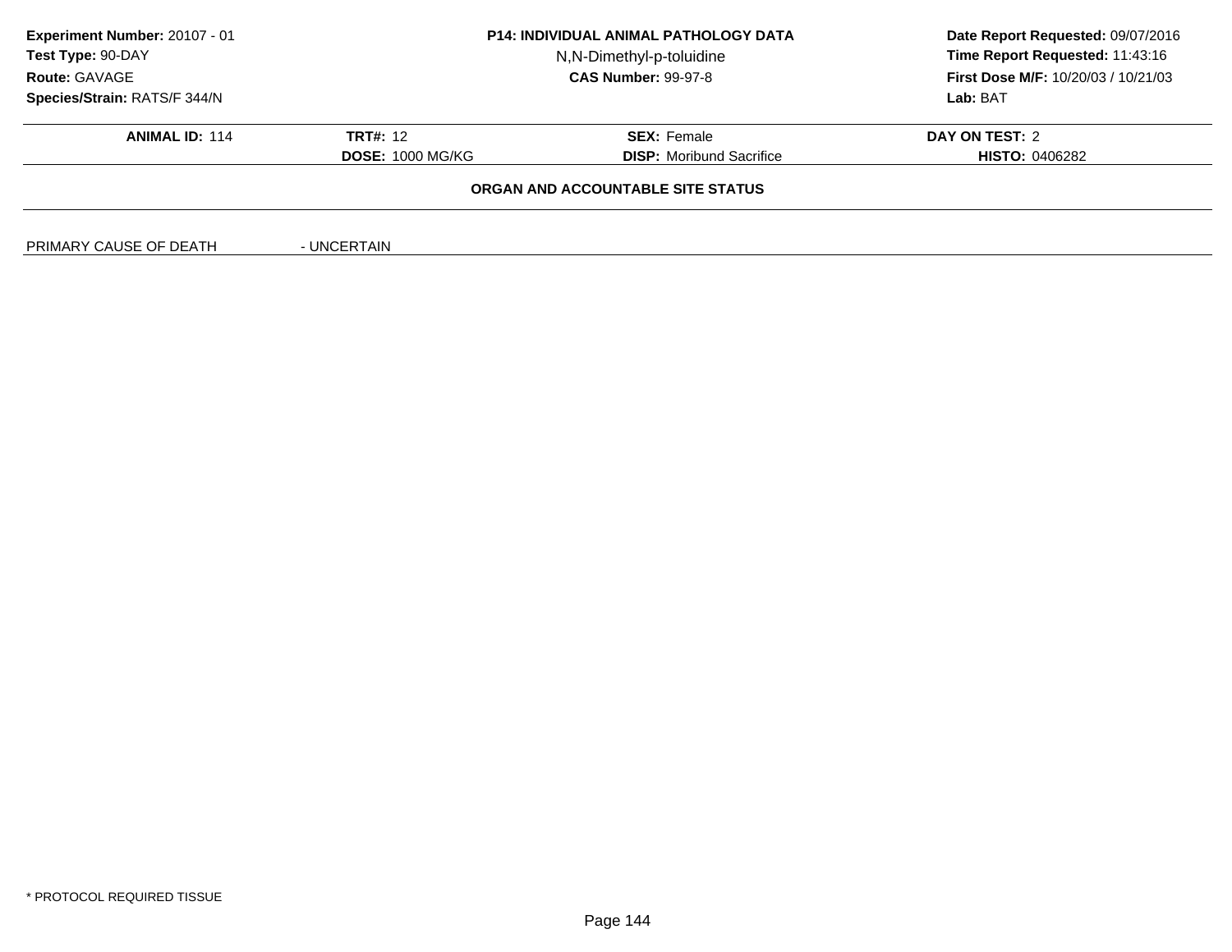**Experiment Number:** 20107 - 01
**Test Type:** 90-DAY
**Route:** GAVAGE
**Species/Strain:** RATS/F 344/N

**P14: INDIVIDUAL ANIMAL PATHOLOGY DATA**
N,N-Dimethyl-p-toluidine
**CAS Number:** 99-97-8

**Date Report Requested:** 09/07/2016
**Time Report Requested:** 11:43:16
**First Dose M/F:** 10/20/03 / 10/21/03
**Lab:** BAT

| **ANIMAL ID:** 114 | **TRT#:** 12 | **SEX:** Female | **DAY ON TEST:** 2 |
|---|---|---|---|
| | **DOSE:** 1000 MG/KG | **DISP:** Moribund Sacrifice | **HISTO:** 0406282 |

**ORGAN AND ACCOUNTABLE SITE STATUS**

PRIMARY CAUSE OF DEATH - UNCERTAIN

* PROTOCOL REQUIRED TISSUE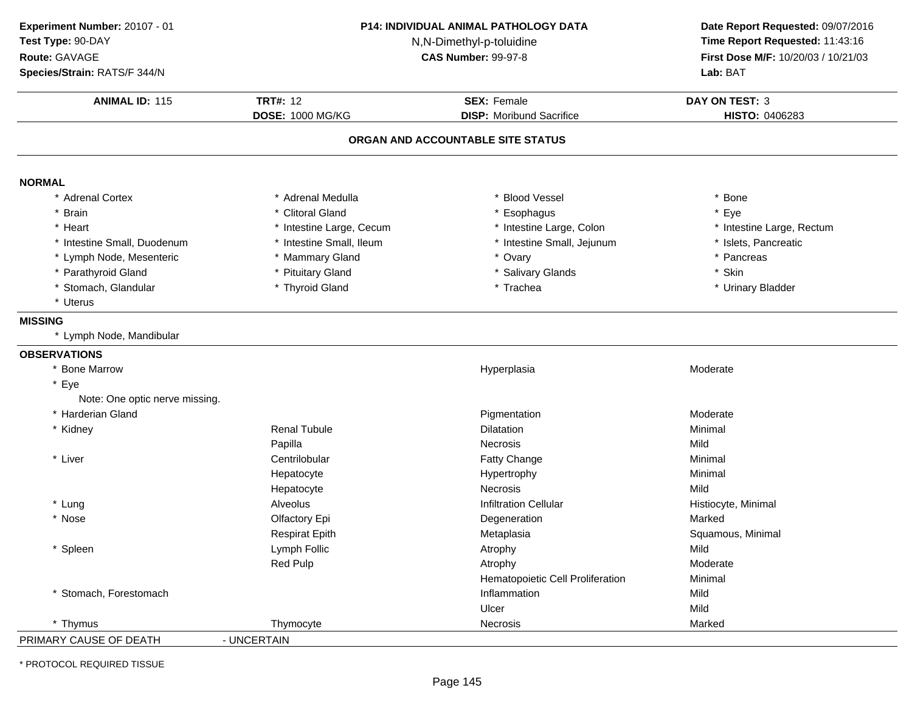**Experiment Number:** 20107 - 01
**Test Type:** 90-DAY
**Route:** GAVAGE
**Species/Strain:** RATS/F 344/N

**P14: INDIVIDUAL ANIMAL PATHOLOGY DATA**
N,N-Dimethyl-p-toluidine
**CAS Number:** 99-97-8

**Date Report Requested:** 09/07/2016
**Time Report Requested:** 11:43:16
**First Dose M/F:** 10/20/03 / 10/21/03
**Lab:** BAT

| **ANIMAL ID:** 115 | **TRT#:** 12 | **SEX:** Female | **DAY ON TEST:** 3 |
|---|---|---|---|
| | **DOSE:** 1000 MG/KG | **DISP:** Moribund Sacrifice | **HISTO:** 0406283 |

## ORGAN AND ACCOUNTABLE SITE STATUS

**NORMAL**

| | | | |
|---|---|---|---|
| * Adrenal Cortex | * Adrenal Medulla | * Blood Vessel | * Bone |
| * Brain | * Clitoral Gland | * Esophagus | * Eye |
| * Heart | * Intestine Large, Cecum | * Intestine Large, Colon | * Intestine Large, Rectum |
| * Intestine Small, Duodenum | * Intestine Small, Ileum | * Intestine Small, Jejunum | * Islets, Pancreatic |
| * Lymph Node, Mesenteric | * Mammary Gland | * Ovary | * Pancreas |
| * Parathyroid Gland | * Pituitary Gland | * Salivary Glands | * Skin |
| * Stomach, Glandular | * Thyroid Gland | * Trachea | * Urinary Bladder |
| * Uterus | | | |

**MISSING**

* Lymph Node, Mandibular

**OBSERVATIONS**

| | | | |
|---|---|---|---|
| * Bone Marrow | | Hyperplasia | Moderate |
| * Eye | | | |
| Note: One optic nerve missing. | | | |
| * Harderian Gland | | Pigmentation | Moderate |
| * Kidney | Renal Tubule | Dilatation | Minimal |
| | Papilla | Necrosis | Mild |
| * Liver | Centrilobular | Fatty Change | Minimal |
| | Hepatocyte | Hypertrophy | Minimal |
| | Hepatocyte | Necrosis | Mild |
| * Lung | Alveolus | Infiltration Cellular | Histiocyte, Minimal |
| * Nose | Olfactory Epi | Degeneration | Marked |
| | Respirat Epith | Metaplasia | Squamous, Minimal |
| * Spleen | Lymph Follic | Atrophy | Mild |
| | Red Pulp | Atrophy | Moderate |
| | | Hematopoietic Cell Proliferation | Minimal |
| * Stomach, Forestomach | | Inflammation | Mild |
| | | Ulcer | Mild |
| * Thymus | Thymocyte | Necrosis | Marked |

PRIMARY CAUSE OF DEATH - UNCERTAIN

* PROTOCOL REQUIRED TISSUE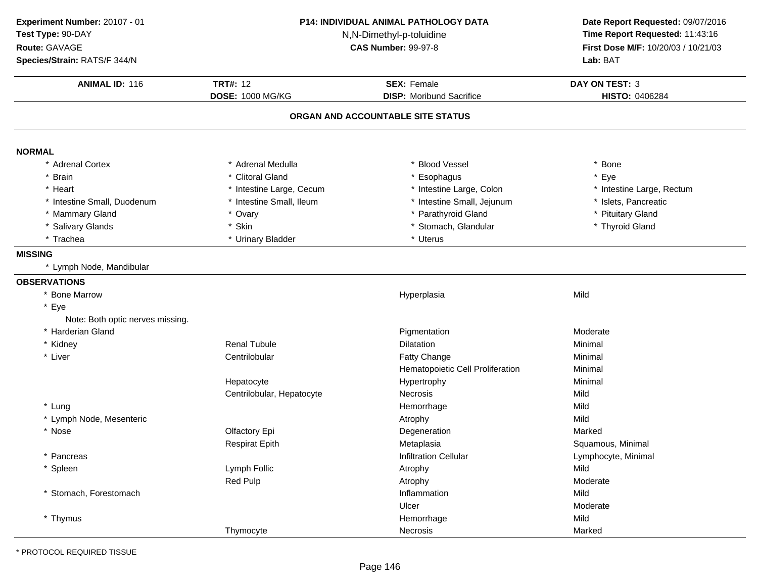**Experiment Number:** 20107 - 01
**Test Type:** 90-DAY
**Route:** GAVAGE
**Species/Strain:** RATS/F 344/N

**P14: INDIVIDUAL ANIMAL PATHOLOGY DATA**
N,N-Dimethyl-p-toluidine
**CAS Number:** 99-97-8

**Date Report Requested:** 09/07/2016
**Time Report Requested:** 11:43:16
**First Dose M/F:** 10/20/03 / 10/21/03
**Lab:** BAT

| **ANIMAL ID:** 116 | **TRT#:** 12 | **SEX:** Female | **DAY ON TEST:** 3 |
|---|---|---|---|
| | **DOSE:** 1000 MG/KG | **DISP:** Moribund Sacrifice | **HISTO:** 0406284 |

## ORGAN AND ACCOUNTABLE SITE STATUS

**NORMAL**

| | | | |
|---|---|---|---|
| * Adrenal Cortex | * Adrenal Medulla | * Blood Vessel | * Bone |
| * Brain | * Clitoral Gland | * Esophagus | * Eye |
| * Heart | * Intestine Large, Cecum | * Intestine Large, Colon | * Intestine Large, Rectum |
| * Intestine Small, Duodenum | * Intestine Small, Ileum | * Intestine Small, Jejunum | * Islets, Pancreatic |
| * Mammary Gland | * Ovary | * Parathyroid Gland | * Pituitary Gland |
| * Salivary Glands | * Skin | * Stomach, Glandular | * Thyroid Gland |
| * Trachea | * Urinary Bladder | * Uterus | |

**MISSING**

* Lymph Node, Mandibular

**OBSERVATIONS**

| Organ | Site | Observation | Severity |
|---|---|---|---|
| * Bone Marrow | | Hyperplasia | Mild |
| * Eye<br>Note: Both optic nerves missing. | | | |
| * Harderian Gland | | Pigmentation | Moderate |
| * Kidney | Renal Tubule | Dilatation | Minimal |
| * Liver | Centrilobular | Fatty Change | Minimal |
| | | Hematopoietic Cell Proliferation | Minimal |
| | Hepatocyte | Hypertrophy | Minimal |
| | Centrilobular, Hepatocyte | Necrosis | Mild |
| * Lung | | Hemorrhage | Mild |
| * Lymph Node, Mesenteric | | Atrophy | Mild |
| * Nose | Olfactory Epi | Degeneration | Marked |
| | Respirat Epith | Metaplasia | Squamous, Minimal |
| * Pancreas | | Infiltration Cellular | Lymphocyte, Minimal |
| * Spleen | Lymph Follic | Atrophy | Mild |
| | Red Pulp | Atrophy | Moderate |
| * Stomach, Forestomach | | Inflammation | Mild |
| | | Ulcer | Moderate |
| * Thymus | | Hemorrhage | Mild |
| | Thymocyte | Necrosis | Marked |

\* PROTOCOL REQUIRED TISSUE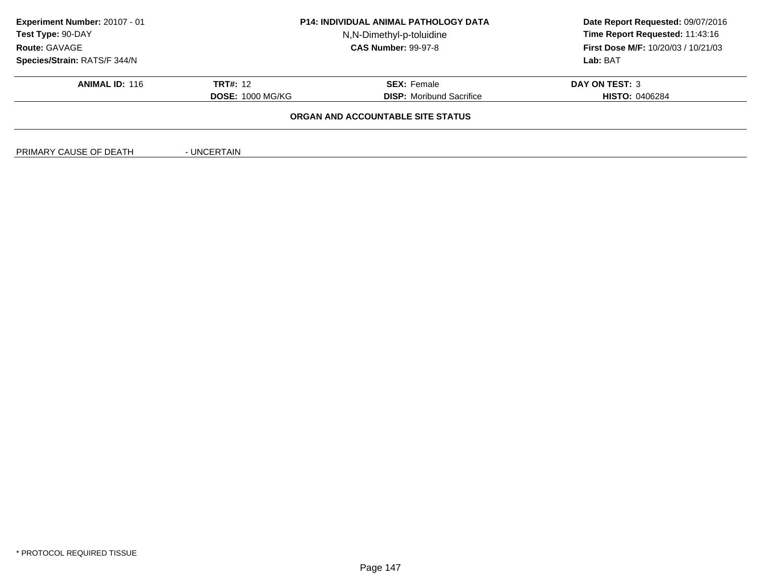**Experiment Number:** 20107 - 01
**Test Type:** 90-DAY
**Route:** GAVAGE
**Species/Strain:** RATS/F 344/N

**P14: INDIVIDUAL ANIMAL PATHOLOGY DATA**
N,N-Dimethyl-p-toluidine
**CAS Number:** 99-97-8

**Date Report Requested:** 09/07/2016
**Time Report Requested:** 11:43:16
**First Dose M/F:** 10/20/03 / 10/21/03
**Lab:** BAT

| **ANIMAL ID:** 116 | **TRT#:** 12 | **SEX:** Female | **DAY ON TEST:** 3 |
|---|---|---|---|
| | **DOSE:** 1000 MG/KG | **DISP:** Moribund Sacrifice | **HISTO:** 0406284 |

**ORGAN AND ACCOUNTABLE SITE STATUS**

PRIMARY CAUSE OF DEATH - UNCERTAIN

\* PROTOCOL REQUIRED TISSUE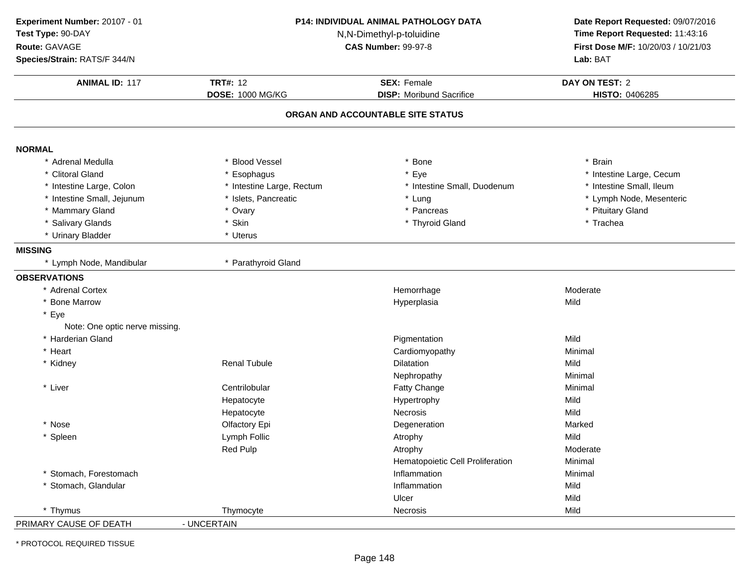**Experiment Number:** 20107 - 01
**Test Type:** 90-DAY
**Route:** GAVAGE
**Species/Strain:** RATS/F 344/N

**P14: INDIVIDUAL ANIMAL PATHOLOGY DATA**
N,N-Dimethyl-p-toluidine
**CAS Number:** 99-97-8

**Date Report Requested:** 09/07/2016
**Time Report Requested:** 11:43:16
**First Dose M/F:** 10/20/03 / 10/21/03
**Lab:** BAT

| **ANIMAL ID:** 117 | **TRT#:** 12 | **SEX:** Female | **DAY ON TEST:** 2 |
|---|---|---|---|
| | **DOSE:** 1000 MG/KG | **DISP:** Moribund Sacrifice | **HISTO:** 0406285 |

## ORGAN AND ACCOUNTABLE SITE STATUS

**NORMAL**

| | | | |
|---|---|---|---|
| * Adrenal Medulla | * Blood Vessel | * Bone | * Brain |
| * Clitoral Gland | * Esophagus | * Eye | * Intestine Large, Cecum |
| * Intestine Large, Colon | * Intestine Large, Rectum | * Intestine Small, Duodenum | * Intestine Small, Ileum |
| * Intestine Small, Jejunum | * Islets, Pancreatic | * Lung | * Lymph Node, Mesenteric |
| * Mammary Gland | * Ovary | * Pancreas | * Pituitary Gland |
| * Salivary Glands | * Skin | * Thyroid Gland | * Trachea |
| * Urinary Bladder | * Uterus | | |

**MISSING**

| | |
|---|---|
| * Lymph Node, Mandibular | * Parathyroid Gland |

**OBSERVATIONS**

| Organ | Site | Observation | Severity |
|---|---|---|---|
| * Adrenal Cortex | | Hemorrhage | Moderate |
| * Bone Marrow | | Hyperplasia | Mild |
| * Eye | | | |
| Note: One optic nerve missing. | | | |
| * Harderian Gland | | Pigmentation | Mild |
| * Heart | | Cardiomyopathy | Minimal |
| * Kidney | Renal Tubule | Dilatation | Mild |
| | | Nephropathy | Minimal |
| * Liver | Centrilobular | Fatty Change | Minimal |
| | Hepatocyte | Hypertrophy | Mild |
| | Hepatocyte | Necrosis | Mild |
| * Nose | Olfactory Epi | Degeneration | Marked |
| * Spleen | Lymph Follic | Atrophy | Mild |
| | Red Pulp | Atrophy | Moderate |
| | | Hematopoietic Cell Proliferation | Minimal |
| * Stomach, Forestomach | | Inflammation | Minimal |
| * Stomach, Glandular | | Inflammation | Mild |
| | | Ulcer | Mild |
| * Thymus | Thymocyte | Necrosis | Mild |

PRIMARY CAUSE OF DEATH - UNCERTAIN

* PROTOCOL REQUIRED TISSUE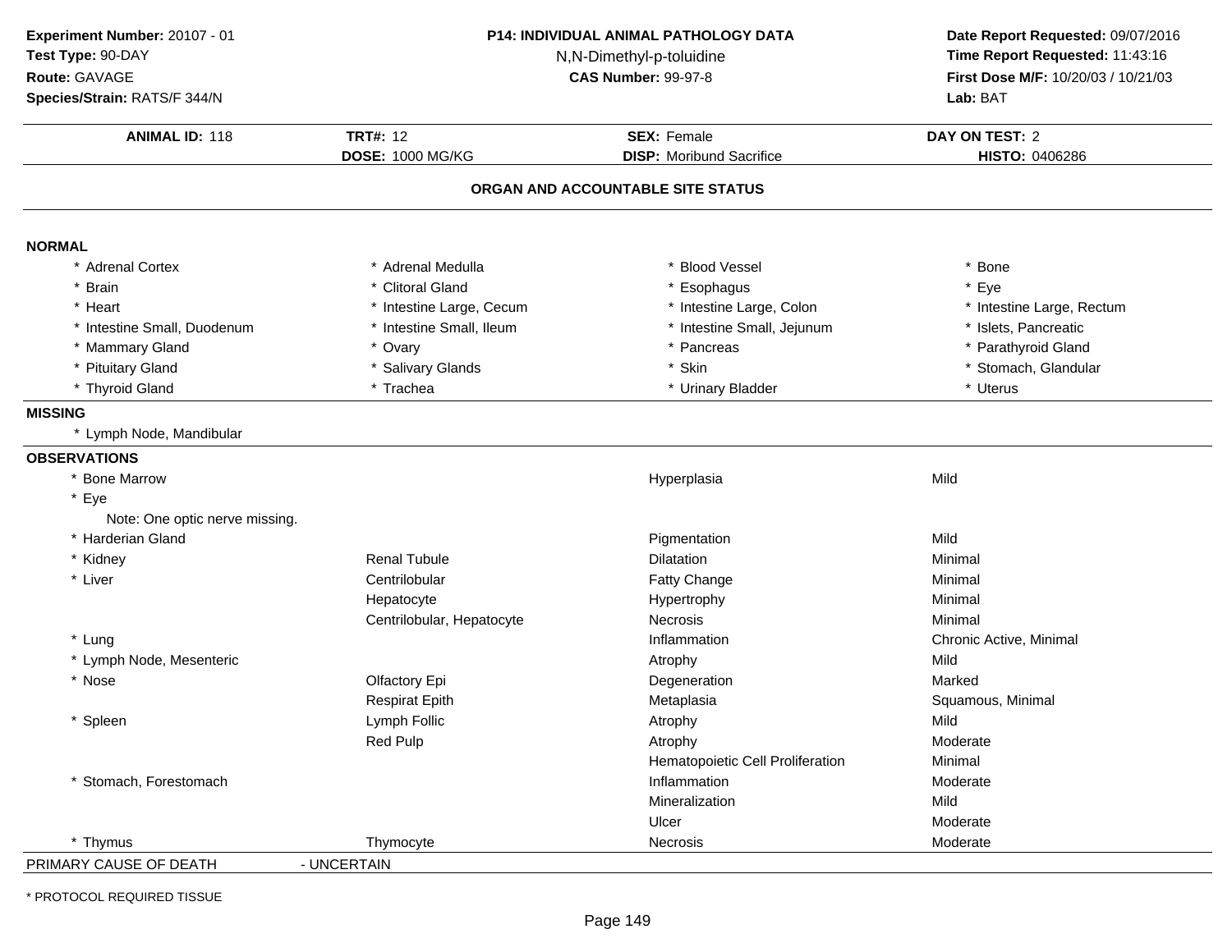**Experiment Number:** 20107 - 01
**Test Type:** 90-DAY
**Route:** GAVAGE
**Species/Strain:** RATS/F 344/N

**P14: INDIVIDUAL ANIMAL PATHOLOGY DATA**
N,N-Dimethyl-p-toluidine
**CAS Number:** 99-97-8

**Date Report Requested:** 09/07/2016
**Time Report Requested:** 11:43:16
**First Dose M/F:** 10/20/03 / 10/21/03
**Lab:** BAT

| **ANIMAL ID:** 118 | **TRT#:** 12 | **SEX:** Female | **DAY ON TEST:** 2 |
|---|---|---|---|
| | **DOSE:** 1000 MG/KG | **DISP:** Moribund Sacrifice | **HISTO:** 0406286 |

## ORGAN AND ACCOUNTABLE SITE STATUS

**NORMAL**

| | | | |
|---|---|---|---|
| * Adrenal Cortex | * Adrenal Medulla | * Blood Vessel | * Bone |
| * Brain | * Clitoral Gland | * Esophagus | * Eye |
| * Heart | * Intestine Large, Cecum | * Intestine Large, Colon | * Intestine Large, Rectum |
| * Intestine Small, Duodenum | * Intestine Small, Ileum | * Intestine Small, Jejunum | * Islets, Pancreatic |
| * Mammary Gland | * Ovary | * Pancreas | * Parathyroid Gland |
| * Pituitary Gland | * Salivary Glands | * Skin | * Stomach, Glandular |
| * Thyroid Gland | * Trachea | * Urinary Bladder | * Uterus |

**MISSING**

* Lymph Node, Mandibular

**OBSERVATIONS**

| Organ | Site | Observation | Severity |
|---|---|---|---|
| * Bone Marrow | | Hyperplasia | Mild |
| * Eye | | | |
| Note: One optic nerve missing. | | | |
| * Harderian Gland | | Pigmentation | Mild |
| * Kidney | Renal Tubule | Dilatation | Minimal |
| * Liver | Centrilobular | Fatty Change | Minimal |
| | Hepatocyte | Hypertrophy | Minimal |
| | Centrilobular, Hepatocyte | Necrosis | Minimal |
| * Lung | | Inflammation | Chronic Active, Minimal |
| * Lymph Node, Mesenteric | | Atrophy | Mild |
| * Nose | Olfactory Epi | Degeneration | Marked |
| | Respirat Epith | Metaplasia | Squamous, Minimal |
| * Spleen | Lymph Follic | Atrophy | Mild |
| | Red Pulp | Atrophy | Moderate |
| | | Hematopoietic Cell Proliferation | Minimal |
| * Stomach, Forestomach | | Inflammation | Moderate |
| | | Mineralization | Mild |
| | | Ulcer | Moderate |
| * Thymus | Thymocyte | Necrosis | Moderate |

PRIMARY CAUSE OF DEATH - UNCERTAIN

* PROTOCOL REQUIRED TISSUE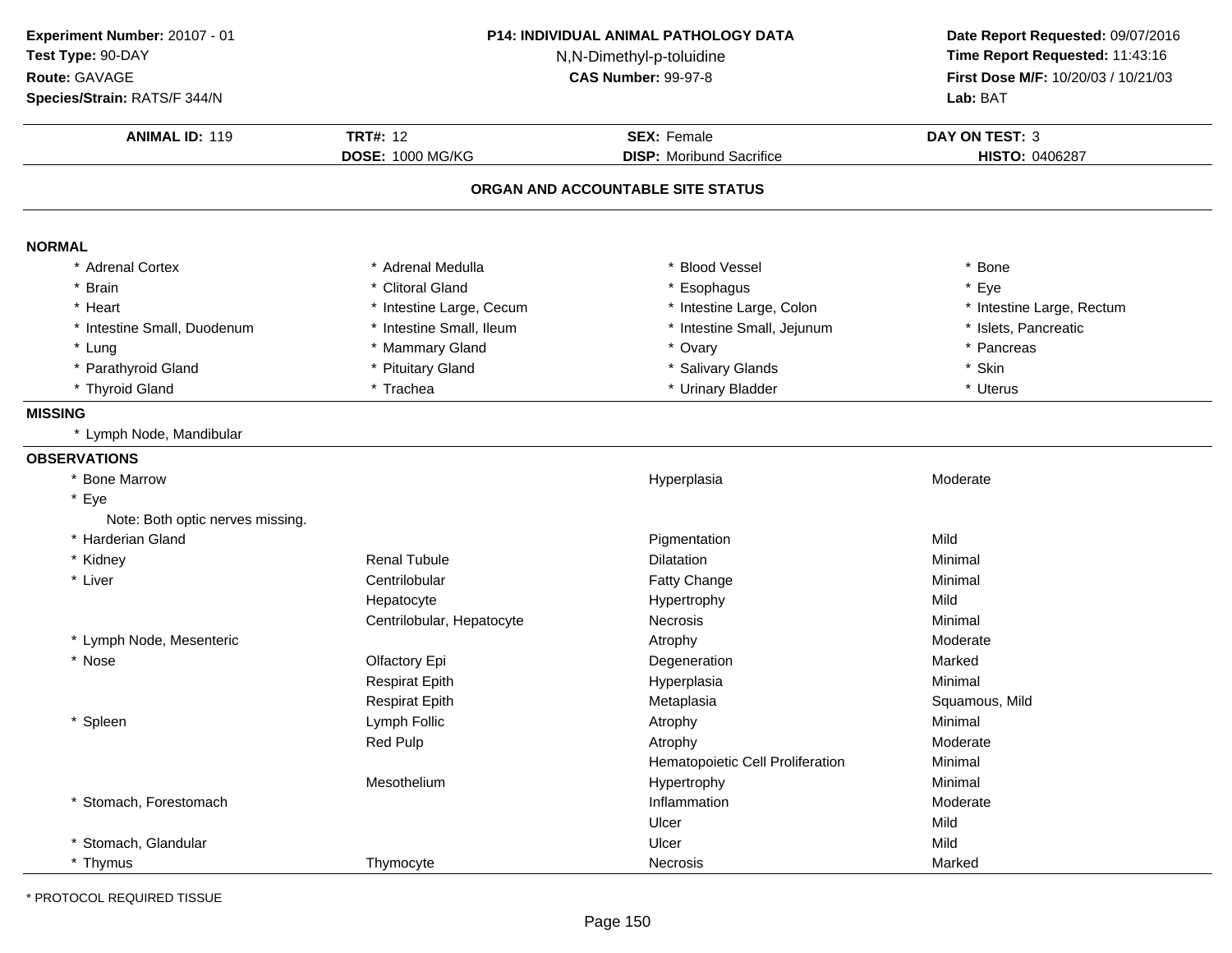**Experiment Number:** 20107 - 01
**Test Type:** 90-DAY
**Route:** GAVAGE
**Species/Strain:** RATS/F 344/N

**P14: INDIVIDUAL ANIMAL PATHOLOGY DATA**
N,N-Dimethyl-p-toluidine
**CAS Number:** 99-97-8

**Date Report Requested:** 09/07/2016
**Time Report Requested:** 11:43:16
**First Dose M/F:** 10/20/03 / 10/21/03
**Lab:** BAT

| **ANIMAL ID:** 119 | **TRT#:** 12 | **SEX:** Female | **DAY ON TEST:** 3 |
|---|---|---|---|
| | **DOSE:** 1000 MG/KG | **DISP:** Moribund Sacrifice | **HISTO:** 0406287 |

## ORGAN AND ACCOUNTABLE SITE STATUS

### NORMAL

| | | | |
|---|---|---|---|
| * Adrenal Cortex | * Adrenal Medulla | * Blood Vessel | * Bone |
| * Brain | * Clitoral Gland | * Esophagus | * Eye |
| * Heart | * Intestine Large, Cecum | * Intestine Large, Colon | * Intestine Large, Rectum |
| * Intestine Small, Duodenum | * Intestine Small, Ileum | * Intestine Small, Jejunum | * Islets, Pancreatic |
| * Lung | * Mammary Gland | * Ovary | * Pancreas |
| * Parathyroid Gland | * Pituitary Gland | * Salivary Glands | * Skin |
| * Thyroid Gland | * Trachea | * Urinary Bladder | * Uterus |

### MISSING

* Lymph Node, Mandibular

### OBSERVATIONS

| | | | |
|---|---|---|---|
| * Bone Marrow | | Hyperplasia | Moderate |
| * Eye | | | |
| Note: Both optic nerves missing. | | | |
| * Harderian Gland | | Pigmentation | Mild |
| * Kidney | Renal Tubule | Dilatation | Minimal |
| * Liver | Centrilobular | Fatty Change | Minimal |
| | Hepatocyte | Hypertrophy | Mild |
| | Centrilobular, Hepatocyte | Necrosis | Minimal |
| * Lymph Node, Mesenteric | | Atrophy | Moderate |
| * Nose | Olfactory Epi | Degeneration | Marked |
| | Respirat Epith | Hyperplasia | Minimal |
| | Respirat Epith | Metaplasia | Squamous, Mild |
| * Spleen | Lymph Follic | Atrophy | Minimal |
| | Red Pulp | Atrophy | Moderate |
| | | Hematopoietic Cell Proliferation | Minimal |
| | Mesothelium | Hypertrophy | Minimal |
| * Stomach, Forestomach | | Inflammation | Moderate |
| | | Ulcer | Mild |
| * Stomach, Glandular | | Ulcer | Mild |
| * Thymus | Thymocyte | Necrosis | Marked |

* PROTOCOL REQUIRED TISSUE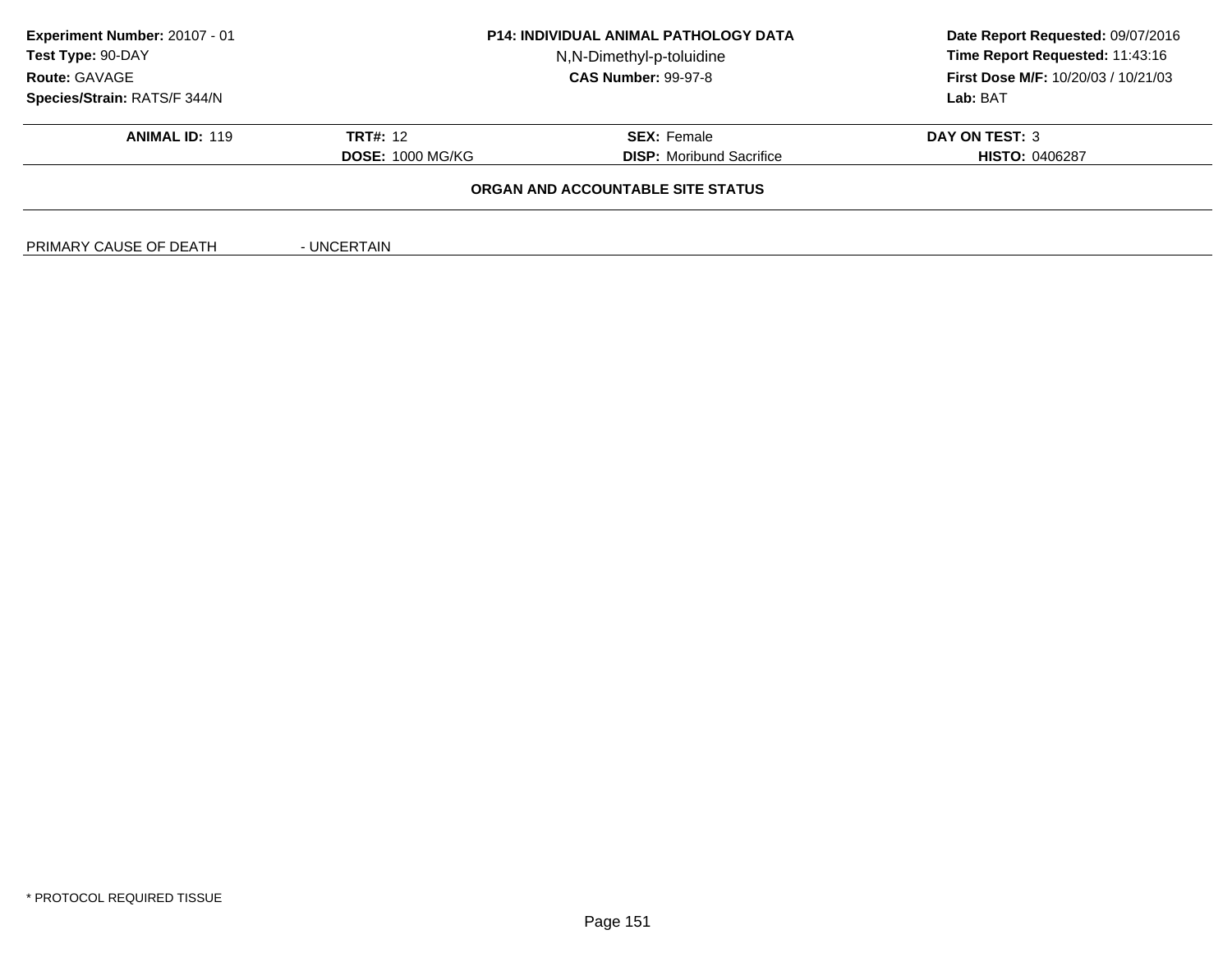**Experiment Number:** 20107 - 01
**Test Type:** 90-DAY
**Route:** GAVAGE
**Species/Strain:** RATS/F 344/N

**P14: INDIVIDUAL ANIMAL PATHOLOGY DATA**
N,N-Dimethyl-p-toluidine
**CAS Number:** 99-97-8

**Date Report Requested:** 09/07/2016
**Time Report Requested:** 11:43:16
**First Dose M/F:** 10/20/03 / 10/21/03
**Lab:** BAT

| **ANIMAL ID:** 119 | **TRT#:** 12 | **SEX:** Female | **DAY ON TEST:** 3 |
|---|---|---|---|
| | **DOSE:** 1000 MG/KG | **DISP:** Moribund Sacrifice | **HISTO:** 0406287 |

**ORGAN AND ACCOUNTABLE SITE STATUS**

PRIMARY CAUSE OF DEATH - UNCERTAIN

* PROTOCOL REQUIRED TISSUE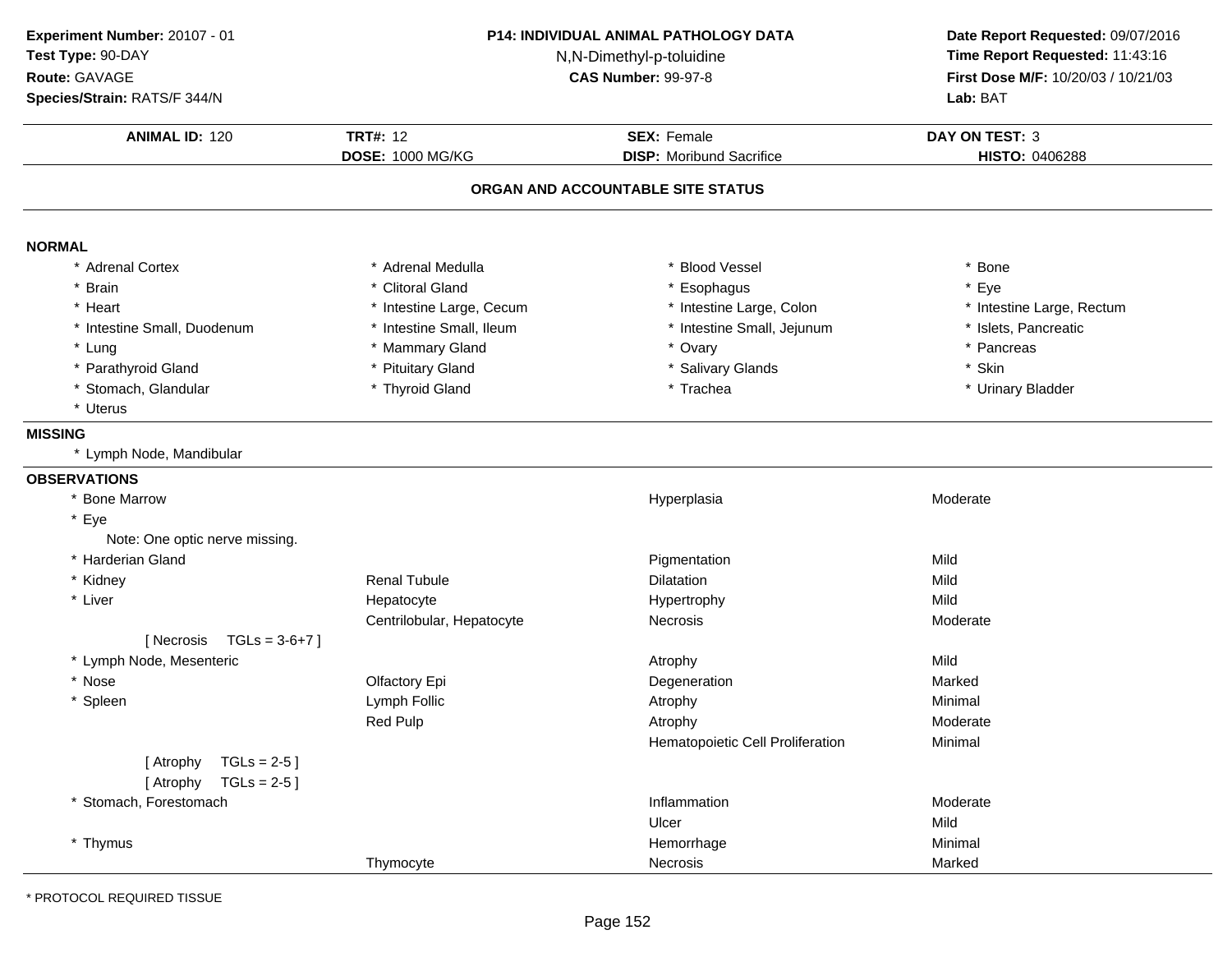**Experiment Number:** 20107 - 01
**Test Type:** 90-DAY
**Route:** GAVAGE
**Species/Strain:** RATS/F 344/N

**P14: INDIVIDUAL ANIMAL PATHOLOGY DATA**
N,N-Dimethyl-p-toluidine
**CAS Number:** 99-97-8

**Date Report Requested:** 09/07/2016
**Time Report Requested:** 11:43:16
**First Dose M/F:** 10/20/03 / 10/21/03
**Lab:** BAT

| **ANIMAL ID:** 120 | **TRT#:** 12 | **SEX:** Female | **DAY ON TEST:** 3 |
|---|---|---|---|
| | **DOSE:** 1000 MG/KG | **DISP:** Moribund Sacrifice | **HISTO:** 0406288 |

## ORGAN AND ACCOUNTABLE SITE STATUS

### NORMAL

| | | | |
|---|---|---|---|
| * Adrenal Cortex | * Adrenal Medulla | * Blood Vessel | * Bone |
| * Brain | * Clitoral Gland | * Esophagus | * Eye |
| * Heart | * Intestine Large, Cecum | * Intestine Large, Colon | * Intestine Large, Rectum |
| * Intestine Small, Duodenum | * Intestine Small, Ileum | * Intestine Small, Jejunum | * Islets, Pancreatic |
| * Lung | * Mammary Gland | * Ovary | * Pancreas |
| * Parathyroid Gland | * Pituitary Gland | * Salivary Glands | * Skin |
| * Stomach, Glandular | * Thyroid Gland | * Trachea | * Urinary Bladder |
| * Uterus | | | |

### MISSING

* Lymph Node, Mandibular

### OBSERVATIONS

| | | | |
|---|---|---|---|
| * Bone Marrow | | Hyperplasia | Moderate |
| * Eye | | | |
| Note: One optic nerve missing. | | | |
| * Harderian Gland | | Pigmentation | Mild |
| * Kidney | Renal Tubule | Dilatation | Mild |
| * Liver | Hepatocyte | Hypertrophy | Mild |
| | Centrilobular, Hepatocyte | Necrosis | Moderate |
| [ Necrosis TGLs = 3-6+7 ] | | | |
| * Lymph Node, Mesenteric | | Atrophy | Mild |
| * Nose | Olfactory Epi | Degeneration | Marked |
| * Spleen | Lymph Follic | Atrophy | Minimal |
| | Red Pulp | Atrophy | Moderate |
| | | Hematopoietic Cell Proliferation | Minimal |
| [ Atrophy TGLs = 2-5 ] | | | |
| [ Atrophy TGLs = 2-5 ] | | | |
| * Stomach, Forestomach | | Inflammation | Moderate |
| | | Ulcer | Mild |
| * Thymus | | Hemorrhage | Minimal |
| | Thymocyte | Necrosis | Marked |

* PROTOCOL REQUIRED TISSUE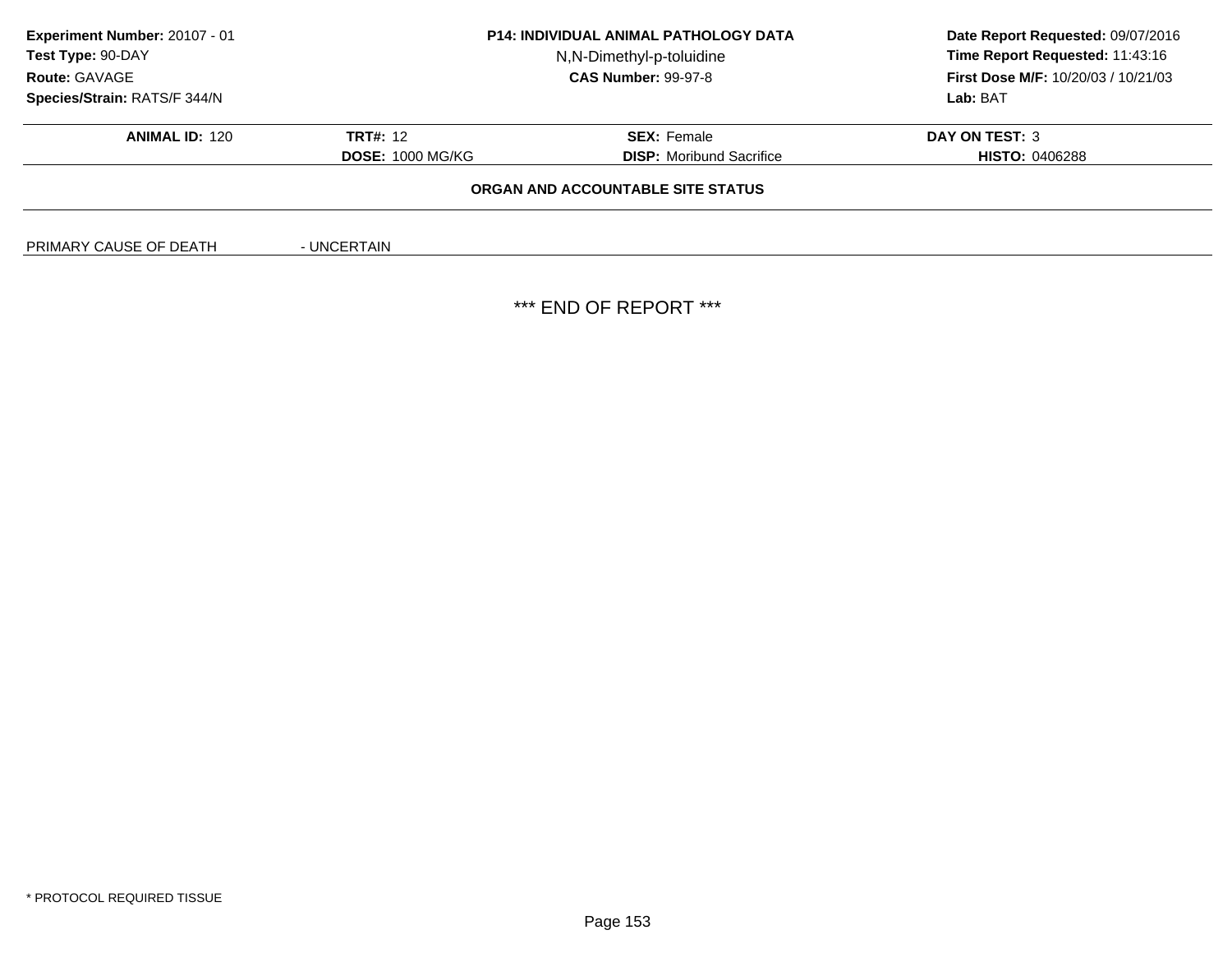**Experiment Number:** 20107 - 01
**Test Type:** 90-DAY
**Route:** GAVAGE
**Species/Strain:** RATS/F 344/N

**P14: INDIVIDUAL ANIMAL PATHOLOGY DATA**
N,N-Dimethyl-p-toluidine
**CAS Number:** 99-97-8

**Date Report Requested:** 09/07/2016
**Time Report Requested:** 11:43:16
**First Dose M/F:** 10/20/03 / 10/21/03
**Lab:** BAT

| | | | |
|---|---|---|---|
| **ANIMAL ID:** 120 | **TRT#:** 12 | **SEX:** Female | **DAY ON TEST:** 3 |
| | **DOSE:** 1000 MG/KG | **DISP:** Moribund Sacrifice | **HISTO:** 0406288 |

**ORGAN AND ACCOUNTABLE SITE STATUS**

PRIMARY CAUSE OF DEATH - UNCERTAIN

*** END OF REPORT ***

* PROTOCOL REQUIRED TISSUE